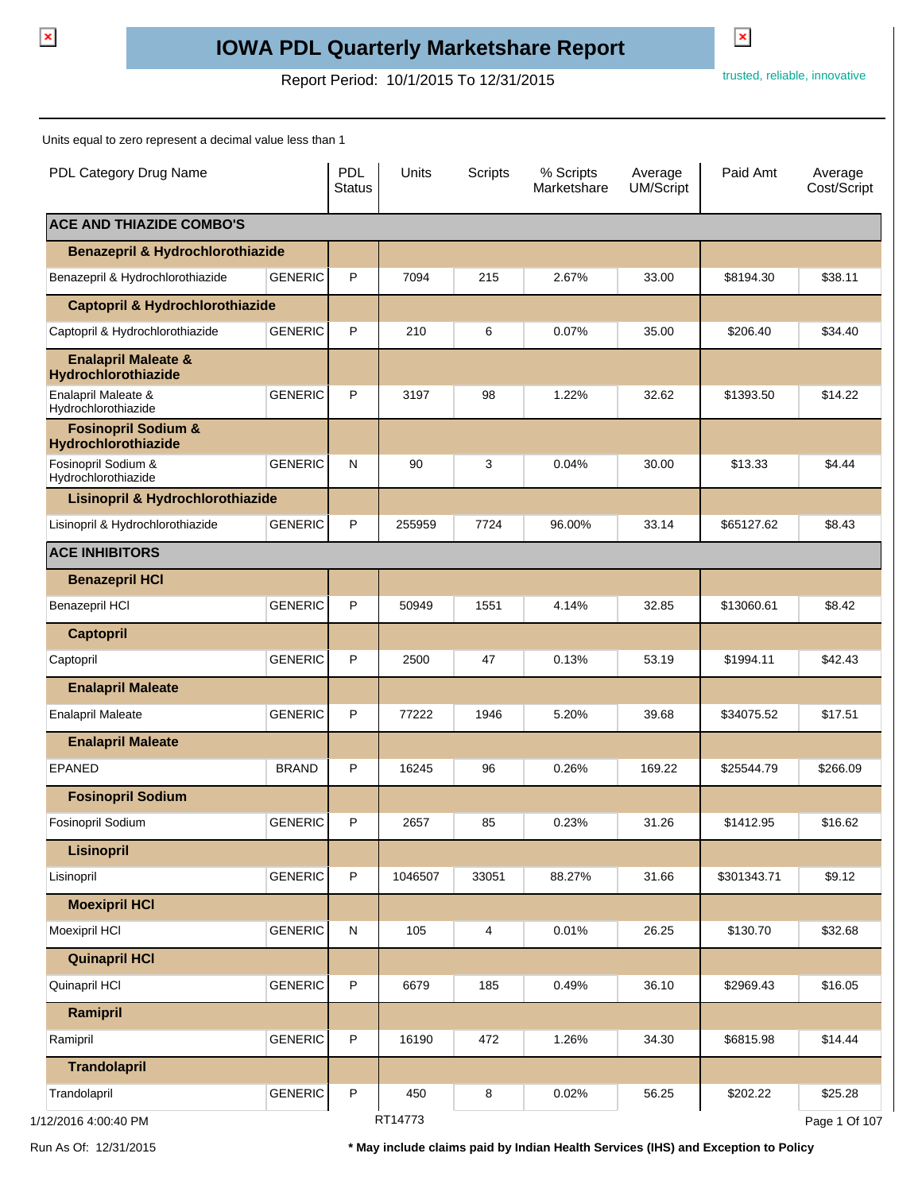# IOWA PDL Quarterly Marketshare Report

Report Period: 10/1/2015 To 12/31/2015

trusted, reliable, innovative

Units equal to zero represent a decimal value less than 1

| PDL Category Drug Name | | PDL Status | Units | Scripts | % Scripts Marketshare | Average UM/Script | Paid Amt | Average Cost/Script |
|---|---|---|---|---|---|---|---|---|
| **ACE AND THIAZIDE COMBO'S** | | | | | | | | |
| **Benazepril & Hydrochlorothiazide** | | | | | | | | |
| Benazepril & Hydrochlorothiazide | GENERIC | P | 7094 | 215 | 2.67% | 33.00 | $8194.30 | $38.11 |
| **Captopril & Hydrochlorothiazide** | | | | | | | | |
| Captopril & Hydrochlorothiazide | GENERIC | P | 210 | 6 | 0.07% | 35.00 | $206.40 | $34.40 |
| **Enalapril Maleate & Hydrochlorothiazide** | | | | | | | | |
| Enalapril Maleate & Hydrochlorothiazide | GENERIC | P | 3197 | 98 | 1.22% | 32.62 | $1393.50 | $14.22 |
| **Fosinopril Sodium & Hydrochlorothiazide** | | | | | | | | |
| Fosinopril Sodium & Hydrochlorothiazide | GENERIC | N | 90 | 3 | 0.04% | 30.00 | $13.33 | $4.44 |
| **Lisinopril & Hydrochlorothiazide** | | | | | | | | |
| Lisinopril & Hydrochlorothiazide | GENERIC | P | 255959 | 7724 | 96.00% | 33.14 | $65127.62 | $8.43 |
| **ACE INHIBITORS** | | | | | | | | |
| **Benazepril HCl** | | | | | | | | |
| Benazepril HCl | GENERIC | P | 50949 | 1551 | 4.14% | 32.85 | $13060.61 | $8.42 |
| **Captopril** | | | | | | | | |
| Captopril | GENERIC | P | 2500 | 47 | 0.13% | 53.19 | $1994.11 | $42.43 |
| **Enalapril Maleate** | | | | | | | | |
| Enalapril Maleate | GENERIC | P | 77222 | 1946 | 5.20% | 39.68 | $34075.52 | $17.51 |
| **Enalapril Maleate** | | | | | | | | |
| EPANED | BRAND | P | 16245 | 96 | 0.26% | 169.22 | $25544.79 | $266.09 |
| **Fosinopril Sodium** | | | | | | | | |
| Fosinopril Sodium | GENERIC | P | 2657 | 85 | 0.23% | 31.26 | $1412.95 | $16.62 |
| **Lisinopril** | | | | | | | | |
| Lisinopril | GENERIC | P | 1046507 | 33051 | 88.27% | 31.66 | $301343.71 | $9.12 |
| **Moexipril HCl** | | | | | | | | |
| Moexipril HCl | GENERIC | N | 105 | 4 | 0.01% | 26.25 | $130.70 | $32.68 |
| **Quinapril HCl** | | | | | | | | |
| Quinapril HCl | GENERIC | P | 6679 | 185 | 0.49% | 36.10 | $2969.43 | $16.05 |
| **Ramipril** | | | | | | | | |
| Ramipril | GENERIC | P | 16190 | 472 | 1.26% | 34.30 | $6815.98 | $14.44 |
| **Trandolapril** | | | | | | | | |
| Trandolapril | GENERIC | P | 450 | 8 | 0.02% | 56.25 | $202.22 | $25.28 |

1/12/2016 4:00:40 PM RT14773

Run As Of: 12/31/2015

**\* May include claims paid by Indian Health Services (IHS) and Exception to Policy**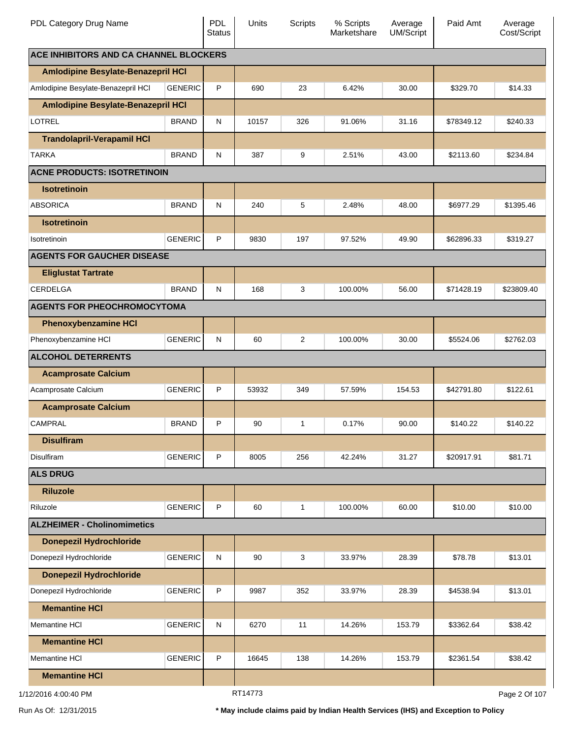| PDL Category Drug Name | | PDL Status | Units | Scripts | % Scripts Marketshare | Average UM/Script | Paid Amt | Average Cost/Script |
|---|---|---|---|---|---|---|---|---|
| **ACE INHIBITORS AND CA CHANNEL BLOCKERS** | | | | | | | | |
| **Amlodipine Besylate-Benazepril HCl** | | | | | | | | |
| Amlodipine Besylate-Benazepril HCl | GENERIC | P | 690 | 23 | 6.42% | 30.00 | $329.70 | $14.33 |
| **Amlodipine Besylate-Benazepril HCl** | | | | | | | | |
| LOTREL | BRAND | N | 10157 | 326 | 91.06% | 31.16 | $78349.12 | $240.33 |
| **Trandolapril-Verapamil HCl** | | | | | | | | |
| TARKA | BRAND | N | 387 | 9 | 2.51% | 43.00 | $2113.60 | $234.84 |
| **ACNE PRODUCTS: ISOTRETINOIN** | | | | | | | | |
| **Isotretinoin** | | | | | | | | |
| ABSORICA | BRAND | N | 240 | 5 | 2.48% | 48.00 | $6977.29 | $1395.46 |
| **Isotretinoin** | | | | | | | | |
| Isotretinoin | GENERIC | P | 9830 | 197 | 97.52% | 49.90 | $62896.33 | $319.27 |
| **AGENTS FOR GAUCHER DISEASE** | | | | | | | | |
| **Eliglustat Tartrate** | | | | | | | | |
| CERDELGA | BRAND | N | 168 | 3 | 100.00% | 56.00 | $71428.19 | $23809.40 |
| **AGENTS FOR PHEOCHROMOCYTOMA** | | | | | | | | |
| **Phenoxybenzamine HCl** | | | | | | | | |
| Phenoxybenzamine HCl | GENERIC | N | 60 | 2 | 100.00% | 30.00 | $5524.06 | $2762.03 |
| **ALCOHOL DETERRENTS** | | | | | | | | |
| **Acamprosate Calcium** | | | | | | | | |
| Acamprosate Calcium | GENERIC | P | 53932 | 349 | 57.59% | 154.53 | $42791.80 | $122.61 |
| **Acamprosate Calcium** | | | | | | | | |
| CAMPRAL | BRAND | P | 90 | 1 | 0.17% | 90.00 | $140.22 | $140.22 |
| **Disulfiram** | | | | | | | | |
| Disulfiram | GENERIC | P | 8005 | 256 | 42.24% | 31.27 | $20917.91 | $81.71 |
| **ALS DRUG** | | | | | | | | |
| **Riluzole** | | | | | | | | |
| Riluzole | GENERIC | P | 60 | 1 | 100.00% | 60.00 | $10.00 | $10.00 |
| **ALZHEIMER - Cholinomimetics** | | | | | | | | |
| **Donepezil Hydrochloride** | | | | | | | | |
| Donepezil Hydrochloride | GENERIC | N | 90 | 3 | 33.97% | 28.39 | $78.78 | $13.01 |
| **Donepezil Hydrochloride** | | | | | | | | |
| Donepezil Hydrochloride | GENERIC | P | 9987 | 352 | 33.97% | 28.39 | $4538.94 | $13.01 |
| **Memantine HCl** | | | | | | | | |
| Memantine HCl | GENERIC | N | 6270 | 11 | 14.26% | 153.79 | $3362.64 | $38.42 |
| **Memantine HCl** | | | | | | | | |
| Memantine HCl | GENERIC | P | 16645 | 138 | 14.26% | 153.79 | $2361.54 | $38.42 |
| **Memantine HCl** | | | | | | | | |

1/12/2016 4:00:40 PM RT14773

Run As Of: 12/31/2015 **\* May include claims paid by Indian Health Services (IHS) and Exception to Policy**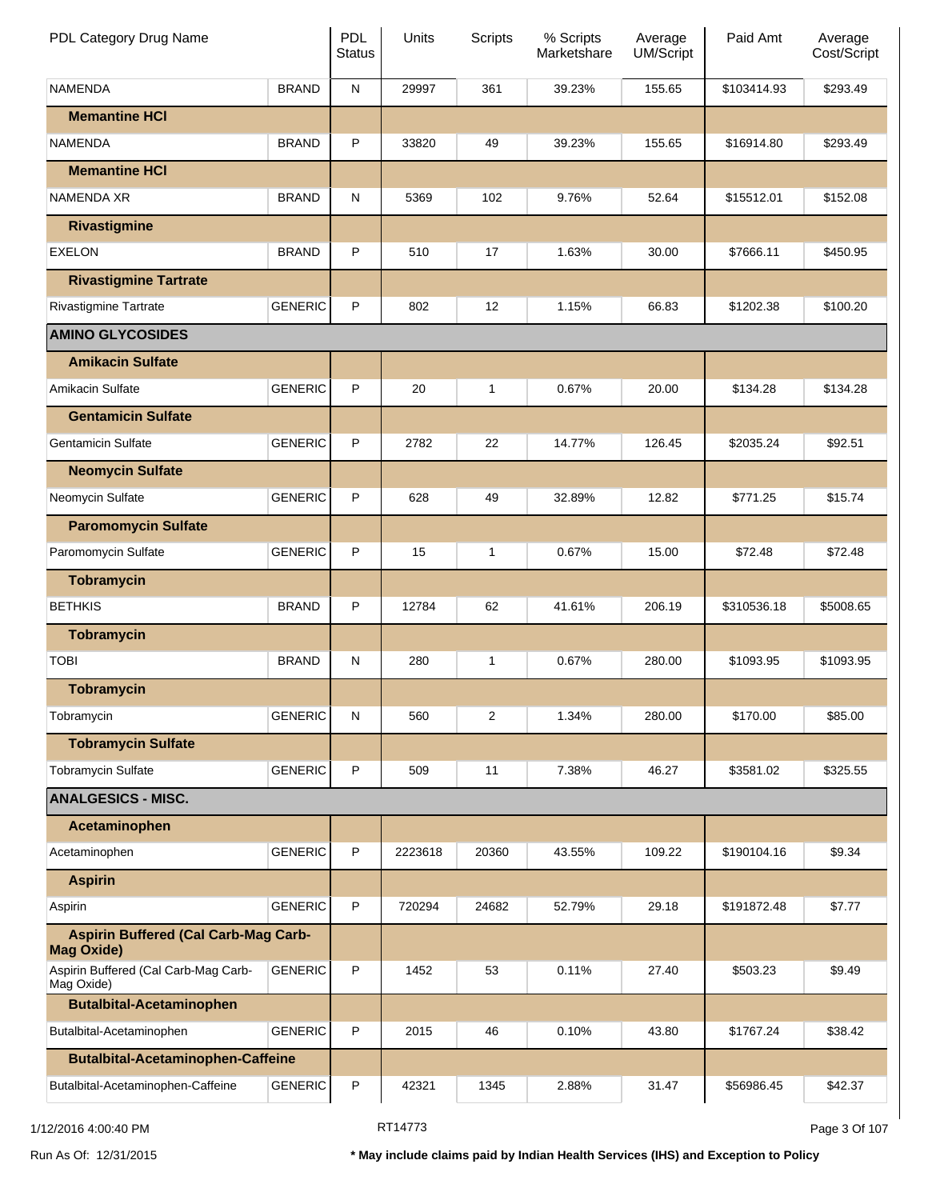| PDL Category Drug Name | | PDL Status | Units | Scripts | % Scripts Marketshare | Average UM/Script | Paid Amt | Average Cost/Script |
|---|---|---|---|---|---|---|---|---|
| NAMENDA | BRAND | N | 29997 | 361 | 39.23% | 155.65 | $103414.93 | $293.49 |
| **Memantine HCl** | | | | | | | | |
| NAMENDA | BRAND | P | 33820 | 49 | 39.23% | 155.65 | $16914.80 | $293.49 |
| **Memantine HCl** | | | | | | | | |
| NAMENDA XR | BRAND | N | 5369 | 102 | 9.76% | 52.64 | $15512.01 | $152.08 |
| **Rivastigmine** | | | | | | | | |
| EXELON | BRAND | P | 510 | 17 | 1.63% | 30.00 | $7666.11 | $450.95 |
| **Rivastigmine Tartrate** | | | | | | | | |
| Rivastigmine Tartrate | GENERIC | P | 802 | 12 | 1.15% | 66.83 | $1202.38 | $100.20 |
| **AMINO GLYCOSIDES** | | | | | | | | |
| **Amikacin Sulfate** | | | | | | | | |
| Amikacin Sulfate | GENERIC | P | 20 | 1 | 0.67% | 20.00 | $134.28 | $134.28 |
| **Gentamicin Sulfate** | | | | | | | | |
| Gentamicin Sulfate | GENERIC | P | 2782 | 22 | 14.77% | 126.45 | $2035.24 | $92.51 |
| **Neomycin Sulfate** | | | | | | | | |
| Neomycin Sulfate | GENERIC | P | 628 | 49 | 32.89% | 12.82 | $771.25 | $15.74 |
| **Paromomycin Sulfate** | | | | | | | | |
| Paromomycin Sulfate | GENERIC | P | 15 | 1 | 0.67% | 15.00 | $72.48 | $72.48 |
| **Tobramycin** | | | | | | | | |
| BETHKIS | BRAND | P | 12784 | 62 | 41.61% | 206.19 | $310536.18 | $5008.65 |
| **Tobramycin** | | | | | | | | |
| TOBI | BRAND | N | 280 | 1 | 0.67% | 280.00 | $1093.95 | $1093.95 |
| **Tobramycin** | | | | | | | | |
| Tobramycin | GENERIC | N | 560 | 2 | 1.34% | 280.00 | $170.00 | $85.00 |
| **Tobramycin Sulfate** | | | | | | | | |
| Tobramycin Sulfate | GENERIC | P | 509 | 11 | 7.38% | 46.27 | $3581.02 | $325.55 |
| **ANALGESICS - MISC.** | | | | | | | | |
| **Acetaminophen** | | | | | | | | |
| Acetaminophen | GENERIC | P | 2223618 | 20360 | 43.55% | 109.22 | $190104.16 | $9.34 |
| **Aspirin** | | | | | | | | |
| Aspirin | GENERIC | P | 720294 | 24682 | 52.79% | 29.18 | $191872.48 | $7.77 |
| **Aspirin Buffered (Cal Carb-Mag Carb-Mag Oxide)** | | | | | | | | |
| Aspirin Buffered (Cal Carb-Mag Carb-Mag Oxide) | GENERIC | P | 1452 | 53 | 0.11% | 27.40 | $503.23 | $9.49 |
| **Butalbital-Acetaminophen** | | | | | | | | |
| Butalbital-Acetaminophen | GENERIC | P | 2015 | 46 | 0.10% | 43.80 | $1767.24 | $38.42 |
| **Butalbital-Acetaminophen-Caffeine** | | | | | | | | |
| Butalbital-Acetaminophen-Caffeine | GENERIC | P | 42321 | 1345 | 2.88% | 31.47 | $56986.45 | $42.37 |

1/12/2016 4:00:40 PM RT14773

Run As Of: 12/31/2015 **\* May include claims paid by Indian Health Services (IHS) and Exception to Policy**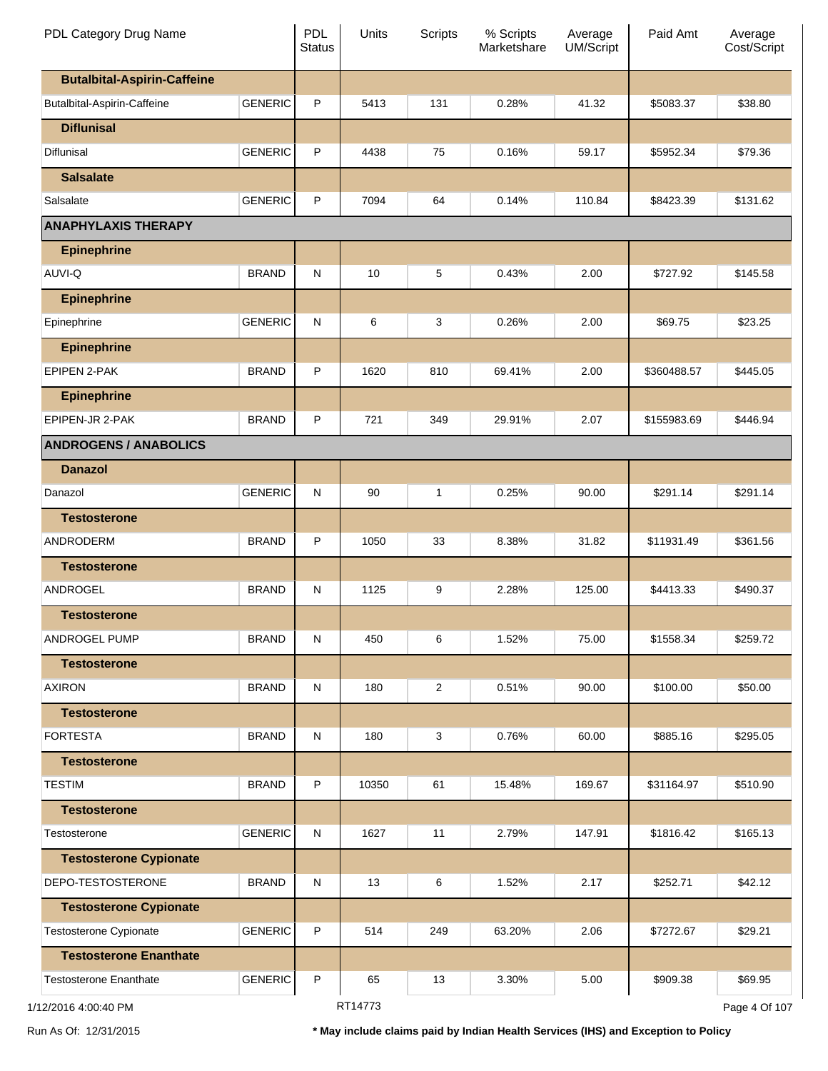| PDL Category Drug Name | | PDL Status | Units | Scripts | % Scripts Marketshare | Average UM/Script | Paid Amt | Average Cost/Script |
|---|---|---|---|---|---|---|---|---|
| **Butalbital-Aspirin-Caffeine** | | | | | | | | |
| Butalbital-Aspirin-Caffeine | GENERIC | P | 5413 | 131 | 0.28% | 41.32 | $5083.37 | $38.80 |
| **Diflunisal** | | | | | | | | |
| Diflunisal | GENERIC | P | 4438 | 75 | 0.16% | 59.17 | $5952.34 | $79.36 |
| **Salsalate** | | | | | | | | |
| Salsalate | GENERIC | P | 7094 | 64 | 0.14% | 110.84 | $8423.39 | $131.62 |
| **ANAPHYLAXIS THERAPY** | | | | | | | | |
| **Epinephrine** | | | | | | | | |
| AUVI-Q | BRAND | N | 10 | 5 | 0.43% | 2.00 | $727.92 | $145.58 |
| **Epinephrine** | | | | | | | | |
| Epinephrine | GENERIC | N | 6 | 3 | 0.26% | 2.00 | $69.75 | $23.25 |
| **Epinephrine** | | | | | | | | |
| EPIPEN 2-PAK | BRAND | P | 1620 | 810 | 69.41% | 2.00 | $360488.57 | $445.05 |
| **Epinephrine** | | | | | | | | |
| EPIPEN-JR 2-PAK | BRAND | P | 721 | 349 | 29.91% | 2.07 | $155983.69 | $446.94 |
| **ANDROGENS / ANABOLICS** | | | | | | | | |
| **Danazol** | | | | | | | | |
| Danazol | GENERIC | N | 90 | 1 | 0.25% | 90.00 | $291.14 | $291.14 |
| **Testosterone** | | | | | | | | |
| ANDRODERM | BRAND | P | 1050 | 33 | 8.38% | 31.82 | $11931.49 | $361.56 |
| **Testosterone** | | | | | | | | |
| ANDROGEL | BRAND | N | 1125 | 9 | 2.28% | 125.00 | $4413.33 | $490.37 |
| **Testosterone** | | | | | | | | |
| ANDROGEL PUMP | BRAND | N | 450 | 6 | 1.52% | 75.00 | $1558.34 | $259.72 |
| **Testosterone** | | | | | | | | |
| AXIRON | BRAND | N | 180 | 2 | 0.51% | 90.00 | $100.00 | $50.00 |
| **Testosterone** | | | | | | | | |
| FORTESTA | BRAND | N | 180 | 3 | 0.76% | 60.00 | $885.16 | $295.05 |
| **Testosterone** | | | | | | | | |
| TESTIM | BRAND | P | 10350 | 61 | 15.48% | 169.67 | $31164.97 | $510.90 |
| **Testosterone** | | | | | | | | |
| Testosterone | GENERIC | N | 1627 | 11 | 2.79% | 147.91 | $1816.42 | $165.13 |
| **Testosterone Cypionate** | | | | | | | | |
| DEPO-TESTOSTERONE | BRAND | N | 13 | 6 | 1.52% | 2.17 | $252.71 | $42.12 |
| **Testosterone Cypionate** | | | | | | | | |
| Testosterone Cypionate | GENERIC | P | 514 | 249 | 63.20% | 2.06 | $7272.67 | $29.21 |
| **Testosterone Enanthate** | | | | | | | | |
| Testosterone Enanthate | GENERIC | P | 65 | 13 | 3.30% | 5.00 | $909.38 | $69.95 |

1/12/2016 4:00:40 PM RT14773

Run As Of: 12/31/2015

**\* May include claims paid by Indian Health Services (IHS) and Exception to Policy**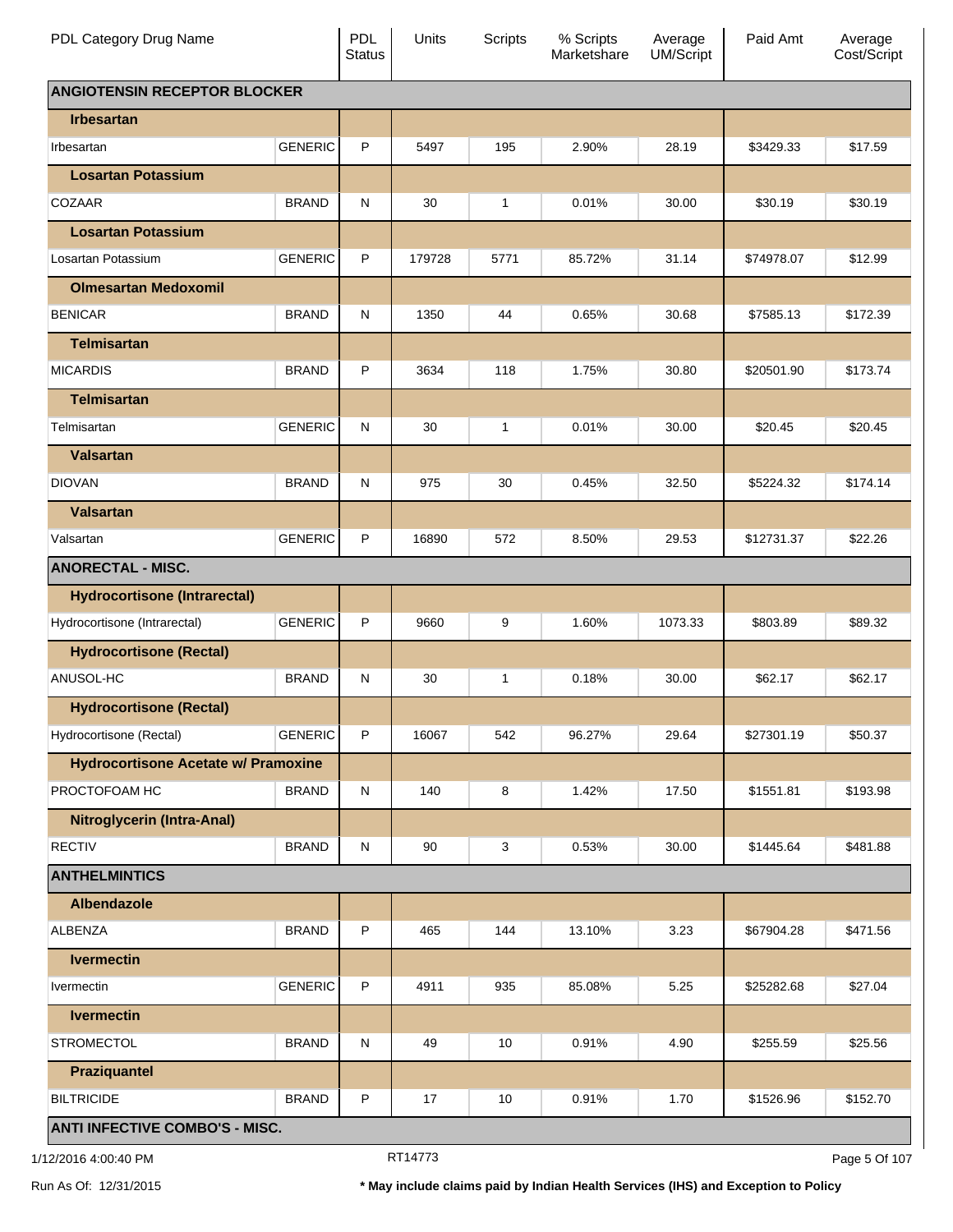| PDL Category Drug Name | | PDL Status | Units | Scripts | % Scripts Marketshare | Average UM/Script | Paid Amt | Average Cost/Script |
|---|---|---|---|---|---|---|---|---|
| **ANGIOTENSIN RECEPTOR BLOCKER** | | | | | | | | |
| **Irbesartan** | | | | | | | | |
| Irbesartan | GENERIC | P | 5497 | 195 | 2.90% | 28.19 | $3429.33 | $17.59 |
| **Losartan Potassium** | | | | | | | | |
| COZAAR | BRAND | N | 30 | 1 | 0.01% | 30.00 | $30.19 | $30.19 |
| **Losartan Potassium** | | | | | | | | |
| Losartan Potassium | GENERIC | P | 179728 | 5771 | 85.72% | 31.14 | $74978.07 | $12.99 |
| **Olmesartan Medoxomil** | | | | | | | | |
| BENICAR | BRAND | N | 1350 | 44 | 0.65% | 30.68 | $7585.13 | $172.39 |
| **Telmisartan** | | | | | | | | |
| MICARDIS | BRAND | P | 3634 | 118 | 1.75% | 30.80 | $20501.90 | $173.74 |
| **Telmisartan** | | | | | | | | |
| Telmisartan | GENERIC | N | 30 | 1 | 0.01% | 30.00 | $20.45 | $20.45 |
| **Valsartan** | | | | | | | | |
| DIOVAN | BRAND | N | 975 | 30 | 0.45% | 32.50 | $5224.32 | $174.14 |
| **Valsartan** | | | | | | | | |
| Valsartan | GENERIC | P | 16890 | 572 | 8.50% | 29.53 | $12731.37 | $22.26 |
| **ANORECTAL - MISC.** | | | | | | | | |
| **Hydrocortisone (Intrarectal)** | | | | | | | | |
| Hydrocortisone (Intrarectal) | GENERIC | P | 9660 | 9 | 1.60% | 1073.33 | $803.89 | $89.32 |
| **Hydrocortisone (Rectal)** | | | | | | | | |
| ANUSOL-HC | BRAND | N | 30 | 1 | 0.18% | 30.00 | $62.17 | $62.17 |
| **Hydrocortisone (Rectal)** | | | | | | | | |
| Hydrocortisone (Rectal) | GENERIC | P | 16067 | 542 | 96.27% | 29.64 | $27301.19 | $50.37 |
| **Hydrocortisone Acetate w/ Pramoxine** | | | | | | | | |
| PROCTOFOAM HC | BRAND | N | 140 | 8 | 1.42% | 17.50 | $1551.81 | $193.98 |
| **Nitroglycerin (Intra-Anal)** | | | | | | | | |
| RECTIV | BRAND | N | 90 | 3 | 0.53% | 30.00 | $1445.64 | $481.88 |
| **ANTHELMINTICS** | | | | | | | | |
| **Albendazole** | | | | | | | | |
| ALBENZA | BRAND | P | 465 | 144 | 13.10% | 3.23 | $67904.28 | $471.56 |
| **Ivermectin** | | | | | | | | |
| Ivermectin | GENERIC | P | 4911 | 935 | 85.08% | 5.25 | $25282.68 | $27.04 |
| **Ivermectin** | | | | | | | | |
| STROMECTOL | BRAND | N | 49 | 10 | 0.91% | 4.90 | $255.59 | $25.56 |
| **Praziquantel** | | | | | | | | |
| BILTRICIDE | BRAND | P | 17 | 10 | 0.91% | 1.70 | $1526.96 | $152.70 |
| **ANTI INFECTIVE COMBO'S - MISC.** | | | | | | | | |

1/12/2016 4:00:40 PM RT14773

Run As Of: 12/31/2015 **\* May include claims paid by Indian Health Services (IHS) and Exception to Policy**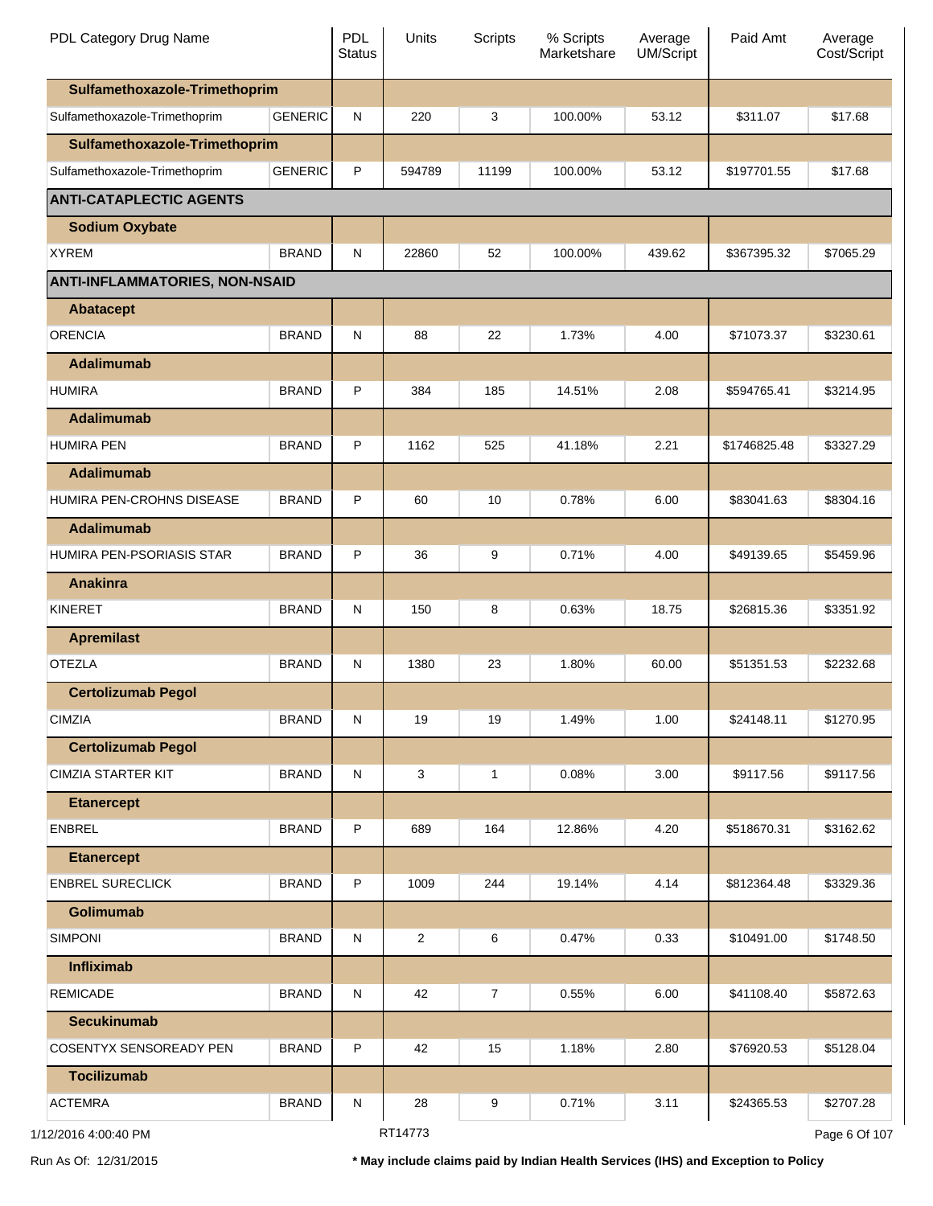| PDL Category Drug Name | | PDL Status | Units | Scripts | % Scripts Marketshare | Average UM/Script | Paid Amt | Average Cost/Script |
|---|---|---|---|---|---|---|---|---|
| **Sulfamethoxazole-Trimethoprim** | | | | | | | | |
| Sulfamethoxazole-Trimethoprim | GENERIC | N | 220 | 3 | 100.00% | 53.12 | $311.07 | $17.68 |
| **Sulfamethoxazole-Trimethoprim** | | | | | | | | |
| Sulfamethoxazole-Trimethoprim | GENERIC | P | 594789 | 11199 | 100.00% | 53.12 | $197701.55 | $17.68 |
| **ANTI-CATAPLECTIC AGENTS** | | | | | | | | |
| **Sodium Oxybate** | | | | | | | | |
| XYREM | BRAND | N | 22860 | 52 | 100.00% | 439.62 | $367395.32 | $7065.29 |
| **ANTI-INFLAMMATORIES, NON-NSAID** | | | | | | | | |
| **Abatacept** | | | | | | | | |
| ORENCIA | BRAND | N | 88 | 22 | 1.73% | 4.00 | $71073.37 | $3230.61 |
| **Adalimumab** | | | | | | | | |
| HUMIRA | BRAND | P | 384 | 185 | 14.51% | 2.08 | $594765.41 | $3214.95 |
| **Adalimumab** | | | | | | | | |
| HUMIRA PEN | BRAND | P | 1162 | 525 | 41.18% | 2.21 | $1746825.48 | $3327.29 |
| **Adalimumab** | | | | | | | | |
| HUMIRA PEN-CROHNS DISEASE | BRAND | P | 60 | 10 | 0.78% | 6.00 | $83041.63 | $8304.16 |
| **Adalimumab** | | | | | | | | |
| HUMIRA PEN-PSORIASIS STAR | BRAND | P | 36 | 9 | 0.71% | 4.00 | $49139.65 | $5459.96 |
| **Anakinra** | | | | | | | | |
| KINERET | BRAND | N | 150 | 8 | 0.63% | 18.75 | $26815.36 | $3351.92 |
| **Apremilast** | | | | | | | | |
| OTEZLA | BRAND | N | 1380 | 23 | 1.80% | 60.00 | $51351.53 | $2232.68 |
| **Certolizumab Pegol** | | | | | | | | |
| CIMZIA | BRAND | N | 19 | 19 | 1.49% | 1.00 | $24148.11 | $1270.95 |
| **Certolizumab Pegol** | | | | | | | | |
| CIMZIA STARTER KIT | BRAND | N | 3 | 1 | 0.08% | 3.00 | $9117.56 | $9117.56 |
| **Etanercept** | | | | | | | | |
| ENBREL | BRAND | P | 689 | 164 | 12.86% | 4.20 | $518670.31 | $3162.62 |
| **Etanercept** | | | | | | | | |
| ENBREL SURECLICK | BRAND | P | 1009 | 244 | 19.14% | 4.14 | $812364.48 | $3329.36 |
| **Golimumab** | | | | | | | | |
| SIMPONI | BRAND | N | 2 | 6 | 0.47% | 0.33 | $10491.00 | $1748.50 |
| **Infliximab** | | | | | | | | |
| REMICADE | BRAND | N | 42 | 7 | 0.55% | 6.00 | $41108.40 | $5872.63 |
| **Secukinumab** | | | | | | | | |
| COSENTYX SENSOREADY PEN | BRAND | P | 42 | 15 | 1.18% | 2.80 | $76920.53 | $5128.04 |
| **Tocilizumab** | | | | | | | | |
| ACTEMRA | BRAND | N | 28 | 9 | 0.71% | 3.11 | $24365.53 | $2707.28 |

1/12/2016 4:00:40 PM RT14773

Run As Of: 12/31/2015 **\* May include claims paid by Indian Health Services (IHS) and Exception to Policy**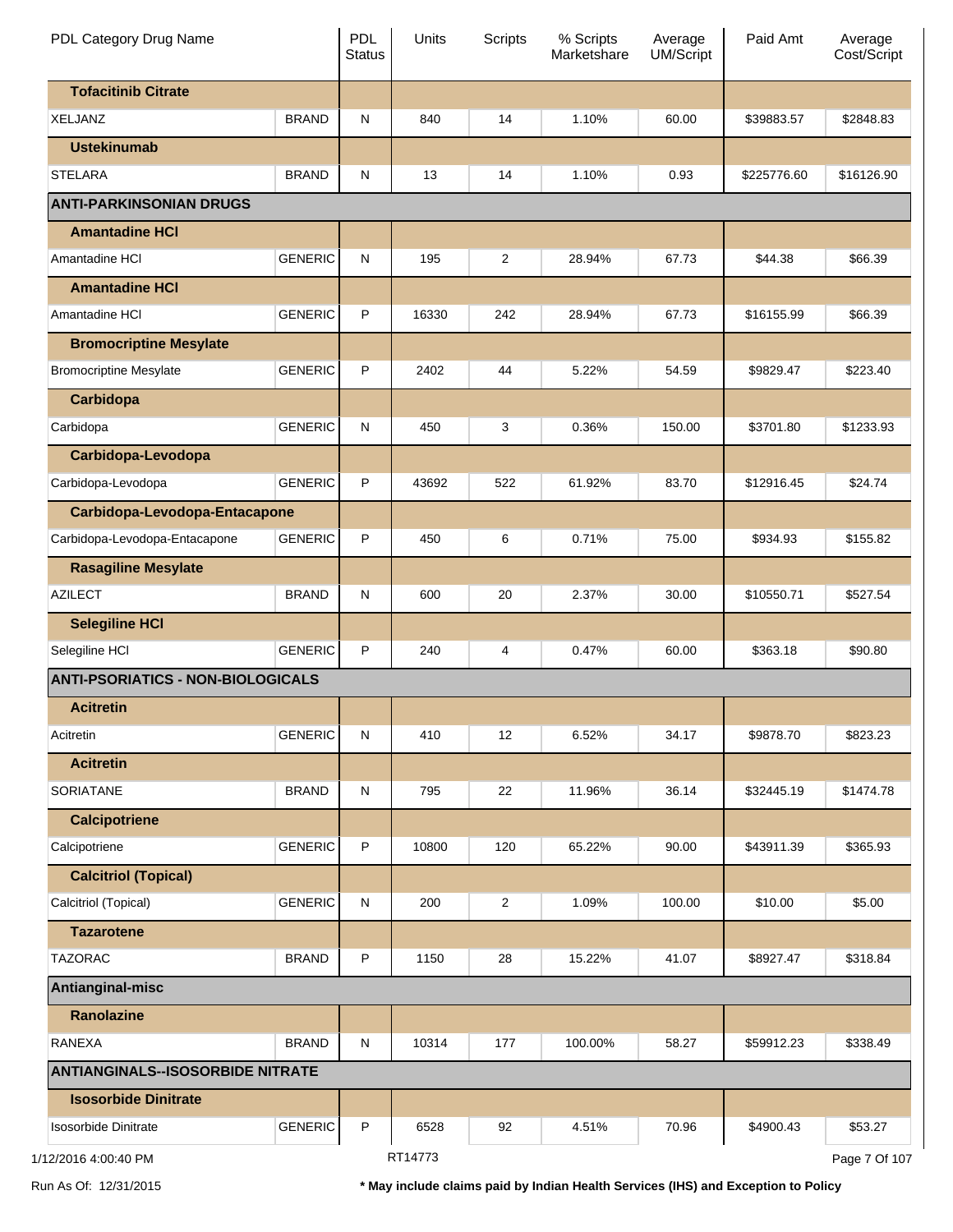| PDL Category Drug Name | | PDL Status | Units | Scripts | % Scripts Marketshare | Average UM/Script | Paid Amt | Average Cost/Script |
|---|---|---|---|---|---|---|---|---|
| **Tofacitinib Citrate** | | | | | | | | |
| XELJANZ | BRAND | N | 840 | 14 | 1.10% | 60.00 | $39883.57 | $2848.83 |
| **Ustekinumab** | | | | | | | | |
| STELARA | BRAND | N | 13 | 14 | 1.10% | 0.93 | $225776.60 | $16126.90 |
| **ANTI-PARKINSONIAN DRUGS** | | | | | | | | |
| **Amantadine HCl** | | | | | | | | |
| Amantadine HCl | GENERIC | N | 195 | 2 | 28.94% | 67.73 | $44.38 | $66.39 |
| **Amantadine HCl** | | | | | | | | |
| Amantadine HCl | GENERIC | P | 16330 | 242 | 28.94% | 67.73 | $16155.99 | $66.39 |
| **Bromocriptine Mesylate** | | | | | | | | |
| Bromocriptine Mesylate | GENERIC | P | 2402 | 44 | 5.22% | 54.59 | $9829.47 | $223.40 |
| **Carbidopa** | | | | | | | | |
| Carbidopa | GENERIC | N | 450 | 3 | 0.36% | 150.00 | $3701.80 | $1233.93 |
| **Carbidopa-Levodopa** | | | | | | | | |
| Carbidopa-Levodopa | GENERIC | P | 43692 | 522 | 61.92% | 83.70 | $12916.45 | $24.74 |
| **Carbidopa-Levodopa-Entacapone** | | | | | | | | |
| Carbidopa-Levodopa-Entacapone | GENERIC | P | 450 | 6 | 0.71% | 75.00 | $934.93 | $155.82 |
| **Rasagiline Mesylate** | | | | | | | | |
| AZILECT | BRAND | N | 600 | 20 | 2.37% | 30.00 | $10550.71 | $527.54 |
| **Selegiline HCl** | | | | | | | | |
| Selegiline HCl | GENERIC | P | 240 | 4 | 0.47% | 60.00 | $363.18 | $90.80 |
| **ANTI-PSORIATICS - NON-BIOLOGICALS** | | | | | | | | |
| **Acitretin** | | | | | | | | |
| Acitretin | GENERIC | N | 410 | 12 | 6.52% | 34.17 | $9878.70 | $823.23 |
| **Acitretin** | | | | | | | | |
| SORIATANE | BRAND | N | 795 | 22 | 11.96% | 36.14 | $32445.19 | $1474.78 |
| **Calcipotriene** | | | | | | | | |
| Calcipotriene | GENERIC | P | 10800 | 120 | 65.22% | 90.00 | $43911.39 | $365.93 |
| **Calcitriol (Topical)** | | | | | | | | |
| Calcitriol (Topical) | GENERIC | N | 200 | 2 | 1.09% | 100.00 | $10.00 | $5.00 |
| **Tazarotene** | | | | | | | | |
| TAZORAC | BRAND | P | 1150 | 28 | 15.22% | 41.07 | $8927.47 | $318.84 |
| **Antianginal-misc** | | | | | | | | |
| **Ranolazine** | | | | | | | | |
| RANEXA | BRAND | N | 10314 | 177 | 100.00% | 58.27 | $59912.23 | $338.49 |
| **ANTIANGINALS--ISOSORBIDE NITRATE** | | | | | | | | |
| **Isosorbide Dinitrate** | | | | | | | | |
| Isosorbide Dinitrate | GENERIC | P | 6528 | 92 | 4.51% | 70.96 | $4900.43 | $53.27 |

1/12/2016 4:00:40 PM RT14773

Run As Of: 12/31/2015 **\* May include claims paid by Indian Health Services (IHS) and Exception to Policy**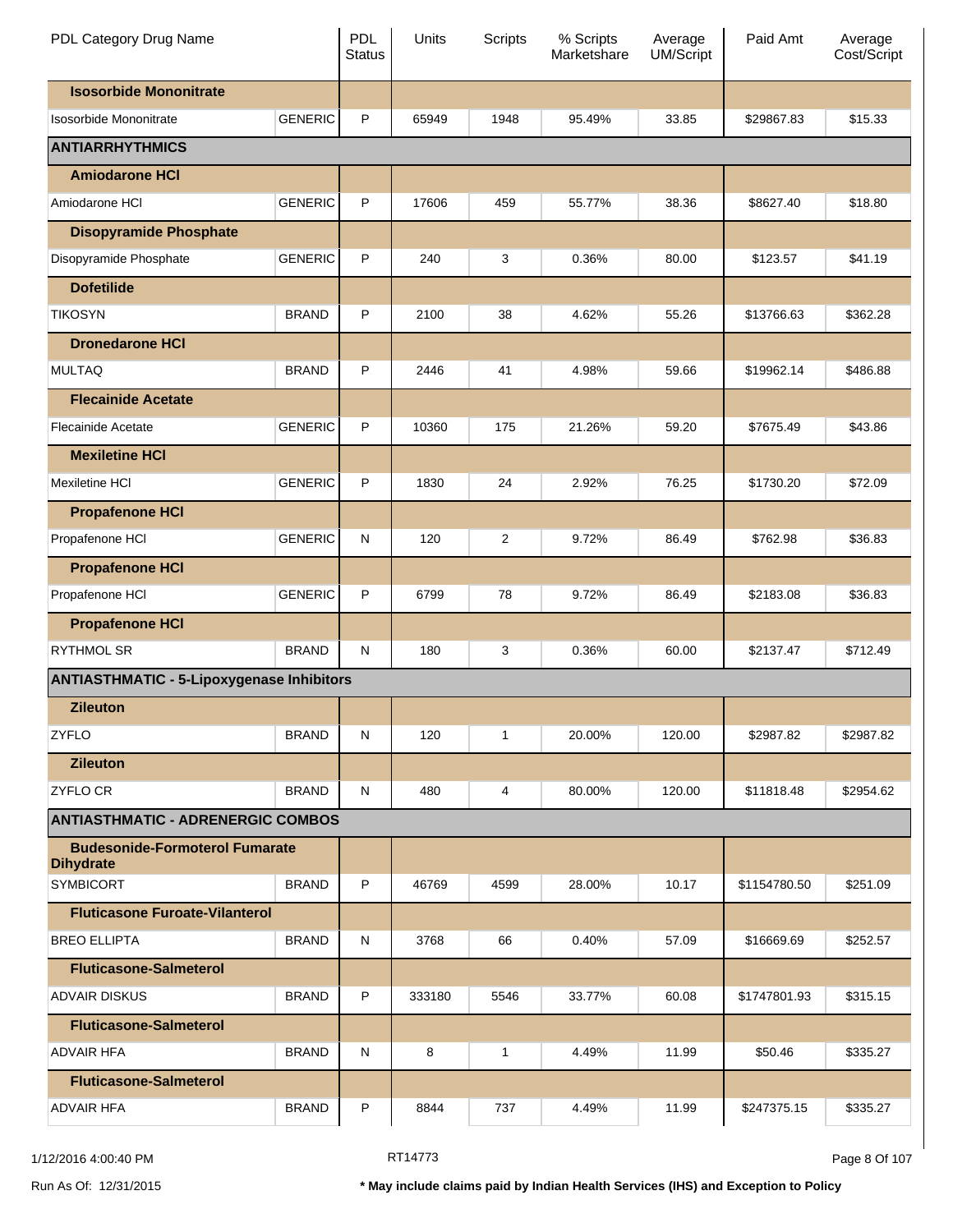| PDL Category Drug Name | | PDL Status | Units | Scripts | % Scripts Marketshare | Average UM/Script | Paid Amt | Average Cost/Script |
|---|---|---|---|---|---|---|---|---|
| **Isosorbide Mononitrate** | | | | | | | | |
| Isosorbide Mononitrate | GENERIC | P | 65949 | 1948 | 95.49% | 33.85 | $29867.83 | $15.33 |
| **ANTIARRHYTHMICS** | | | | | | | | |
| **Amiodarone HCl** | | | | | | | | |
| Amiodarone HCl | GENERIC | P | 17606 | 459 | 55.77% | 38.36 | $8627.40 | $18.80 |
| **Disopyramide Phosphate** | | | | | | | | |
| Disopyramide Phosphate | GENERIC | P | 240 | 3 | 0.36% | 80.00 | $123.57 | $41.19 |
| **Dofetilide** | | | | | | | | |
| TIKOSYN | BRAND | P | 2100 | 38 | 4.62% | 55.26 | $13766.63 | $362.28 |
| **Dronedarone HCl** | | | | | | | | |
| MULTAQ | BRAND | P | 2446 | 41 | 4.98% | 59.66 | $19962.14 | $486.88 |
| **Flecainide Acetate** | | | | | | | | |
| Flecainide Acetate | GENERIC | P | 10360 | 175 | 21.26% | 59.20 | $7675.49 | $43.86 |
| **Mexiletine HCl** | | | | | | | | |
| Mexiletine HCl | GENERIC | P | 1830 | 24 | 2.92% | 76.25 | $1730.20 | $72.09 |
| **Propafenone HCl** | | | | | | | | |
| Propafenone HCl | GENERIC | N | 120 | 2 | 9.72% | 86.49 | $762.98 | $36.83 |
| **Propafenone HCl** | | | | | | | | |
| Propafenone HCl | GENERIC | P | 6799 | 78 | 9.72% | 86.49 | $2183.08 | $36.83 |
| **Propafenone HCl** | | | | | | | | |
| RYTHMOL SR | BRAND | N | 180 | 3 | 0.36% | 60.00 | $2137.47 | $712.49 |
| **ANTIASTHMATIC - 5-Lipoxygenase Inhibitors** | | | | | | | | |
| **Zileuton** | | | | | | | | |
| ZYFLO | BRAND | N | 120 | 1 | 20.00% | 120.00 | $2987.82 | $2987.82 |
| **Zileuton** | | | | | | | | |
| ZYFLO CR | BRAND | N | 480 | 4 | 80.00% | 120.00 | $11818.48 | $2954.62 |
| **ANTIASTHMATIC - ADRENERGIC COMBOS** | | | | | | | | |
| **Budesonide-Formoterol Fumarate Dihydrate** | | | | | | | | |
| SYMBICORT | BRAND | P | 46769 | 4599 | 28.00% | 10.17 | $1154780.50 | $251.09 |
| **Fluticasone Furoate-Vilanterol** | | | | | | | | |
| BREO ELLIPTA | BRAND | N | 3768 | 66 | 0.40% | 57.09 | $16669.69 | $252.57 |
| **Fluticasone-Salmeterol** | | | | | | | | |
| ADVAIR DISKUS | BRAND | P | 333180 | 5546 | 33.77% | 60.08 | $1747801.93 | $315.15 |
| **Fluticasone-Salmeterol** | | | | | | | | |
| ADVAIR HFA | BRAND | N | 8 | 1 | 4.49% | 11.99 | $50.46 | $335.27 |
| **Fluticasone-Salmeterol** | | | | | | | | |
| ADVAIR HFA | BRAND | P | 8844 | 737 | 4.49% | 11.99 | $247375.15 | $335.27 |

1/12/2016 4:00:40 PM RT14773

Run As Of: 12/31/2015

**\* May include claims paid by Indian Health Services (IHS) and Exception to Policy**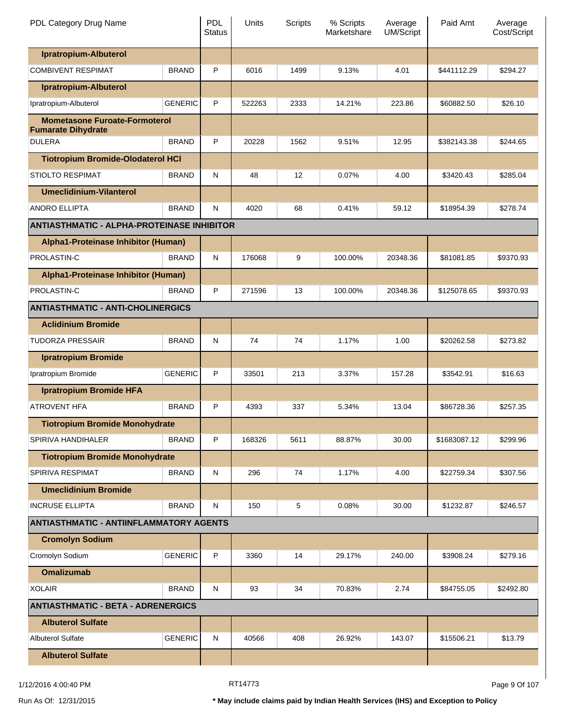| PDL Category Drug Name | | PDL Status | Units | Scripts | % Scripts Marketshare | Average UM/Script | Paid Amt | Average Cost/Script |
|---|---|---|---|---|---|---|---|---|
| **Ipratropium-Albuterol** | | | | | | | | |
| COMBIVENT RESPIMAT | BRAND | P | 6016 | 1499 | 9.13% | 4.01 | $441112.29 | $294.27 |
| **Ipratropium-Albuterol** | | | | | | | | |
| Ipratropium-Albuterol | GENERIC | P | 522263 | 2333 | 14.21% | 223.86 | $60882.50 | $26.10 |
| **Mometasone Furoate-Formoterol Fumarate Dihydrate** | | | | | | | | |
| DULERA | BRAND | P | 20228 | 1562 | 9.51% | 12.95 | $382143.38 | $244.65 |
| **Tiotropium Bromide-Olodaterol HCl** | | | | | | | | |
| STIOLTO RESPIMAT | BRAND | N | 48 | 12 | 0.07% | 4.00 | $3420.43 | $285.04 |
| **Umeclidinium-Vilanterol** | | | | | | | | |
| ANORO ELLIPTA | BRAND | N | 4020 | 68 | 0.41% | 59.12 | $18954.39 | $278.74 |
| **ANTIASTHMATIC - ALPHA-PROTEINASE INHIBITOR** | | | | | | | | |
| **Alpha1-Proteinase Inhibitor (Human)** | | | | | | | | |
| PROLASTIN-C | BRAND | N | 176068 | 9 | 100.00% | 20348.36 | $81081.85 | $9370.93 |
| **Alpha1-Proteinase Inhibitor (Human)** | | | | | | | | |
| PROLASTIN-C | BRAND | P | 271596 | 13 | 100.00% | 20348.36 | $125078.65 | $9370.93 |
| **ANTIASTHMATIC - ANTI-CHOLINERGICS** | | | | | | | | |
| **Aclidinium Bromide** | | | | | | | | |
| TUDORZA PRESSAIR | BRAND | N | 74 | 74 | 1.17% | 1.00 | $20262.58 | $273.82 |
| **Ipratropium Bromide** | | | | | | | | |
| Ipratropium Bromide | GENERIC | P | 33501 | 213 | 3.37% | 157.28 | $3542.91 | $16.63 |
| **Ipratropium Bromide HFA** | | | | | | | | |
| ATROVENT HFA | BRAND | P | 4393 | 337 | 5.34% | 13.04 | $86728.36 | $257.35 |
| **Tiotropium Bromide Monohydrate** | | | | | | | | |
| SPIRIVA HANDIHALER | BRAND | P | 168326 | 5611 | 88.87% | 30.00 | $1683087.12 | $299.96 |
| **Tiotropium Bromide Monohydrate** | | | | | | | | |
| SPIRIVA RESPIMAT | BRAND | N | 296 | 74 | 1.17% | 4.00 | $22759.34 | $307.56 |
| **Umeclidinium Bromide** | | | | | | | | |
| INCRUSE ELLIPTA | BRAND | N | 150 | 5 | 0.08% | 30.00 | $1232.87 | $246.57 |
| **ANTIASTHMATIC - ANTIINFLAMMATORY AGENTS** | | | | | | | | |
| **Cromolyn Sodium** | | | | | | | | |
| Cromolyn Sodium | GENERIC | P | 3360 | 14 | 29.17% | 240.00 | $3908.24 | $279.16 |
| **Omalizumab** | | | | | | | | |
| XOLAIR | BRAND | N | 93 | 34 | 70.83% | 2.74 | $84755.05 | $2492.80 |
| **ANTIASTHMATIC - BETA - ADRENERGICS** | | | | | | | | |
| **Albuterol Sulfate** | | | | | | | | |
| Albuterol Sulfate | GENERIC | N | 40566 | 408 | 26.92% | 143.07 | $15506.21 | $13.79 |
| **Albuterol Sulfate** | | | | | | | | |

1/12/2016 4:00:40 PM RT14773

Run As Of: 12/31/2015

**\* May include claims paid by Indian Health Services (IHS) and Exception to Policy**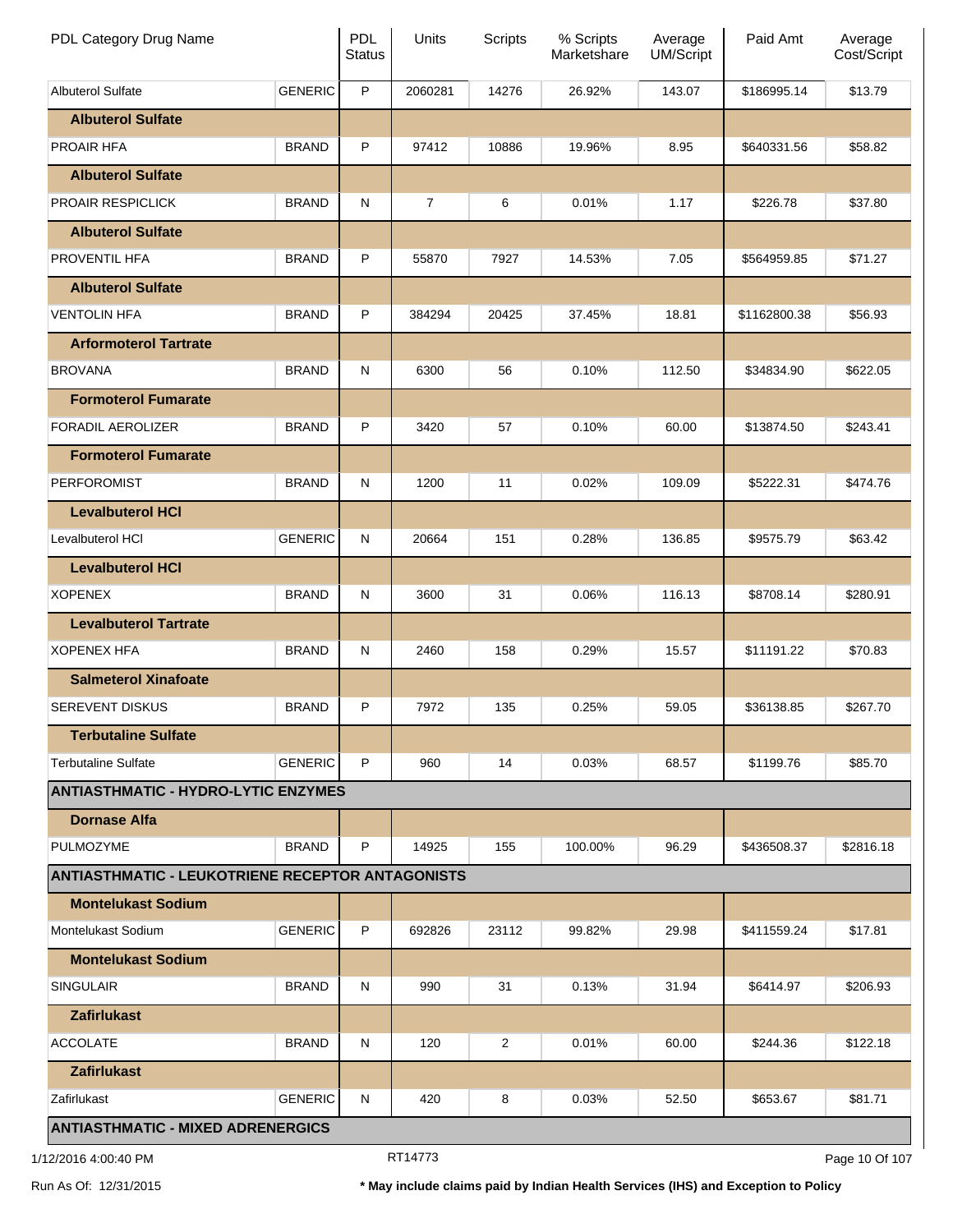| PDL Category Drug Name | | PDL Status | Units | Scripts | % Scripts Marketshare | Average UM/Script | Paid Amt | Average Cost/Script |
|---|---|---|---|---|---|---|---|---|
| Albuterol Sulfate | GENERIC | P | 2060281 | 14276 | 26.92% | 143.07 | $186995.14 | $13.79 |
| **Albuterol Sulfate** | | | | | | | | |
| PROAIR HFA | BRAND | P | 97412 | 10886 | 19.96% | 8.95 | $640331.56 | $58.82 |
| **Albuterol Sulfate** | | | | | | | | |
| PROAIR RESPICLICK | BRAND | N | 7 | 6 | 0.01% | 1.17 | $226.78 | $37.80 |
| **Albuterol Sulfate** | | | | | | | | |
| PROVENTIL HFA | BRAND | P | 55870 | 7927 | 14.53% | 7.05 | $564959.85 | $71.27 |
| **Albuterol Sulfate** | | | | | | | | |
| VENTOLIN HFA | BRAND | P | 384294 | 20425 | 37.45% | 18.81 | $1162800.38 | $56.93 |
| **Arformoterol Tartrate** | | | | | | | | |
| BROVANA | BRAND | N | 6300 | 56 | 0.10% | 112.50 | $34834.90 | $622.05 |
| **Formoterol Fumarate** | | | | | | | | |
| FORADIL AEROLIZER | BRAND | P | 3420 | 57 | 0.10% | 60.00 | $13874.50 | $243.41 |
| **Formoterol Fumarate** | | | | | | | | |
| PERFOROMIST | BRAND | N | 1200 | 11 | 0.02% | 109.09 | $5222.31 | $474.76 |
| **Levalbuterol HCl** | | | | | | | | |
| Levalbuterol HCl | GENERIC | N | 20664 | 151 | 0.28% | 136.85 | $9575.79 | $63.42 |
| **Levalbuterol HCl** | | | | | | | | |
| XOPENEX | BRAND | N | 3600 | 31 | 0.06% | 116.13 | $8708.14 | $280.91 |
| **Levalbuterol Tartrate** | | | | | | | | |
| XOPENEX HFA | BRAND | N | 2460 | 158 | 0.29% | 15.57 | $11191.22 | $70.83 |
| **Salmeterol Xinafoate** | | | | | | | | |
| SEREVENT DISKUS | BRAND | P | 7972 | 135 | 0.25% | 59.05 | $36138.85 | $267.70 |
| **Terbutaline Sulfate** | | | | | | | | |
| Terbutaline Sulfate | GENERIC | P | 960 | 14 | 0.03% | 68.57 | $1199.76 | $85.70 |
| **ANTIASTHMATIC - HYDRO-LYTIC ENZYMES** | | | | | | | | |
| **Dornase Alfa** | | | | | | | | |
| PULMOZYME | BRAND | P | 14925 | 155 | 100.00% | 96.29 | $436508.37 | $2816.18 |
| **ANTIASTHMATIC - LEUKOTRIENE RECEPTOR ANTAGONISTS** | | | | | | | | |
| **Montelukast Sodium** | | | | | | | | |
| Montelukast Sodium | GENERIC | P | 692826 | 23112 | 99.82% | 29.98 | $411559.24 | $17.81 |
| **Montelukast Sodium** | | | | | | | | |
| SINGULAIR | BRAND | N | 990 | 31 | 0.13% | 31.94 | $6414.97 | $206.93 |
| **Zafirlukast** | | | | | | | | |
| ACCOLATE | BRAND | N | 120 | 2 | 0.01% | 60.00 | $244.36 | $122.18 |
| **Zafirlukast** | | | | | | | | |
| Zafirlukast | GENERIC | N | 420 | 8 | 0.03% | 52.50 | $653.67 | $81.71 |
| **ANTIASTHMATIC - MIXED ADRENERGICS** | | | | | | | | |

1/12/2016 4:00:40 PM RT14773

Run As Of: 12/31/2015 **\* May include claims paid by Indian Health Services (IHS) and Exception to Policy**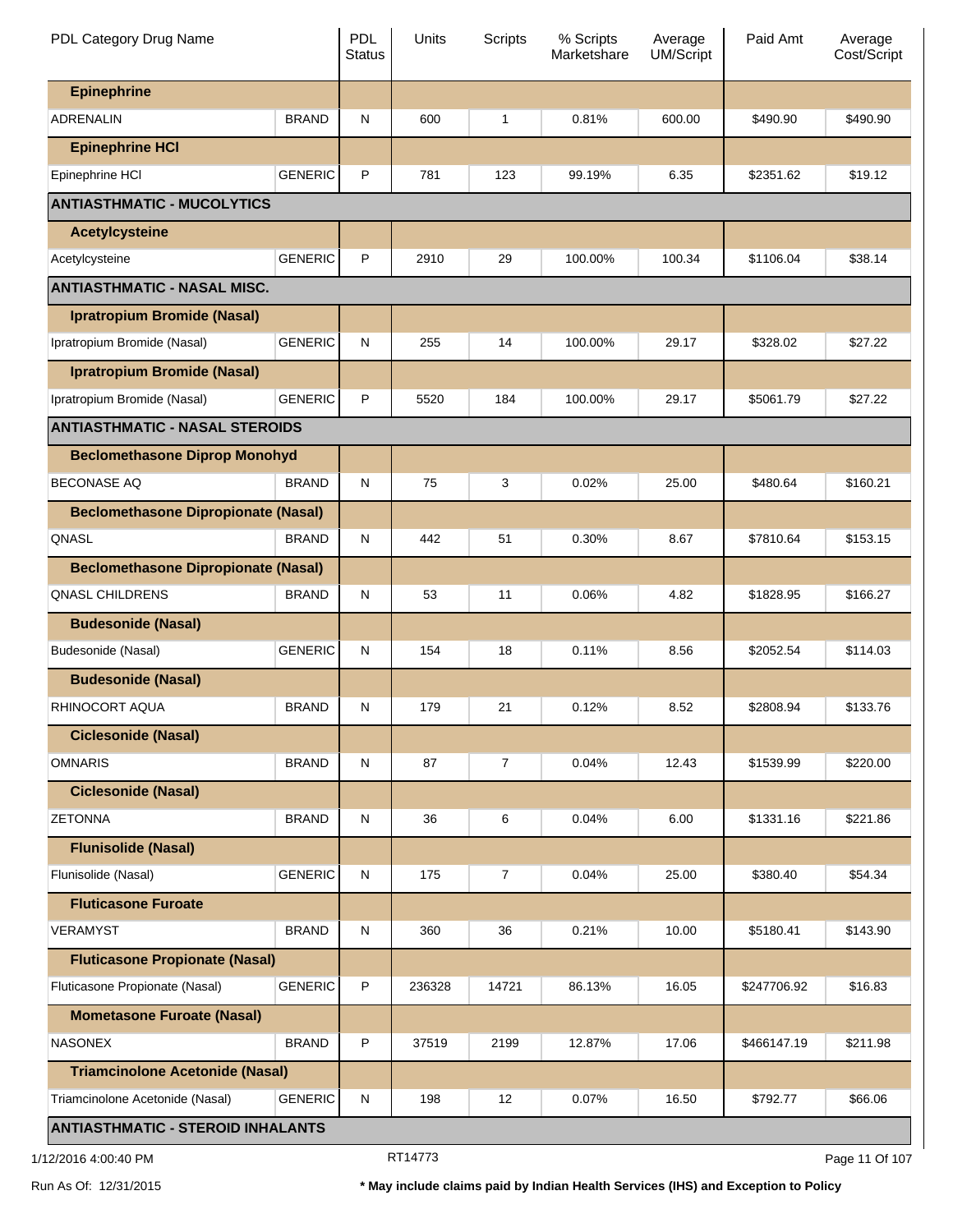| PDL Category Drug Name | | PDL Status | Units | Scripts | % Scripts Marketshare | Average UM/Script | Paid Amt | Average Cost/Script |
|---|---|---|---|---|---|---|---|---|
| **Epinephrine** | | | | | | | | |
| ADRENALIN | BRAND | N | 600 | 1 | 0.81% | 600.00 | $490.90 | $490.90 |
| **Epinephrine HCl** | | | | | | | | |
| Epinephrine HCl | GENERIC | P | 781 | 123 | 99.19% | 6.35 | $2351.62 | $19.12 |
| **ANTIASTHMATIC - MUCOLYTICS** | | | | | | | | |
| **Acetylcysteine** | | | | | | | | |
| Acetylcysteine | GENERIC | P | 2910 | 29 | 100.00% | 100.34 | $1106.04 | $38.14 |
| **ANTIASTHMATIC - NASAL MISC.** | | | | | | | | |
| **Ipratropium Bromide (Nasal)** | | | | | | | | |
| Ipratropium Bromide (Nasal) | GENERIC | N | 255 | 14 | 100.00% | 29.17 | $328.02 | $27.22 |
| **Ipratropium Bromide (Nasal)** | | | | | | | | |
| Ipratropium Bromide (Nasal) | GENERIC | P | 5520 | 184 | 100.00% | 29.17 | $5061.79 | $27.22 |
| **ANTIASTHMATIC - NASAL STEROIDS** | | | | | | | | |
| **Beclomethasone Diprop Monohyd** | | | | | | | | |
| BECONASE AQ | BRAND | N | 75 | 3 | 0.02% | 25.00 | $480.64 | $160.21 |
| **Beclomethasone Dipropionate (Nasal)** | | | | | | | | |
| QNASL | BRAND | N | 442 | 51 | 0.30% | 8.67 | $7810.64 | $153.15 |
| **Beclomethasone Dipropionate (Nasal)** | | | | | | | | |
| QNASL CHILDRENS | BRAND | N | 53 | 11 | 0.06% | 4.82 | $1828.95 | $166.27 |
| **Budesonide (Nasal)** | | | | | | | | |
| Budesonide (Nasal) | GENERIC | N | 154 | 18 | 0.11% | 8.56 | $2052.54 | $114.03 |
| **Budesonide (Nasal)** | | | | | | | | |
| RHINOCORT AQUA | BRAND | N | 179 | 21 | 0.12% | 8.52 | $2808.94 | $133.76 |
| **Ciclesonide (Nasal)** | | | | | | | | |
| OMNARIS | BRAND | N | 87 | 7 | 0.04% | 12.43 | $1539.99 | $220.00 |
| **Ciclesonide (Nasal)** | | | | | | | | |
| ZETONNA | BRAND | N | 36 | 6 | 0.04% | 6.00 | $1331.16 | $221.86 |
| **Flunisolide (Nasal)** | | | | | | | | |
| Flunisolide (Nasal) | GENERIC | N | 175 | 7 | 0.04% | 25.00 | $380.40 | $54.34 |
| **Fluticasone Furoate** | | | | | | | | |
| VERAMYST | BRAND | N | 360 | 36 | 0.21% | 10.00 | $5180.41 | $143.90 |
| **Fluticasone Propionate (Nasal)** | | | | | | | | |
| Fluticasone Propionate (Nasal) | GENERIC | P | 236328 | 14721 | 86.13% | 16.05 | $247706.92 | $16.83 |
| **Mometasone Furoate (Nasal)** | | | | | | | | |
| NASONEX | BRAND | P | 37519 | 2199 | 12.87% | 17.06 | $466147.19 | $211.98 |
| **Triamcinolone Acetonide (Nasal)** | | | | | | | | |
| Triamcinolone Acetonide (Nasal) | GENERIC | N | 198 | 12 | 0.07% | 16.50 | $792.77 | $66.06 |
| **ANTIASTHMATIC - STEROID INHALANTS** | | | | | | | | |

1/12/2016 4:00:40 PM RT14773

Run As Of: 12/31/2015 **\* May include claims paid by Indian Health Services (IHS) and Exception to Policy**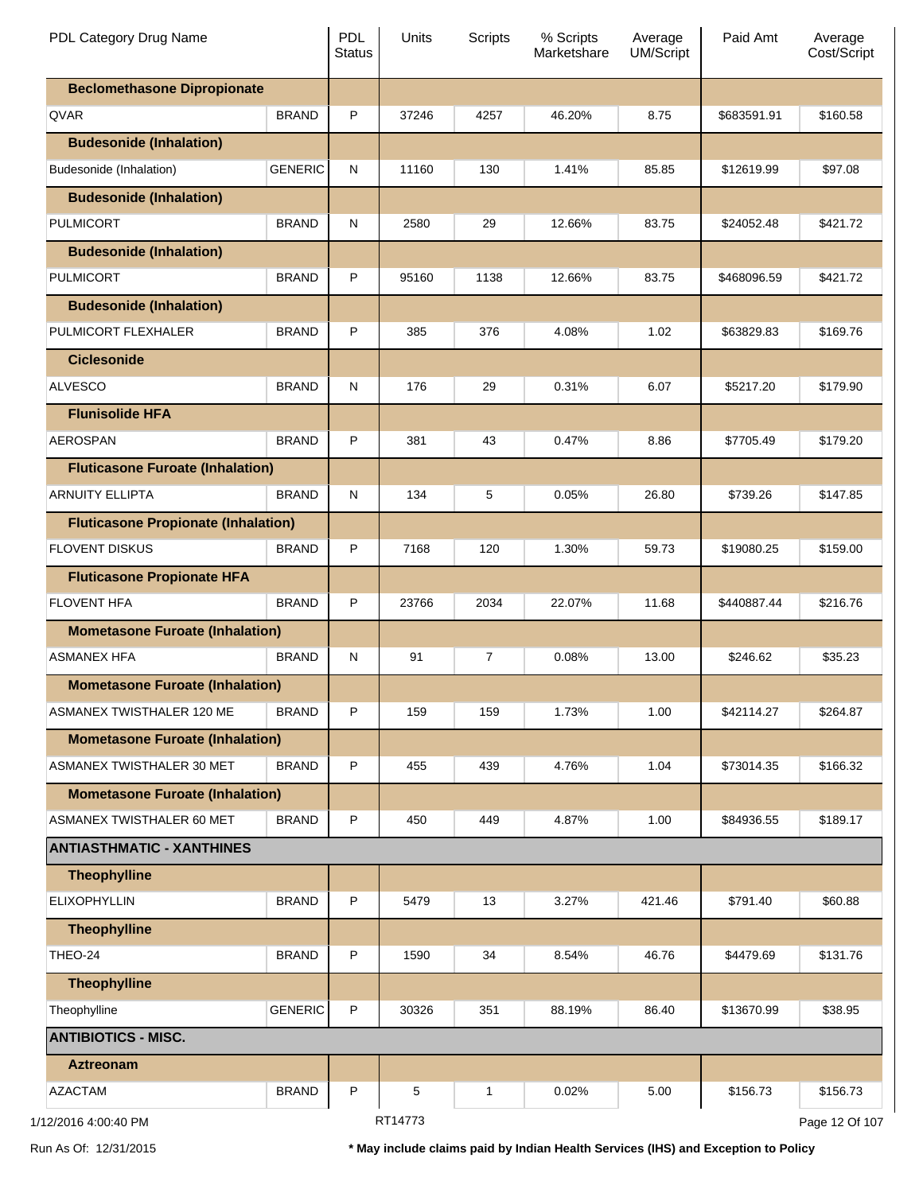| PDL Category Drug Name | | PDL Status | Units | Scripts | % Scripts Marketshare | Average UM/Script | Paid Amt | Average Cost/Script |
|---|---|---|---|---|---|---|---|---|
| **Beclomethasone Dipropionate** | | | | | | | | |
| QVAR | BRAND | P | 37246 | 4257 | 46.20% | 8.75 | $683591.91 | $160.58 |
| **Budesonide (Inhalation)** | | | | | | | | |
| Budesonide (Inhalation) | GENERIC | N | 11160 | 130 | 1.41% | 85.85 | $12619.99 | $97.08 |
| **Budesonide (Inhalation)** | | | | | | | | |
| PULMICORT | BRAND | N | 2580 | 29 | 12.66% | 83.75 | $24052.48 | $421.72 |
| **Budesonide (Inhalation)** | | | | | | | | |
| PULMICORT | BRAND | P | 95160 | 1138 | 12.66% | 83.75 | $468096.59 | $421.72 |
| **Budesonide (Inhalation)** | | | | | | | | |
| PULMICORT FLEXHALER | BRAND | P | 385 | 376 | 4.08% | 1.02 | $63829.83 | $169.76 |
| **Ciclesonide** | | | | | | | | |
| ALVESCO | BRAND | N | 176 | 29 | 0.31% | 6.07 | $5217.20 | $179.90 |
| **Flunisolide HFA** | | | | | | | | |
| AEROSPAN | BRAND | P | 381 | 43 | 0.47% | 8.86 | $7705.49 | $179.20 |
| **Fluticasone Furoate (Inhalation)** | | | | | | | | |
| ARNUITY ELLIPTA | BRAND | N | 134 | 5 | 0.05% | 26.80 | $739.26 | $147.85 |
| **Fluticasone Propionate (Inhalation)** | | | | | | | | |
| FLOVENT DISKUS | BRAND | P | 7168 | 120 | 1.30% | 59.73 | $19080.25 | $159.00 |
| **Fluticasone Propionate HFA** | | | | | | | | |
| FLOVENT HFA | BRAND | P | 23766 | 2034 | 22.07% | 11.68 | $440887.44 | $216.76 |
| **Mometasone Furoate (Inhalation)** | | | | | | | | |
| ASMANEX HFA | BRAND | N | 91 | 7 | 0.08% | 13.00 | $246.62 | $35.23 |
| **Mometasone Furoate (Inhalation)** | | | | | | | | |
| ASMANEX TWISTHALER 120 ME | BRAND | P | 159 | 159 | 1.73% | 1.00 | $42114.27 | $264.87 |
| **Mometasone Furoate (Inhalation)** | | | | | | | | |
| ASMANEX TWISTHALER 30 MET | BRAND | P | 455 | 439 | 4.76% | 1.04 | $73014.35 | $166.32 |
| **Mometasone Furoate (Inhalation)** | | | | | | | | |
| ASMANEX TWISTHALER 60 MET | BRAND | P | 450 | 449 | 4.87% | 1.00 | $84936.55 | $189.17 |
| **ANTIASTHMATIC - XANTHINES** | | | | | | | | |
| **Theophylline** | | | | | | | | |
| ELIXOPHYLLIN | BRAND | P | 5479 | 13 | 3.27% | 421.46 | $791.40 | $60.88 |
| **Theophylline** | | | | | | | | |
| THEO-24 | BRAND | P | 1590 | 34 | 8.54% | 46.76 | $4479.69 | $131.76 |
| **Theophylline** | | | | | | | | |
| Theophylline | GENERIC | P | 30326 | 351 | 88.19% | 86.40 | $13670.99 | $38.95 |
| **ANTIBIOTICS - MISC.** | | | | | | | | |
| **Aztreonam** | | | | | | | | |
| AZACTAM | BRAND | P | 5 | 1 | 0.02% | 5.00 | $156.73 | $156.73 |

1/12/2016 4:00:40 PM RT14773

Run As Of: 12/31/2015 **\* May include claims paid by Indian Health Services (IHS) and Exception to Policy**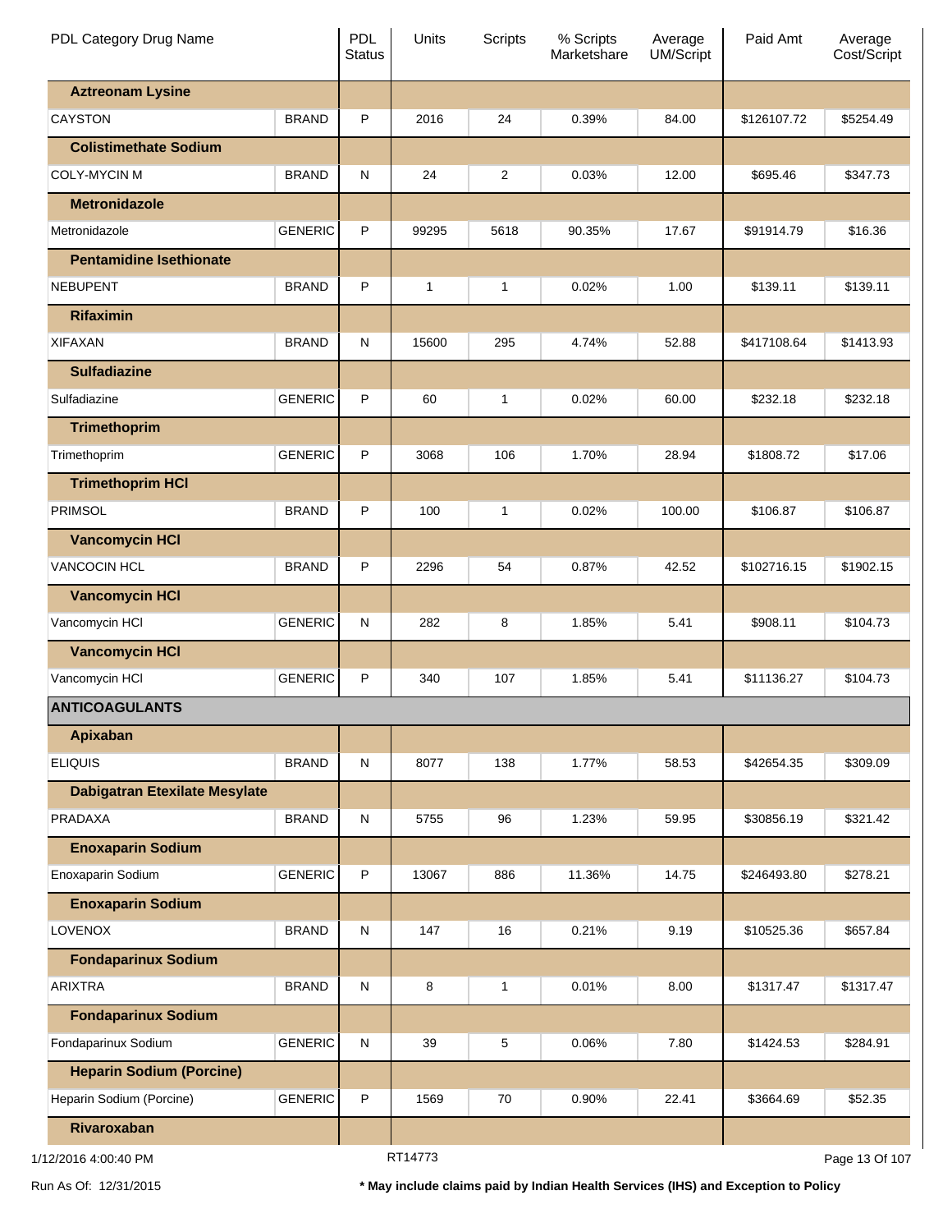| PDL Category Drug Name | | PDL Status | Units | Scripts | % Scripts Marketshare | Average UM/Script | Paid Amt | Average Cost/Script |
|---|---|---|---|---|---|---|---|---|
| **Aztreonam Lysine** | | | | | | | | |
| CAYSTON | BRAND | P | 2016 | 24 | 0.39% | 84.00 | $126107.72 | $5254.49 |
| **Colistimethate Sodium** | | | | | | | | |
| COLY-MYCIN M | BRAND | N | 24 | 2 | 0.03% | 12.00 | $695.46 | $347.73 |
| **Metronidazole** | | | | | | | | |
| Metronidazole | GENERIC | P | 99295 | 5618 | 90.35% | 17.67 | $91914.79 | $16.36 |
| **Pentamidine Isethionate** | | | | | | | | |
| NEBUPENT | BRAND | P | 1 | 1 | 0.02% | 1.00 | $139.11 | $139.11 |
| **Rifaximin** | | | | | | | | |
| XIFAXAN | BRAND | N | 15600 | 295 | 4.74% | 52.88 | $417108.64 | $1413.93 |
| **Sulfadiazine** | | | | | | | | |
| Sulfadiazine | GENERIC | P | 60 | 1 | 0.02% | 60.00 | $232.18 | $232.18 |
| **Trimethoprim** | | | | | | | | |
| Trimethoprim | GENERIC | P | 3068 | 106 | 1.70% | 28.94 | $1808.72 | $17.06 |
| **Trimethoprim HCl** | | | | | | | | |
| PRIMSOL | BRAND | P | 100 | 1 | 0.02% | 100.00 | $106.87 | $106.87 |
| **Vancomycin HCl** | | | | | | | | |
| VANCOCIN HCL | BRAND | P | 2296 | 54 | 0.87% | 42.52 | $102716.15 | $1902.15 |
| **Vancomycin HCl** | | | | | | | | |
| Vancomycin HCl | GENERIC | N | 282 | 8 | 1.85% | 5.41 | $908.11 | $104.73 |
| **Vancomycin HCl** | | | | | | | | |
| Vancomycin HCl | GENERIC | P | 340 | 107 | 1.85% | 5.41 | $11136.27 | $104.73 |
| **ANTICOAGULANTS** | | | | | | | | |
| **Apixaban** | | | | | | | | |
| ELIQUIS | BRAND | N | 8077 | 138 | 1.77% | 58.53 | $42654.35 | $309.09 |
| **Dabigatran Etexilate Mesylate** | | | | | | | | |
| PRADAXA | BRAND | N | 5755 | 96 | 1.23% | 59.95 | $30856.19 | $321.42 |
| **Enoxaparin Sodium** | | | | | | | | |
| Enoxaparin Sodium | GENERIC | P | 13067 | 886 | 11.36% | 14.75 | $246493.80 | $278.21 |
| **Enoxaparin Sodium** | | | | | | | | |
| LOVENOX | BRAND | N | 147 | 16 | 0.21% | 9.19 | $10525.36 | $657.84 |
| **Fondaparinux Sodium** | | | | | | | | |
| ARIXTRA | BRAND | N | 8 | 1 | 0.01% | 8.00 | $1317.47 | $1317.47 |
| **Fondaparinux Sodium** | | | | | | | | |
| Fondaparinux Sodium | GENERIC | N | 39 | 5 | 0.06% | 7.80 | $1424.53 | $284.91 |
| **Heparin Sodium (Porcine)** | | | | | | | | |
| Heparin Sodium (Porcine) | GENERIC | P | 1569 | 70 | 0.90% | 22.41 | $3664.69 | $52.35 |
| **Rivaroxaban** | | | | | | | | |

1/12/2016 4:00:40 PM RT14773

Run As Of: 12/31/2015

**\* May include claims paid by Indian Health Services (IHS) and Exception to Policy**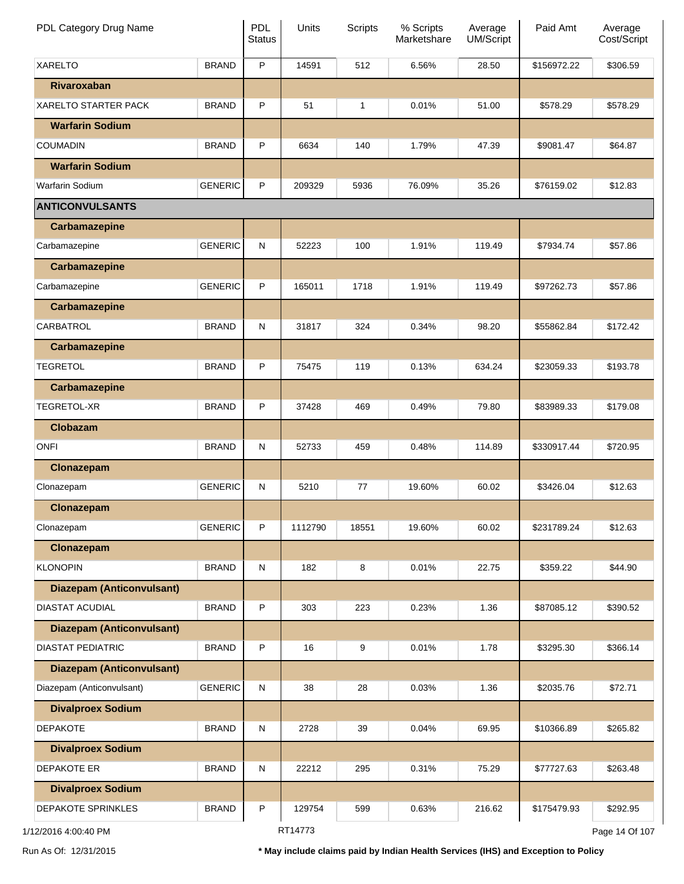| PDL Category Drug Name | | PDL Status | Units | Scripts | % Scripts Marketshare | Average UM/Script | Paid Amt | Average Cost/Script |
|---|---|---|---|---|---|---|---|---|
| XARELTO | BRAND | P | 14591 | 512 | 6.56% | 28.50 | $156972.22 | $306.59 |
| **Rivaroxaban** | | | | | | | | |
| XARELTO STARTER PACK | BRAND | P | 51 | 1 | 0.01% | 51.00 | $578.29 | $578.29 |
| **Warfarin Sodium** | | | | | | | | |
| COUMADIN | BRAND | P | 6634 | 140 | 1.79% | 47.39 | $9081.47 | $64.87 |
| **Warfarin Sodium** | | | | | | | | |
| Warfarin Sodium | GENERIC | P | 209329 | 5936 | 76.09% | 35.26 | $76159.02 | $12.83 |
| **ANTICONVULSANTS** | | | | | | | | |
| **Carbamazepine** | | | | | | | | |
| Carbamazepine | GENERIC | N | 52223 | 100 | 1.91% | 119.49 | $7934.74 | $57.86 |
| **Carbamazepine** | | | | | | | | |
| Carbamazepine | GENERIC | P | 165011 | 1718 | 1.91% | 119.49 | $97262.73 | $57.86 |
| **Carbamazepine** | | | | | | | | |
| CARBATROL | BRAND | N | 31817 | 324 | 0.34% | 98.20 | $55862.84 | $172.42 |
| **Carbamazepine** | | | | | | | | |
| TEGRETOL | BRAND | P | 75475 | 119 | 0.13% | 634.24 | $23059.33 | $193.78 |
| **Carbamazepine** | | | | | | | | |
| TEGRETOL-XR | BRAND | P | 37428 | 469 | 0.49% | 79.80 | $83989.33 | $179.08 |
| **Clobazam** | | | | | | | | |
| ONFI | BRAND | N | 52733 | 459 | 0.48% | 114.89 | $330917.44 | $720.95 |
| **Clonazepam** | | | | | | | | |
| Clonazepam | GENERIC | N | 5210 | 77 | 19.60% | 60.02 | $3426.04 | $12.63 |
| **Clonazepam** | | | | | | | | |
| Clonazepam | GENERIC | P | 1112790 | 18551 | 19.60% | 60.02 | $231789.24 | $12.63 |
| **Clonazepam** | | | | | | | | |
| KLONOPIN | BRAND | N | 182 | 8 | 0.01% | 22.75 | $359.22 | $44.90 |
| **Diazepam (Anticonvulsant)** | | | | | | | | |
| DIASTAT ACUDIAL | BRAND | P | 303 | 223 | 0.23% | 1.36 | $87085.12 | $390.52 |
| **Diazepam (Anticonvulsant)** | | | | | | | | |
| DIASTAT PEDIATRIC | BRAND | P | 16 | 9 | 0.01% | 1.78 | $3295.30 | $366.14 |
| **Diazepam (Anticonvulsant)** | | | | | | | | |
| Diazepam (Anticonvulsant) | GENERIC | N | 38 | 28 | 0.03% | 1.36 | $2035.76 | $72.71 |
| **Divalproex Sodium** | | | | | | | | |
| DEPAKOTE | BRAND | N | 2728 | 39 | 0.04% | 69.95 | $10366.89 | $265.82 |
| **Divalproex Sodium** | | | | | | | | |
| DEPAKOTE ER | BRAND | N | 22212 | 295 | 0.31% | 75.29 | $77727.63 | $263.48 |
| **Divalproex Sodium** | | | | | | | | |
| DEPAKOTE SPRINKLES | BRAND | P | 129754 | 599 | 0.63% | 216.62 | $175479.93 | $292.95 |

1/12/2016 4:00:40 PM RT14773

Run As Of: 12/31/2015

**\* May include claims paid by Indian Health Services (IHS) and Exception to Policy**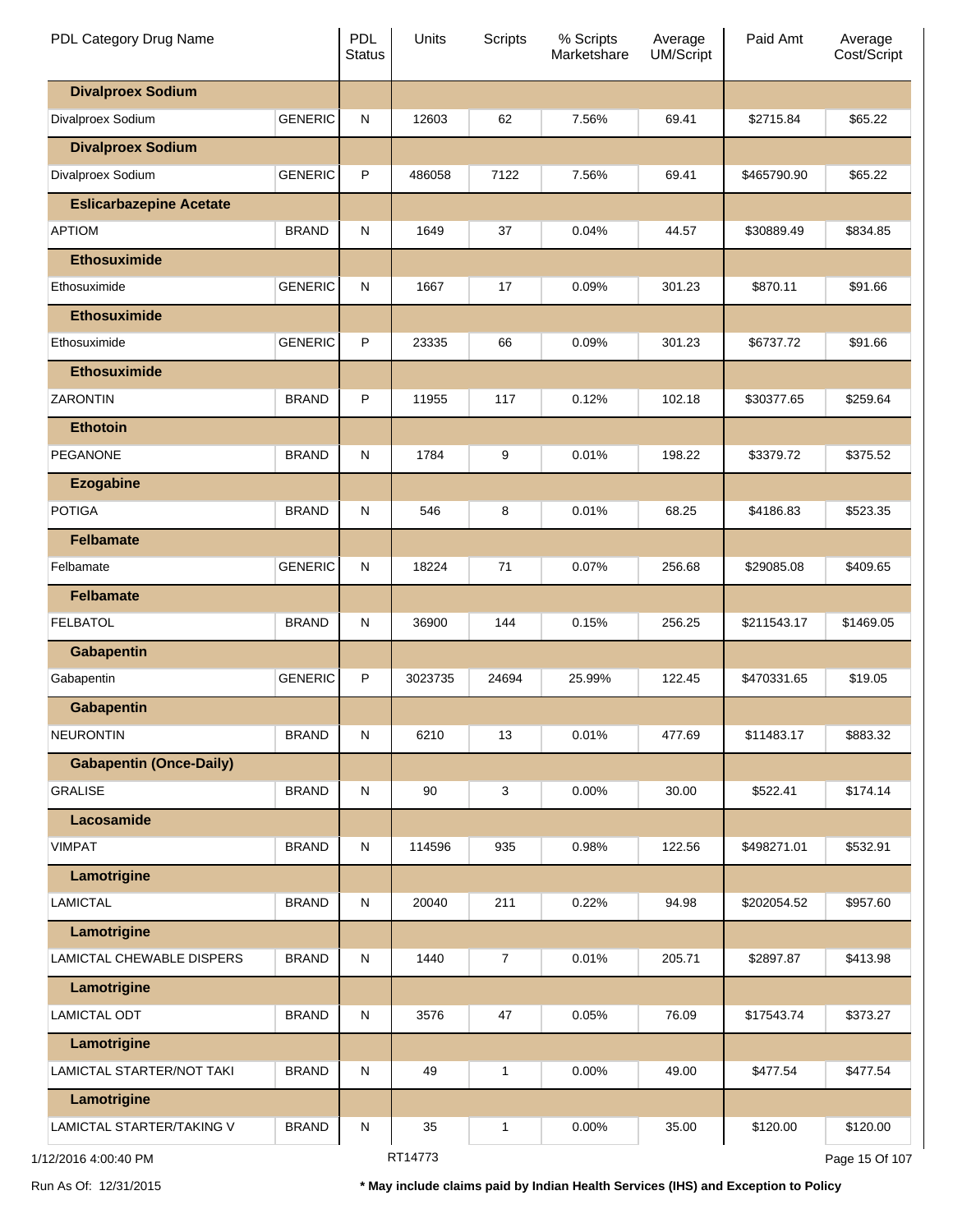| PDL Category Drug Name | | PDL Status | Units | Scripts | % Scripts Marketshare | Average UM/Script | Paid Amt | Average Cost/Script |
|---|---|---|---|---|---|---|---|---|
| **Divalproex Sodium** | | | | | | | | |
| Divalproex Sodium | GENERIC | N | 12603 | 62 | 7.56% | 69.41 | $2715.84 | $65.22 |
| **Divalproex Sodium** | | | | | | | | |
| Divalproex Sodium | GENERIC | P | 486058 | 7122 | 7.56% | 69.41 | $465790.90 | $65.22 |
| **Eslicarbazepine Acetate** | | | | | | | | |
| APTIOM | BRAND | N | 1649 | 37 | 0.04% | 44.57 | $30889.49 | $834.85 |
| **Ethosuximide** | | | | | | | | |
| Ethosuximide | GENERIC | N | 1667 | 17 | 0.09% | 301.23 | $870.11 | $91.66 |
| **Ethosuximide** | | | | | | | | |
| Ethosuximide | GENERIC | P | 23335 | 66 | 0.09% | 301.23 | $6737.72 | $91.66 |
| **Ethosuximide** | | | | | | | | |
| ZARONTIN | BRAND | P | 11955 | 117 | 0.12% | 102.18 | $30377.65 | $259.64 |
| **Ethotoin** | | | | | | | | |
| PEGANONE | BRAND | N | 1784 | 9 | 0.01% | 198.22 | $3379.72 | $375.52 |
| **Ezogabine** | | | | | | | | |
| POTIGA | BRAND | N | 546 | 8 | 0.01% | 68.25 | $4186.83 | $523.35 |
| **Felbamate** | | | | | | | | |
| Felbamate | GENERIC | N | 18224 | 71 | 0.07% | 256.68 | $29085.08 | $409.65 |
| **Felbamate** | | | | | | | | |
| FELBATOL | BRAND | N | 36900 | 144 | 0.15% | 256.25 | $211543.17 | $1469.05 |
| **Gabapentin** | | | | | | | | |
| Gabapentin | GENERIC | P | 3023735 | 24694 | 25.99% | 122.45 | $470331.65 | $19.05 |
| **Gabapentin** | | | | | | | | |
| NEURONTIN | BRAND | N | 6210 | 13 | 0.01% | 477.69 | $11483.17 | $883.32 |
| **Gabapentin (Once-Daily)** | | | | | | | | |
| GRALISE | BRAND | N | 90 | 3 | 0.00% | 30.00 | $522.41 | $174.14 |
| **Lacosamide** | | | | | | | | |
| VIMPAT | BRAND | N | 114596 | 935 | 0.98% | 122.56 | $498271.01 | $532.91 |
| **Lamotrigine** | | | | | | | | |
| LAMICTAL | BRAND | N | 20040 | 211 | 0.22% | 94.98 | $202054.52 | $957.60 |
| **Lamotrigine** | | | | | | | | |
| LAMICTAL CHEWABLE DISPERS | BRAND | N | 1440 | 7 | 0.01% | 205.71 | $2897.87 | $413.98 |
| **Lamotrigine** | | | | | | | | |
| LAMICTAL ODT | BRAND | N | 3576 | 47 | 0.05% | 76.09 | $17543.74 | $373.27 |
| **Lamotrigine** | | | | | | | | |
| LAMICTAL STARTER/NOT TAKI | BRAND | N | 49 | 1 | 0.00% | 49.00 | $477.54 | $477.54 |
| **Lamotrigine** | | | | | | | | |
| LAMICTAL STARTER/TAKING V | BRAND | N | 35 | 1 | 0.00% | 35.00 | $120.00 | $120.00 |

1/12/2016 4:00:40 PM RT14773

Run As Of: 12/31/2015

**\* May include claims paid by Indian Health Services (IHS) and Exception to Policy**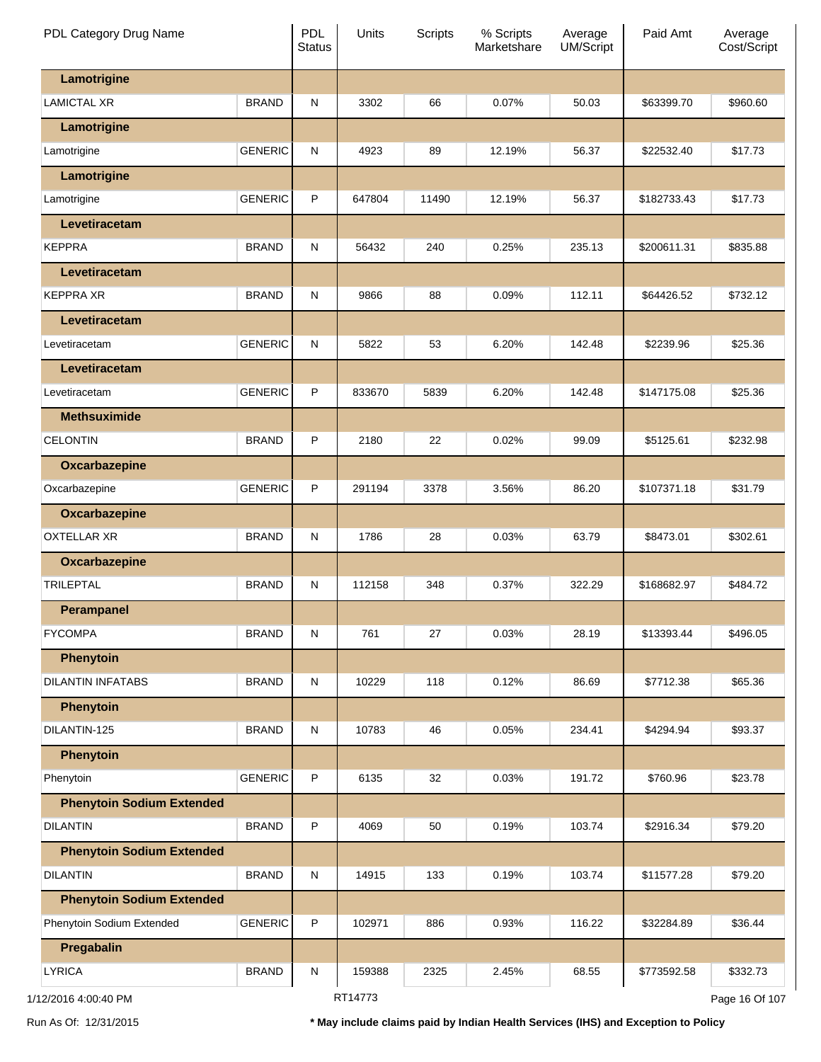| PDL Category Drug Name | | PDL Status | Units | Scripts | % Scripts Marketshare | Average UM/Script | Paid Amt | Average Cost/Script |
|---|---|---|---|---|---|---|---|---|
| **Lamotrigine** | | | | | | | | |
| LAMICTAL XR | BRAND | N | 3302 | 66 | 0.07% | 50.03 | $63399.70 | $960.60 |
| **Lamotrigine** | | | | | | | | |
| Lamotrigine | GENERIC | N | 4923 | 89 | 12.19% | 56.37 | $22532.40 | $17.73 |
| **Lamotrigine** | | | | | | | | |
| Lamotrigine | GENERIC | P | 647804 | 11490 | 12.19% | 56.37 | $182733.43 | $17.73 |
| **Levetiracetam** | | | | | | | | |
| KEPPRA | BRAND | N | 56432 | 240 | 0.25% | 235.13 | $200611.31 | $835.88 |
| **Levetiracetam** | | | | | | | | |
| KEPPRA XR | BRAND | N | 9866 | 88 | 0.09% | 112.11 | $64426.52 | $732.12 |
| **Levetiracetam** | | | | | | | | |
| Levetiracetam | GENERIC | N | 5822 | 53 | 6.20% | 142.48 | $2239.96 | $25.36 |
| **Levetiracetam** | | | | | | | | |
| Levetiracetam | GENERIC | P | 833670 | 5839 | 6.20% | 142.48 | $147175.08 | $25.36 |
| **Methsuximide** | | | | | | | | |
| CELONTIN | BRAND | P | 2180 | 22 | 0.02% | 99.09 | $5125.61 | $232.98 |
| **Oxcarbazepine** | | | | | | | | |
| Oxcarbazepine | GENERIC | P | 291194 | 3378 | 3.56% | 86.20 | $107371.18 | $31.79 |
| **Oxcarbazepine** | | | | | | | | |
| OXTELLAR XR | BRAND | N | 1786 | 28 | 0.03% | 63.79 | $8473.01 | $302.61 |
| **Oxcarbazepine** | | | | | | | | |
| TRILEPTAL | BRAND | N | 112158 | 348 | 0.37% | 322.29 | $168682.97 | $484.72 |
| **Perampanel** | | | | | | | | |
| FYCOMPA | BRAND | N | 761 | 27 | 0.03% | 28.19 | $13393.44 | $496.05 |
| **Phenytoin** | | | | | | | | |
| DILANTIN INFATABS | BRAND | N | 10229 | 118 | 0.12% | 86.69 | $7712.38 | $65.36 |
| **Phenytoin** | | | | | | | | |
| DILANTIN-125 | BRAND | N | 10783 | 46 | 0.05% | 234.41 | $4294.94 | $93.37 |
| **Phenytoin** | | | | | | | | |
| Phenytoin | GENERIC | P | 6135 | 32 | 0.03% | 191.72 | $760.96 | $23.78 |
| **Phenytoin Sodium Extended** | | | | | | | | |
| DILANTIN | BRAND | P | 4069 | 50 | 0.19% | 103.74 | $2916.34 | $79.20 |
| **Phenytoin Sodium Extended** | | | | | | | | |
| DILANTIN | BRAND | N | 14915 | 133 | 0.19% | 103.74 | $11577.28 | $79.20 |
| **Phenytoin Sodium Extended** | | | | | | | | |
| Phenytoin Sodium Extended | GENERIC | P | 102971 | 886 | 0.93% | 116.22 | $32284.89 | $36.44 |
| **Pregabalin** | | | | | | | | |
| LYRICA | BRAND | N | 159388 | 2325 | 2.45% | 68.55 | $773592.58 | $332.73 |

1/12/2016 4:00:40 PM RT14773

Run As Of: 12/31/2015

\* May include claims paid by Indian Health Services (IHS) and Exception to Policy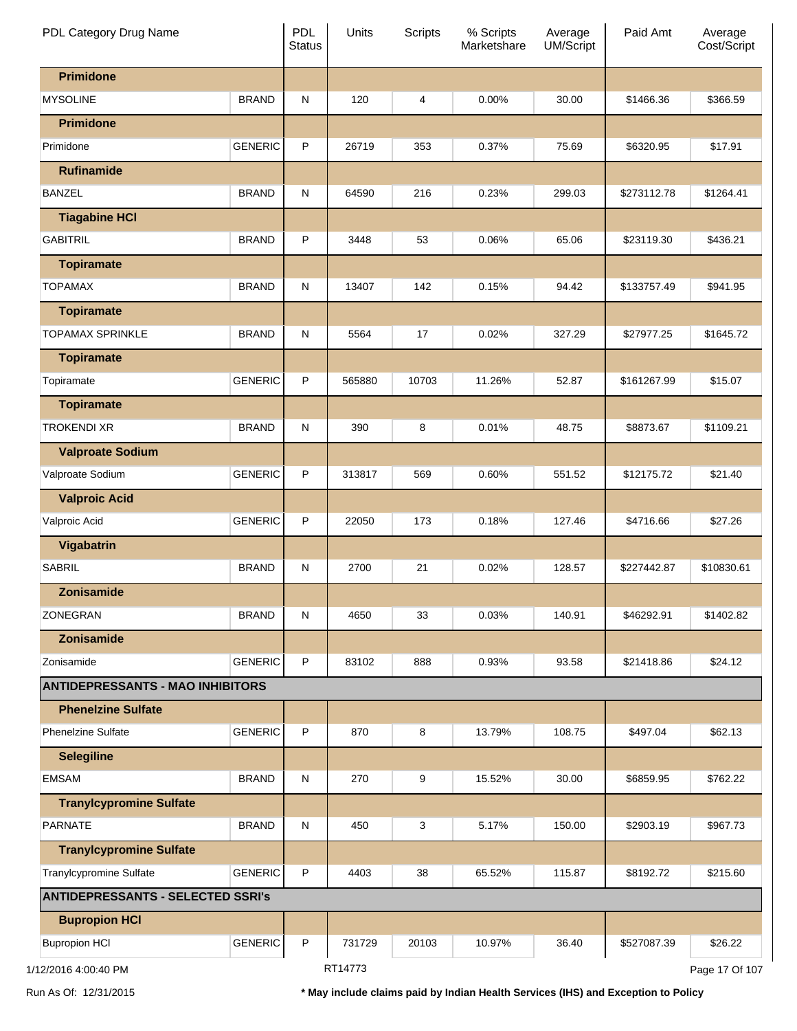| PDL Category Drug Name | | PDL Status | Units | Scripts | % Scripts Marketshare | Average UM/Script | Paid Amt | Average Cost/Script |
|---|---|---|---|---|---|---|---|---|
| **Primidone** | | | | | | | | |
| MYSOLINE | BRAND | N | 120 | 4 | 0.00% | 30.00 | $1466.36 | $366.59 |
| **Primidone** | | | | | | | | |
| Primidone | GENERIC | P | 26719 | 353 | 0.37% | 75.69 | $6320.95 | $17.91 |
| **Rufinamide** | | | | | | | | |
| BANZEL | BRAND | N | 64590 | 216 | 0.23% | 299.03 | $273112.78 | $1264.41 |
| **Tiagabine HCl** | | | | | | | | |
| GABITRIL | BRAND | P | 3448 | 53 | 0.06% | 65.06 | $23119.30 | $436.21 |
| **Topiramate** | | | | | | | | |
| TOPAMAX | BRAND | N | 13407 | 142 | 0.15% | 94.42 | $133757.49 | $941.95 |
| **Topiramate** | | | | | | | | |
| TOPAMAX SPRINKLE | BRAND | N | 5564 | 17 | 0.02% | 327.29 | $27977.25 | $1645.72 |
| **Topiramate** | | | | | | | | |
| Topiramate | GENERIC | P | 565880 | 10703 | 11.26% | 52.87 | $161267.99 | $15.07 |
| **Topiramate** | | | | | | | | |
| TROKENDI XR | BRAND | N | 390 | 8 | 0.01% | 48.75 | $8873.67 | $1109.21 |
| **Valproate Sodium** | | | | | | | | |
| Valproate Sodium | GENERIC | P | 313817 | 569 | 0.60% | 551.52 | $12175.72 | $21.40 |
| **Valproic Acid** | | | | | | | | |
| Valproic Acid | GENERIC | P | 22050 | 173 | 0.18% | 127.46 | $4716.66 | $27.26 |
| **Vigabatrin** | | | | | | | | |
| SABRIL | BRAND | N | 2700 | 21 | 0.02% | 128.57 | $227442.87 | $10830.61 |
| **Zonisamide** | | | | | | | | |
| ZONEGRAN | BRAND | N | 4650 | 33 | 0.03% | 140.91 | $46292.91 | $1402.82 |
| **Zonisamide** | | | | | | | | |
| Zonisamide | GENERIC | P | 83102 | 888 | 0.93% | 93.58 | $21418.86 | $24.12 |
| **ANTIDEPRESSANTS - MAO INHIBITORS** | | | | | | | | |
| **Phenelzine Sulfate** | | | | | | | | |
| Phenelzine Sulfate | GENERIC | P | 870 | 8 | 13.79% | 108.75 | $497.04 | $62.13 |
| **Selegiline** | | | | | | | | |
| EMSAM | BRAND | N | 270 | 9 | 15.52% | 30.00 | $6859.95 | $762.22 |
| **Tranylcypromine Sulfate** | | | | | | | | |
| PARNATE | BRAND | N | 450 | 3 | 5.17% | 150.00 | $2903.19 | $967.73 |
| **Tranylcypromine Sulfate** | | | | | | | | |
| Tranylcypromine Sulfate | GENERIC | P | 4403 | 38 | 65.52% | 115.87 | $8192.72 | $215.60 |
| **ANTIDEPRESSANTS - SELECTED SSRI's** | | | | | | | | |
| **Bupropion HCl** | | | | | | | | |
| Bupropion HCl | GENERIC | P | 731729 | 20103 | 10.97% | 36.40 | $527087.39 | $26.22 |

1/12/2016 4:00:40 PM RT14773

Run As Of: 12/31/2015 **\* May include claims paid by Indian Health Services (IHS) and Exception to Policy**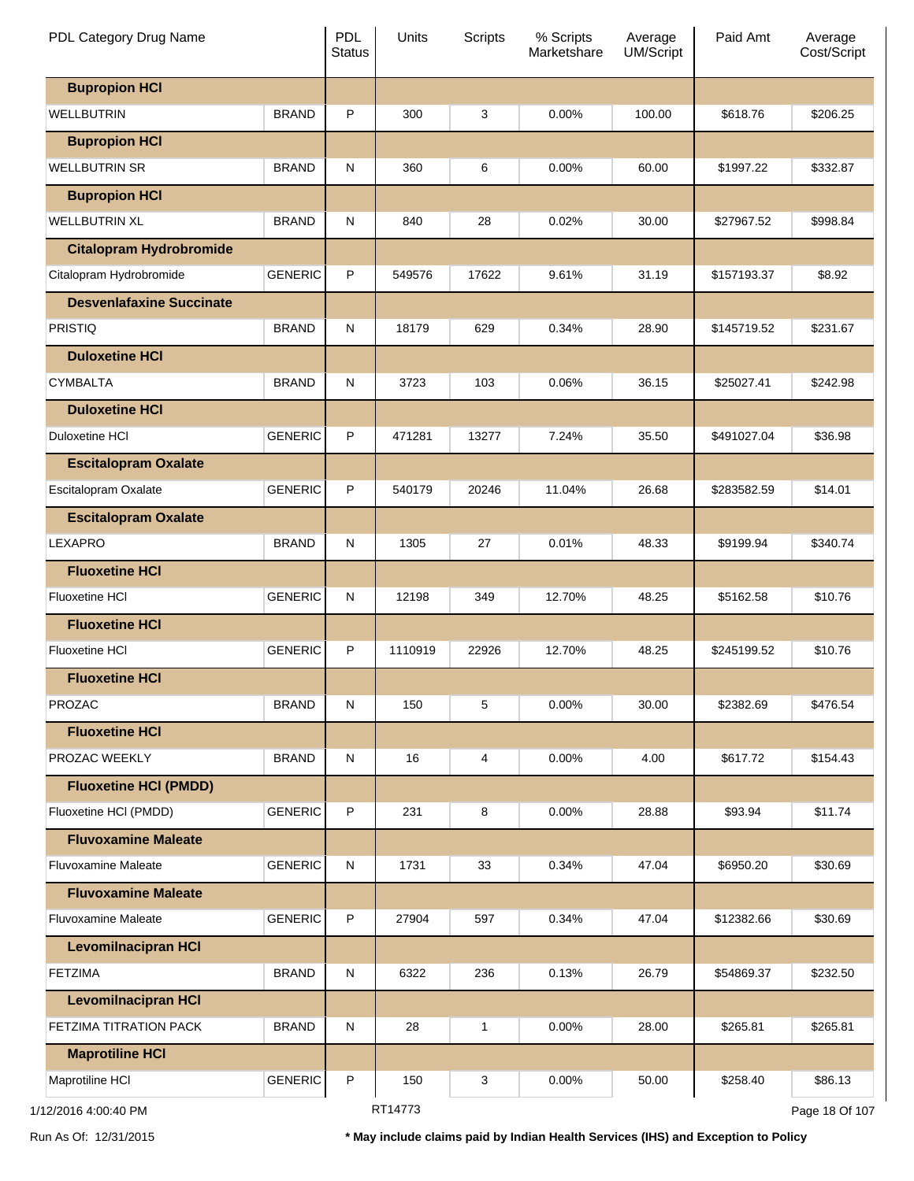| PDL Category Drug Name | | PDL Status | Units | Scripts | % Scripts Marketshare | Average UM/Script | Paid Amt | Average Cost/Script |
|---|---|---|---|---|---|---|---|---|
| **Bupropion HCl** | | | | | | | | |
| WELLBUTRIN | BRAND | P | 300 | 3 | 0.00% | 100.00 | $618.76 | $206.25 |
| **Bupropion HCl** | | | | | | | | |
| WELLBUTRIN SR | BRAND | N | 360 | 6 | 0.00% | 60.00 | $1997.22 | $332.87 |
| **Bupropion HCl** | | | | | | | | |
| WELLBUTRIN XL | BRAND | N | 840 | 28 | 0.02% | 30.00 | $27967.52 | $998.84 |
| **Citalopram Hydrobromide** | | | | | | | | |
| Citalopram Hydrobromide | GENERIC | P | 549576 | 17622 | 9.61% | 31.19 | $157193.37 | $8.92 |
| **Desvenlafaxine Succinate** | | | | | | | | |
| PRISTIQ | BRAND | N | 18179 | 629 | 0.34% | 28.90 | $145719.52 | $231.67 |
| **Duloxetine HCl** | | | | | | | | |
| CYMBALTA | BRAND | N | 3723 | 103 | 0.06% | 36.15 | $25027.41 | $242.98 |
| **Duloxetine HCl** | | | | | | | | |
| Duloxetine HCl | GENERIC | P | 471281 | 13277 | 7.24% | 35.50 | $491027.04 | $36.98 |
| **Escitalopram Oxalate** | | | | | | | | |
| Escitalopram Oxalate | GENERIC | P | 540179 | 20246 | 11.04% | 26.68 | $283582.59 | $14.01 |
| **Escitalopram Oxalate** | | | | | | | | |
| LEXAPRO | BRAND | N | 1305 | 27 | 0.01% | 48.33 | $9199.94 | $340.74 |
| **Fluoxetine HCl** | | | | | | | | |
| Fluoxetine HCl | GENERIC | N | 12198 | 349 | 12.70% | 48.25 | $5162.58 | $10.76 |
| **Fluoxetine HCl** | | | | | | | | |
| Fluoxetine HCl | GENERIC | P | 1110919 | 22926 | 12.70% | 48.25 | $245199.52 | $10.76 |
| **Fluoxetine HCl** | | | | | | | | |
| PROZAC | BRAND | N | 150 | 5 | 0.00% | 30.00 | $2382.69 | $476.54 |
| **Fluoxetine HCl** | | | | | | | | |
| PROZAC WEEKLY | BRAND | N | 16 | 4 | 0.00% | 4.00 | $617.72 | $154.43 |
| **Fluoxetine HCl (PMDD)** | | | | | | | | |
| Fluoxetine HCl (PMDD) | GENERIC | P | 231 | 8 | 0.00% | 28.88 | $93.94 | $11.74 |
| **Fluvoxamine Maleate** | | | | | | | | |
| Fluvoxamine Maleate | GENERIC | N | 1731 | 33 | 0.34% | 47.04 | $6950.20 | $30.69 |
| **Fluvoxamine Maleate** | | | | | | | | |
| Fluvoxamine Maleate | GENERIC | P | 27904 | 597 | 0.34% | 47.04 | $12382.66 | $30.69 |
| **Levomilnacipran HCl** | | | | | | | | |
| FETZIMA | BRAND | N | 6322 | 236 | 0.13% | 26.79 | $54869.37 | $232.50 |
| **Levomilnacipran HCl** | | | | | | | | |
| FETZIMA TITRATION PACK | BRAND | N | 28 | 1 | 0.00% | 28.00 | $265.81 | $265.81 |
| **Maprotiline HCl** | | | | | | | | |
| Maprotiline HCl | GENERIC | P | 150 | 3 | 0.00% | 50.00 | $258.40 | $86.13 |

1/12/2016 4:00:40 PM — RT14773

Run As Of: 12/31/2015

**\* May include claims paid by Indian Health Services (IHS) and Exception to Policy**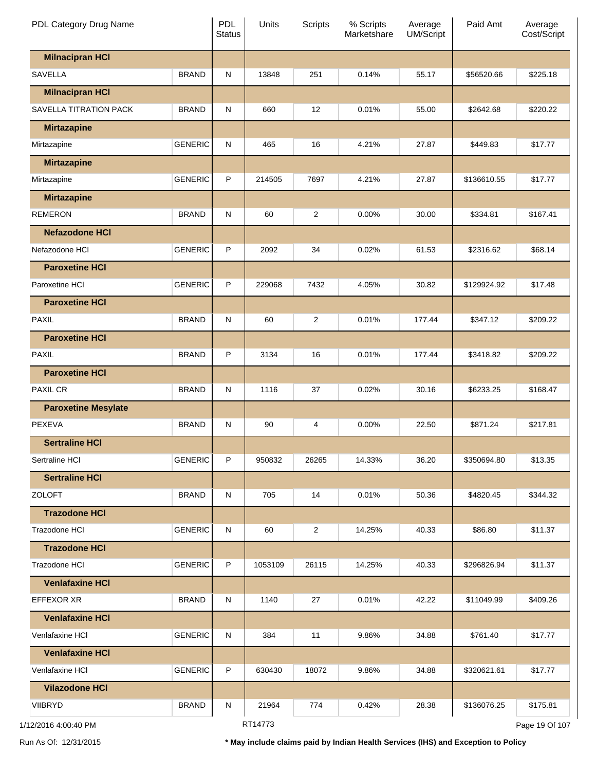| PDL Category Drug Name | | PDL Status | Units | Scripts | % Scripts Marketshare | Average UM/Script | Paid Amt | Average Cost/Script |
|---|---|---|---|---|---|---|---|---|
| **Milnacipran HCl** | | | | | | | | |
| SAVELLA | BRAND | N | 13848 | 251 | 0.14% | 55.17 | $56520.66 | $225.18 |
| **Milnacipran HCl** | | | | | | | | |
| SAVELLA TITRATION PACK | BRAND | N | 660 | 12 | 0.01% | 55.00 | $2642.68 | $220.22 |
| **Mirtazapine** | | | | | | | | |
| Mirtazapine | GENERIC | N | 465 | 16 | 4.21% | 27.87 | $449.83 | $17.77 |
| **Mirtazapine** | | | | | | | | |
| Mirtazapine | GENERIC | P | 214505 | 7697 | 4.21% | 27.87 | $136610.55 | $17.77 |
| **Mirtazapine** | | | | | | | | |
| REMERON | BRAND | N | 60 | 2 | 0.00% | 30.00 | $334.81 | $167.41 |
| **Nefazodone HCl** | | | | | | | | |
| Nefazodone HCl | GENERIC | P | 2092 | 34 | 0.02% | 61.53 | $2316.62 | $68.14 |
| **Paroxetine HCl** | | | | | | | | |
| Paroxetine HCl | GENERIC | P | 229068 | 7432 | 4.05% | 30.82 | $129924.92 | $17.48 |
| **Paroxetine HCl** | | | | | | | | |
| PAXIL | BRAND | N | 60 | 2 | 0.01% | 177.44 | $347.12 | $209.22 |
| **Paroxetine HCl** | | | | | | | | |
| PAXIL | BRAND | P | 3134 | 16 | 0.01% | 177.44 | $3418.82 | $209.22 |
| **Paroxetine HCl** | | | | | | | | |
| PAXIL CR | BRAND | N | 1116 | 37 | 0.02% | 30.16 | $6233.25 | $168.47 |
| **Paroxetine Mesylate** | | | | | | | | |
| PEXEVA | BRAND | N | 90 | 4 | 0.00% | 22.50 | $871.24 | $217.81 |
| **Sertraline HCl** | | | | | | | | |
| Sertraline HCl | GENERIC | P | 950832 | 26265 | 14.33% | 36.20 | $350694.80 | $13.35 |
| **Sertraline HCl** | | | | | | | | |
| ZOLOFT | BRAND | N | 705 | 14 | 0.01% | 50.36 | $4820.45 | $344.32 |
| **Trazodone HCl** | | | | | | | | |
| Trazodone HCl | GENERIC | N | 60 | 2 | 14.25% | 40.33 | $86.80 | $11.37 |
| **Trazodone HCl** | | | | | | | | |
| Trazodone HCl | GENERIC | P | 1053109 | 26115 | 14.25% | 40.33 | $296826.94 | $11.37 |
| **Venlafaxine HCl** | | | | | | | | |
| EFFEXOR XR | BRAND | N | 1140 | 27 | 0.01% | 42.22 | $11049.99 | $409.26 |
| **Venlafaxine HCl** | | | | | | | | |
| Venlafaxine HCl | GENERIC | N | 384 | 11 | 9.86% | 34.88 | $761.40 | $17.77 |
| **Venlafaxine HCl** | | | | | | | | |
| Venlafaxine HCl | GENERIC | P | 630430 | 18072 | 9.86% | 34.88 | $320621.61 | $17.77 |
| **Vilazodone HCl** | | | | | | | | |
| VIIBRYD | BRAND | N | 21964 | 774 | 0.42% | 28.38 | $136076.25 | $175.81 |

1/12/2016 4:00:40 PM RT14773

Run As Of: 12/31/2015

**\* May include claims paid by Indian Health Services (IHS) and Exception to Policy**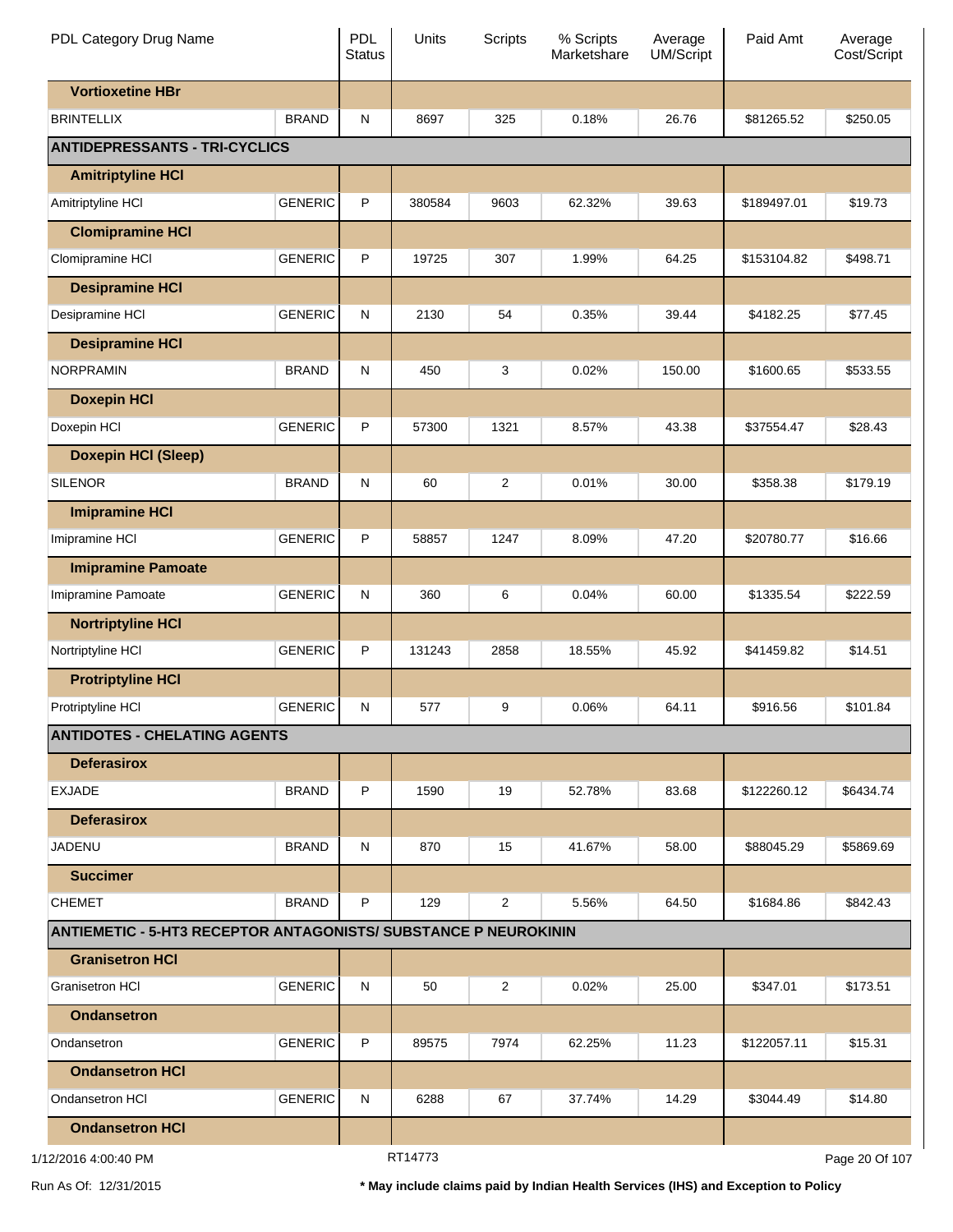| PDL Category Drug Name | | PDL Status | Units | Scripts | % Scripts Marketshare | Average UM/Script | Paid Amt | Average Cost/Script |
|---|---|---|---|---|---|---|---|---|
| **Vortioxetine HBr** | | | | | | | | |
| BRINTELLIX | BRAND | N | 8697 | 325 | 0.18% | 26.76 | $81265.52 | $250.05 |
| **ANTIDEPRESSANTS - TRI-CYCLICS** | | | | | | | | |
| **Amitriptyline HCl** | | | | | | | | |
| Amitriptyline HCl | GENERIC | P | 380584 | 9603 | 62.32% | 39.63 | $189497.01 | $19.73 |
| **Clomipramine HCl** | | | | | | | | |
| Clomipramine HCl | GENERIC | P | 19725 | 307 | 1.99% | 64.25 | $153104.82 | $498.71 |
| **Desipramine HCl** | | | | | | | | |
| Desipramine HCl | GENERIC | N | 2130 | 54 | 0.35% | 39.44 | $4182.25 | $77.45 |
| **Desipramine HCl** | | | | | | | | |
| NORPRAMIN | BRAND | N | 450 | 3 | 0.02% | 150.00 | $1600.65 | $533.55 |
| **Doxepin HCl** | | | | | | | | |
| Doxepin HCl | GENERIC | P | 57300 | 1321 | 8.57% | 43.38 | $37554.47 | $28.43 |
| **Doxepin HCl (Sleep)** | | | | | | | | |
| SILENOR | BRAND | N | 60 | 2 | 0.01% | 30.00 | $358.38 | $179.19 |
| **Imipramine HCl** | | | | | | | | |
| Imipramine HCl | GENERIC | P | 58857 | 1247 | 8.09% | 47.20 | $20780.77 | $16.66 |
| **Imipramine Pamoate** | | | | | | | | |
| Imipramine Pamoate | GENERIC | N | 360 | 6 | 0.04% | 60.00 | $1335.54 | $222.59 |
| **Nortriptyline HCl** | | | | | | | | |
| Nortriptyline HCl | GENERIC | P | 131243 | 2858 | 18.55% | 45.92 | $41459.82 | $14.51 |
| **Protriptyline HCl** | | | | | | | | |
| Protriptyline HCl | GENERIC | N | 577 | 9 | 0.06% | 64.11 | $916.56 | $101.84 |
| **ANTIDOTES - CHELATING AGENTS** | | | | | | | | |
| **Deferasirox** | | | | | | | | |
| EXJADE | BRAND | P | 1590 | 19 | 52.78% | 83.68 | $122260.12 | $6434.74 |
| **Deferasirox** | | | | | | | | |
| JADENU | BRAND | N | 870 | 15 | 41.67% | 58.00 | $88045.29 | $5869.69 |
| **Succimer** | | | | | | | | |
| CHEMET | BRAND | P | 129 | 2 | 5.56% | 64.50 | $1684.86 | $842.43 |
| **ANTIEMETIC - 5-HT3 RECEPTOR ANTAGONISTS/ SUBSTANCE P NEUROKININ** | | | | | | | | |
| **Granisetron HCl** | | | | | | | | |
| Granisetron HCl | GENERIC | N | 50 | 2 | 0.02% | 25.00 | $347.01 | $173.51 |
| **Ondansetron** | | | | | | | | |
| Ondansetron | GENERIC | P | 89575 | 7974 | 62.25% | 11.23 | $122057.11 | $15.31 |
| **Ondansetron HCl** | | | | | | | | |
| Ondansetron HCl | GENERIC | N | 6288 | 67 | 37.74% | 14.29 | $3044.49 | $14.80 |
| **Ondansetron HCl** | | | | | | | | |

1/12/2016 4:00:40 PM RT14773

Run As Of: 12/31/2015 **\* May include claims paid by Indian Health Services (IHS) and Exception to Policy**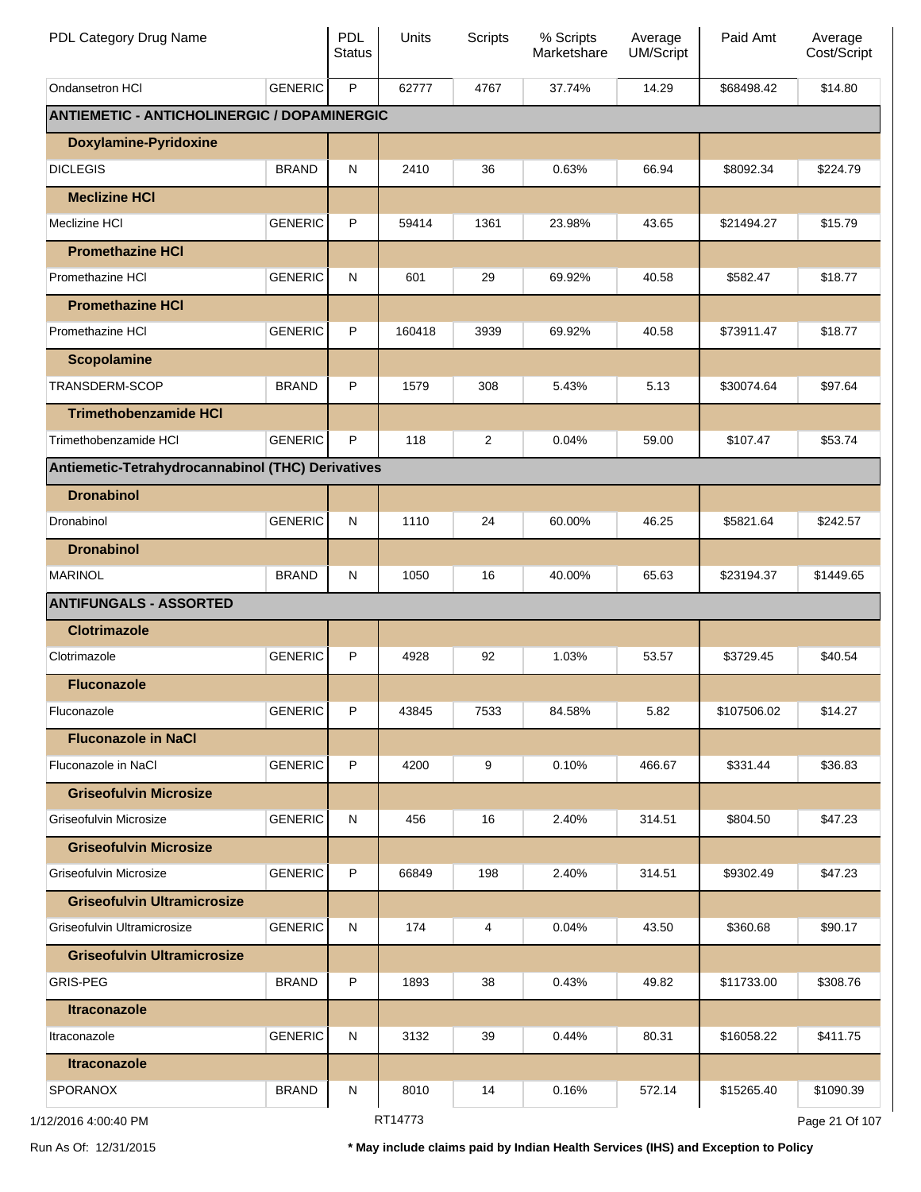| PDL Category Drug Name | | PDL Status | Units | Scripts | % Scripts Marketshare | Average UM/Script | Paid Amt | Average Cost/Script |
|---|---|---|---|---|---|---|---|---|
| Ondansetron HCl | GENERIC | P | 62777 | 4767 | 37.74% | 14.29 | $68498.42 | $14.80 |
| **ANTIEMETIC - ANTICHOLINERGIC / DOPAMINERGIC** | | | | | | | | |
| **Doxylamine-Pyridoxine** | | | | | | | | |
| DICLEGIS | BRAND | N | 2410 | 36 | 0.63% | 66.94 | $8092.34 | $224.79 |
| **Meclizine HCl** | | | | | | | | |
| Meclizine HCl | GENERIC | P | 59414 | 1361 | 23.98% | 43.65 | $21494.27 | $15.79 |
| **Promethazine HCl** | | | | | | | | |
| Promethazine HCl | GENERIC | N | 601 | 29 | 69.92% | 40.58 | $582.47 | $18.77 |
| **Promethazine HCl** | | | | | | | | |
| Promethazine HCl | GENERIC | P | 160418 | 3939 | 69.92% | 40.58 | $73911.47 | $18.77 |
| **Scopolamine** | | | | | | | | |
| TRANSDERM-SCOP | BRAND | P | 1579 | 308 | 5.43% | 5.13 | $30074.64 | $97.64 |
| **Trimethobenzamide HCl** | | | | | | | | |
| Trimethobenzamide HCl | GENERIC | P | 118 | 2 | 0.04% | 59.00 | $107.47 | $53.74 |
| **Antiemetic-Tetrahydrocannabinol (THC) Derivatives** | | | | | | | | |
| **Dronabinol** | | | | | | | | |
| Dronabinol | GENERIC | N | 1110 | 24 | 60.00% | 46.25 | $5821.64 | $242.57 |
| **Dronabinol** | | | | | | | | |
| MARINOL | BRAND | N | 1050 | 16 | 40.00% | 65.63 | $23194.37 | $1449.65 |
| **ANTIFUNGALS - ASSORTED** | | | | | | | | |
| **Clotrimazole** | | | | | | | | |
| Clotrimazole | GENERIC | P | 4928 | 92 | 1.03% | 53.57 | $3729.45 | $40.54 |
| **Fluconazole** | | | | | | | | |
| Fluconazole | GENERIC | P | 43845 | 7533 | 84.58% | 5.82 | $107506.02 | $14.27 |
| **Fluconazole in NaCl** | | | | | | | | |
| Fluconazole in NaCl | GENERIC | P | 4200 | 9 | 0.10% | 466.67 | $331.44 | $36.83 |
| **Griseofulvin Microsize** | | | | | | | | |
| Griseofulvin Microsize | GENERIC | N | 456 | 16 | 2.40% | 314.51 | $804.50 | $47.23 |
| **Griseofulvin Microsize** | | | | | | | | |
| Griseofulvin Microsize | GENERIC | P | 66849 | 198 | 2.40% | 314.51 | $9302.49 | $47.23 |
| **Griseofulvin Ultramicrosize** | | | | | | | | |
| Griseofulvin Ultramicrosize | GENERIC | N | 174 | 4 | 0.04% | 43.50 | $360.68 | $90.17 |
| **Griseofulvin Ultramicrosize** | | | | | | | | |
| GRIS-PEG | BRAND | P | 1893 | 38 | 0.43% | 49.82 | $11733.00 | $308.76 |
| **Itraconazole** | | | | | | | | |
| Itraconazole | GENERIC | N | 3132 | 39 | 0.44% | 80.31 | $16058.22 | $411.75 |
| **Itraconazole** | | | | | | | | |
| SPORANOX | BRAND | N | 8010 | 14 | 0.16% | 572.14 | $15265.40 | $1090.39 |

1/12/2016 4:00:40 PM RT14773

Run As Of: 12/31/2015 **\* May include claims paid by Indian Health Services (IHS) and Exception to Policy**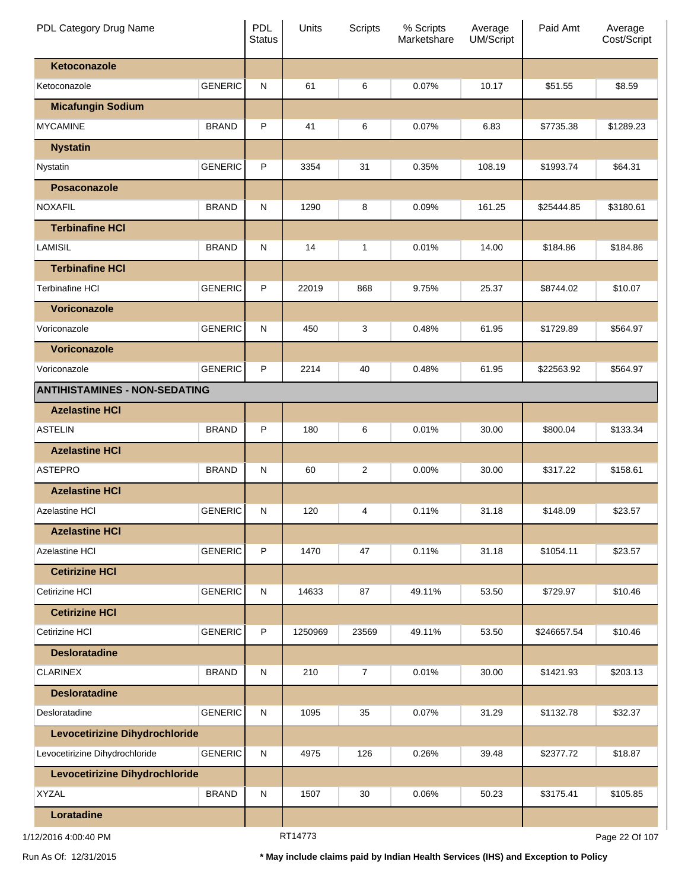| PDL Category Drug Name | | PDL Status | Units | Scripts | % Scripts Marketshare | Average UM/Script | Paid Amt | Average Cost/Script |
|---|---|---|---|---|---|---|---|---|
| **Ketoconazole** | | | | | | | | |
| Ketoconazole | GENERIC | N | 61 | 6 | 0.07% | 10.17 | $51.55 | $8.59 |
| **Micafungin Sodium** | | | | | | | | |
| MYCAMINE | BRAND | P | 41 | 6 | 0.07% | 6.83 | $7735.38 | $1289.23 |
| **Nystatin** | | | | | | | | |
| Nystatin | GENERIC | P | 3354 | 31 | 0.35% | 108.19 | $1993.74 | $64.31 |
| **Posaconazole** | | | | | | | | |
| NOXAFIL | BRAND | N | 1290 | 8 | 0.09% | 161.25 | $25444.85 | $3180.61 |
| **Terbinafine HCl** | | | | | | | | |
| LAMISIL | BRAND | N | 14 | 1 | 0.01% | 14.00 | $184.86 | $184.86 |
| **Terbinafine HCl** | | | | | | | | |
| Terbinafine HCl | GENERIC | P | 22019 | 868 | 9.75% | 25.37 | $8744.02 | $10.07 |
| **Voriconazole** | | | | | | | | |
| Voriconazole | GENERIC | N | 450 | 3 | 0.48% | 61.95 | $1729.89 | $564.97 |
| **Voriconazole** | | | | | | | | |
| Voriconazole | GENERIC | P | 2214 | 40 | 0.48% | 61.95 | $22563.92 | $564.97 |
| **ANTIHISTAMINES - NON-SEDATING** | | | | | | | | |
| **Azelastine HCl** | | | | | | | | |
| ASTELIN | BRAND | P | 180 | 6 | 0.01% | 30.00 | $800.04 | $133.34 |
| **Azelastine HCl** | | | | | | | | |
| ASTEPRO | BRAND | N | 60 | 2 | 0.00% | 30.00 | $317.22 | $158.61 |
| **Azelastine HCl** | | | | | | | | |
| Azelastine HCl | GENERIC | N | 120 | 4 | 0.11% | 31.18 | $148.09 | $23.57 |
| **Azelastine HCl** | | | | | | | | |
| Azelastine HCl | GENERIC | P | 1470 | 47 | 0.11% | 31.18 | $1054.11 | $23.57 |
| **Cetirizine HCl** | | | | | | | | |
| Cetirizine HCl | GENERIC | N | 14633 | 87 | 49.11% | 53.50 | $729.97 | $10.46 |
| **Cetirizine HCl** | | | | | | | | |
| Cetirizine HCl | GENERIC | P | 1250969 | 23569 | 49.11% | 53.50 | $246657.54 | $10.46 |
| **Desloratadine** | | | | | | | | |
| CLARINEX | BRAND | N | 210 | 7 | 0.01% | 30.00 | $1421.93 | $203.13 |
| **Desloratadine** | | | | | | | | |
| Desloratadine | GENERIC | N | 1095 | 35 | 0.07% | 31.29 | $1132.78 | $32.37 |
| **Levocetirizine Dihydrochloride** | | | | | | | | |
| Levocetirizine Dihydrochloride | GENERIC | N | 4975 | 126 | 0.26% | 39.48 | $2377.72 | $18.87 |
| **Levocetirizine Dihydrochloride** | | | | | | | | |
| XYZAL | BRAND | N | 1507 | 30 | 0.06% | 50.23 | $3175.41 | $105.85 |
| **Loratadine** | | | | | | | | |

1/12/2016 4:00:40 PM RT14773

Run As Of: 12/31/2015 **\* May include claims paid by Indian Health Services (IHS) and Exception to Policy**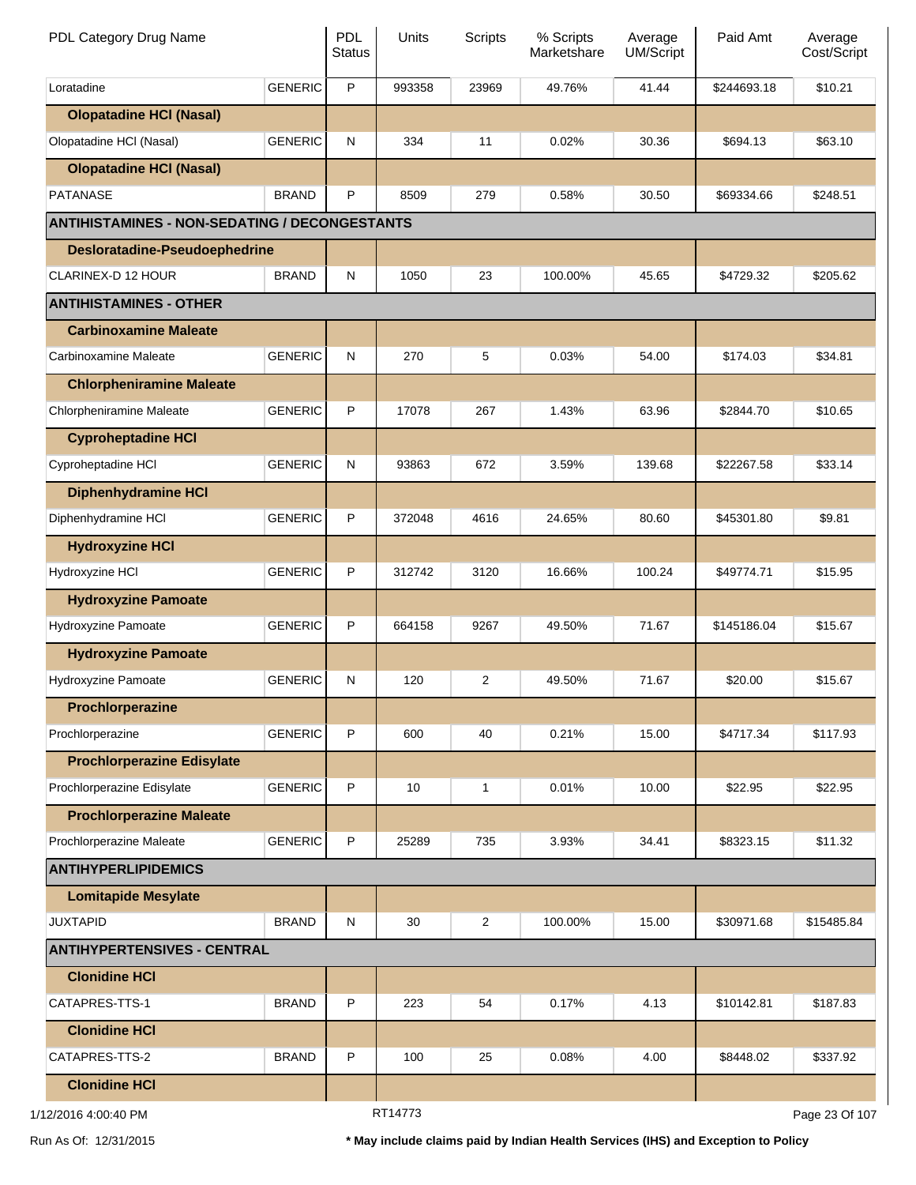| PDL Category Drug Name | | PDL Status | Units | Scripts | % Scripts Marketshare | Average UM/Script | Paid Amt | Average Cost/Script |
|---|---|---|---|---|---|---|---|---|
| Loratadine | GENERIC | P | 993358 | 23969 | 49.76% | 41.44 | $244693.18 | $10.21 |
| **Olopatadine HCl (Nasal)** | | | | | | | | |
| Olopatadine HCl (Nasal) | GENERIC | N | 334 | 11 | 0.02% | 30.36 | $694.13 | $63.10 |
| **Olopatadine HCl (Nasal)** | | | | | | | | |
| PATANASE | BRAND | P | 8509 | 279 | 0.58% | 30.50 | $69334.66 | $248.51 |
| **ANTIHISTAMINES - NON-SEDATING / DECONGESTANTS** | | | | | | | | |
| **Desloratadine-Pseudoephedrine** | | | | | | | | |
| CLARINEX-D 12 HOUR | BRAND | N | 1050 | 23 | 100.00% | 45.65 | $4729.32 | $205.62 |
| **ANTIHISTAMINES - OTHER** | | | | | | | | |
| **Carbinoxamine Maleate** | | | | | | | | |
| Carbinoxamine Maleate | GENERIC | N | 270 | 5 | 0.03% | 54.00 | $174.03 | $34.81 |
| **Chlorpheniramine Maleate** | | | | | | | | |
| Chlorpheniramine Maleate | GENERIC | P | 17078 | 267 | 1.43% | 63.96 | $2844.70 | $10.65 |
| **Cyproheptadine HCl** | | | | | | | | |
| Cyproheptadine HCl | GENERIC | N | 93863 | 672 | 3.59% | 139.68 | $22267.58 | $33.14 |
| **Diphenhydramine HCl** | | | | | | | | |
| Diphenhydramine HCl | GENERIC | P | 372048 | 4616 | 24.65% | 80.60 | $45301.80 | $9.81 |
| **Hydroxyzine HCl** | | | | | | | | |
| Hydroxyzine HCl | GENERIC | P | 312742 | 3120 | 16.66% | 100.24 | $49774.71 | $15.95 |
| **Hydroxyzine Pamoate** | | | | | | | | |
| Hydroxyzine Pamoate | GENERIC | P | 664158 | 9267 | 49.50% | 71.67 | $145186.04 | $15.67 |
| **Hydroxyzine Pamoate** | | | | | | | | |
| Hydroxyzine Pamoate | GENERIC | N | 120 | 2 | 49.50% | 71.67 | $20.00 | $15.67 |
| **Prochlorperazine** | | | | | | | | |
| Prochlorperazine | GENERIC | P | 600 | 40 | 0.21% | 15.00 | $4717.34 | $117.93 |
| **Prochlorperazine Edisylate** | | | | | | | | |
| Prochlorperazine Edisylate | GENERIC | P | 10 | 1 | 0.01% | 10.00 | $22.95 | $22.95 |
| **Prochlorperazine Maleate** | | | | | | | | |
| Prochlorperazine Maleate | GENERIC | P | 25289 | 735 | 3.93% | 34.41 | $8323.15 | $11.32 |
| **ANTIHYPERLIPIDEMICS** | | | | | | | | |
| **Lomitapide Mesylate** | | | | | | | | |
| JUXTAPID | BRAND | N | 30 | 2 | 100.00% | 15.00 | $30971.68 | $15485.84 |
| **ANTIHYPERTENSIVES - CENTRAL** | | | | | | | | |
| **Clonidine HCl** | | | | | | | | |
| CATAPRES-TTS-1 | BRAND | P | 223 | 54 | 0.17% | 4.13 | $10142.81 | $187.83 |
| **Clonidine HCl** | | | | | | | | |
| CATAPRES-TTS-2 | BRAND | P | 100 | 25 | 0.08% | 4.00 | $8448.02 | $337.92 |
| **Clonidine HCl** | | | | | | | | |

1/12/2016 4:00:40 PM RT14773

Run As Of: 12/31/2015 **\* May include claims paid by Indian Health Services (IHS) and Exception to Policy**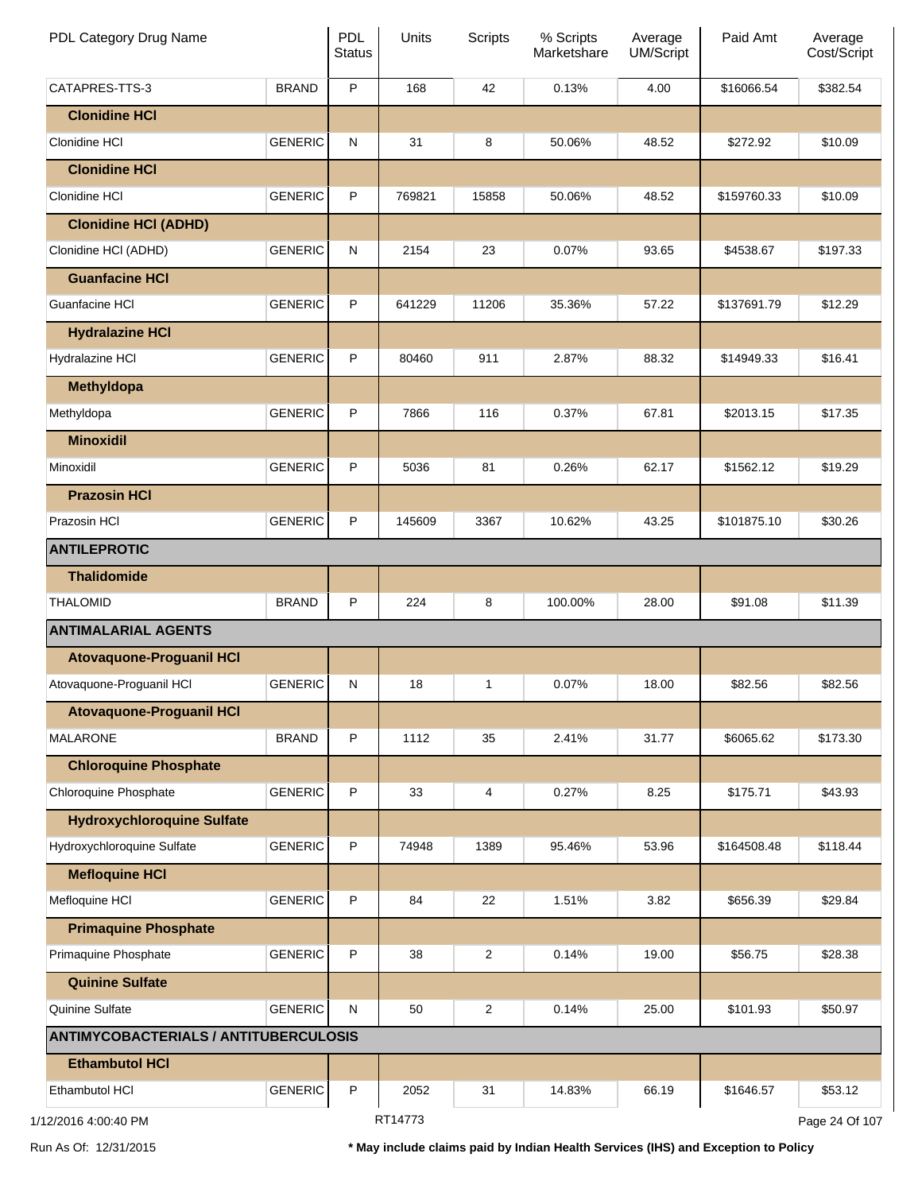| PDL Category Drug Name | | PDL Status | Units | Scripts | % Scripts Marketshare | Average UM/Script | Paid Amt | Average Cost/Script |
|---|---|---|---|---|---|---|---|---|
| CATAPRES-TTS-3 | BRAND | P | 168 | 42 | 0.13% | 4.00 | $16066.54 | $382.54 |
| **Clonidine HCl** | | | | | | | | |
| Clonidine HCl | GENERIC | N | 31 | 8 | 50.06% | 48.52 | $272.92 | $10.09 |
| **Clonidine HCl** | | | | | | | | |
| Clonidine HCl | GENERIC | P | 769821 | 15858 | 50.06% | 48.52 | $159760.33 | $10.09 |
| **Clonidine HCl (ADHD)** | | | | | | | | |
| Clonidine HCl (ADHD) | GENERIC | N | 2154 | 23 | 0.07% | 93.65 | $4538.67 | $197.33 |
| **Guanfacine HCl** | | | | | | | | |
| Guanfacine HCl | GENERIC | P | 641229 | 11206 | 35.36% | 57.22 | $137691.79 | $12.29 |
| **Hydralazine HCl** | | | | | | | | |
| Hydralazine HCl | GENERIC | P | 80460 | 911 | 2.87% | 88.32 | $14949.33 | $16.41 |
| **Methyldopa** | | | | | | | | |
| Methyldopa | GENERIC | P | 7866 | 116 | 0.37% | 67.81 | $2013.15 | $17.35 |
| **Minoxidil** | | | | | | | | |
| Minoxidil | GENERIC | P | 5036 | 81 | 0.26% | 62.17 | $1562.12 | $19.29 |
| **Prazosin HCl** | | | | | | | | |
| Prazosin HCl | GENERIC | P | 145609 | 3367 | 10.62% | 43.25 | $101875.10 | $30.26 |
| **ANTILEPROTIC** | | | | | | | | |
| **Thalidomide** | | | | | | | | |
| THALOMID | BRAND | P | 224 | 8 | 100.00% | 28.00 | $91.08 | $11.39 |
| **ANTIMALARIAL AGENTS** | | | | | | | | |
| **Atovaquone-Proguanil HCl** | | | | | | | | |
| Atovaquone-Proguanil HCl | GENERIC | N | 18 | 1 | 0.07% | 18.00 | $82.56 | $82.56 |
| **Atovaquone-Proguanil HCl** | | | | | | | | |
| MALARONE | BRAND | P | 1112 | 35 | 2.41% | 31.77 | $6065.62 | $173.30 |
| **Chloroquine Phosphate** | | | | | | | | |
| Chloroquine Phosphate | GENERIC | P | 33 | 4 | 0.27% | 8.25 | $175.71 | $43.93 |
| **Hydroxychloroquine Sulfate** | | | | | | | | |
| Hydroxychloroquine Sulfate | GENERIC | P | 74948 | 1389 | 95.46% | 53.96 | $164508.48 | $118.44 |
| **Mefloquine HCl** | | | | | | | | |
| Mefloquine HCl | GENERIC | P | 84 | 22 | 1.51% | 3.82 | $656.39 | $29.84 |
| **Primaquine Phosphate** | | | | | | | | |
| Primaquine Phosphate | GENERIC | P | 38 | 2 | 0.14% | 19.00 | $56.75 | $28.38 |
| **Quinine Sulfate** | | | | | | | | |
| Quinine Sulfate | GENERIC | N | 50 | 2 | 0.14% | 25.00 | $101.93 | $50.97 |
| **ANTIMYCOBACTERIALS / ANTITUBERCULOSIS** | | | | | | | | |
| **Ethambutol HCl** | | | | | | | | |
| Ethambutol HCl | GENERIC | P | 2052 | 31 | 14.83% | 66.19 | $1646.57 | $53.12 |

1/12/2016 4:00:40 PM RT14773

Run As Of: 12/31/2015 **\* May include claims paid by Indian Health Services (IHS) and Exception to Policy**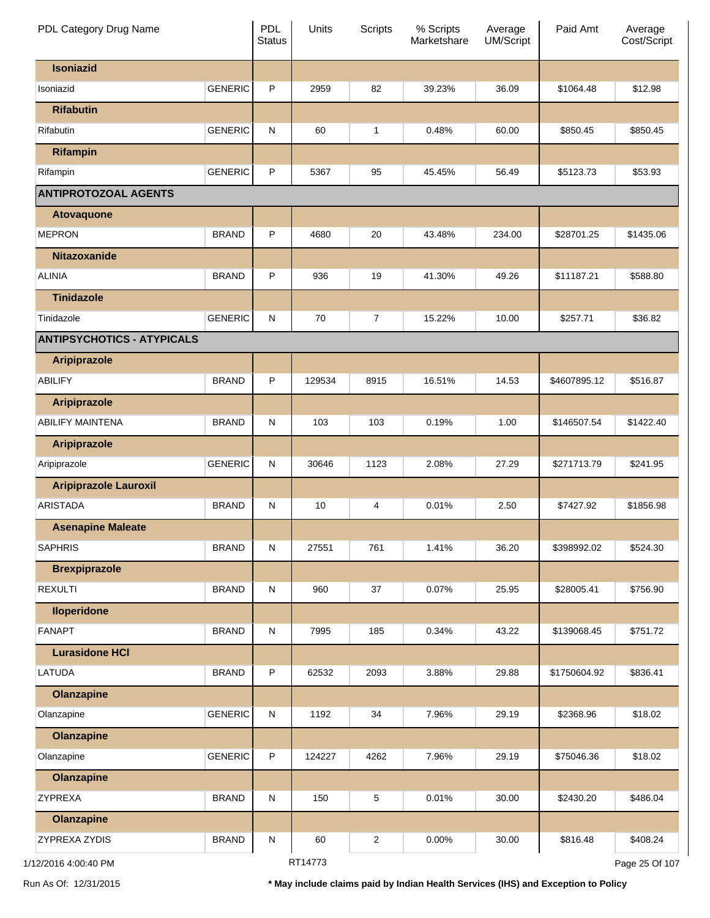| PDL Category Drug Name | | PDL Status | Units | Scripts | % Scripts Marketshare | Average UM/Script | Paid Amt | Average Cost/Script |
|---|---|---|---|---|---|---|---|---|
| **Isoniazid** | | | | | | | | |
| Isoniazid | GENERIC | P | 2959 | 82 | 39.23% | 36.09 | $1064.48 | $12.98 |
| **Rifabutin** | | | | | | | | |
| Rifabutin | GENERIC | N | 60 | 1 | 0.48% | 60.00 | $850.45 | $850.45 |
| **Rifampin** | | | | | | | | |
| Rifampin | GENERIC | P | 5367 | 95 | 45.45% | 56.49 | $5123.73 | $53.93 |
| **ANTIPROTOZOAL AGENTS** | | | | | | | | |
| **Atovaquone** | | | | | | | | |
| MEPRON | BRAND | P | 4680 | 20 | 43.48% | 234.00 | $28701.25 | $1435.06 |
| **Nitazoxanide** | | | | | | | | |
| ALINIA | BRAND | P | 936 | 19 | 41.30% | 49.26 | $11187.21 | $588.80 |
| **Tinidazole** | | | | | | | | |
| Tinidazole | GENERIC | N | 70 | 7 | 15.22% | 10.00 | $257.71 | $36.82 |
| **ANTIPSYCHOTICS - ATYPICALS** | | | | | | | | |
| **Aripiprazole** | | | | | | | | |
| ABILIFY | BRAND | P | 129534 | 8915 | 16.51% | 14.53 | $4607895.12 | $516.87 |
| **Aripiprazole** | | | | | | | | |
| ABILIFY MAINTENA | BRAND | N | 103 | 103 | 0.19% | 1.00 | $146507.54 | $1422.40 |
| **Aripiprazole** | | | | | | | | |
| Aripiprazole | GENERIC | N | 30646 | 1123 | 2.08% | 27.29 | $271713.79 | $241.95 |
| **Aripiprazole Lauroxil** | | | | | | | | |
| ARISTADA | BRAND | N | 10 | 4 | 0.01% | 2.50 | $7427.92 | $1856.98 |
| **Asenapine Maleate** | | | | | | | | |
| SAPHRIS | BRAND | N | 27551 | 761 | 1.41% | 36.20 | $398992.02 | $524.30 |
| **Brexpiprazole** | | | | | | | | |
| REXULTI | BRAND | N | 960 | 37 | 0.07% | 25.95 | $28005.41 | $756.90 |
| **Iloperidone** | | | | | | | | |
| FANAPT | BRAND | N | 7995 | 185 | 0.34% | 43.22 | $139068.45 | $751.72 |
| **Lurasidone HCl** | | | | | | | | |
| LATUDA | BRAND | P | 62532 | 2093 | 3.88% | 29.88 | $1750604.92 | $836.41 |
| **Olanzapine** | | | | | | | | |
| Olanzapine | GENERIC | N | 1192 | 34 | 7.96% | 29.19 | $2368.96 | $18.02 |
| **Olanzapine** | | | | | | | | |
| Olanzapine | GENERIC | P | 124227 | 4262 | 7.96% | 29.19 | $75046.36 | $18.02 |
| **Olanzapine** | | | | | | | | |
| ZYPREXA | BRAND | N | 150 | 5 | 0.01% | 30.00 | $2430.20 | $486.04 |
| **Olanzapine** | | | | | | | | |
| ZYPREXA ZYDIS | BRAND | N | 60 | 2 | 0.00% | 30.00 | $816.48 | $408.24 |

1/12/2016 4:00:40 PM RT14773

Run As Of: 12/31/2015

**\* May include claims paid by Indian Health Services (IHS) and Exception to Policy**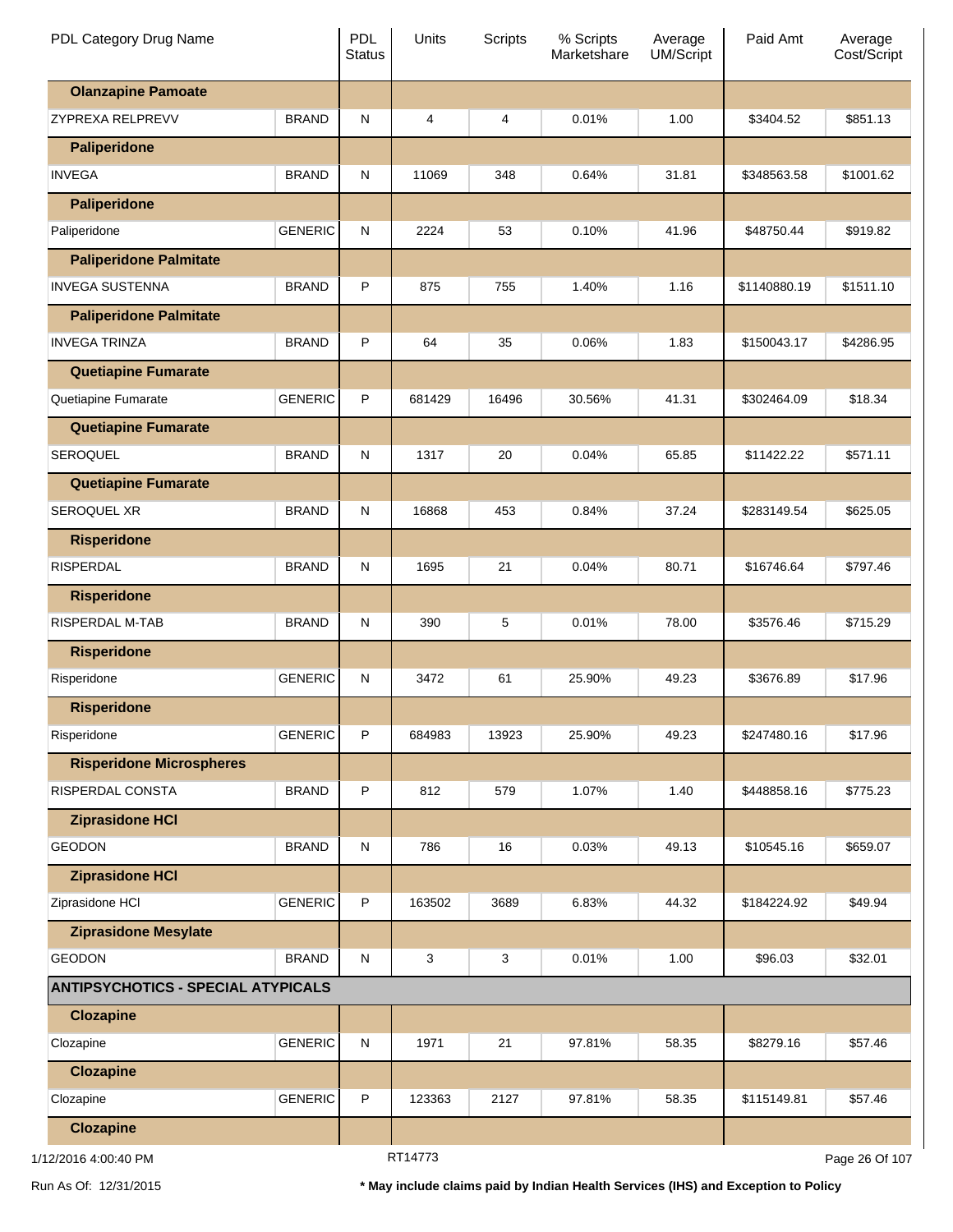| PDL Category Drug Name | | PDL Status | Units | Scripts | % Scripts Marketshare | Average UM/Script | Paid Amt | Average Cost/Script |
|---|---|---|---|---|---|---|---|---|
| **Olanzapine Pamoate** | | | | | | | | |
| ZYPREXA RELPREVV | BRAND | N | 4 | 4 | 0.01% | 1.00 | $3404.52 | $851.13 |
| **Paliperidone** | | | | | | | | |
| INVEGA | BRAND | N | 11069 | 348 | 0.64% | 31.81 | $348563.58 | $1001.62 |
| **Paliperidone** | | | | | | | | |
| Paliperidone | GENERIC | N | 2224 | 53 | 0.10% | 41.96 | $48750.44 | $919.82 |
| **Paliperidone Palmitate** | | | | | | | | |
| INVEGA SUSTENNA | BRAND | P | 875 | 755 | 1.40% | 1.16 | $1140880.19 | $1511.10 |
| **Paliperidone Palmitate** | | | | | | | | |
| INVEGA TRINZA | BRAND | P | 64 | 35 | 0.06% | 1.83 | $150043.17 | $4286.95 |
| **Quetiapine Fumarate** | | | | | | | | |
| Quetiapine Fumarate | GENERIC | P | 681429 | 16496 | 30.56% | 41.31 | $302464.09 | $18.34 |
| **Quetiapine Fumarate** | | | | | | | | |
| SEROQUEL | BRAND | N | 1317 | 20 | 0.04% | 65.85 | $11422.22 | $571.11 |
| **Quetiapine Fumarate** | | | | | | | | |
| SEROQUEL XR | BRAND | N | 16868 | 453 | 0.84% | 37.24 | $283149.54 | $625.05 |
| **Risperidone** | | | | | | | | |
| RISPERDAL | BRAND | N | 1695 | 21 | 0.04% | 80.71 | $16746.64 | $797.46 |
| **Risperidone** | | | | | | | | |
| RISPERDAL M-TAB | BRAND | N | 390 | 5 | 0.01% | 78.00 | $3576.46 | $715.29 |
| **Risperidone** | | | | | | | | |
| Risperidone | GENERIC | N | 3472 | 61 | 25.90% | 49.23 | $3676.89 | $17.96 |
| **Risperidone** | | | | | | | | |
| Risperidone | GENERIC | P | 684983 | 13923 | 25.90% | 49.23 | $247480.16 | $17.96 |
| **Risperidone Microspheres** | | | | | | | | |
| RISPERDAL CONSTA | BRAND | P | 812 | 579 | 1.07% | 1.40 | $448858.16 | $775.23 |
| **Ziprasidone HCl** | | | | | | | | |
| GEODON | BRAND | N | 786 | 16 | 0.03% | 49.13 | $10545.16 | $659.07 |
| **Ziprasidone HCl** | | | | | | | | |
| Ziprasidone HCl | GENERIC | P | 163502 | 3689 | 6.83% | 44.32 | $184224.92 | $49.94 |
| **Ziprasidone Mesylate** | | | | | | | | |
| GEODON | BRAND | N | 3 | 3 | 0.01% | 1.00 | $96.03 | $32.01 |
| **ANTIPSYCHOTICS - SPECIAL ATYPICALS** | | | | | | | | |
| **Clozapine** | | | | | | | | |
| Clozapine | GENERIC | N | 1971 | 21 | 97.81% | 58.35 | $8279.16 | $57.46 |
| **Clozapine** | | | | | | | | |
| Clozapine | GENERIC | P | 123363 | 2127 | 97.81% | 58.35 | $115149.81 | $57.46 |
| **Clozapine** | | | | | | | | |

1/12/2016 4:00:40 PM RT14773

Run As Of: 12/31/2015 **\* May include claims paid by Indian Health Services (IHS) and Exception to Policy**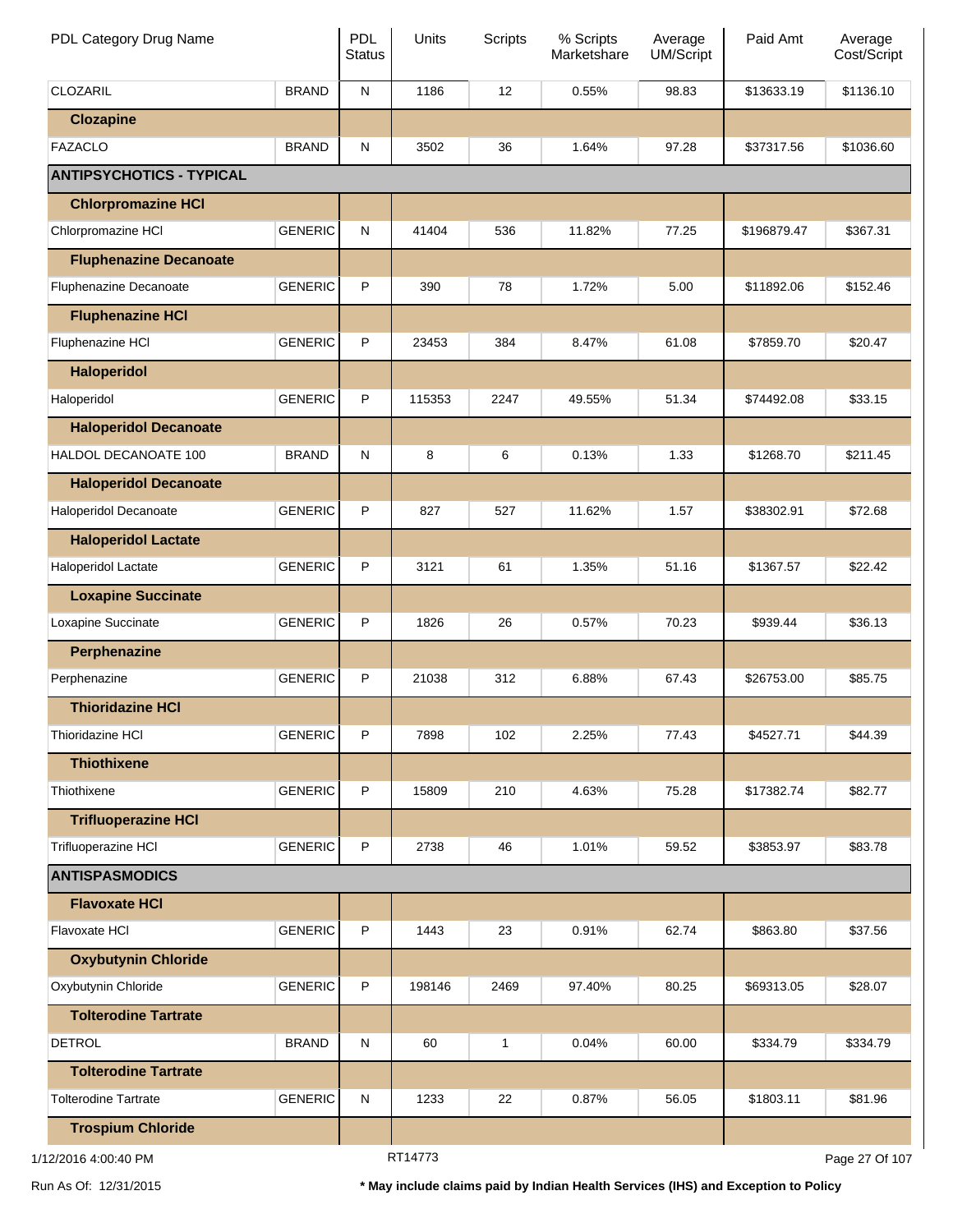| PDL Category Drug Name | | PDL Status | Units | Scripts | % Scripts Marketshare | Average UM/Script | Paid Amt | Average Cost/Script |
|---|---|---|---|---|---|---|---|---|
| CLOZARIL | BRAND | N | 1186 | 12 | 0.55% | 98.83 | $13633.19 | $1136.10 |
| **Clozapine** | | | | | | | | |
| FAZACLO | BRAND | N | 3502 | 36 | 1.64% | 97.28 | $37317.56 | $1036.60 |
| **ANTIPSYCHOTICS - TYPICAL** | | | | | | | | |
| **Chlorpromazine HCl** | | | | | | | | |
| Chlorpromazine HCl | GENERIC | N | 41404 | 536 | 11.82% | 77.25 | $196879.47 | $367.31 |
| **Fluphenazine Decanoate** | | | | | | | | |
| Fluphenazine Decanoate | GENERIC | P | 390 | 78 | 1.72% | 5.00 | $11892.06 | $152.46 |
| **Fluphenazine HCl** | | | | | | | | |
| Fluphenazine HCl | GENERIC | P | 23453 | 384 | 8.47% | 61.08 | $7859.70 | $20.47 |
| **Haloperidol** | | | | | | | | |
| Haloperidol | GENERIC | P | 115353 | 2247 | 49.55% | 51.34 | $74492.08 | $33.15 |
| **Haloperidol Decanoate** | | | | | | | | |
| HALDOL DECANOATE 100 | BRAND | N | 8 | 6 | 0.13% | 1.33 | $1268.70 | $211.45 |
| **Haloperidol Decanoate** | | | | | | | | |
| Haloperidol Decanoate | GENERIC | P | 827 | 527 | 11.62% | 1.57 | $38302.91 | $72.68 |
| **Haloperidol Lactate** | | | | | | | | |
| Haloperidol Lactate | GENERIC | P | 3121 | 61 | 1.35% | 51.16 | $1367.57 | $22.42 |
| **Loxapine Succinate** | | | | | | | | |
| Loxapine Succinate | GENERIC | P | 1826 | 26 | 0.57% | 70.23 | $939.44 | $36.13 |
| **Perphenazine** | | | | | | | | |
| Perphenazine | GENERIC | P | 21038 | 312 | 6.88% | 67.43 | $26753.00 | $85.75 |
| **Thioridazine HCl** | | | | | | | | |
| Thioridazine HCl | GENERIC | P | 7898 | 102 | 2.25% | 77.43 | $4527.71 | $44.39 |
| **Thiothixene** | | | | | | | | |
| Thiothixene | GENERIC | P | 15809 | 210 | 4.63% | 75.28 | $17382.74 | $82.77 |
| **Trifluoperazine HCl** | | | | | | | | |
| Trifluoperazine HCl | GENERIC | P | 2738 | 46 | 1.01% | 59.52 | $3853.97 | $83.78 |
| **ANTISPASMODICS** | | | | | | | | |
| **Flavoxate HCl** | | | | | | | | |
| Flavoxate HCl | GENERIC | P | 1443 | 23 | 0.91% | 62.74 | $863.80 | $37.56 |
| **Oxybutynin Chloride** | | | | | | | | |
| Oxybutynin Chloride | GENERIC | P | 198146 | 2469 | 97.40% | 80.25 | $69313.05 | $28.07 |
| **Tolterodine Tartrate** | | | | | | | | |
| DETROL | BRAND | N | 60 | 1 | 0.04% | 60.00 | $334.79 | $334.79 |
| **Tolterodine Tartrate** | | | | | | | | |
| Tolterodine Tartrate | GENERIC | N | 1233 | 22 | 0.87% | 56.05 | $1803.11 | $81.96 |
| **Trospium Chloride** | | | | | | | | |

1/12/2016 4:00:40 PM RT14773

Run As Of: 12/31/2015 **\* May include claims paid by Indian Health Services (IHS) and Exception to Policy**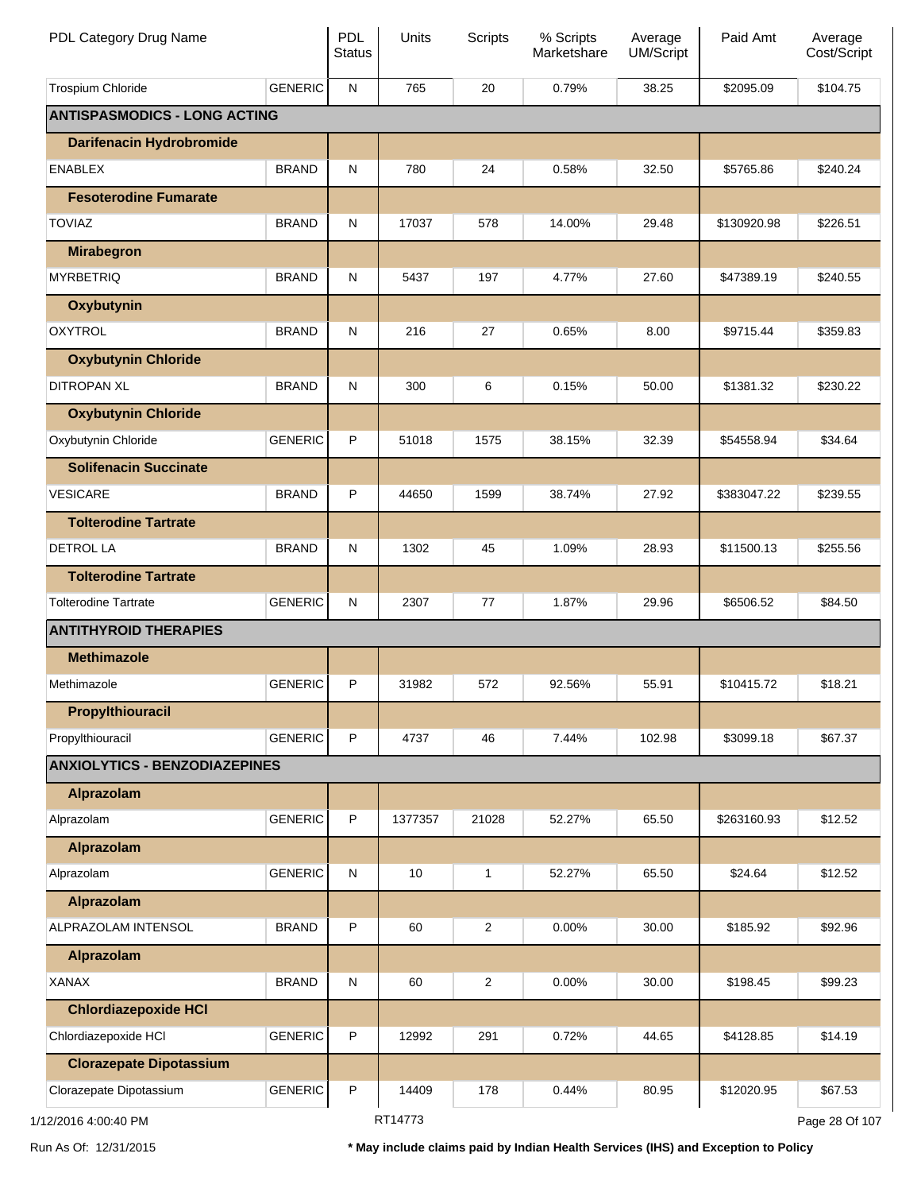| PDL Category Drug Name | | PDL Status | Units | Scripts | % Scripts Marketshare | Average UM/Script | Paid Amt | Average Cost/Script |
|---|---|---|---|---|---|---|---|---|
| Trospium Chloride | GENERIC | N | 765 | 20 | 0.79% | 38.25 | $2095.09 | $104.75 |
| **ANTISPASMODICS - LONG ACTING** | | | | | | | | |
| **Darifenacin Hydrobromide** | | | | | | | | |
| ENABLEX | BRAND | N | 780 | 24 | 0.58% | 32.50 | $5765.86 | $240.24 |
| **Fesoterodine Fumarate** | | | | | | | | |
| TOVIAZ | BRAND | N | 17037 | 578 | 14.00% | 29.48 | $130920.98 | $226.51 |
| **Mirabegron** | | | | | | | | |
| MYRBETRIQ | BRAND | N | 5437 | 197 | 4.77% | 27.60 | $47389.19 | $240.55 |
| **Oxybutynin** | | | | | | | | |
| OXYTROL | BRAND | N | 216 | 27 | 0.65% | 8.00 | $9715.44 | $359.83 |
| **Oxybutynin Chloride** | | | | | | | | |
| DITROPAN XL | BRAND | N | 300 | 6 | 0.15% | 50.00 | $1381.32 | $230.22 |
| **Oxybutynin Chloride** | | | | | | | | |
| Oxybutynin Chloride | GENERIC | P | 51018 | 1575 | 38.15% | 32.39 | $54558.94 | $34.64 |
| **Solifenacin Succinate** | | | | | | | | |
| VESICARE | BRAND | P | 44650 | 1599 | 38.74% | 27.92 | $383047.22 | $239.55 |
| **Tolterodine Tartrate** | | | | | | | | |
| DETROL LA | BRAND | N | 1302 | 45 | 1.09% | 28.93 | $11500.13 | $255.56 |
| **Tolterodine Tartrate** | | | | | | | | |
| Tolterodine Tartrate | GENERIC | N | 2307 | 77 | 1.87% | 29.96 | $6506.52 | $84.50 |
| **ANTITHYROID THERAPIES** | | | | | | | | |
| **Methimazole** | | | | | | | | |
| Methimazole | GENERIC | P | 31982 | 572 | 92.56% | 55.91 | $10415.72 | $18.21 |
| **Propylthiouracil** | | | | | | | | |
| Propylthiouracil | GENERIC | P | 4737 | 46 | 7.44% | 102.98 | $3099.18 | $67.37 |
| **ANXIOLYTICS - BENZODIAZEPINES** | | | | | | | | |
| **Alprazolam** | | | | | | | | |
| Alprazolam | GENERIC | P | 1377357 | 21028 | 52.27% | 65.50 | $263160.93 | $12.52 |
| **Alprazolam** | | | | | | | | |
| Alprazolam | GENERIC | N | 10 | 1 | 52.27% | 65.50 | $24.64 | $12.52 |
| **Alprazolam** | | | | | | | | |
| ALPRAZOLAM INTENSOL | BRAND | P | 60 | 2 | 0.00% | 30.00 | $185.92 | $92.96 |
| **Alprazolam** | | | | | | | | |
| XANAX | BRAND | N | 60 | 2 | 0.00% | 30.00 | $198.45 | $99.23 |
| **Chlordiazepoxide HCl** | | | | | | | | |
| Chlordiazepoxide HCl | GENERIC | P | 12992 | 291 | 0.72% | 44.65 | $4128.85 | $14.19 |
| **Clorazepate Dipotassium** | | | | | | | | |
| Clorazepate Dipotassium | GENERIC | P | 14409 | 178 | 0.44% | 80.95 | $12020.95 | $67.53 |

1/12/2016 4:00:40 PM RT14773

Run As Of: 12/31/2015 * May include claims paid by Indian Health Services (IHS) and Exception to Policy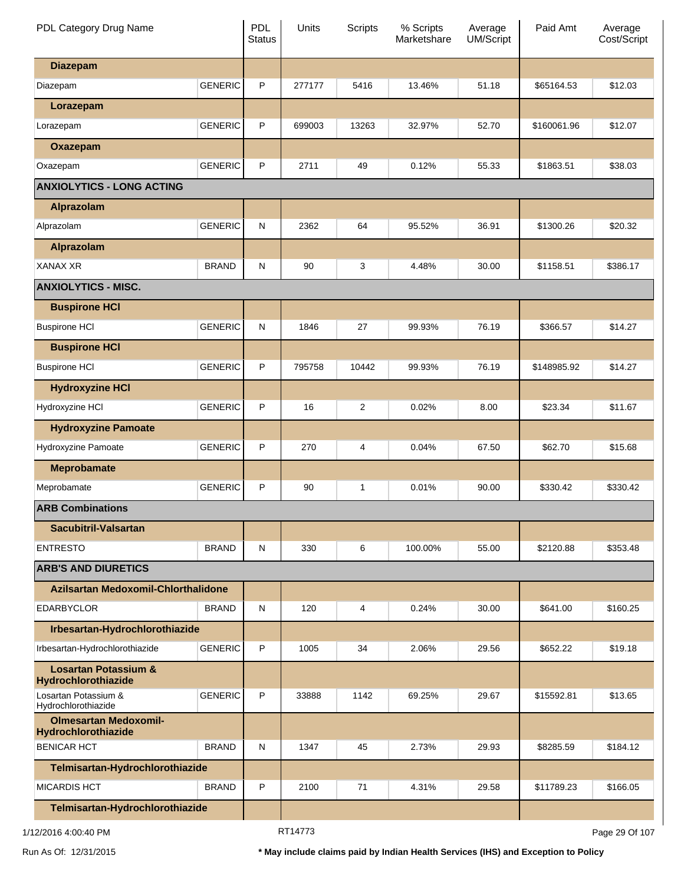| PDL Category Drug Name | | PDL Status | Units | Scripts | % Scripts Marketshare | Average UM/Script | Paid Amt | Average Cost/Script |
|---|---|---|---|---|---|---|---|---|
| **Diazepam** | | | | | | | | |
| Diazepam | GENERIC | P | 277177 | 5416 | 13.46% | 51.18 | $65164.53 | $12.03 |
| **Lorazepam** | | | | | | | | |
| Lorazepam | GENERIC | P | 699003 | 13263 | 32.97% | 52.70 | $160061.96 | $12.07 |
| **Oxazepam** | | | | | | | | |
| Oxazepam | GENERIC | P | 2711 | 49 | 0.12% | 55.33 | $1863.51 | $38.03 |
| **ANXIOLYTICS - LONG ACTING** | | | | | | | | |
| **Alprazolam** | | | | | | | | |
| Alprazolam | GENERIC | N | 2362 | 64 | 95.52% | 36.91 | $1300.26 | $20.32 |
| **Alprazolam** | | | | | | | | |
| XANAX XR | BRAND | N | 90 | 3 | 4.48% | 30.00 | $1158.51 | $386.17 |
| **ANXIOLYTICS - MISC.** | | | | | | | | |
| **Buspirone HCl** | | | | | | | | |
| Buspirone HCl | GENERIC | N | 1846 | 27 | 99.93% | 76.19 | $366.57 | $14.27 |
| **Buspirone HCl** | | | | | | | | |
| Buspirone HCl | GENERIC | P | 795758 | 10442 | 99.93% | 76.19 | $148985.92 | $14.27 |
| **Hydroxyzine HCl** | | | | | | | | |
| Hydroxyzine HCl | GENERIC | P | 16 | 2 | 0.02% | 8.00 | $23.34 | $11.67 |
| **Hydroxyzine Pamoate** | | | | | | | | |
| Hydroxyzine Pamoate | GENERIC | P | 270 | 4 | 0.04% | 67.50 | $62.70 | $15.68 |
| **Meprobamate** | | | | | | | | |
| Meprobamate | GENERIC | P | 90 | 1 | 0.01% | 90.00 | $330.42 | $330.42 |
| **ARB Combinations** | | | | | | | | |
| **Sacubitril-Valsartan** | | | | | | | | |
| ENTRESTO | BRAND | N | 330 | 6 | 100.00% | 55.00 | $2120.88 | $353.48 |
| **ARB'S AND DIURETICS** | | | | | | | | |
| **Azilsartan Medoxomil-Chlorthalidone** | | | | | | | | |
| EDARBYCLOR | BRAND | N | 120 | 4 | 0.24% | 30.00 | $641.00 | $160.25 |
| **Irbesartan-Hydrochlorothiazide** | | | | | | | | |
| Irbesartan-Hydrochlorothiazide | GENERIC | P | 1005 | 34 | 2.06% | 29.56 | $652.22 | $19.18 |
| **Losartan Potassium & Hydrochlorothiazide** | | | | | | | | |
| Losartan Potassium & Hydrochlorothiazide | GENERIC | P | 33888 | 1142 | 69.25% | 29.67 | $15592.81 | $13.65 |
| **Olmesartan Medoxomil-Hydrochlorothiazide** | | | | | | | | |
| BENICAR HCT | BRAND | N | 1347 | 45 | 2.73% | 29.93 | $8285.59 | $184.12 |
| **Telmisartan-Hydrochlorothiazide** | | | | | | | | |
| MICARDIS HCT | BRAND | P | 2100 | 71 | 4.31% | 29.58 | $11789.23 | $166.05 |
| **Telmisartan-Hydrochlorothiazide** | | | | | | | | |

1/12/2016 4:00:40 PM RT14773

Run As Of: 12/31/2015 * May include claims paid by Indian Health Services (IHS) and Exception to Policy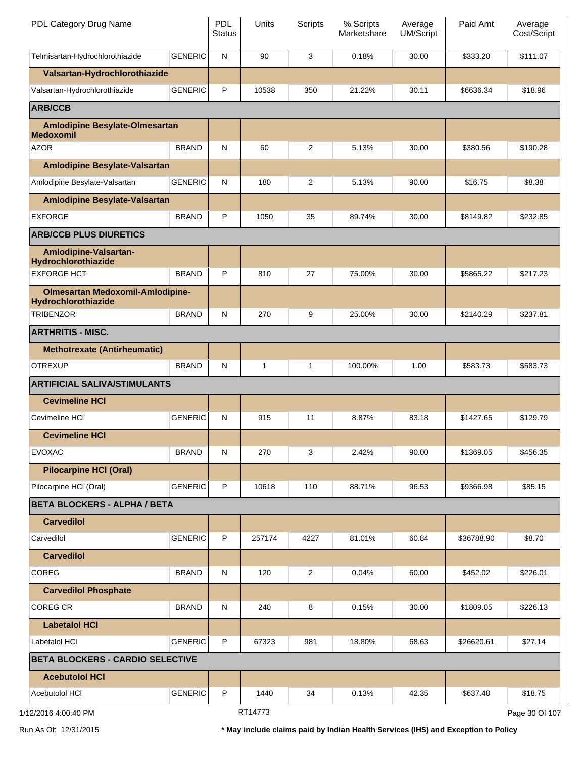| PDL Category Drug Name | | PDL Status | Units | Scripts | % Scripts Marketshare | Average UM/Script | Paid Amt | Average Cost/Script |
|---|---|---|---|---|---|---|---|---|
| Telmisartan-Hydrochlorothiazide | GENERIC | N | 90 | 3 | 0.18% | 30.00 | $333.20 | $111.07 |
| **Valsartan-Hydrochlorothiazide** | | | | | | | | |
| Valsartan-Hydrochlorothiazide | GENERIC | P | 10538 | 350 | 21.22% | 30.11 | $6636.34 | $18.96 |
| **ARB/CCB** | | | | | | | | |
| **Amlodipine Besylate-Olmesartan Medoxomil** | | | | | | | | |
| AZOR | BRAND | N | 60 | 2 | 5.13% | 30.00 | $380.56 | $190.28 |
| **Amlodipine Besylate-Valsartan** | | | | | | | | |
| Amlodipine Besylate-Valsartan | GENERIC | N | 180 | 2 | 5.13% | 90.00 | $16.75 | $8.38 |
| **Amlodipine Besylate-Valsartan** | | | | | | | | |
| EXFORGE | BRAND | P | 1050 | 35 | 89.74% | 30.00 | $8149.82 | $232.85 |
| **ARB/CCB PLUS DIURETICS** | | | | | | | | |
| **Amlodipine-Valsartan-Hydrochlorothiazide** | | | | | | | | |
| EXFORGE HCT | BRAND | P | 810 | 27 | 75.00% | 30.00 | $5865.22 | $217.23 |
| **Olmesartan Medoxomil-Amlodipine-Hydrochlorothiazide** | | | | | | | | |
| TRIBENZOR | BRAND | N | 270 | 9 | 25.00% | 30.00 | $2140.29 | $237.81 |
| **ARTHRITIS - MISC.** | | | | | | | | |
| **Methotrexate (Antirheumatic)** | | | | | | | | |
| OTREXUP | BRAND | N | 1 | 1 | 100.00% | 1.00 | $583.73 | $583.73 |
| **ARTIFICIAL SALIVA/STIMULANTS** | | | | | | | | |
| **Cevimeline HCl** | | | | | | | | |
| Cevimeline HCl | GENERIC | N | 915 | 11 | 8.87% | 83.18 | $1427.65 | $129.79 |
| **Cevimeline HCl** | | | | | | | | |
| EVOXAC | BRAND | N | 270 | 3 | 2.42% | 90.00 | $1369.05 | $456.35 |
| **Pilocarpine HCl (Oral)** | | | | | | | | |
| Pilocarpine HCl (Oral) | GENERIC | P | 10618 | 110 | 88.71% | 96.53 | $9366.98 | $85.15 |
| **BETA BLOCKERS - ALPHA / BETA** | | | | | | | | |
| **Carvedilol** | | | | | | | | |
| Carvedilol | GENERIC | P | 257174 | 4227 | 81.01% | 60.84 | $36788.90 | $8.70 |
| **Carvedilol** | | | | | | | | |
| COREG | BRAND | N | 120 | 2 | 0.04% | 60.00 | $452.02 | $226.01 |
| **Carvedilol Phosphate** | | | | | | | | |
| COREG CR | BRAND | N | 240 | 8 | 0.15% | 30.00 | $1809.05 | $226.13 |
| **Labetalol HCl** | | | | | | | | |
| Labetalol HCl | GENERIC | P | 67323 | 981 | 18.80% | 68.63 | $26620.61 | $27.14 |
| **BETA BLOCKERS - CARDIO SELECTIVE** | | | | | | | | |
| **Acebutolol HCl** | | | | | | | | |
| Acebutolol HCl | GENERIC | P | 1440 | 34 | 0.13% | 42.35 | $637.48 | $18.75 |

1/12/2016 4:00:40 PM RT14773

Run As Of: 12/31/2015

* May include claims paid by Indian Health Services (IHS) and Exception to Policy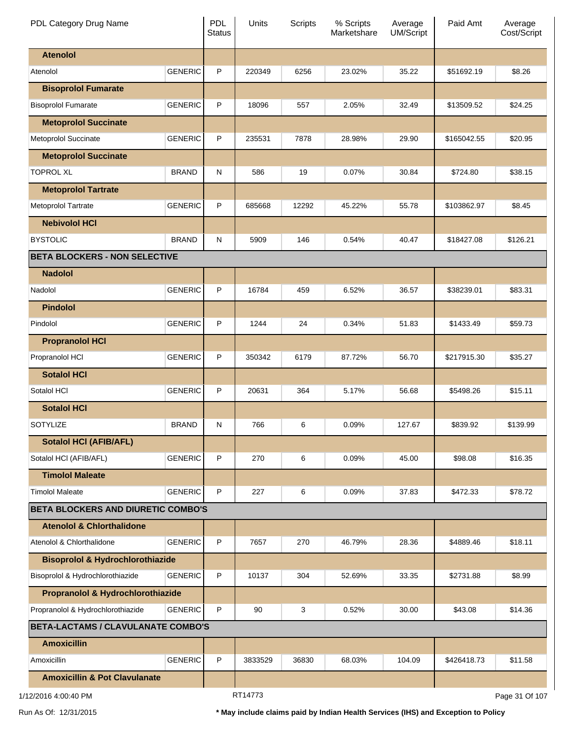| PDL Category Drug Name | | PDL Status | Units | Scripts | % Scripts Marketshare | Average UM/Script | Paid Amt | Average Cost/Script |
|---|---|---|---|---|---|---|---|---|
| **Atenolol** | | | | | | | | |
| Atenolol | GENERIC | P | 220349 | 6256 | 23.02% | 35.22 | $51692.19 | $8.26 |
| **Bisoprolol Fumarate** | | | | | | | | |
| Bisoprolol Fumarate | GENERIC | P | 18096 | 557 | 2.05% | 32.49 | $13509.52 | $24.25 |
| **Metoprolol Succinate** | | | | | | | | |
| Metoprolol Succinate | GENERIC | P | 235531 | 7878 | 28.98% | 29.90 | $165042.55 | $20.95 |
| **Metoprolol Succinate** | | | | | | | | |
| TOPROL XL | BRAND | N | 586 | 19 | 0.07% | 30.84 | $724.80 | $38.15 |
| **Metoprolol Tartrate** | | | | | | | | |
| Metoprolol Tartrate | GENERIC | P | 685668 | 12292 | 45.22% | 55.78 | $103862.97 | $8.45 |
| **Nebivolol HCl** | | | | | | | | |
| BYSTOLIC | BRAND | N | 5909 | 146 | 0.54% | 40.47 | $18427.08 | $126.21 |
| **BETA BLOCKERS - NON SELECTIVE** | | | | | | | | |
| **Nadolol** | | | | | | | | |
| Nadolol | GENERIC | P | 16784 | 459 | 6.52% | 36.57 | $38239.01 | $83.31 |
| **Pindolol** | | | | | | | | |
| Pindolol | GENERIC | P | 1244 | 24 | 0.34% | 51.83 | $1433.49 | $59.73 |
| **Propranolol HCl** | | | | | | | | |
| Propranolol HCl | GENERIC | P | 350342 | 6179 | 87.72% | 56.70 | $217915.30 | $35.27 |
| **Sotalol HCl** | | | | | | | | |
| Sotalol HCl | GENERIC | P | 20631 | 364 | 5.17% | 56.68 | $5498.26 | $15.11 |
| **Sotalol HCl** | | | | | | | | |
| SOTYLIZE | BRAND | N | 766 | 6 | 0.09% | 127.67 | $839.92 | $139.99 |
| **Sotalol HCl (AFIB/AFL)** | | | | | | | | |
| Sotalol HCl (AFIB/AFL) | GENERIC | P | 270 | 6 | 0.09% | 45.00 | $98.08 | $16.35 |
| **Timolol Maleate** | | | | | | | | |
| Timolol Maleate | GENERIC | P | 227 | 6 | 0.09% | 37.83 | $472.33 | $78.72 |
| **BETA BLOCKERS AND DIURETIC COMBO'S** | | | | | | | | |
| **Atenolol & Chlorthalidone** | | | | | | | | |
| Atenolol & Chlorthalidone | GENERIC | P | 7657 | 270 | 46.79% | 28.36 | $4889.46 | $18.11 |
| **Bisoprolol & Hydrochlorothiazide** | | | | | | | | |
| Bisoprolol & Hydrochlorothiazide | GENERIC | P | 10137 | 304 | 52.69% | 33.35 | $2731.88 | $8.99 |
| **Propranolol & Hydrochlorothiazide** | | | | | | | | |
| Propranolol & Hydrochlorothiazide | GENERIC | P | 90 | 3 | 0.52% | 30.00 | $43.08 | $14.36 |
| **BETA-LACTAMS / CLAVULANATE COMBO'S** | | | | | | | | |
| **Amoxicillin** | | | | | | | | |
| Amoxicillin | GENERIC | P | 3833529 | 36830 | 68.03% | 104.09 | $426418.73 | $11.58 |
| **Amoxicillin & Pot Clavulanate** | | | | | | | | |

1/12/2016 4:00:40 PM RT14773

Run As Of: 12/31/2015 **\* May include claims paid by Indian Health Services (IHS) and Exception to Policy**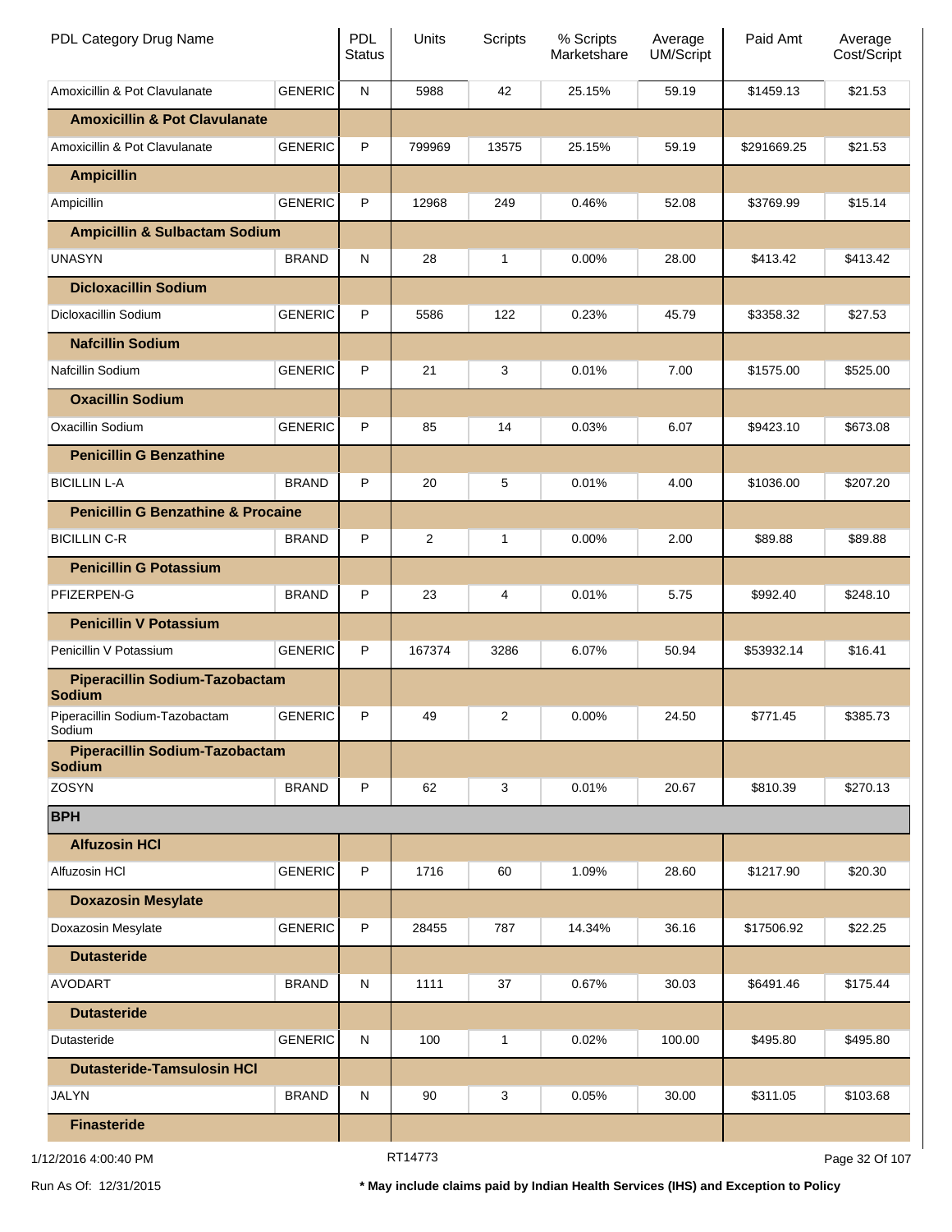| PDL Category Drug Name | | PDL Status | Units | Scripts | % Scripts Marketshare | Average UM/Script | Paid Amt | Average Cost/Script |
|---|---|---|---|---|---|---|---|---|
| Amoxicillin & Pot Clavulanate | GENERIC | N | 5988 | 42 | 25.15% | 59.19 | $1459.13 | $21.53 |
| **Amoxicillin & Pot Clavulanate** | | | | | | | | |
| Amoxicillin & Pot Clavulanate | GENERIC | P | 799969 | 13575 | 25.15% | 59.19 | $291669.25 | $21.53 |
| **Ampicillin** | | | | | | | | |
| Ampicillin | GENERIC | P | 12968 | 249 | 0.46% | 52.08 | $3769.99 | $15.14 |
| **Ampicillin & Sulbactam Sodium** | | | | | | | | |
| UNASYN | BRAND | N | 28 | 1 | 0.00% | 28.00 | $413.42 | $413.42 |
| **Dicloxacillin Sodium** | | | | | | | | |
| Dicloxacillin Sodium | GENERIC | P | 5586 | 122 | 0.23% | 45.79 | $3358.32 | $27.53 |
| **Nafcillin Sodium** | | | | | | | | |
| Nafcillin Sodium | GENERIC | P | 21 | 3 | 0.01% | 7.00 | $1575.00 | $525.00 |
| **Oxacillin Sodium** | | | | | | | | |
| Oxacillin Sodium | GENERIC | P | 85 | 14 | 0.03% | 6.07 | $9423.10 | $673.08 |
| **Penicillin G Benzathine** | | | | | | | | |
| BICILLIN L-A | BRAND | P | 20 | 5 | 0.01% | 4.00 | $1036.00 | $207.20 |
| **Penicillin G Benzathine & Procaine** | | | | | | | | |
| BICILLIN C-R | BRAND | P | 2 | 1 | 0.00% | 2.00 | $89.88 | $89.88 |
| **Penicillin G Potassium** | | | | | | | | |
| PFIZERPEN-G | BRAND | P | 23 | 4 | 0.01% | 5.75 | $992.40 | $248.10 |
| **Penicillin V Potassium** | | | | | | | | |
| Penicillin V Potassium | GENERIC | P | 167374 | 3286 | 6.07% | 50.94 | $53932.14 | $16.41 |
| **Piperacillin Sodium-Tazobactam Sodium** | | | | | | | | |
| Piperacillin Sodium-Tazobactam Sodium | GENERIC | P | 49 | 2 | 0.00% | 24.50 | $771.45 | $385.73 |
| **Piperacillin Sodium-Tazobactam Sodium** | | | | | | | | |
| ZOSYN | BRAND | P | 62 | 3 | 0.01% | 20.67 | $810.39 | $270.13 |
| **BPH** | | | | | | | | |
| **Alfuzosin HCl** | | | | | | | | |
| Alfuzosin HCl | GENERIC | P | 1716 | 60 | 1.09% | 28.60 | $1217.90 | $20.30 |
| **Doxazosin Mesylate** | | | | | | | | |
| Doxazosin Mesylate | GENERIC | P | 28455 | 787 | 14.34% | 36.16 | $17506.92 | $22.25 |
| **Dutasteride** | | | | | | | | |
| AVODART | BRAND | N | 1111 | 37 | 0.67% | 30.03 | $6491.46 | $175.44 |
| **Dutasteride** | | | | | | | | |
| Dutasteride | GENERIC | N | 100 | 1 | 0.02% | 100.00 | $495.80 | $495.80 |
| **Dutasteride-Tamsulosin HCl** | | | | | | | | |
| JALYN | BRAND | N | 90 | 3 | 0.05% | 30.00 | $311.05 | $103.68 |
| **Finasteride** | | | | | | | | |

1/12/2016 4:00:40 PM — RT14773

Run As Of: 12/31/2015 — * May include claims paid by Indian Health Services (IHS) and Exception to Policy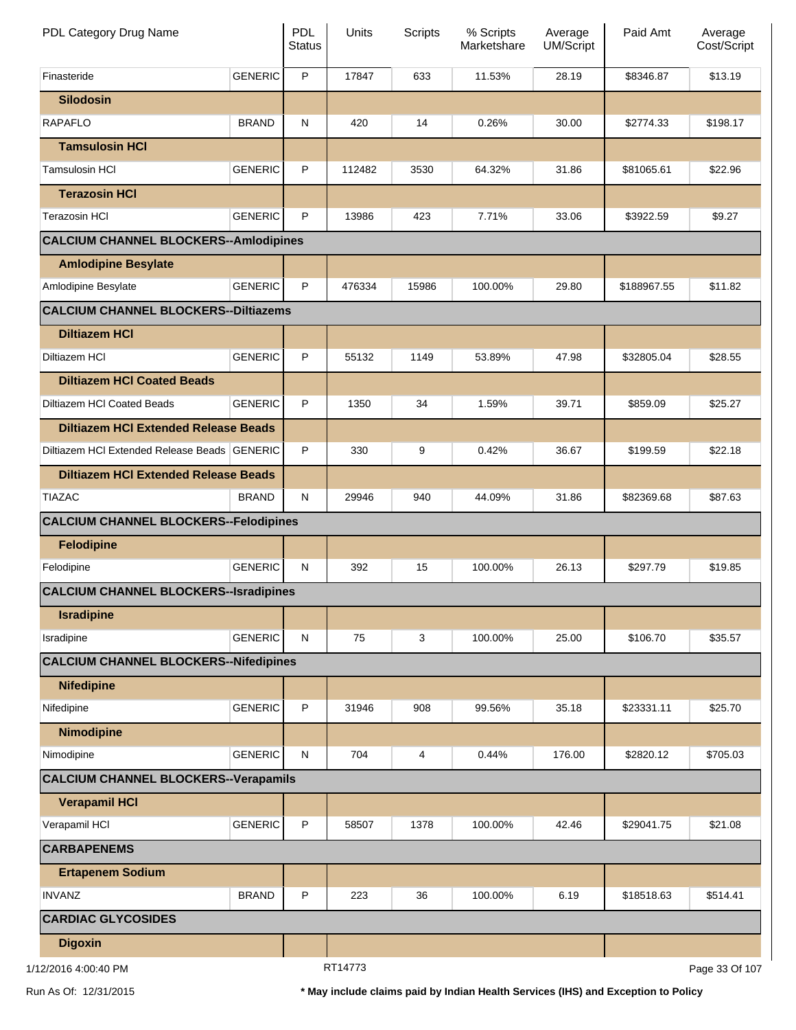| PDL Category Drug Name | | PDL Status | Units | Scripts | % Scripts Marketshare | Average UM/Script | Paid Amt | Average Cost/Script |
|---|---|---|---|---|---|---|---|---|
| Finasteride | GENERIC | P | 17847 | 633 | 11.53% | 28.19 | $8346.87 | $13.19 |
| **Silodosin** | | | | | | | | |
| RAPAFLO | BRAND | N | 420 | 14 | 0.26% | 30.00 | $2774.33 | $198.17 |
| **Tamsulosin HCl** | | | | | | | | |
| Tamsulosin HCl | GENERIC | P | 112482 | 3530 | 64.32% | 31.86 | $81065.61 | $22.96 |
| **Terazosin HCl** | | | | | | | | |
| Terazosin HCl | GENERIC | P | 13986 | 423 | 7.71% | 33.06 | $3922.59 | $9.27 |
| **CALCIUM CHANNEL BLOCKERS--Amlodipines** | | | | | | | | |
| **Amlodipine Besylate** | | | | | | | | |
| Amlodipine Besylate | GENERIC | P | 476334 | 15986 | 100.00% | 29.80 | $188967.55 | $11.82 |
| **CALCIUM CHANNEL BLOCKERS--Diltiazems** | | | | | | | | |
| **Diltiazem HCl** | | | | | | | | |
| Diltiazem HCl | GENERIC | P | 55132 | 1149 | 53.89% | 47.98 | $32805.04 | $28.55 |
| **Diltiazem HCl Coated Beads** | | | | | | | | |
| Diltiazem HCl Coated Beads | GENERIC | P | 1350 | 34 | 1.59% | 39.71 | $859.09 | $25.27 |
| **Diltiazem HCl Extended Release Beads** | | | | | | | | |
| Diltiazem HCl Extended Release Beads | GENERIC | P | 330 | 9 | 0.42% | 36.67 | $199.59 | $22.18 |
| **Diltiazem HCl Extended Release Beads** | | | | | | | | |
| TIAZAC | BRAND | N | 29946 | 940 | 44.09% | 31.86 | $82369.68 | $87.63 |
| **CALCIUM CHANNEL BLOCKERS--Felodipines** | | | | | | | | |
| **Felodipine** | | | | | | | | |
| Felodipine | GENERIC | N | 392 | 15 | 100.00% | 26.13 | $297.79 | $19.85 |
| **CALCIUM CHANNEL BLOCKERS--Isradipines** | | | | | | | | |
| **Isradipine** | | | | | | | | |
| Isradipine | GENERIC | N | 75 | 3 | 100.00% | 25.00 | $106.70 | $35.57 |
| **CALCIUM CHANNEL BLOCKERS--Nifedipines** | | | | | | | | |
| **Nifedipine** | | | | | | | | |
| Nifedipine | GENERIC | P | 31946 | 908 | 99.56% | 35.18 | $23331.11 | $25.70 |
| **Nimodipine** | | | | | | | | |
| Nimodipine | GENERIC | N | 704 | 4 | 0.44% | 176.00 | $2820.12 | $705.03 |
| **CALCIUM CHANNEL BLOCKERS--Verapamils** | | | | | | | | |
| **Verapamil HCl** | | | | | | | | |
| Verapamil HCl | GENERIC | P | 58507 | 1378 | 100.00% | 42.46 | $29041.75 | $21.08 |
| **CARBAPENEMS** | | | | | | | | |
| **Ertapenem Sodium** | | | | | | | | |
| INVANZ | BRAND | P | 223 | 36 | 100.00% | 6.19 | $18518.63 | $514.41 |
| **CARDIAC GLYCOSIDES** | | | | | | | | |
| **Digoxin** | | | | | | | | |

1/12/2016 4:00:40 PM RT14773

Run As Of: 12/31/2015 **\* May include claims paid by Indian Health Services (IHS) and Exception to Policy**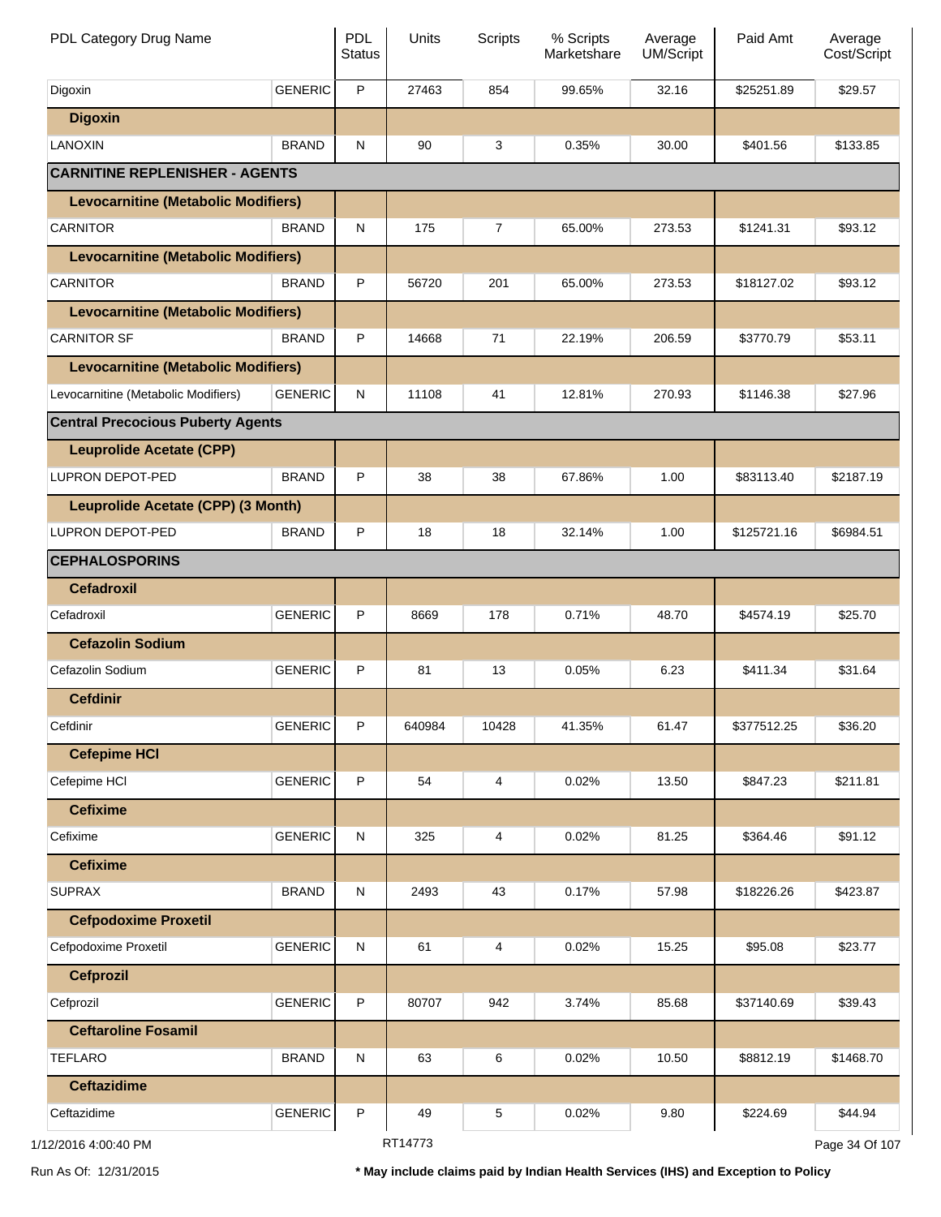| PDL Category Drug Name | | PDL Status | Units | Scripts | % Scripts Marketshare | Average UM/Script | Paid Amt | Average Cost/Script |
|---|---|---|---|---|---|---|---|---|
| Digoxin | GENERIC | P | 27463 | 854 | 99.65% | 32.16 | $25251.89 | $29.57 |
| **Digoxin** | | | | | | | | |
| LANOXIN | BRAND | N | 90 | 3 | 0.35% | 30.00 | $401.56 | $133.85 |
| **CARNITINE REPLENISHER - AGENTS** | | | | | | | | |
| **Levocarnitine (Metabolic Modifiers)** | | | | | | | | |
| CARNITOR | BRAND | N | 175 | 7 | 65.00% | 273.53 | $1241.31 | $93.12 |
| **Levocarnitine (Metabolic Modifiers)** | | | | | | | | |
| CARNITOR | BRAND | P | 56720 | 201 | 65.00% | 273.53 | $18127.02 | $93.12 |
| **Levocarnitine (Metabolic Modifiers)** | | | | | | | | |
| CARNITOR SF | BRAND | P | 14668 | 71 | 22.19% | 206.59 | $3770.79 | $53.11 |
| **Levocarnitine (Metabolic Modifiers)** | | | | | | | | |
| Levocarnitine (Metabolic Modifiers) | GENERIC | N | 11108 | 41 | 12.81% | 270.93 | $1146.38 | $27.96 |
| **Central Precocious Puberty Agents** | | | | | | | | |
| **Leuprolide Acetate (CPP)** | | | | | | | | |
| LUPRON DEPOT-PED | BRAND | P | 38 | 38 | 67.86% | 1.00 | $83113.40 | $2187.19 |
| **Leuprolide Acetate (CPP) (3 Month)** | | | | | | | | |
| LUPRON DEPOT-PED | BRAND | P | 18 | 18 | 32.14% | 1.00 | $125721.16 | $6984.51 |
| **CEPHALOSPORINS** | | | | | | | | |
| **Cefadroxil** | | | | | | | | |
| Cefadroxil | GENERIC | P | 8669 | 178 | 0.71% | 48.70 | $4574.19 | $25.70 |
| **Cefazolin Sodium** | | | | | | | | |
| Cefazolin Sodium | GENERIC | P | 81 | 13 | 0.05% | 6.23 | $411.34 | $31.64 |
| **Cefdinir** | | | | | | | | |
| Cefdinir | GENERIC | P | 640984 | 10428 | 41.35% | 61.47 | $377512.25 | $36.20 |
| **Cefepime HCl** | | | | | | | | |
| Cefepime HCl | GENERIC | P | 54 | 4 | 0.02% | 13.50 | $847.23 | $211.81 |
| **Cefixime** | | | | | | | | |
| Cefixime | GENERIC | N | 325 | 4 | 0.02% | 81.25 | $364.46 | $91.12 |
| **Cefixime** | | | | | | | | |
| SUPRAX | BRAND | N | 2493 | 43 | 0.17% | 57.98 | $18226.26 | $423.87 |
| **Cefpodoxime Proxetil** | | | | | | | | |
| Cefpodoxime Proxetil | GENERIC | N | 61 | 4 | 0.02% | 15.25 | $95.08 | $23.77 |
| **Cefprozil** | | | | | | | | |
| Cefprozil | GENERIC | P | 80707 | 942 | 3.74% | 85.68 | $37140.69 | $39.43 |
| **Ceftaroline Fosamil** | | | | | | | | |
| TEFLARO | BRAND | N | 63 | 6 | 0.02% | 10.50 | $8812.19 | $1468.70 |
| **Ceftazidime** | | | | | | | | |
| Ceftazidime | GENERIC | P | 49 | 5 | 0.02% | 9.80 | $224.69 | $44.94 |

1/12/2016 4:00:40 PM RT14773

Run As Of: 12/31/2015

**\* May include claims paid by Indian Health Services (IHS) and Exception to Policy**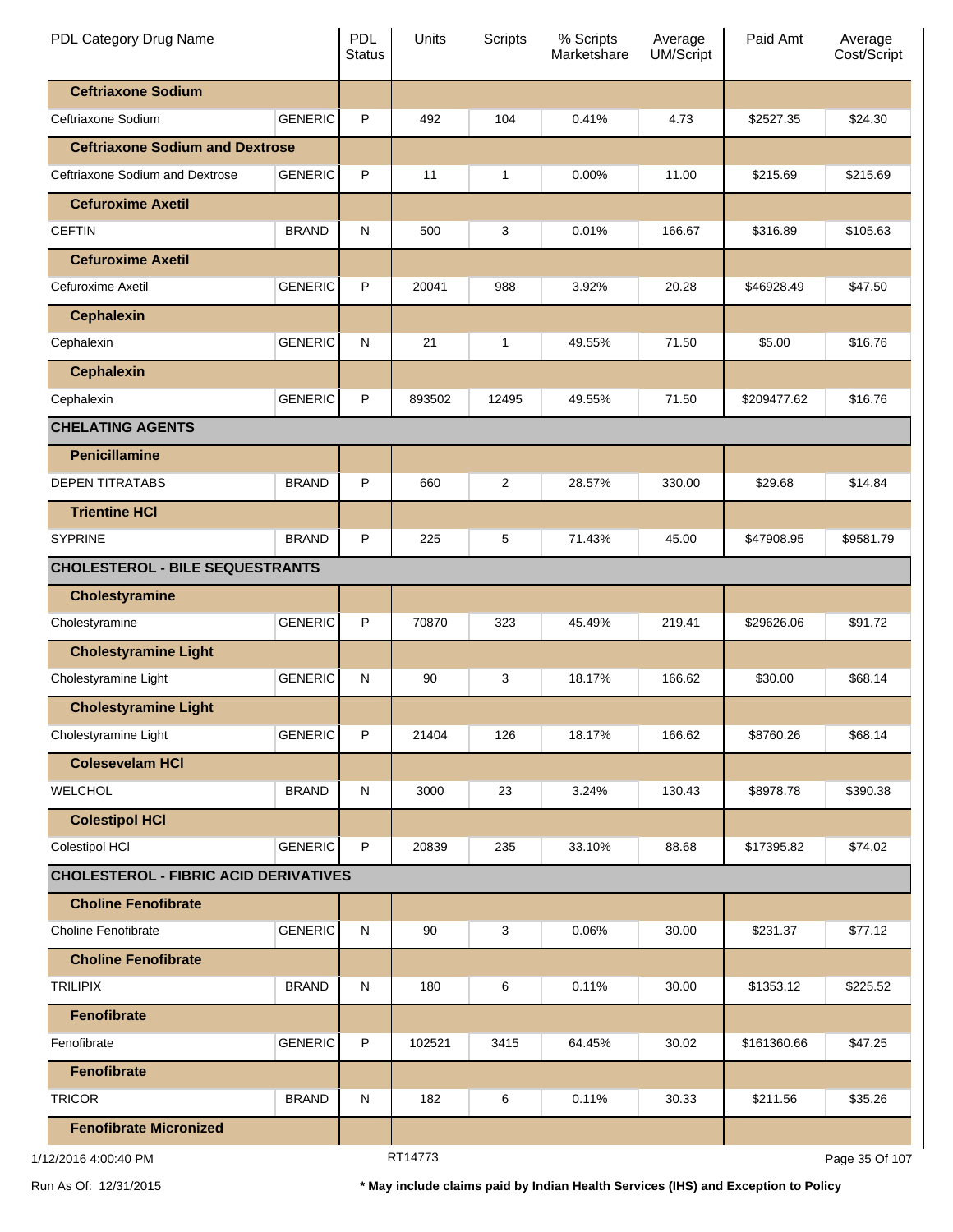| PDL Category Drug Name | | PDL Status | Units | Scripts | % Scripts Marketshare | Average UM/Script | Paid Amt | Average Cost/Script |
|---|---|---|---|---|---|---|---|---|
| **Ceftriaxone Sodium** | | | | | | | | |
| Ceftriaxone Sodium | GENERIC | P | 492 | 104 | 0.41% | 4.73 | $2527.35 | $24.30 |
| **Ceftriaxone Sodium and Dextrose** | | | | | | | | |
| Ceftriaxone Sodium and Dextrose | GENERIC | P | 11 | 1 | 0.00% | 11.00 | $215.69 | $215.69 |
| **Cefuroxime Axetil** | | | | | | | | |
| CEFTIN | BRAND | N | 500 | 3 | 0.01% | 166.67 | $316.89 | $105.63 |
| **Cefuroxime Axetil** | | | | | | | | |
| Cefuroxime Axetil | GENERIC | P | 20041 | 988 | 3.92% | 20.28 | $46928.49 | $47.50 |
| **Cephalexin** | | | | | | | | |
| Cephalexin | GENERIC | N | 21 | 1 | 49.55% | 71.50 | $5.00 | $16.76 |
| **Cephalexin** | | | | | | | | |
| Cephalexin | GENERIC | P | 893502 | 12495 | 49.55% | 71.50 | $209477.62 | $16.76 |
| **CHELATING AGENTS** | | | | | | | | |
| **Penicillamine** | | | | | | | | |
| DEPEN TITRATABS | BRAND | P | 660 | 2 | 28.57% | 330.00 | $29.68 | $14.84 |
| **Trientine HCl** | | | | | | | | |
| SYPRINE | BRAND | P | 225 | 5 | 71.43% | 45.00 | $47908.95 | $9581.79 |
| **CHOLESTEROL - BILE SEQUESTRANTS** | | | | | | | | |
| **Cholestyramine** | | | | | | | | |
| Cholestyramine | GENERIC | P | 70870 | 323 | 45.49% | 219.41 | $29626.06 | $91.72 |
| **Cholestyramine Light** | | | | | | | | |
| Cholestyramine Light | GENERIC | N | 90 | 3 | 18.17% | 166.62 | $30.00 | $68.14 |
| **Cholestyramine Light** | | | | | | | | |
| Cholestyramine Light | GENERIC | P | 21404 | 126 | 18.17% | 166.62 | $8760.26 | $68.14 |
| **Colesevelam HCl** | | | | | | | | |
| WELCHOL | BRAND | N | 3000 | 23 | 3.24% | 130.43 | $8978.78 | $390.38 |
| **Colestipol HCl** | | | | | | | | |
| Colestipol HCl | GENERIC | P | 20839 | 235 | 33.10% | 88.68 | $17395.82 | $74.02 |
| **CHOLESTEROL - FIBRIC ACID DERIVATIVES** | | | | | | | | |
| **Choline Fenofibrate** | | | | | | | | |
| Choline Fenofibrate | GENERIC | N | 90 | 3 | 0.06% | 30.00 | $231.37 | $77.12 |
| **Choline Fenofibrate** | | | | | | | | |
| TRILIPIX | BRAND | N | 180 | 6 | 0.11% | 30.00 | $1353.12 | $225.52 |
| **Fenofibrate** | | | | | | | | |
| Fenofibrate | GENERIC | P | 102521 | 3415 | 64.45% | 30.02 | $161360.66 | $47.25 |
| **Fenofibrate** | | | | | | | | |
| TRICOR | BRAND | N | 182 | 6 | 0.11% | 30.33 | $211.56 | $35.26 |
| **Fenofibrate Micronized** | | | | | | | | |

1/12/2016 4:00:40 PM RT14773

Run As Of: 12/31/2015 **\* May include claims paid by Indian Health Services (IHS) and Exception to Policy**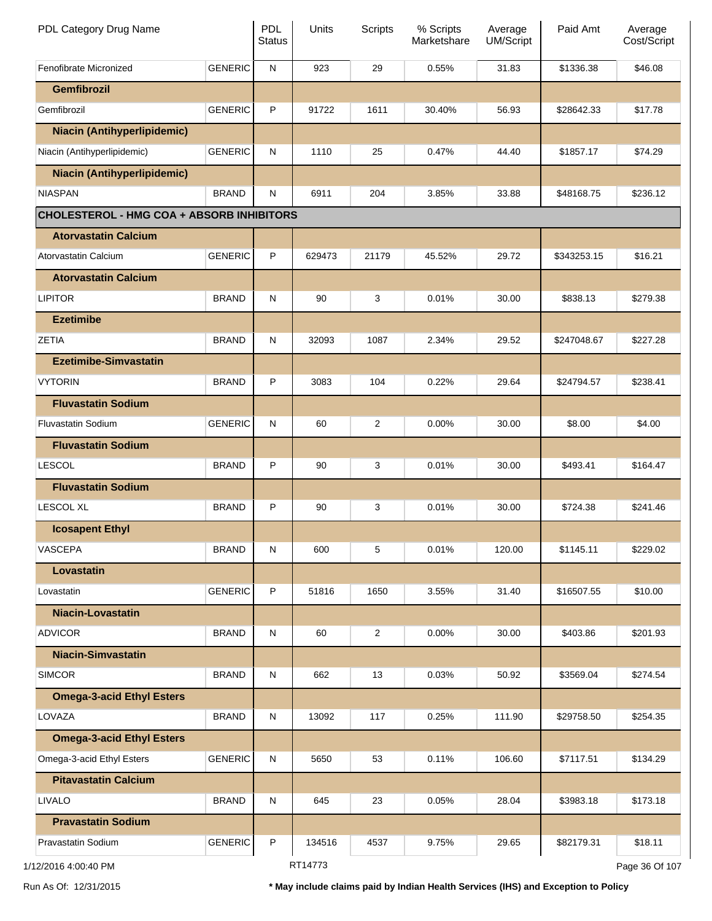| PDL Category Drug Name | | PDL Status | Units | Scripts | % Scripts Marketshare | Average UM/Script | Paid Amt | Average Cost/Script |
|---|---|---|---|---|---|---|---|---|
| Fenofibrate Micronized | GENERIC | N | 923 | 29 | 0.55% | 31.83 | $1336.38 | $46.08 |
| **Gemfibrozil** | | | | | | | | |
| Gemfibrozil | GENERIC | P | 91722 | 1611 | 30.40% | 56.93 | $28642.33 | $17.78 |
| **Niacin (Antihyperlipidemic)** | | | | | | | | |
| Niacin (Antihyperlipidemic) | GENERIC | N | 1110 | 25 | 0.47% | 44.40 | $1857.17 | $74.29 |
| **Niacin (Antihyperlipidemic)** | | | | | | | | |
| NIASPAN | BRAND | N | 6911 | 204 | 3.85% | 33.88 | $48168.75 | $236.12 |
| **CHOLESTEROL - HMG COA + ABSORB INHIBITORS** | | | | | | | | |
| **Atorvastatin Calcium** | | | | | | | | |
| Atorvastatin Calcium | GENERIC | P | 629473 | 21179 | 45.52% | 29.72 | $343253.15 | $16.21 |
| **Atorvastatin Calcium** | | | | | | | | |
| LIPITOR | BRAND | N | 90 | 3 | 0.01% | 30.00 | $838.13 | $279.38 |
| **Ezetimibe** | | | | | | | | |
| ZETIA | BRAND | N | 32093 | 1087 | 2.34% | 29.52 | $247048.67 | $227.28 |
| **Ezetimibe-Simvastatin** | | | | | | | | |
| VYTORIN | BRAND | P | 3083 | 104 | 0.22% | 29.64 | $24794.57 | $238.41 |
| **Fluvastatin Sodium** | | | | | | | | |
| Fluvastatin Sodium | GENERIC | N | 60 | 2 | 0.00% | 30.00 | $8.00 | $4.00 |
| **Fluvastatin Sodium** | | | | | | | | |
| LESCOL | BRAND | P | 90 | 3 | 0.01% | 30.00 | $493.41 | $164.47 |
| **Fluvastatin Sodium** | | | | | | | | |
| LESCOL XL | BRAND | P | 90 | 3 | 0.01% | 30.00 | $724.38 | $241.46 |
| **Icosapent Ethyl** | | | | | | | | |
| VASCEPA | BRAND | N | 600 | 5 | 0.01% | 120.00 | $1145.11 | $229.02 |
| **Lovastatin** | | | | | | | | |
| Lovastatin | GENERIC | P | 51816 | 1650 | 3.55% | 31.40 | $16507.55 | $10.00 |
| **Niacin-Lovastatin** | | | | | | | | |
| ADVICOR | BRAND | N | 60 | 2 | 0.00% | 30.00 | $403.86 | $201.93 |
| **Niacin-Simvastatin** | | | | | | | | |
| SIMCOR | BRAND | N | 662 | 13 | 0.03% | 50.92 | $3569.04 | $274.54 |
| **Omega-3-acid Ethyl Esters** | | | | | | | | |
| LOVAZA | BRAND | N | 13092 | 117 | 0.25% | 111.90 | $29758.50 | $254.35 |
| **Omega-3-acid Ethyl Esters** | | | | | | | | |
| Omega-3-acid Ethyl Esters | GENERIC | N | 5650 | 53 | 0.11% | 106.60 | $7117.51 | $134.29 |
| **Pitavastatin Calcium** | | | | | | | | |
| LIVALO | BRAND | N | 645 | 23 | 0.05% | 28.04 | $3983.18 | $173.18 |
| **Pravastatin Sodium** | | | | | | | | |
| Pravastatin Sodium | GENERIC | P | 134516 | 4537 | 9.75% | 29.65 | $82179.31 | $18.11 |

1/12/2016 4:00:40 PM RT14773

Run As Of: 12/31/2015 **\* May include claims paid by Indian Health Services (IHS) and Exception to Policy**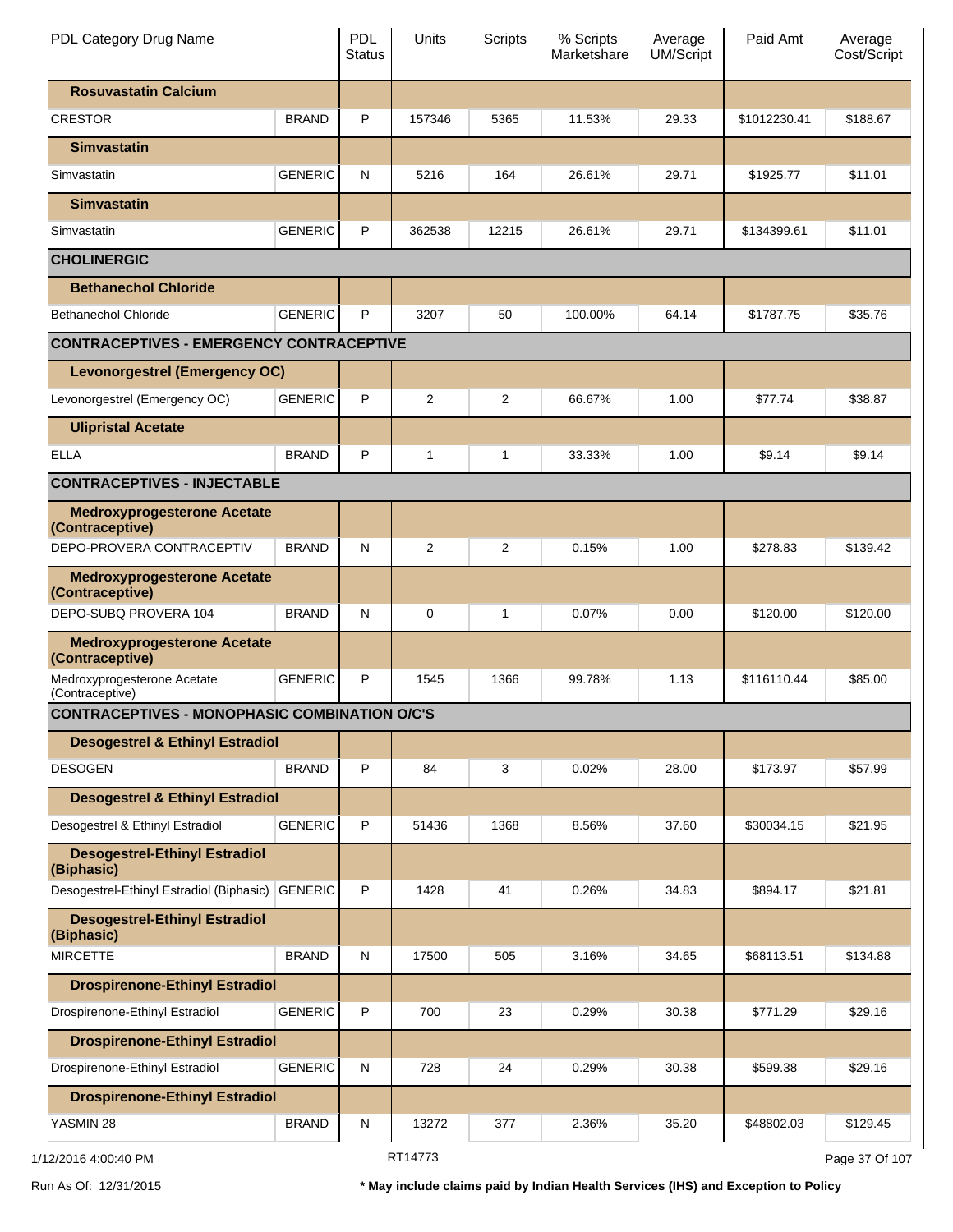| PDL Category Drug Name | | PDL Status | Units | Scripts | % Scripts Marketshare | Average UM/Script | Paid Amt | Average Cost/Script |
|---|---|---|---|---|---|---|---|---|
| **Rosuvastatin Calcium** | | | | | | | | |
| CRESTOR | BRAND | P | 157346 | 5365 | 11.53% | 29.33 | $1012230.41 | $188.67 |
| **Simvastatin** | | | | | | | | |
| Simvastatin | GENERIC | N | 5216 | 164 | 26.61% | 29.71 | $1925.77 | $11.01 |
| **Simvastatin** | | | | | | | | |
| Simvastatin | GENERIC | P | 362538 | 12215 | 26.61% | 29.71 | $134399.61 | $11.01 |
| **CHOLINERGIC** | | | | | | | | |
| **Bethanechol Chloride** | | | | | | | | |
| Bethanechol Chloride | GENERIC | P | 3207 | 50 | 100.00% | 64.14 | $1787.75 | $35.76 |
| **CONTRACEPTIVES - EMERGENCY CONTRACEPTIVE** | | | | | | | | |
| **Levonorgestrel (Emergency OC)** | | | | | | | | |
| Levonorgestrel (Emergency OC) | GENERIC | P | 2 | 2 | 66.67% | 1.00 | $77.74 | $38.87 |
| **Ulipristal Acetate** | | | | | | | | |
| ELLA | BRAND | P | 1 | 1 | 33.33% | 1.00 | $9.14 | $9.14 |
| **CONTRACEPTIVES - INJECTABLE** | | | | | | | | |
| **Medroxyprogesterone Acetate (Contraceptive)** | | | | | | | | |
| DEPO-PROVERA CONTRACEPTIV | BRAND | N | 2 | 2 | 0.15% | 1.00 | $278.83 | $139.42 |
| **Medroxyprogesterone Acetate (Contraceptive)** | | | | | | | | |
| DEPO-SUBQ PROVERA 104 | BRAND | N | 0 | 1 | 0.07% | 0.00 | $120.00 | $120.00 |
| **Medroxyprogesterone Acetate (Contraceptive)** | | | | | | | | |
| Medroxyprogesterone Acetate (Contraceptive) | GENERIC | P | 1545 | 1366 | 99.78% | 1.13 | $116110.44 | $85.00 |
| **CONTRACEPTIVES - MONOPHASIC COMBINATION O/C'S** | | | | | | | | |
| **Desogestrel & Ethinyl Estradiol** | | | | | | | | |
| DESOGEN | BRAND | P | 84 | 3 | 0.02% | 28.00 | $173.97 | $57.99 |
| **Desogestrel & Ethinyl Estradiol** | | | | | | | | |
| Desogestrel & Ethinyl Estradiol | GENERIC | P | 51436 | 1368 | 8.56% | 37.60 | $30034.15 | $21.95 |
| **Desogestrel-Ethinyl Estradiol (Biphasic)** | | | | | | | | |
| Desogestrel-Ethinyl Estradiol (Biphasic) | GENERIC | P | 1428 | 41 | 0.26% | 34.83 | $894.17 | $21.81 |
| **Desogestrel-Ethinyl Estradiol (Biphasic)** | | | | | | | | |
| MIRCETTE | BRAND | N | 17500 | 505 | 3.16% | 34.65 | $68113.51 | $134.88 |
| **Drospirenone-Ethinyl Estradiol** | | | | | | | | |
| Drospirenone-Ethinyl Estradiol | GENERIC | P | 700 | 23 | 0.29% | 30.38 | $771.29 | $29.16 |
| **Drospirenone-Ethinyl Estradiol** | | | | | | | | |
| Drospirenone-Ethinyl Estradiol | GENERIC | N | 728 | 24 | 0.29% | 30.38 | $599.38 | $29.16 |
| **Drospirenone-Ethinyl Estradiol** | | | | | | | | |
| YASMIN 28 | BRAND | N | 13272 | 377 | 2.36% | 35.20 | $48802.03 | $129.45 |

1/12/2016 4:00:40 PM RT14773

Run As Of: 12/31/2015 **\* May include claims paid by Indian Health Services (IHS) and Exception to Policy**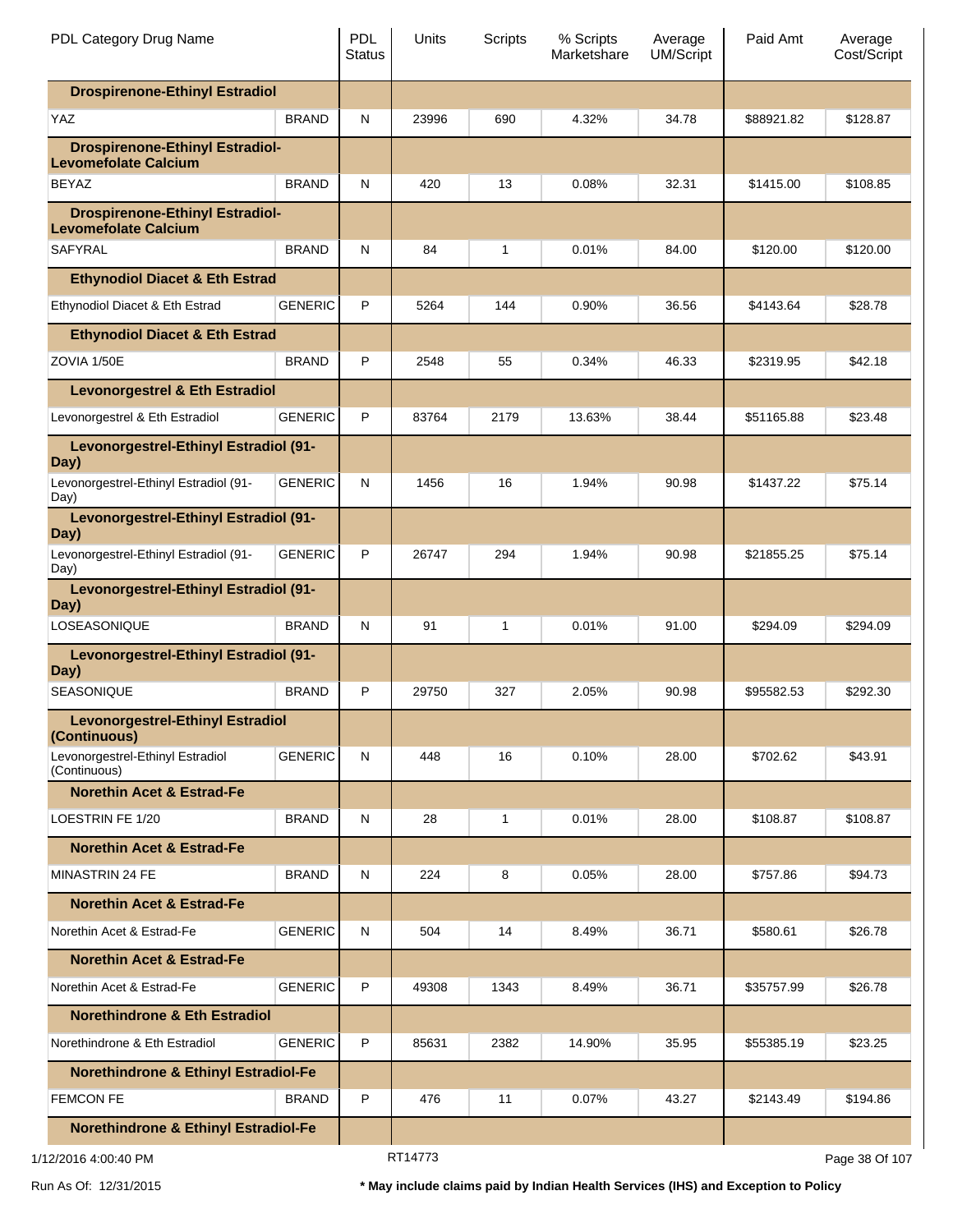| PDL Category Drug Name | | PDL Status | Units | Scripts | % Scripts Marketshare | Average UM/Script | Paid Amt | Average Cost/Script |
|---|---|---|---|---|---|---|---|---|
| **Drospirenone-Ethinyl Estradiol** | | | | | | | | |
| YAZ | BRAND | N | 23996 | 690 | 4.32% | 34.78 | $88921.82 | $128.87 |
| **Drospirenone-Ethinyl Estradiol-Levomefolate Calcium** | | | | | | | | |
| BEYAZ | BRAND | N | 420 | 13 | 0.08% | 32.31 | $1415.00 | $108.85 |
| **Drospirenone-Ethinyl Estradiol-Levomefolate Calcium** | | | | | | | | |
| SAFYRAL | BRAND | N | 84 | 1 | 0.01% | 84.00 | $120.00 | $120.00 |
| **Ethynodiol Diacet & Eth Estrad** | | | | | | | | |
| Ethynodiol Diacet & Eth Estrad | GENERIC | P | 5264 | 144 | 0.90% | 36.56 | $4143.64 | $28.78 |
| **Ethynodiol Diacet & Eth Estrad** | | | | | | | | |
| ZOVIA 1/50E | BRAND | P | 2548 | 55 | 0.34% | 46.33 | $2319.95 | $42.18 |
| **Levonorgestrel & Eth Estradiol** | | | | | | | | |
| Levonorgestrel & Eth Estradiol | GENERIC | P | 83764 | 2179 | 13.63% | 38.44 | $51165.88 | $23.48 |
| **Levonorgestrel-Ethinyl Estradiol (91-Day)** | | | | | | | | |
| Levonorgestrel-Ethinyl Estradiol (91-Day) | GENERIC | N | 1456 | 16 | 1.94% | 90.98 | $1437.22 | $75.14 |
| **Levonorgestrel-Ethinyl Estradiol (91-Day)** | | | | | | | | |
| Levonorgestrel-Ethinyl Estradiol (91-Day) | GENERIC | P | 26747 | 294 | 1.94% | 90.98 | $21855.25 | $75.14 |
| **Levonorgestrel-Ethinyl Estradiol (91-Day)** | | | | | | | | |
| LOSEASONIQUE | BRAND | N | 91 | 1 | 0.01% | 91.00 | $294.09 | $294.09 |
| **Levonorgestrel-Ethinyl Estradiol (91-Day)** | | | | | | | | |
| SEASONIQUE | BRAND | P | 29750 | 327 | 2.05% | 90.98 | $95582.53 | $292.30 |
| **Levonorgestrel-Ethinyl Estradiol (Continuous)** | | | | | | | | |
| Levonorgestrel-Ethinyl Estradiol (Continuous) | GENERIC | N | 448 | 16 | 0.10% | 28.00 | $702.62 | $43.91 |
| **Norethin Acet & Estrad-Fe** | | | | | | | | |
| LOESTRIN FE 1/20 | BRAND | N | 28 | 1 | 0.01% | 28.00 | $108.87 | $108.87 |
| **Norethin Acet & Estrad-Fe** | | | | | | | | |
| MINASTRIN 24 FE | BRAND | N | 224 | 8 | 0.05% | 28.00 | $757.86 | $94.73 |
| **Norethin Acet & Estrad-Fe** | | | | | | | | |
| Norethin Acet & Estrad-Fe | GENERIC | N | 504 | 14 | 8.49% | 36.71 | $580.61 | $26.78 |
| **Norethin Acet & Estrad-Fe** | | | | | | | | |
| Norethin Acet & Estrad-Fe | GENERIC | P | 49308 | 1343 | 8.49% | 36.71 | $35757.99 | $26.78 |
| **Norethindrone & Eth Estradiol** | | | | | | | | |
| Norethindrone & Eth Estradiol | GENERIC | P | 85631 | 2382 | 14.90% | 35.95 | $55385.19 | $23.25 |
| **Norethindrone & Ethinyl Estradiol-Fe** | | | | | | | | |
| FEMCON FE | BRAND | P | 476 | 11 | 0.07% | 43.27 | $2143.49 | $194.86 |
| **Norethindrone & Ethinyl Estradiol-Fe** | | | | | | | | |

1/12/2016 4:00:40 PM RT14773

Run As Of: 12/31/2015 **\* May include claims paid by Indian Health Services (IHS) and Exception to Policy**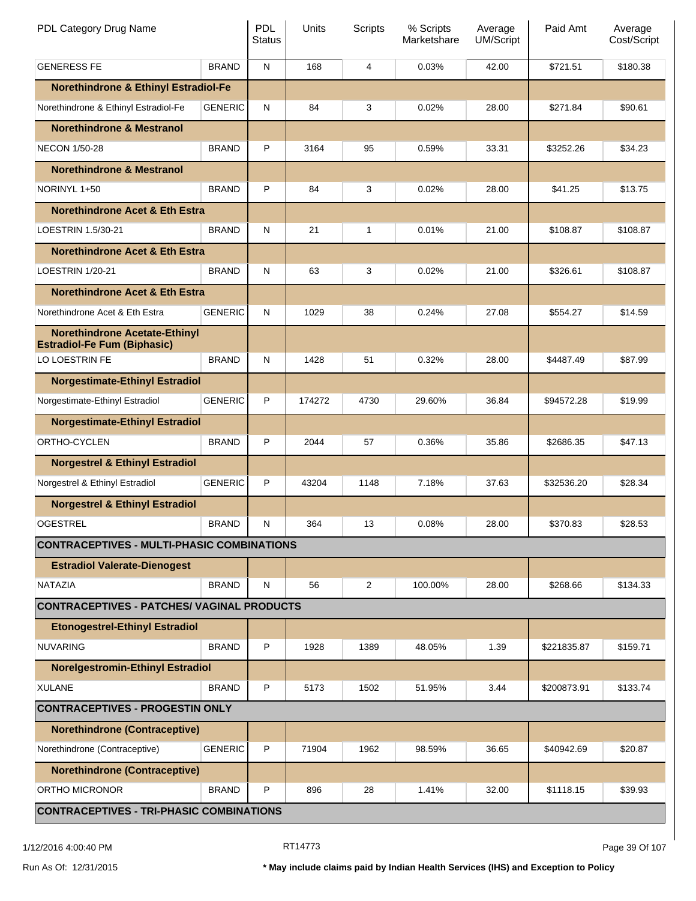| PDL Category Drug Name | | PDL Status | Units | Scripts | % Scripts Marketshare | Average UM/Script | Paid Amt | Average Cost/Script |
|---|---|---|---|---|---|---|---|---|
| GENERESS FE | BRAND | N | 168 | 4 | 0.03% | 42.00 | $721.51 | $180.38 |
| **Norethindrone & Ethinyl Estradiol-Fe** | | | | | | | | |
| Norethindrone & Ethinyl Estradiol-Fe | GENERIC | N | 84 | 3 | 0.02% | 28.00 | $271.84 | $90.61 |
| **Norethindrone & Mestranol** | | | | | | | | |
| NECON 1/50-28 | BRAND | P | 3164 | 95 | 0.59% | 33.31 | $3252.26 | $34.23 |
| **Norethindrone & Mestranol** | | | | | | | | |
| NORINYL 1+50 | BRAND | P | 84 | 3 | 0.02% | 28.00 | $41.25 | $13.75 |
| **Norethindrone Acet & Eth Estra** | | | | | | | | |
| LOESTRIN 1.5/30-21 | BRAND | N | 21 | 1 | 0.01% | 21.00 | $108.87 | $108.87 |
| **Norethindrone Acet & Eth Estra** | | | | | | | | |
| LOESTRIN 1/20-21 | BRAND | N | 63 | 3 | 0.02% | 21.00 | $326.61 | $108.87 |
| **Norethindrone Acet & Eth Estra** | | | | | | | | |
| Norethindrone Acet & Eth Estra | GENERIC | N | 1029 | 38 | 0.24% | 27.08 | $554.27 | $14.59 |
| **Norethindrone Acetate-Ethinyl Estradiol-Fe Fum (Biphasic)** | | | | | | | | |
| LO LOESTRIN FE | BRAND | N | 1428 | 51 | 0.32% | 28.00 | $4487.49 | $87.99 |
| **Norgestimate-Ethinyl Estradiol** | | | | | | | | |
| Norgestimate-Ethinyl Estradiol | GENERIC | P | 174272 | 4730 | 29.60% | 36.84 | $94572.28 | $19.99 |
| **Norgestimate-Ethinyl Estradiol** | | | | | | | | |
| ORTHO-CYCLEN | BRAND | P | 2044 | 57 | 0.36% | 35.86 | $2686.35 | $47.13 |
| **Norgestrel & Ethinyl Estradiol** | | | | | | | | |
| Norgestrel & Ethinyl Estradiol | GENERIC | P | 43204 | 1148 | 7.18% | 37.63 | $32536.20 | $28.34 |
| **Norgestrel & Ethinyl Estradiol** | | | | | | | | |
| OGESTREL | BRAND | N | 364 | 13 | 0.08% | 28.00 | $370.83 | $28.53 |
| **CONTRACEPTIVES - MULTI-PHASIC COMBINATIONS** | | | | | | | | |
| **Estradiol Valerate-Dienogest** | | | | | | | | |
| NATAZIA | BRAND | N | 56 | 2 | 100.00% | 28.00 | $268.66 | $134.33 |
| **CONTRACEPTIVES - PATCHES/ VAGINAL PRODUCTS** | | | | | | | | |
| **Etonogestrel-Ethinyl Estradiol** | | | | | | | | |
| NUVARING | BRAND | P | 1928 | 1389 | 48.05% | 1.39 | $221835.87 | $159.71 |
| **Norelgestromin-Ethinyl Estradiol** | | | | | | | | |
| XULANE | BRAND | P | 5173 | 1502 | 51.95% | 3.44 | $200873.91 | $133.74 |
| **CONTRACEPTIVES - PROGESTIN ONLY** | | | | | | | | |
| **Norethindrone (Contraceptive)** | | | | | | | | |
| Norethindrone (Contraceptive) | GENERIC | P | 71904 | 1962 | 98.59% | 36.65 | $40942.69 | $20.87 |
| **Norethindrone (Contraceptive)** | | | | | | | | |
| ORTHO MICRONOR | BRAND | P | 896 | 28 | 1.41% | 32.00 | $1118.15 | $39.93 |
| **CONTRACEPTIVES - TRI-PHASIC COMBINATIONS** | | | | | | | | |

1/12/2016 4:00:40 PM RT14773

Run As Of: 12/31/2015

**\* May include claims paid by Indian Health Services (IHS) and Exception to Policy**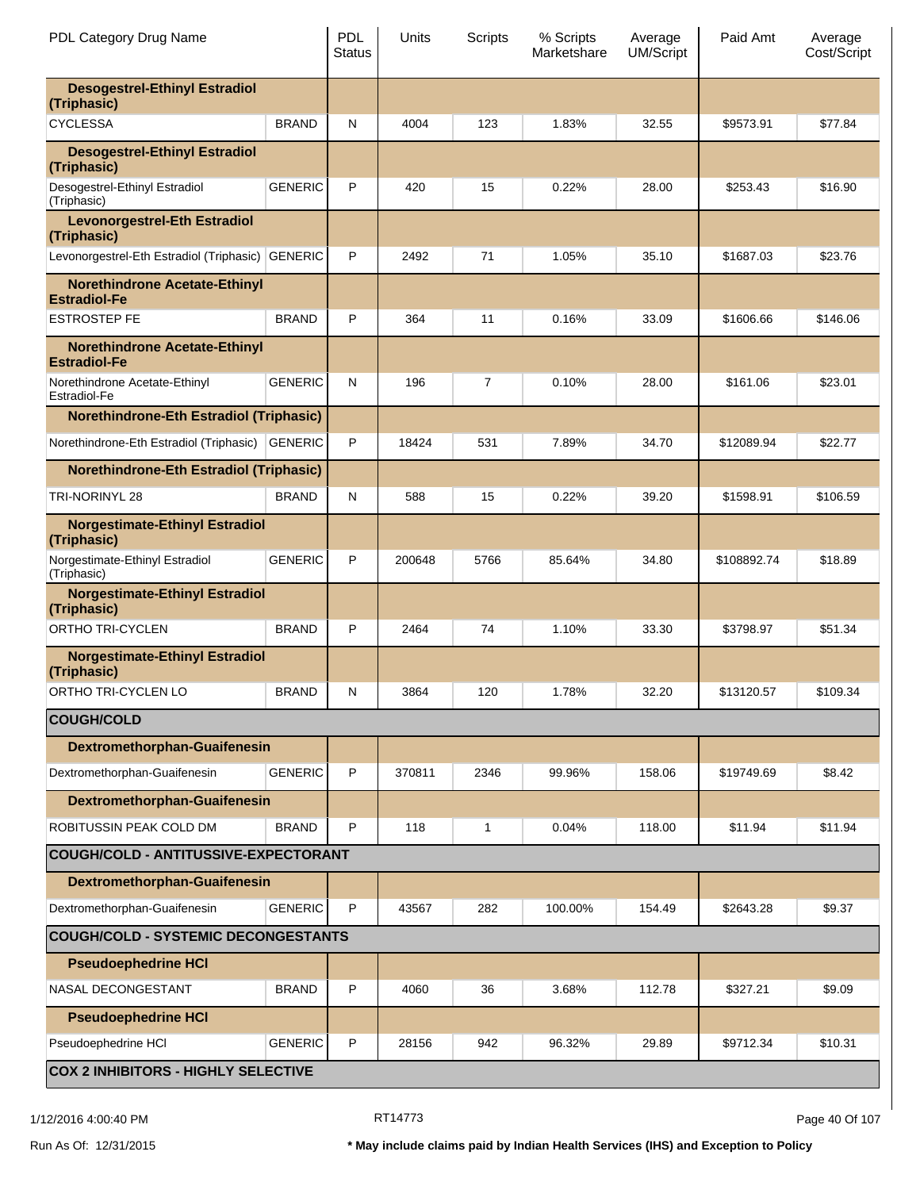| PDL Category Drug Name | | PDL Status | Units | Scripts | % Scripts Marketshare | Average UM/Script | Paid Amt | Average Cost/Script |
|---|---|---|---|---|---|---|---|---|
| **Desogestrel-Ethinyl Estradiol (Triphasic)** | | | | | | | | |
| CYCLESSA | BRAND | N | 4004 | 123 | 1.83% | 32.55 | $9573.91 | $77.84 |
| **Desogestrel-Ethinyl Estradiol (Triphasic)** | | | | | | | | |
| Desogestrel-Ethinyl Estradiol (Triphasic) | GENERIC | P | 420 | 15 | 0.22% | 28.00 | $253.43 | $16.90 |
| **Levonorgestrel-Eth Estradiol (Triphasic)** | | | | | | | | |
| Levonorgestrel-Eth Estradiol (Triphasic) | GENERIC | P | 2492 | 71 | 1.05% | 35.10 | $1687.03 | $23.76 |
| **Norethindrone Acetate-Ethinyl Estradiol-Fe** | | | | | | | | |
| ESTROSTEP FE | BRAND | P | 364 | 11 | 0.16% | 33.09 | $1606.66 | $146.06 |
| **Norethindrone Acetate-Ethinyl Estradiol-Fe** | | | | | | | | |
| Norethindrone Acetate-Ethinyl Estradiol-Fe | GENERIC | N | 196 | 7 | 0.10% | 28.00 | $161.06 | $23.01 |
| **Norethindrone-Eth Estradiol (Triphasic)** | | | | | | | | |
| Norethindrone-Eth Estradiol (Triphasic) | GENERIC | P | 18424 | 531 | 7.89% | 34.70 | $12089.94 | $22.77 |
| **Norethindrone-Eth Estradiol (Triphasic)** | | | | | | | | |
| TRI-NORINYL 28 | BRAND | N | 588 | 15 | 0.22% | 39.20 | $1598.91 | $106.59 |
| **Norgestimate-Ethinyl Estradiol (Triphasic)** | | | | | | | | |
| Norgestimate-Ethinyl Estradiol (Triphasic) | GENERIC | P | 200648 | 5766 | 85.64% | 34.80 | $108892.74 | $18.89 |
| **Norgestimate-Ethinyl Estradiol (Triphasic)** | | | | | | | | |
| ORTHO TRI-CYCLEN | BRAND | P | 2464 | 74 | 1.10% | 33.30 | $3798.97 | $51.34 |
| **Norgestimate-Ethinyl Estradiol (Triphasic)** | | | | | | | | |
| ORTHO TRI-CYCLEN LO | BRAND | N | 3864 | 120 | 1.78% | 32.20 | $13120.57 | $109.34 |
| **COUGH/COLD** | | | | | | | | |
| **Dextromethorphan-Guaifenesin** | | | | | | | | |
| Dextromethorphan-Guaifenesin | GENERIC | P | 370811 | 2346 | 99.96% | 158.06 | $19749.69 | $8.42 |
| **Dextromethorphan-Guaifenesin** | | | | | | | | |
| ROBITUSSIN PEAK COLD DM | BRAND | P | 118 | 1 | 0.04% | 118.00 | $11.94 | $11.94 |
| **COUGH/COLD - ANTITUSSIVE-EXPECTORANT** | | | | | | | | |
| **Dextromethorphan-Guaifenesin** | | | | | | | | |
| Dextromethorphan-Guaifenesin | GENERIC | P | 43567 | 282 | 100.00% | 154.49 | $2643.28 | $9.37 |
| **COUGH/COLD - SYSTEMIC DECONGESTANTS** | | | | | | | | |
| **Pseudoephedrine HCl** | | | | | | | | |
| NASAL DECONGESTANT | BRAND | P | 4060 | 36 | 3.68% | 112.78 | $327.21 | $9.09 |
| **Pseudoephedrine HCl** | | | | | | | | |
| Pseudoephedrine HCl | GENERIC | P | 28156 | 942 | 96.32% | 29.89 | $9712.34 | $10.31 |
| **COX 2 INHIBITORS - HIGHLY SELECTIVE** | | | | | | | | |

1/12/2016 4:00:40 PM RT14773

Run As Of: 12/31/2015 * May include claims paid by Indian Health Services (IHS) and Exception to Policy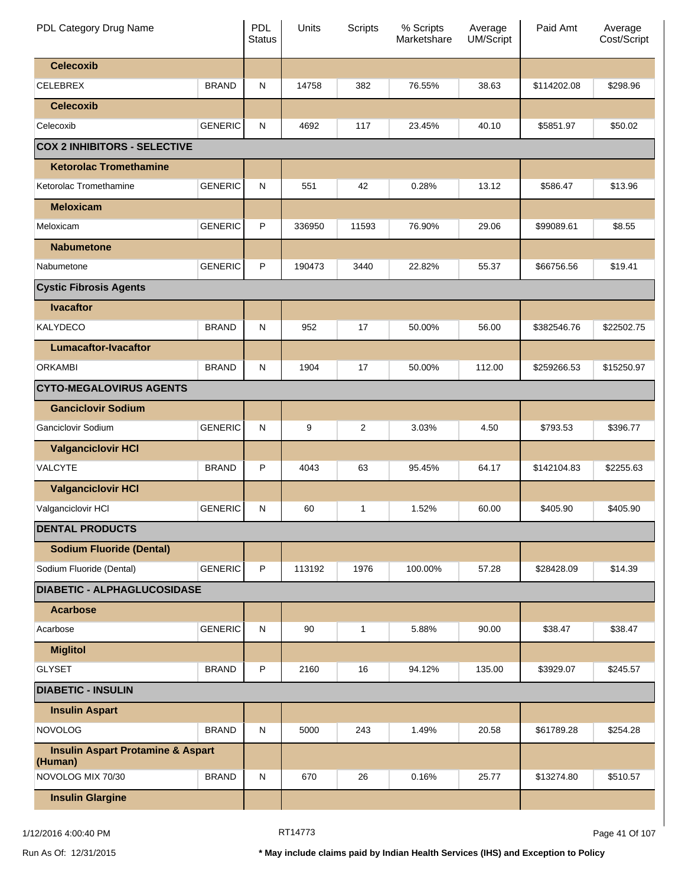| PDL Category Drug Name | | PDL Status | Units | Scripts | % Scripts Marketshare | Average UM/Script | Paid Amt | Average Cost/Script |
|---|---|---|---|---|---|---|---|---|
| **Celecoxib** | | | | | | | | |
| CELEBREX | BRAND | N | 14758 | 382 | 76.55% | 38.63 | $114202.08 | $298.96 |
| **Celecoxib** | | | | | | | | |
| Celecoxib | GENERIC | N | 4692 | 117 | 23.45% | 40.10 | $5851.97 | $50.02 |
| **COX 2 INHIBITORS - SELECTIVE** | | | | | | | | |
| **Ketorolac Tromethamine** | | | | | | | | |
| Ketorolac Tromethamine | GENERIC | N | 551 | 42 | 0.28% | 13.12 | $586.47 | $13.96 |
| **Meloxicam** | | | | | | | | |
| Meloxicam | GENERIC | P | 336950 | 11593 | 76.90% | 29.06 | $99089.61 | $8.55 |
| **Nabumetone** | | | | | | | | |
| Nabumetone | GENERIC | P | 190473 | 3440 | 22.82% | 55.37 | $66756.56 | $19.41 |
| **Cystic Fibrosis Agents** | | | | | | | | |
| **Ivacaftor** | | | | | | | | |
| KALYDECO | BRAND | N | 952 | 17 | 50.00% | 56.00 | $382546.76 | $22502.75 |
| **Lumacaftor-Ivacaftor** | | | | | | | | |
| ORKAMBI | BRAND | N | 1904 | 17 | 50.00% | 112.00 | $259266.53 | $15250.97 |
| **CYTO-MEGALOVIRUS AGENTS** | | | | | | | | |
| **Ganciclovir Sodium** | | | | | | | | |
| Ganciclovir Sodium | GENERIC | N | 9 | 2 | 3.03% | 4.50 | $793.53 | $396.77 |
| **Valganciclovir HCl** | | | | | | | | |
| VALCYTE | BRAND | P | 4043 | 63 | 95.45% | 64.17 | $142104.83 | $2255.63 |
| **Valganciclovir HCl** | | | | | | | | |
| Valganciclovir HCl | GENERIC | N | 60 | 1 | 1.52% | 60.00 | $405.90 | $405.90 |
| **DENTAL PRODUCTS** | | | | | | | | |
| **Sodium Fluoride (Dental)** | | | | | | | | |
| Sodium Fluoride (Dental) | GENERIC | P | 113192 | 1976 | 100.00% | 57.28 | $28428.09 | $14.39 |
| **DIABETIC - ALPHAGLUCOSIDASE** | | | | | | | | |
| **Acarbose** | | | | | | | | |
| Acarbose | GENERIC | N | 90 | 1 | 5.88% | 90.00 | $38.47 | $38.47 |
| **Miglitol** | | | | | | | | |
| GLYSET | BRAND | P | 2160 | 16 | 94.12% | 135.00 | $3929.07 | $245.57 |
| **DIABETIC - INSULIN** | | | | | | | | |
| **Insulin Aspart** | | | | | | | | |
| NOVOLOG | BRAND | N | 5000 | 243 | 1.49% | 20.58 | $61789.28 | $254.28 |
| **Insulin Aspart Protamine & Aspart (Human)** | | | | | | | | |
| NOVOLOG MIX 70/30 | BRAND | N | 670 | 26 | 0.16% | 25.77 | $13274.80 | $510.57 |
| **Insulin Glargine** | | | | | | | | |

1/12/2016 4:00:40 PM RT14773

Run As Of: 12/31/2015 **\* May include claims paid by Indian Health Services (IHS) and Exception to Policy**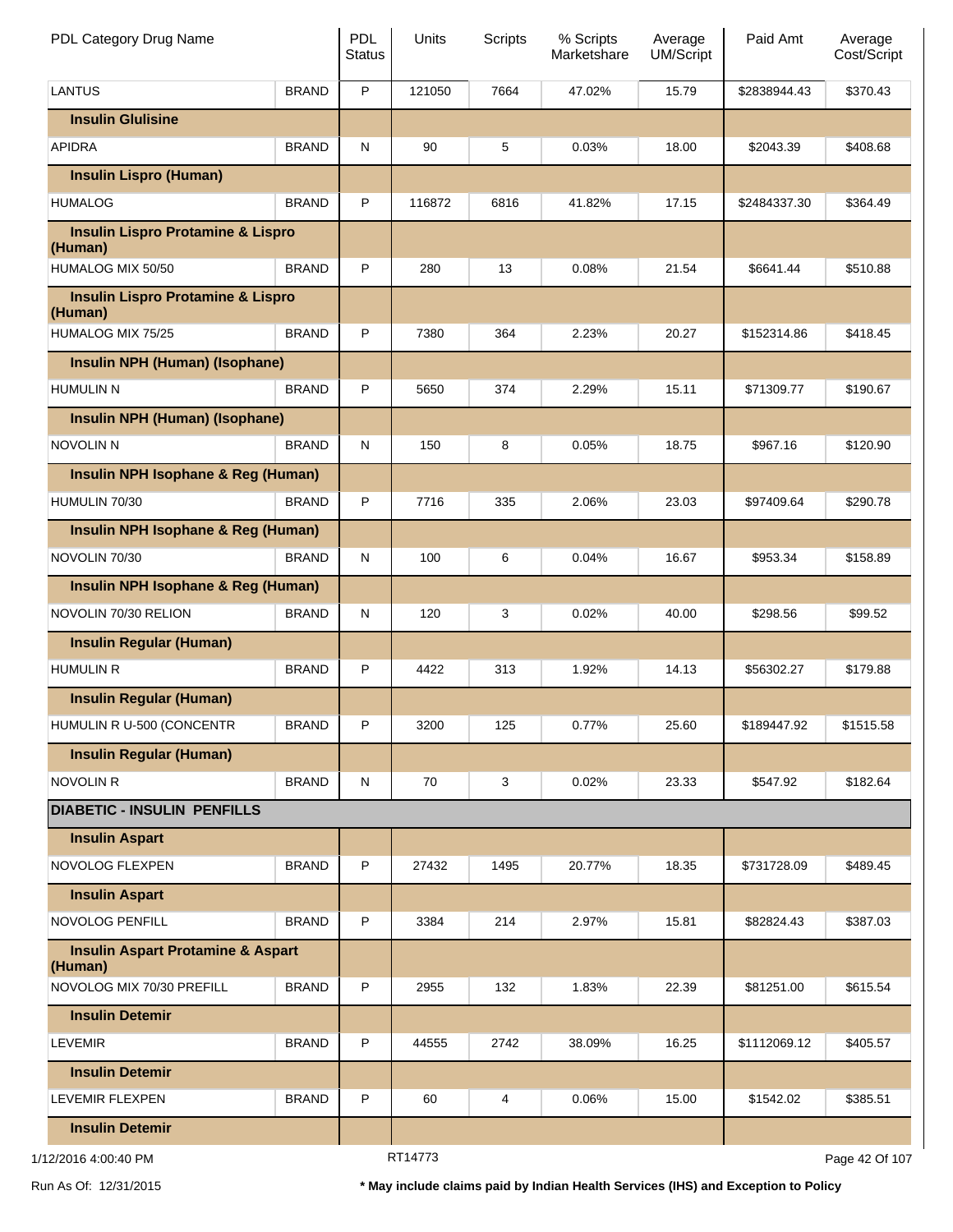| PDL Category Drug Name | | PDL Status | Units | Scripts | % Scripts Marketshare | Average UM/Script | Paid Amt | Average Cost/Script |
|---|---|---|---|---|---|---|---|---|
| LANTUS | BRAND | P | 121050 | 7664 | 47.02% | 15.79 | $2838944.43 | $370.43 |
| **Insulin Glulisine** | | | | | | | | |
| APIDRA | BRAND | N | 90 | 5 | 0.03% | 18.00 | $2043.39 | $408.68 |
| **Insulin Lispro (Human)** | | | | | | | | |
| HUMALOG | BRAND | P | 116872 | 6816 | 41.82% | 17.15 | $2484337.30 | $364.49 |
| **Insulin Lispro Protamine & Lispro (Human)** | | | | | | | | |
| HUMALOG MIX 50/50 | BRAND | P | 280 | 13 | 0.08% | 21.54 | $6641.44 | $510.88 |
| **Insulin Lispro Protamine & Lispro (Human)** | | | | | | | | |
| HUMALOG MIX 75/25 | BRAND | P | 7380 | 364 | 2.23% | 20.27 | $152314.86 | $418.45 |
| **Insulin NPH (Human) (Isophane)** | | | | | | | | |
| HUMULIN N | BRAND | P | 5650 | 374 | 2.29% | 15.11 | $71309.77 | $190.67 |
| **Insulin NPH (Human) (Isophane)** | | | | | | | | |
| NOVOLIN N | BRAND | N | 150 | 8 | 0.05% | 18.75 | $967.16 | $120.90 |
| **Insulin NPH Isophane & Reg (Human)** | | | | | | | | |
| HUMULIN 70/30 | BRAND | P | 7716 | 335 | 2.06% | 23.03 | $97409.64 | $290.78 |
| **Insulin NPH Isophane & Reg (Human)** | | | | | | | | |
| NOVOLIN 70/30 | BRAND | N | 100 | 6 | 0.04% | 16.67 | $953.34 | $158.89 |
| **Insulin NPH Isophane & Reg (Human)** | | | | | | | | |
| NOVOLIN 70/30 RELION | BRAND | N | 120 | 3 | 0.02% | 40.00 | $298.56 | $99.52 |
| **Insulin Regular (Human)** | | | | | | | | |
| HUMULIN R | BRAND | P | 4422 | 313 | 1.92% | 14.13 | $56302.27 | $179.88 |
| **Insulin Regular (Human)** | | | | | | | | |
| HUMULIN R U-500 (CONCENTR | BRAND | P | 3200 | 125 | 0.77% | 25.60 | $189447.92 | $1515.58 |
| **Insulin Regular (Human)** | | | | | | | | |
| NOVOLIN R | BRAND | N | 70 | 3 | 0.02% | 23.33 | $547.92 | $182.64 |
| **DIABETIC - INSULIN PENFILLS** | | | | | | | | |
| **Insulin Aspart** | | | | | | | | |
| NOVOLOG FLEXPEN | BRAND | P | 27432 | 1495 | 20.77% | 18.35 | $731728.09 | $489.45 |
| **Insulin Aspart** | | | | | | | | |
| NOVOLOG PENFILL | BRAND | P | 3384 | 214 | 2.97% | 15.81 | $82824.43 | $387.03 |
| **Insulin Aspart Protamine & Aspart (Human)** | | | | | | | | |
| NOVOLOG MIX 70/30 PREFILL | BRAND | P | 2955 | 132 | 1.83% | 22.39 | $81251.00 | $615.54 |
| **Insulin Detemir** | | | | | | | | |
| LEVEMIR | BRAND | P | 44555 | 2742 | 38.09% | 16.25 | $1112069.12 | $405.57 |
| **Insulin Detemir** | | | | | | | | |
| LEVEMIR FLEXPEN | BRAND | P | 60 | 4 | 0.06% | 15.00 | $1542.02 | $385.51 |
| **Insulin Detemir** | | | | | | | | |

1/12/2016 4:00:40 PM RT14773

Run As Of: 12/31/2015 **\* May include claims paid by Indian Health Services (IHS) and Exception to Policy**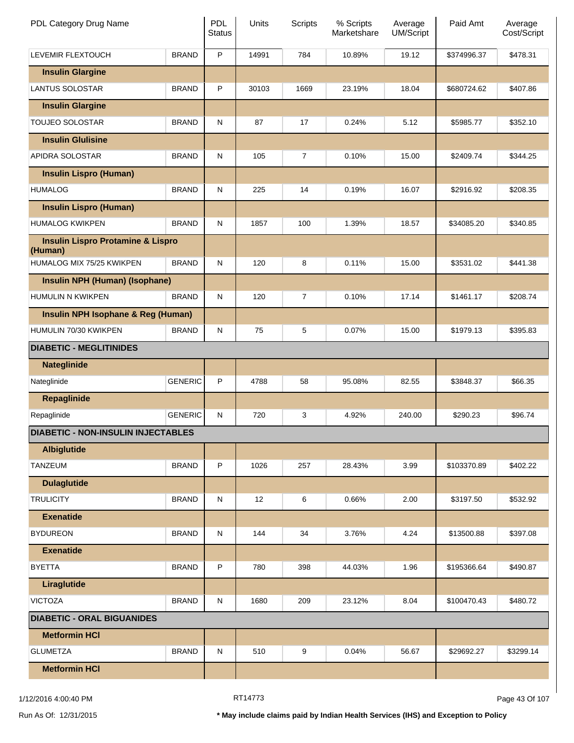| PDL Category Drug Name | | PDL Status | Units | Scripts | % Scripts Marketshare | Average UM/Script | Paid Amt | Average Cost/Script |
|---|---|---|---|---|---|---|---|---|
| LEVEMIR FLEXTOUCH | BRAND | P | 14991 | 784 | 10.89% | 19.12 | $374996.37 | $478.31 |
| **Insulin Glargine** | | | | | | | | |
| LANTUS SOLOSTAR | BRAND | P | 30103 | 1669 | 23.19% | 18.04 | $680724.62 | $407.86 |
| **Insulin Glargine** | | | | | | | | |
| TOUJEO SOLOSTAR | BRAND | N | 87 | 17 | 0.24% | 5.12 | $5985.77 | $352.10 |
| **Insulin Glulisine** | | | | | | | | |
| APIDRA SOLOSTAR | BRAND | N | 105 | 7 | 0.10% | 15.00 | $2409.74 | $344.25 |
| **Insulin Lispro (Human)** | | | | | | | | |
| HUMALOG | BRAND | N | 225 | 14 | 0.19% | 16.07 | $2916.92 | $208.35 |
| **Insulin Lispro (Human)** | | | | | | | | |
| HUMALOG KWIKPEN | BRAND | N | 1857 | 100 | 1.39% | 18.57 | $34085.20 | $340.85 |
| **Insulin Lispro Protamine & Lispro (Human)** | | | | | | | | |
| HUMALOG MIX 75/25 KWIKPEN | BRAND | N | 120 | 8 | 0.11% | 15.00 | $3531.02 | $441.38 |
| **Insulin NPH (Human) (Isophane)** | | | | | | | | |
| HUMULIN N KWIKPEN | BRAND | N | 120 | 7 | 0.10% | 17.14 | $1461.17 | $208.74 |
| **Insulin NPH Isophane & Reg (Human)** | | | | | | | | |
| HUMULIN 70/30 KWIKPEN | BRAND | N | 75 | 5 | 0.07% | 15.00 | $1979.13 | $395.83 |
| **DIABETIC - MEGLITINIDES** | | | | | | | | |
| **Nateglinide** | | | | | | | | |
| Nateglinide | GENERIC | P | 4788 | 58 | 95.08% | 82.55 | $3848.37 | $66.35 |
| **Repaglinide** | | | | | | | | |
| Repaglinide | GENERIC | N | 720 | 3 | 4.92% | 240.00 | $290.23 | $96.74 |
| **DIABETIC - NON-INSULIN INJECTABLES** | | | | | | | | |
| **Albiglutide** | | | | | | | | |
| TANZEUM | BRAND | P | 1026 | 257 | 28.43% | 3.99 | $103370.89 | $402.22 |
| **Dulaglutide** | | | | | | | | |
| TRULICITY | BRAND | N | 12 | 6 | 0.66% | 2.00 | $3197.50 | $532.92 |
| **Exenatide** | | | | | | | | |
| BYDUREON | BRAND | N | 144 | 34 | 3.76% | 4.24 | $13500.88 | $397.08 |
| **Exenatide** | | | | | | | | |
| BYETTA | BRAND | P | 780 | 398 | 44.03% | 1.96 | $195366.64 | $490.87 |
| **Liraglutide** | | | | | | | | |
| VICTOZA | BRAND | N | 1680 | 209 | 23.12% | 8.04 | $100470.43 | $480.72 |
| **DIABETIC - ORAL BIGUANIDES** | | | | | | | | |
| **Metformin HCl** | | | | | | | | |
| GLUMETZA | BRAND | N | 510 | 9 | 0.04% | 56.67 | $29692.27 | $3299.14 |
| **Metformin HCl** | | | | | | | | |

1/12/2016 4:00:40 PM RT14773

Run As Of: 12/31/2015 **\* May include claims paid by Indian Health Services (IHS) and Exception to Policy**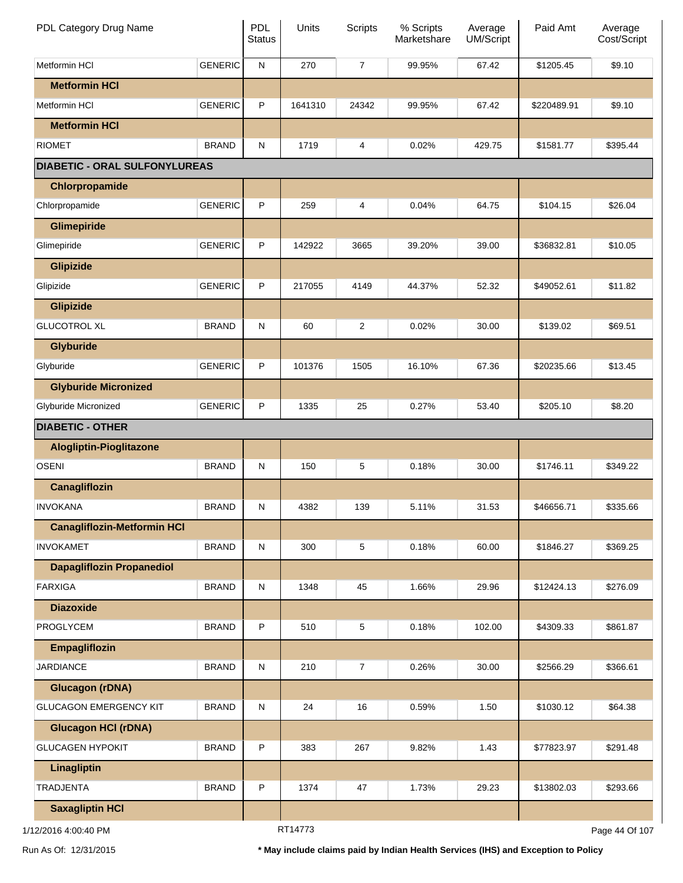| PDL Category Drug Name | | PDL Status | Units | Scripts | % Scripts Marketshare | Average UM/Script | Paid Amt | Average Cost/Script |
|---|---|---|---|---|---|---|---|---|
| Metformin HCl | GENERIC | N | 270 | 7 | 99.95% | 67.42 | $1205.45 | $9.10 |
| **Metformin HCl** | | | | | | | | |
| Metformin HCl | GENERIC | P | 1641310 | 24342 | 99.95% | 67.42 | $220489.91 | $9.10 |
| **Metformin HCl** | | | | | | | | |
| RIOMET | BRAND | N | 1719 | 4 | 0.02% | 429.75 | $1581.77 | $395.44 |
| **DIABETIC - ORAL SULFONYLUREAS** | | | | | | | | |
| **Chlorpropamide** | | | | | | | | |
| Chlorpropamide | GENERIC | P | 259 | 4 | 0.04% | 64.75 | $104.15 | $26.04 |
| **Glimepiride** | | | | | | | | |
| Glimepiride | GENERIC | P | 142922 | 3665 | 39.20% | 39.00 | $36832.81 | $10.05 |
| **Glipizide** | | | | | | | | |
| Glipizide | GENERIC | P | 217055 | 4149 | 44.37% | 52.32 | $49052.61 | $11.82 |
| **Glipizide** | | | | | | | | |
| GLUCOTROL XL | BRAND | N | 60 | 2 | 0.02% | 30.00 | $139.02 | $69.51 |
| **Glyburide** | | | | | | | | |
| Glyburide | GENERIC | P | 101376 | 1505 | 16.10% | 67.36 | $20235.66 | $13.45 |
| **Glyburide Micronized** | | | | | | | | |
| Glyburide Micronized | GENERIC | P | 1335 | 25 | 0.27% | 53.40 | $205.10 | $8.20 |
| **DIABETIC - OTHER** | | | | | | | | |
| **Alogliptin-Pioglitazone** | | | | | | | | |
| OSENI | BRAND | N | 150 | 5 | 0.18% | 30.00 | $1746.11 | $349.22 |
| **Canagliflozin** | | | | | | | | |
| INVOKANA | BRAND | N | 4382 | 139 | 5.11% | 31.53 | $46656.71 | $335.66 |
| **Canagliflozin-Metformin HCl** | | | | | | | | |
| INVOKAMET | BRAND | N | 300 | 5 | 0.18% | 60.00 | $1846.27 | $369.25 |
| **Dapagliflozin Propanediol** | | | | | | | | |
| FARXIGA | BRAND | N | 1348 | 45 | 1.66% | 29.96 | $12424.13 | $276.09 |
| **Diazoxide** | | | | | | | | |
| PROGLYCEM | BRAND | P | 510 | 5 | 0.18% | 102.00 | $4309.33 | $861.87 |
| **Empagliflozin** | | | | | | | | |
| JARDIANCE | BRAND | N | 210 | 7 | 0.26% | 30.00 | $2566.29 | $366.61 |
| **Glucagon (rDNA)** | | | | | | | | |
| GLUCAGON EMERGENCY KIT | BRAND | N | 24 | 16 | 0.59% | 1.50 | $1030.12 | $64.38 |
| **Glucagon HCl (rDNA)** | | | | | | | | |
| GLUCAGEN HYPOKIT | BRAND | P | 383 | 267 | 9.82% | 1.43 | $77823.97 | $291.48 |
| **Linagliptin** | | | | | | | | |
| TRADJENTA | BRAND | P | 1374 | 47 | 1.73% | 29.23 | $13802.03 | $293.66 |
| **Saxagliptin HCl** | | | | | | | | |

1/12/2016 4:00:40 PM RT14773

Run As Of: 12/31/2015

**\* May include claims paid by Indian Health Services (IHS) and Exception to Policy**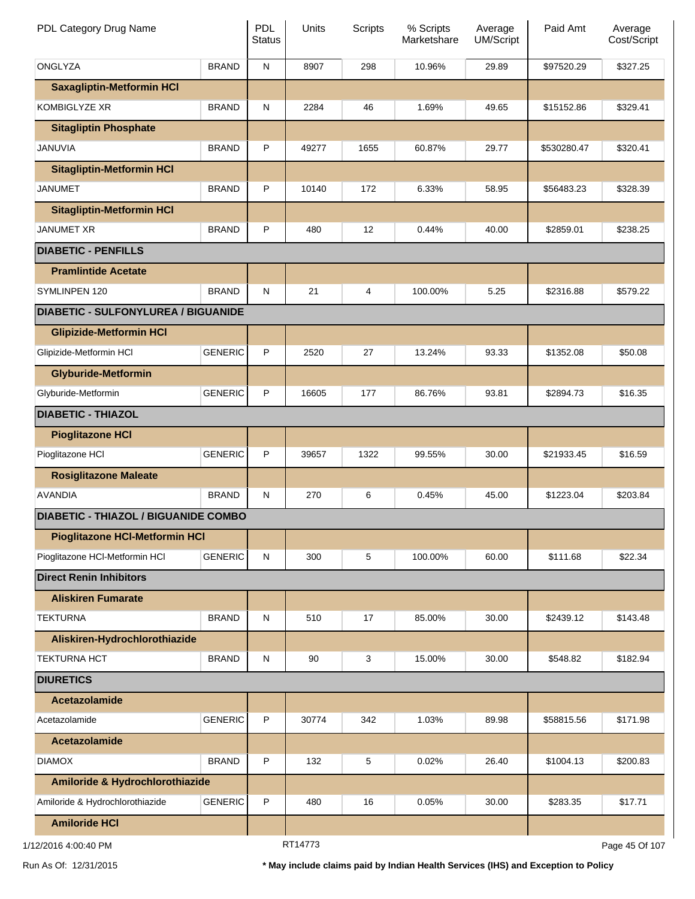| PDL Category Drug Name | | PDL Status | Units | Scripts | % Scripts Marketshare | Average UM/Script | Paid Amt | Average Cost/Script |
|---|---|---|---|---|---|---|---|---|
| ONGLYZA | BRAND | N | 8907 | 298 | 10.96% | 29.89 | $97520.29 | $327.25 |
| **Saxagliptin-Metformin HCl** | | | | | | | | |
| KOMBIGLYZE XR | BRAND | N | 2284 | 46 | 1.69% | 49.65 | $15152.86 | $329.41 |
| **Sitagliptin Phosphate** | | | | | | | | |
| JANUVIA | BRAND | P | 49277 | 1655 | 60.87% | 29.77 | $530280.47 | $320.41 |
| **Sitagliptin-Metformin HCl** | | | | | | | | |
| JANUMET | BRAND | P | 10140 | 172 | 6.33% | 58.95 | $56483.23 | $328.39 |
| **Sitagliptin-Metformin HCl** | | | | | | | | |
| JANUMET XR | BRAND | P | 480 | 12 | 0.44% | 40.00 | $2859.01 | $238.25 |
| **DIABETIC - PENFILLS** | | | | | | | | |
| **Pramlintide Acetate** | | | | | | | | |
| SYMLINPEN 120 | BRAND | N | 21 | 4 | 100.00% | 5.25 | $2316.88 | $579.22 |
| **DIABETIC - SULFONYLUREA / BIGUANIDE** | | | | | | | | |
| **Glipizide-Metformin HCl** | | | | | | | | |
| Glipizide-Metformin HCl | GENERIC | P | 2520 | 27 | 13.24% | 93.33 | $1352.08 | $50.08 |
| **Glyburide-Metformin** | | | | | | | | |
| Glyburide-Metformin | GENERIC | P | 16605 | 177 | 86.76% | 93.81 | $2894.73 | $16.35 |
| **DIABETIC - THIAZOL** | | | | | | | | |
| **Pioglitazone HCl** | | | | | | | | |
| Pioglitazone HCl | GENERIC | P | 39657 | 1322 | 99.55% | 30.00 | $21933.45 | $16.59 |
| **Rosiglitazone Maleate** | | | | | | | | |
| AVANDIA | BRAND | N | 270 | 6 | 0.45% | 45.00 | $1223.04 | $203.84 |
| **DIABETIC - THIAZOL / BIGUANIDE COMBO** | | | | | | | | |
| **Pioglitazone HCl-Metformin HCl** | | | | | | | | |
| Pioglitazone HCl-Metformin HCl | GENERIC | N | 300 | 5 | 100.00% | 60.00 | $111.68 | $22.34 |
| **Direct Renin Inhibitors** | | | | | | | | |
| **Aliskiren Fumarate** | | | | | | | | |
| TEKTURNA | BRAND | N | 510 | 17 | 85.00% | 30.00 | $2439.12 | $143.48 |
| **Aliskiren-Hydrochlorothiazide** | | | | | | | | |
| TEKTURNA HCT | BRAND | N | 90 | 3 | 15.00% | 30.00 | $548.82 | $182.94 |
| **DIURETICS** | | | | | | | | |
| **Acetazolamide** | | | | | | | | |
| Acetazolamide | GENERIC | P | 30774 | 342 | 1.03% | 89.98 | $58815.56 | $171.98 |
| **Acetazolamide** | | | | | | | | |
| DIAMOX | BRAND | P | 132 | 5 | 0.02% | 26.40 | $1004.13 | $200.83 |
| **Amiloride & Hydrochlorothiazide** | | | | | | | | |
| Amiloride & Hydrochlorothiazide | GENERIC | P | 480 | 16 | 0.05% | 30.00 | $283.35 | $17.71 |
| **Amiloride HCl** | | | | | | | | |

1/12/2016 4:00:40 PM RT14773

Run As Of: 12/31/2015 **\* May include claims paid by Indian Health Services (IHS) and Exception to Policy**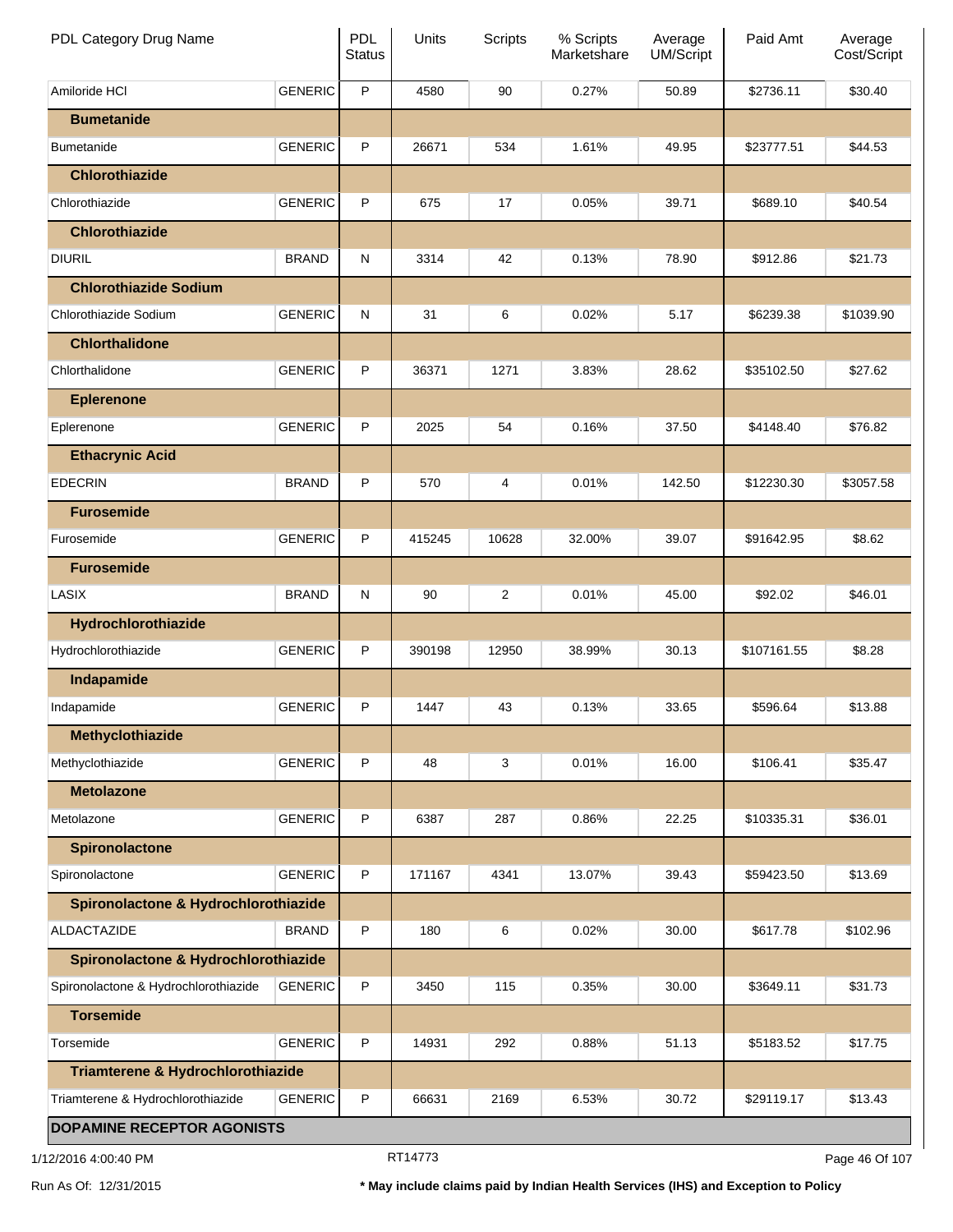| PDL Category Drug Name | | PDL Status | Units | Scripts | % Scripts Marketshare | Average UM/Script | Paid Amt | Average Cost/Script |
|---|---|---|---|---|---|---|---|---|
| Amiloride HCl | GENERIC | P | 4580 | 90 | 0.27% | 50.89 | $2736.11 | $30.40 |
| **Bumetanide** | | | | | | | | |
| Bumetanide | GENERIC | P | 26671 | 534 | 1.61% | 49.95 | $23777.51 | $44.53 |
| **Chlorothiazide** | | | | | | | | |
| Chlorothiazide | GENERIC | P | 675 | 17 | 0.05% | 39.71 | $689.10 | $40.54 |
| **Chlorothiazide** | | | | | | | | |
| DIURIL | BRAND | N | 3314 | 42 | 0.13% | 78.90 | $912.86 | $21.73 |
| **Chlorothiazide Sodium** | | | | | | | | |
| Chlorothiazide Sodium | GENERIC | N | 31 | 6 | 0.02% | 5.17 | $6239.38 | $1039.90 |
| **Chlorthalidone** | | | | | | | | |
| Chlorthalidone | GENERIC | P | 36371 | 1271 | 3.83% | 28.62 | $35102.50 | $27.62 |
| **Eplerenone** | | | | | | | | |
| Eplerenone | GENERIC | P | 2025 | 54 | 0.16% | 37.50 | $4148.40 | $76.82 |
| **Ethacrynic Acid** | | | | | | | | |
| EDECRIN | BRAND | P | 570 | 4 | 0.01% | 142.50 | $12230.30 | $3057.58 |
| **Furosemide** | | | | | | | | |
| Furosemide | GENERIC | P | 415245 | 10628 | 32.00% | 39.07 | $91642.95 | $8.62 |
| **Furosemide** | | | | | | | | |
| LASIX | BRAND | N | 90 | 2 | 0.01% | 45.00 | $92.02 | $46.01 |
| **Hydrochlorothiazide** | | | | | | | | |
| Hydrochlorothiazide | GENERIC | P | 390198 | 12950 | 38.99% | 30.13 | $107161.55 | $8.28 |
| **Indapamide** | | | | | | | | |
| Indapamide | GENERIC | P | 1447 | 43 | 0.13% | 33.65 | $596.64 | $13.88 |
| **Methyclothiazide** | | | | | | | | |
| Methyclothiazide | GENERIC | P | 48 | 3 | 0.01% | 16.00 | $106.41 | $35.47 |
| **Metolazone** | | | | | | | | |
| Metolazone | GENERIC | P | 6387 | 287 | 0.86% | 22.25 | $10335.31 | $36.01 |
| **Spironolactone** | | | | | | | | |
| Spironolactone | GENERIC | P | 171167 | 4341 | 13.07% | 39.43 | $59423.50 | $13.69 |
| **Spironolactone & Hydrochlorothiazide** | | | | | | | | |
| ALDACTAZIDE | BRAND | P | 180 | 6 | 0.02% | 30.00 | $617.78 | $102.96 |
| **Spironolactone & Hydrochlorothiazide** | | | | | | | | |
| Spironolactone & Hydrochlorothiazide | GENERIC | P | 3450 | 115 | 0.35% | 30.00 | $3649.11 | $31.73 |
| **Torsemide** | | | | | | | | |
| Torsemide | GENERIC | P | 14931 | 292 | 0.88% | 51.13 | $5183.52 | $17.75 |
| **Triamterene & Hydrochlorothiazide** | | | | | | | | |
| Triamterene & Hydrochlorothiazide | GENERIC | P | 66631 | 2169 | 6.53% | 30.72 | $29119.17 | $13.43 |
| **DOPAMINE RECEPTOR AGONISTS** | | | | | | | | |

1/12/2016 4:00:40 PM RT14773

Run As Of: 12/31/2015

**\* May include claims paid by Indian Health Services (IHS) and Exception to Policy**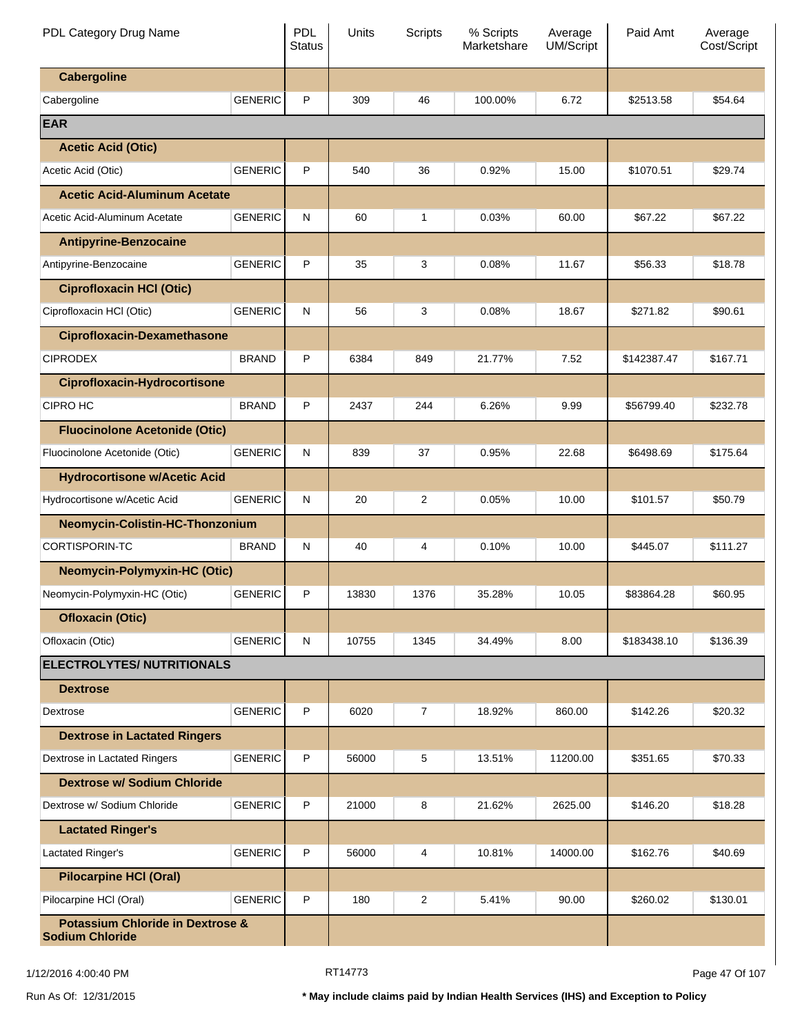| PDL Category Drug Name | | PDL Status | Units | Scripts | % Scripts Marketshare | Average UM/Script | Paid Amt | Average Cost/Script |
|---|---|---|---|---|---|---|---|---|
| **Cabergoline** | | | | | | | | |
| Cabergoline | GENERIC | P | 309 | 46 | 100.00% | 6.72 | $2513.58 | $54.64 |
| **EAR** | | | | | | | | |
| **Acetic Acid (Otic)** | | | | | | | | |
| Acetic Acid (Otic) | GENERIC | P | 540 | 36 | 0.92% | 15.00 | $1070.51 | $29.74 |
| **Acetic Acid-Aluminum Acetate** | | | | | | | | |
| Acetic Acid-Aluminum Acetate | GENERIC | N | 60 | 1 | 0.03% | 60.00 | $67.22 | $67.22 |
| **Antipyrine-Benzocaine** | | | | | | | | |
| Antipyrine-Benzocaine | GENERIC | P | 35 | 3 | 0.08% | 11.67 | $56.33 | $18.78 |
| **Ciprofloxacin HCl (Otic)** | | | | | | | | |
| Ciprofloxacin HCl (Otic) | GENERIC | N | 56 | 3 | 0.08% | 18.67 | $271.82 | $90.61 |
| **Ciprofloxacin-Dexamethasone** | | | | | | | | |
| CIPRODEX | BRAND | P | 6384 | 849 | 21.77% | 7.52 | $142387.47 | $167.71 |
| **Ciprofloxacin-Hydrocortisone** | | | | | | | | |
| CIPRO HC | BRAND | P | 2437 | 244 | 6.26% | 9.99 | $56799.40 | $232.78 |
| **Fluocinolone Acetonide (Otic)** | | | | | | | | |
| Fluocinolone Acetonide (Otic) | GENERIC | N | 839 | 37 | 0.95% | 22.68 | $6498.69 | $175.64 |
| **Hydrocortisone w/Acetic Acid** | | | | | | | | |
| Hydrocortisone w/Acetic Acid | GENERIC | N | 20 | 2 | 0.05% | 10.00 | $101.57 | $50.79 |
| **Neomycin-Colistin-HC-Thonzonium** | | | | | | | | |
| CORTISPORIN-TC | BRAND | N | 40 | 4 | 0.10% | 10.00 | $445.07 | $111.27 |
| **Neomycin-Polymyxin-HC (Otic)** | | | | | | | | |
| Neomycin-Polymyxin-HC (Otic) | GENERIC | P | 13830 | 1376 | 35.28% | 10.05 | $83864.28 | $60.95 |
| **Ofloxacin (Otic)** | | | | | | | | |
| Ofloxacin (Otic) | GENERIC | N | 10755 | 1345 | 34.49% | 8.00 | $183438.10 | $136.39 |
| **ELECTROLYTES/ NUTRITIONALS** | | | | | | | | |
| **Dextrose** | | | | | | | | |
| Dextrose | GENERIC | P | 6020 | 7 | 18.92% | 860.00 | $142.26 | $20.32 |
| **Dextrose in Lactated Ringers** | | | | | | | | |
| Dextrose in Lactated Ringers | GENERIC | P | 56000 | 5 | 13.51% | 11200.00 | $351.65 | $70.33 |
| **Dextrose w/ Sodium Chloride** | | | | | | | | |
| Dextrose w/ Sodium Chloride | GENERIC | P | 21000 | 8 | 21.62% | 2625.00 | $146.20 | $18.28 |
| **Lactated Ringer's** | | | | | | | | |
| Lactated Ringer's | GENERIC | P | 56000 | 4 | 10.81% | 14000.00 | $162.76 | $40.69 |
| **Pilocarpine HCl (Oral)** | | | | | | | | |
| Pilocarpine HCl (Oral) | GENERIC | P | 180 | 2 | 5.41% | 90.00 | $260.02 | $130.01 |
| **Potassium Chloride in Dextrose & Sodium Chloride** | | | | | | | | |

1/12/2016 4:00:40 PM RT14773

Run As Of: 12/31/2015

**\* May include claims paid by Indian Health Services (IHS) and Exception to Policy**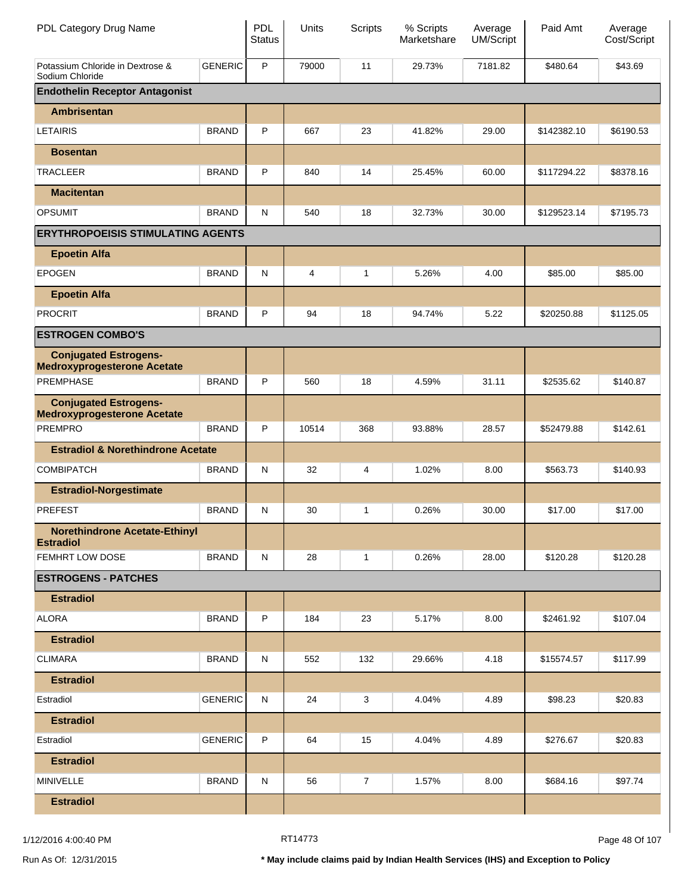| PDL Category Drug Name | | PDL Status | Units | Scripts | % Scripts Marketshare | Average UM/Script | Paid Amt | Average Cost/Script |
|---|---|---|---|---|---|---|---|---|
| Potassium Chloride in Dextrose & Sodium Chloride | GENERIC | P | 79000 | 11 | 29.73% | 7181.82 | $480.64 | $43.69 |
| **Endothelin Receptor Antagonist** | | | | | | | | |
| **Ambrisentan** | | | | | | | | |
| LETAIRIS | BRAND | P | 667 | 23 | 41.82% | 29.00 | $142382.10 | $6190.53 |
| **Bosentan** | | | | | | | | |
| TRACLEER | BRAND | P | 840 | 14 | 25.45% | 60.00 | $117294.22 | $8378.16 |
| **Macitentan** | | | | | | | | |
| OPSUMIT | BRAND | N | 540 | 18 | 32.73% | 30.00 | $129523.14 | $7195.73 |
| **ERYTHROPOEISIS STIMULATING AGENTS** | | | | | | | | |
| **Epoetin Alfa** | | | | | | | | |
| EPOGEN | BRAND | N | 4 | 1 | 5.26% | 4.00 | $85.00 | $85.00 |
| **Epoetin Alfa** | | | | | | | | |
| PROCRIT | BRAND | P | 94 | 18 | 94.74% | 5.22 | $20250.88 | $1125.05 |
| **ESTROGEN COMBO'S** | | | | | | | | |
| **Conjugated Estrogens-Medroxyprogesterone Acetate** | | | | | | | | |
| PREMPHASE | BRAND | P | 560 | 18 | 4.59% | 31.11 | $2535.62 | $140.87 |
| **Conjugated Estrogens-Medroxyprogesterone Acetate** | | | | | | | | |
| PREMPRO | BRAND | P | 10514 | 368 | 93.88% | 28.57 | $52479.88 | $142.61 |
| **Estradiol & Norethindrone Acetate** | | | | | | | | |
| COMBIPATCH | BRAND | N | 32 | 4 | 1.02% | 8.00 | $563.73 | $140.93 |
| **Estradiol-Norgestimate** | | | | | | | | |
| PREFEST | BRAND | N | 30 | 1 | 0.26% | 30.00 | $17.00 | $17.00 |
| **Norethindrone Acetate-Ethinyl Estradiol** | | | | | | | | |
| FEMHRT LOW DOSE | BRAND | N | 28 | 1 | 0.26% | 28.00 | $120.28 | $120.28 |
| **ESTROGENS - PATCHES** | | | | | | | | |
| **Estradiol** | | | | | | | | |
| ALORA | BRAND | P | 184 | 23 | 5.17% | 8.00 | $2461.92 | $107.04 |
| **Estradiol** | | | | | | | | |
| CLIMARA | BRAND | N | 552 | 132 | 29.66% | 4.18 | $15574.57 | $117.99 |
| **Estradiol** | | | | | | | | |
| Estradiol | GENERIC | N | 24 | 3 | 4.04% | 4.89 | $98.23 | $20.83 |
| **Estradiol** | | | | | | | | |
| Estradiol | GENERIC | P | 64 | 15 | 4.04% | 4.89 | $276.67 | $20.83 |
| **Estradiol** | | | | | | | | |
| MINIVELLE | BRAND | N | 56 | 7 | 1.57% | 8.00 | $684.16 | $97.74 |
| **Estradiol** | | | | | | | | |

1/12/2016 4:00:40 PM RT14773

Run As Of: 12/31/2015

**\* May include claims paid by Indian Health Services (IHS) and Exception to Policy**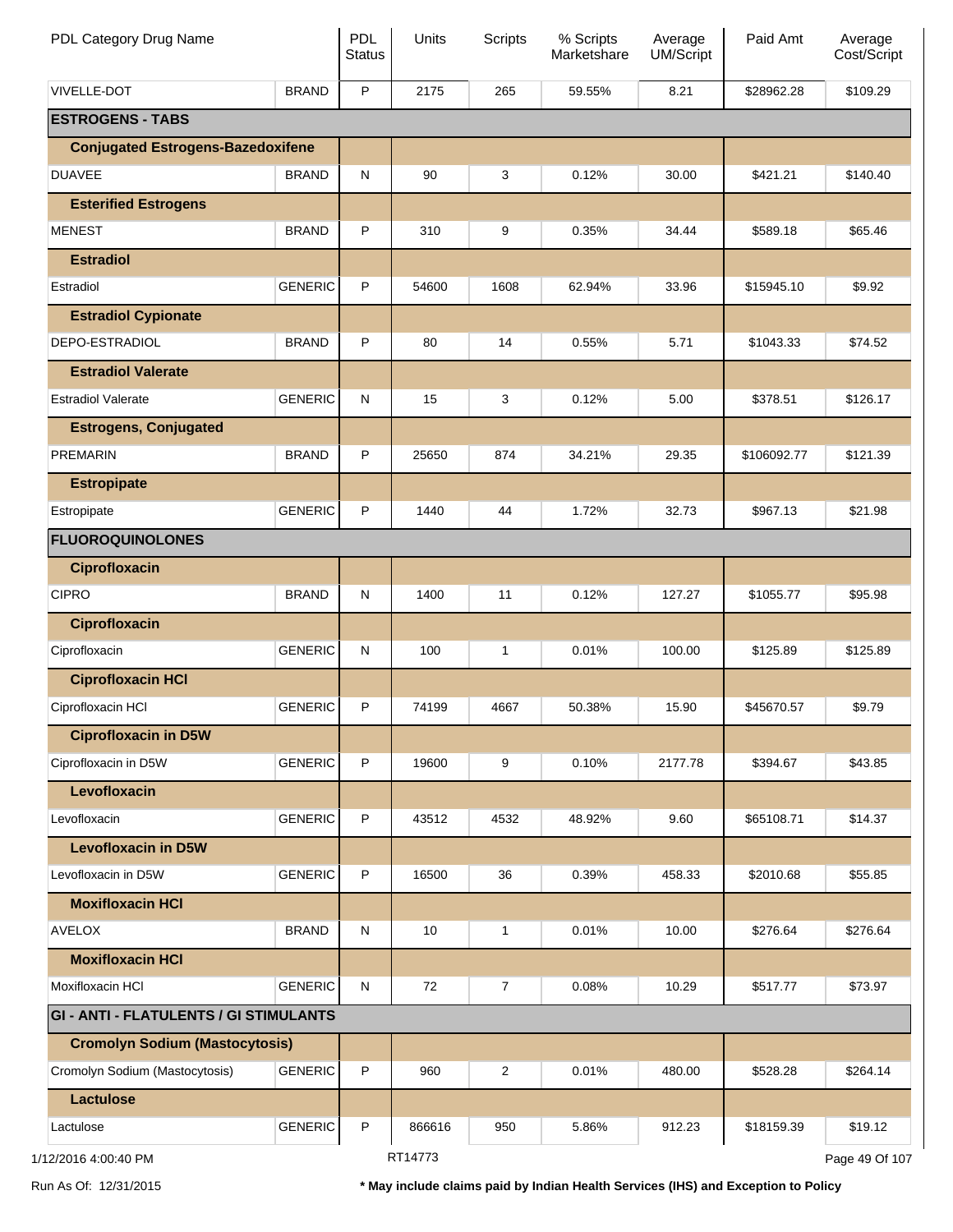| PDL Category Drug Name | | PDL Status | Units | Scripts | % Scripts Marketshare | Average UM/Script | Paid Amt | Average Cost/Script |
|---|---|---|---|---|---|---|---|---|
| VIVELLE-DOT | BRAND | P | 2175 | 265 | 59.55% | 8.21 | $28962.28 | $109.29 |
| **ESTROGENS - TABS** | | | | | | | | |
| **Conjugated Estrogens-Bazedoxifene** | | | | | | | | |
| DUAVEE | BRAND | N | 90 | 3 | 0.12% | 30.00 | $421.21 | $140.40 |
| **Esterified Estrogens** | | | | | | | | |
| MENEST | BRAND | P | 310 | 9 | 0.35% | 34.44 | $589.18 | $65.46 |
| **Estradiol** | | | | | | | | |
| Estradiol | GENERIC | P | 54600 | 1608 | 62.94% | 33.96 | $15945.10 | $9.92 |
| **Estradiol Cypionate** | | | | | | | | |
| DEPO-ESTRADIOL | BRAND | P | 80 | 14 | 0.55% | 5.71 | $1043.33 | $74.52 |
| **Estradiol Valerate** | | | | | | | | |
| Estradiol Valerate | GENERIC | N | 15 | 3 | 0.12% | 5.00 | $378.51 | $126.17 |
| **Estrogens, Conjugated** | | | | | | | | |
| PREMARIN | BRAND | P | 25650 | 874 | 34.21% | 29.35 | $106092.77 | $121.39 |
| **Estropipate** | | | | | | | | |
| Estropipate | GENERIC | P | 1440 | 44 | 1.72% | 32.73 | $967.13 | $21.98 |
| **FLUOROQUINOLONES** | | | | | | | | |
| **Ciprofloxacin** | | | | | | | | |
| CIPRO | BRAND | N | 1400 | 11 | 0.12% | 127.27 | $1055.77 | $95.98 |
| **Ciprofloxacin** | | | | | | | | |
| Ciprofloxacin | GENERIC | N | 100 | 1 | 0.01% | 100.00 | $125.89 | $125.89 |
| **Ciprofloxacin HCl** | | | | | | | | |
| Ciprofloxacin HCl | GENERIC | P | 74199 | 4667 | 50.38% | 15.90 | $45670.57 | $9.79 |
| **Ciprofloxacin in D5W** | | | | | | | | |
| Ciprofloxacin in D5W | GENERIC | P | 19600 | 9 | 0.10% | 2177.78 | $394.67 | $43.85 |
| **Levofloxacin** | | | | | | | | |
| Levofloxacin | GENERIC | P | 43512 | 4532 | 48.92% | 9.60 | $65108.71 | $14.37 |
| **Levofloxacin in D5W** | | | | | | | | |
| Levofloxacin in D5W | GENERIC | P | 16500 | 36 | 0.39% | 458.33 | $2010.68 | $55.85 |
| **Moxifloxacin HCl** | | | | | | | | |
| AVELOX | BRAND | N | 10 | 1 | 0.01% | 10.00 | $276.64 | $276.64 |
| **Moxifloxacin HCl** | | | | | | | | |
| Moxifloxacin HCl | GENERIC | N | 72 | 7 | 0.08% | 10.29 | $517.77 | $73.97 |
| **GI - ANTI - FLATULENTS / GI STIMULANTS** | | | | | | | | |
| **Cromolyn Sodium (Mastocytosis)** | | | | | | | | |
| Cromolyn Sodium (Mastocytosis) | GENERIC | P | 960 | 2 | 0.01% | 480.00 | $528.28 | $264.14 |
| **Lactulose** | | | | | | | | |
| Lactulose | GENERIC | P | 866616 | 950 | 5.86% | 912.23 | $18159.39 | $19.12 |

1/12/2016 4:00:40 PM RT14773

Run As Of: 12/31/2015

**\* May include claims paid by Indian Health Services (IHS) and Exception to Policy**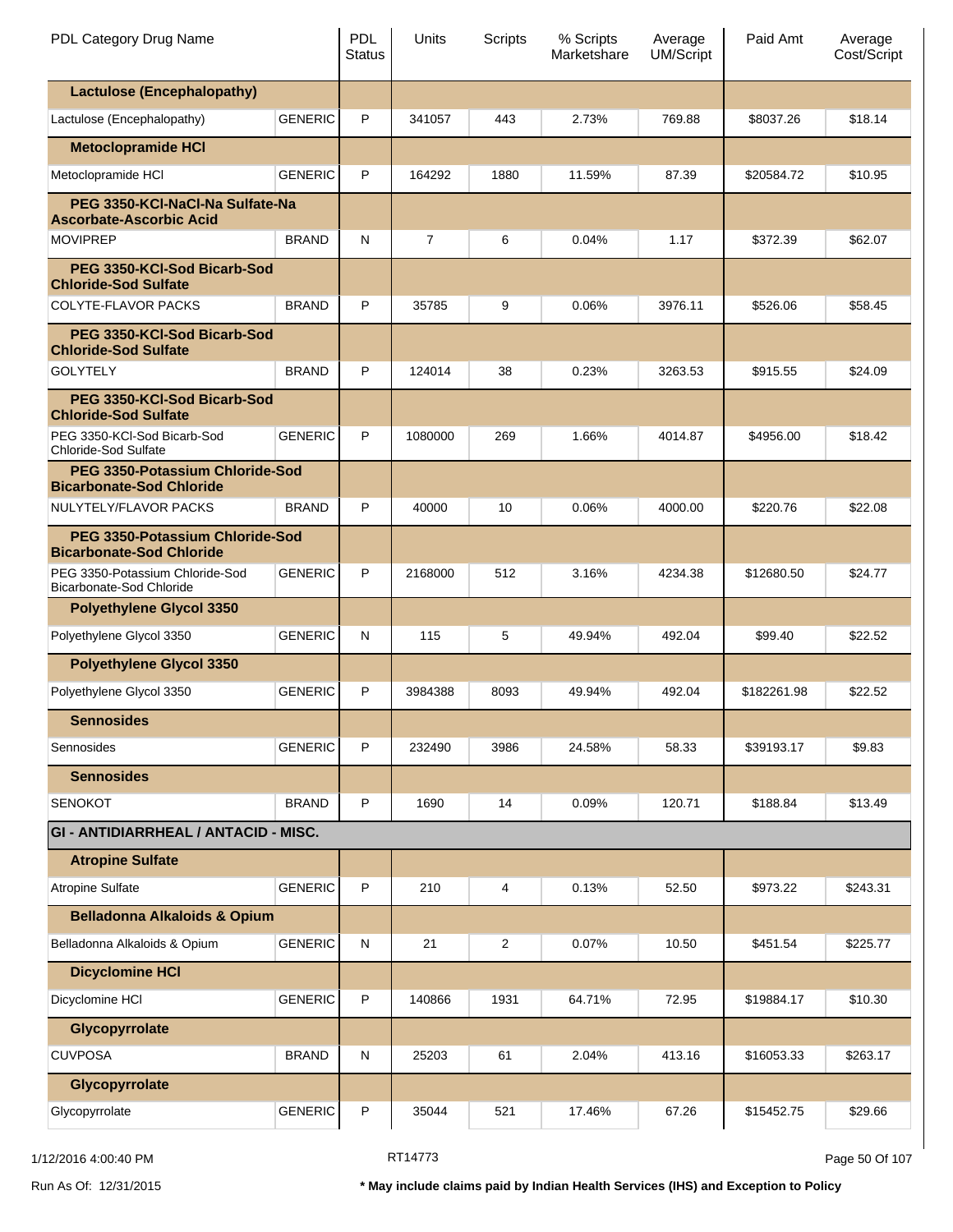| PDL Category Drug Name | | PDL Status | Units | Scripts | % Scripts Marketshare | Average UM/Script | Paid Amt | Average Cost/Script |
|---|---|---|---|---|---|---|---|---|
| **Lactulose (Encephalopathy)** | | | | | | | | |
| Lactulose (Encephalopathy) | GENERIC | P | 341057 | 443 | 2.73% | 769.88 | $8037.26 | $18.14 |
| **Metoclopramide HCl** | | | | | | | | |
| Metoclopramide HCl | GENERIC | P | 164292 | 1880 | 11.59% | 87.39 | $20584.72 | $10.95 |
| **PEG 3350-KCl-NaCl-Na Sulfate-Na Ascorbate-Ascorbic Acid** | | | | | | | | |
| MOVIPREP | BRAND | N | 7 | 6 | 0.04% | 1.17 | $372.39 | $62.07 |
| **PEG 3350-KCl-Sod Bicarb-Sod Chloride-Sod Sulfate** | | | | | | | | |
| COLYTE-FLAVOR PACKS | BRAND | P | 35785 | 9 | 0.06% | 3976.11 | $526.06 | $58.45 |
| **PEG 3350-KCl-Sod Bicarb-Sod Chloride-Sod Sulfate** | | | | | | | | |
| GOLYTELY | BRAND | P | 124014 | 38 | 0.23% | 3263.53 | $915.55 | $24.09 |
| **PEG 3350-KCl-Sod Bicarb-Sod Chloride-Sod Sulfate** | | | | | | | | |
| PEG 3350-KCl-Sod Bicarb-Sod Chloride-Sod Sulfate | GENERIC | P | 1080000 | 269 | 1.66% | 4014.87 | $4956.00 | $18.42 |
| **PEG 3350-Potassium Chloride-Sod Bicarbonate-Sod Chloride** | | | | | | | | |
| NULYTELY/FLAVOR PACKS | BRAND | P | 40000 | 10 | 0.06% | 4000.00 | $220.76 | $22.08 |
| **PEG 3350-Potassium Chloride-Sod Bicarbonate-Sod Chloride** | | | | | | | | |
| PEG 3350-Potassium Chloride-Sod Bicarbonate-Sod Chloride | GENERIC | P | 2168000 | 512 | 3.16% | 4234.38 | $12680.50 | $24.77 |
| **Polyethylene Glycol 3350** | | | | | | | | |
| Polyethylene Glycol 3350 | GENERIC | N | 115 | 5 | 49.94% | 492.04 | $99.40 | $22.52 |
| **Polyethylene Glycol 3350** | | | | | | | | |
| Polyethylene Glycol 3350 | GENERIC | P | 3984388 | 8093 | 49.94% | 492.04 | $182261.98 | $22.52 |
| **Sennosides** | | | | | | | | |
| Sennosides | GENERIC | P | 232490 | 3986 | 24.58% | 58.33 | $39193.17 | $9.83 |
| **Sennosides** | | | | | | | | |
| SENOKOT | BRAND | P | 1690 | 14 | 0.09% | 120.71 | $188.84 | $13.49 |
| **GI - ANTIDIARRHEAL / ANTACID - MISC.** | | | | | | | | |
| **Atropine Sulfate** | | | | | | | | |
| Atropine Sulfate | GENERIC | P | 210 | 4 | 0.13% | 52.50 | $973.22 | $243.31 |
| **Belladonna Alkaloids & Opium** | | | | | | | | |
| Belladonna Alkaloids & Opium | GENERIC | N | 21 | 2 | 0.07% | 10.50 | $451.54 | $225.77 |
| **Dicyclomine HCl** | | | | | | | | |
| Dicyclomine HCl | GENERIC | P | 140866 | 1931 | 64.71% | 72.95 | $19884.17 | $10.30 |
| **Glycopyrrolate** | | | | | | | | |
| CUVPOSA | BRAND | N | 25203 | 61 | 2.04% | 413.16 | $16053.33 | $263.17 |
| **Glycopyrrolate** | | | | | | | | |
| Glycopyrrolate | GENERIC | P | 35044 | 521 | 17.46% | 67.26 | $15452.75 | $29.66 |

1/12/2016 4:00:40 PM RT14773

Run As Of: 12/31/2015 **\* May include claims paid by Indian Health Services (IHS) and Exception to Policy**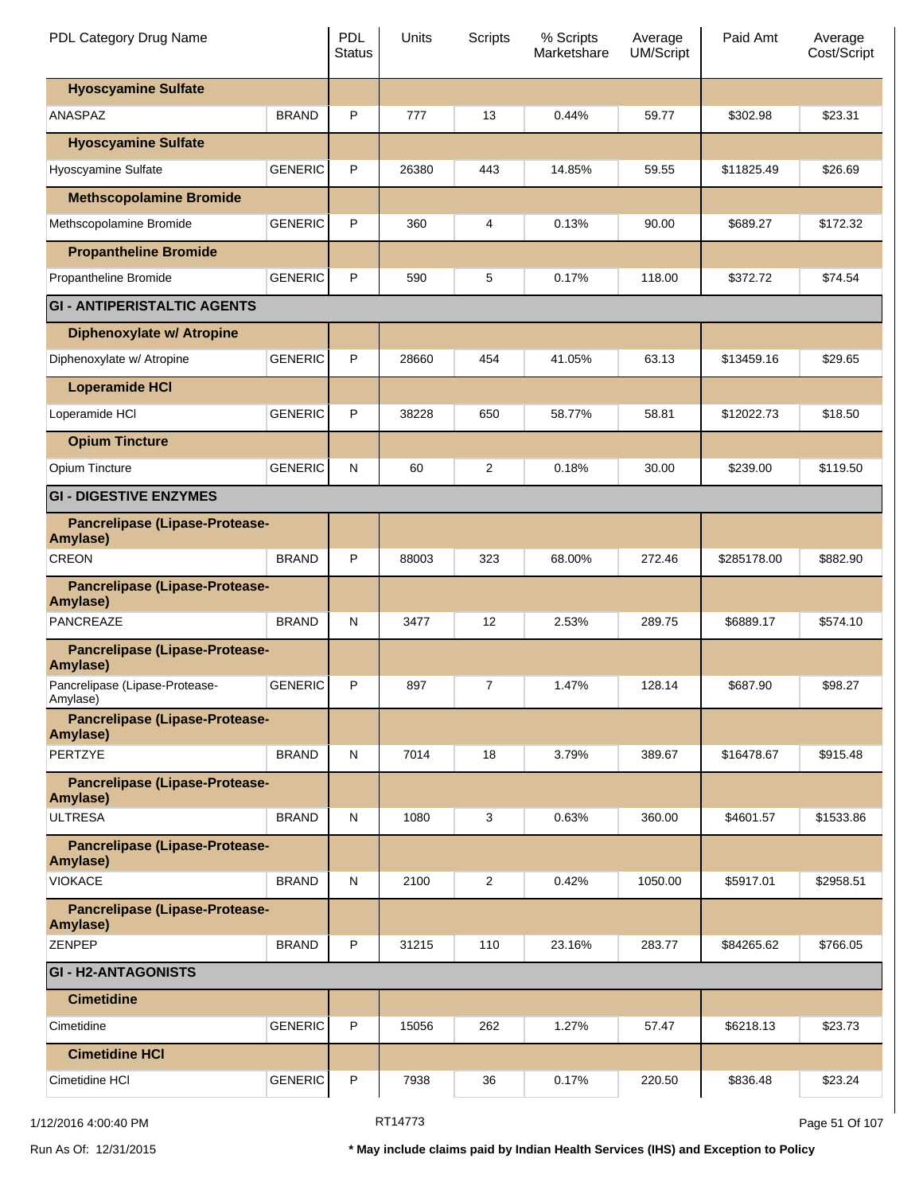| PDL Category Drug Name | | PDL Status | Units | Scripts | % Scripts Marketshare | Average UM/Script | Paid Amt | Average Cost/Script |
|---|---|---|---|---|---|---|---|---|
| **Hyoscyamine Sulfate** | | | | | | | | |
| ANASPAZ | BRAND | P | 777 | 13 | 0.44% | 59.77 | $302.98 | $23.31 |
| **Hyoscyamine Sulfate** | | | | | | | | |
| Hyoscyamine Sulfate | GENERIC | P | 26380 | 443 | 14.85% | 59.55 | $11825.49 | $26.69 |
| **Methscopolamine Bromide** | | | | | | | | |
| Methscopolamine Bromide | GENERIC | P | 360 | 4 | 0.13% | 90.00 | $689.27 | $172.32 |
| **Propantheline Bromide** | | | | | | | | |
| Propantheline Bromide | GENERIC | P | 590 | 5 | 0.17% | 118.00 | $372.72 | $74.54 |
| **GI - ANTIPERISTALTIC AGENTS** | | | | | | | | |
| **Diphenoxylate w/ Atropine** | | | | | | | | |
| Diphenoxylate w/ Atropine | GENERIC | P | 28660 | 454 | 41.05% | 63.13 | $13459.16 | $29.65 |
| **Loperamide HCl** | | | | | | | | |
| Loperamide HCl | GENERIC | P | 38228 | 650 | 58.77% | 58.81 | $12022.73 | $18.50 |
| **Opium Tincture** | | | | | | | | |
| Opium Tincture | GENERIC | N | 60 | 2 | 0.18% | 30.00 | $239.00 | $119.50 |
| **GI - DIGESTIVE ENZYMES** | | | | | | | | |
| **Pancrelipase (Lipase-Protease-Amylase)** | | | | | | | | |
| CREON | BRAND | P | 88003 | 323 | 68.00% | 272.46 | $285178.00 | $882.90 |
| **Pancrelipase (Lipase-Protease-Amylase)** | | | | | | | | |
| PANCREAZE | BRAND | N | 3477 | 12 | 2.53% | 289.75 | $6889.17 | $574.10 |
| **Pancrelipase (Lipase-Protease-Amylase)** | | | | | | | | |
| Pancrelipase (Lipase-Protease-Amylase) | GENERIC | P | 897 | 7 | 1.47% | 128.14 | $687.90 | $98.27 |
| **Pancrelipase (Lipase-Protease-Amylase)** | | | | | | | | |
| PERTZYE | BRAND | N | 7014 | 18 | 3.79% | 389.67 | $16478.67 | $915.48 |
| **Pancrelipase (Lipase-Protease-Amylase)** | | | | | | | | |
| ULTRESA | BRAND | N | 1080 | 3 | 0.63% | 360.00 | $4601.57 | $1533.86 |
| **Pancrelipase (Lipase-Protease-Amylase)** | | | | | | | | |
| VIOKACE | BRAND | N | 2100 | 2 | 0.42% | 1050.00 | $5917.01 | $2958.51 |
| **Pancrelipase (Lipase-Protease-Amylase)** | | | | | | | | |
| ZENPEP | BRAND | P | 31215 | 110 | 23.16% | 283.77 | $84265.62 | $766.05 |
| **GI - H2-ANTAGONISTS** | | | | | | | | |
| **Cimetidine** | | | | | | | | |
| Cimetidine | GENERIC | P | 15056 | 262 | 1.27% | 57.47 | $6218.13 | $23.73 |
| **Cimetidine HCl** | | | | | | | | |
| Cimetidine HCl | GENERIC | P | 7938 | 36 | 0.17% | 220.50 | $836.48 | $23.24 |

1/12/2016 4:00:40 PM RT14773

Run As Of: 12/31/2015

**\* May include claims paid by Indian Health Services (IHS) and Exception to Policy**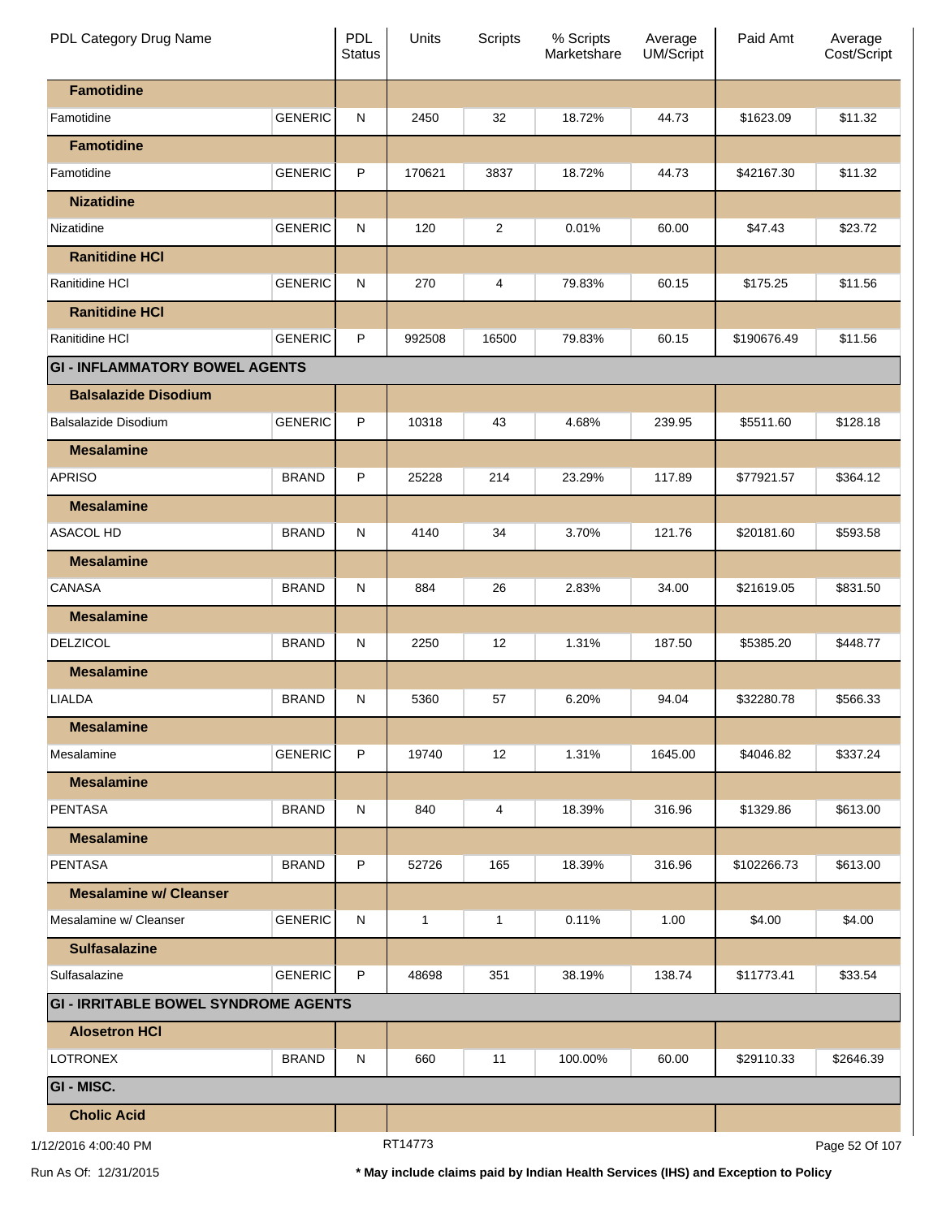| PDL Category Drug Name | | PDL Status | Units | Scripts | % Scripts Marketshare | Average UM/Script | Paid Amt | Average Cost/Script |
|---|---|---|---|---|---|---|---|---|
| **Famotidine** | | | | | | | | |
| Famotidine | GENERIC | N | 2450 | 32 | 18.72% | 44.73 | $1623.09 | $11.32 |
| **Famotidine** | | | | | | | | |
| Famotidine | GENERIC | P | 170621 | 3837 | 18.72% | 44.73 | $42167.30 | $11.32 |
| **Nizatidine** | | | | | | | | |
| Nizatidine | GENERIC | N | 120 | 2 | 0.01% | 60.00 | $47.43 | $23.72 |
| **Ranitidine HCl** | | | | | | | | |
| Ranitidine HCl | GENERIC | N | 270 | 4 | 79.83% | 60.15 | $175.25 | $11.56 |
| **Ranitidine HCl** | | | | | | | | |
| Ranitidine HCl | GENERIC | P | 992508 | 16500 | 79.83% | 60.15 | $190676.49 | $11.56 |
| **GI - INFLAMMATORY BOWEL AGENTS** | | | | | | | | |
| **Balsalazide Disodium** | | | | | | | | |
| Balsalazide Disodium | GENERIC | P | 10318 | 43 | 4.68% | 239.95 | $5511.60 | $128.18 |
| **Mesalamine** | | | | | | | | |
| APRISO | BRAND | P | 25228 | 214 | 23.29% | 117.89 | $77921.57 | $364.12 |
| **Mesalamine** | | | | | | | | |
| ASACOL HD | BRAND | N | 4140 | 34 | 3.70% | 121.76 | $20181.60 | $593.58 |
| **Mesalamine** | | | | | | | | |
| CANASA | BRAND | N | 884 | 26 | 2.83% | 34.00 | $21619.05 | $831.50 |
| **Mesalamine** | | | | | | | | |
| DELZICOL | BRAND | N | 2250 | 12 | 1.31% | 187.50 | $5385.20 | $448.77 |
| **Mesalamine** | | | | | | | | |
| LIALDA | BRAND | N | 5360 | 57 | 6.20% | 94.04 | $32280.78 | $566.33 |
| **Mesalamine** | | | | | | | | |
| Mesalamine | GENERIC | P | 19740 | 12 | 1.31% | 1645.00 | $4046.82 | $337.24 |
| **Mesalamine** | | | | | | | | |
| PENTASA | BRAND | N | 840 | 4 | 18.39% | 316.96 | $1329.86 | $613.00 |
| **Mesalamine** | | | | | | | | |
| PENTASA | BRAND | P | 52726 | 165 | 18.39% | 316.96 | $102266.73 | $613.00 |
| **Mesalamine w/ Cleanser** | | | | | | | | |
| Mesalamine w/ Cleanser | GENERIC | N | 1 | 1 | 0.11% | 1.00 | $4.00 | $4.00 |
| **Sulfasalazine** | | | | | | | | |
| Sulfasalazine | GENERIC | P | 48698 | 351 | 38.19% | 138.74 | $11773.41 | $33.54 |
| **GI - IRRITABLE BOWEL SYNDROME AGENTS** | | | | | | | | |
| **Alosetron HCl** | | | | | | | | |
| LOTRONEX | BRAND | N | 660 | 11 | 100.00% | 60.00 | $29110.33 | $2646.39 |
| **GI - MISC.** | | | | | | | | |
| **Cholic Acid** | | | | | | | | |

1/12/2016 4:00:40 PM RT14773

Run As Of: 12/31/2015 **\* May include claims paid by Indian Health Services (IHS) and Exception to Policy**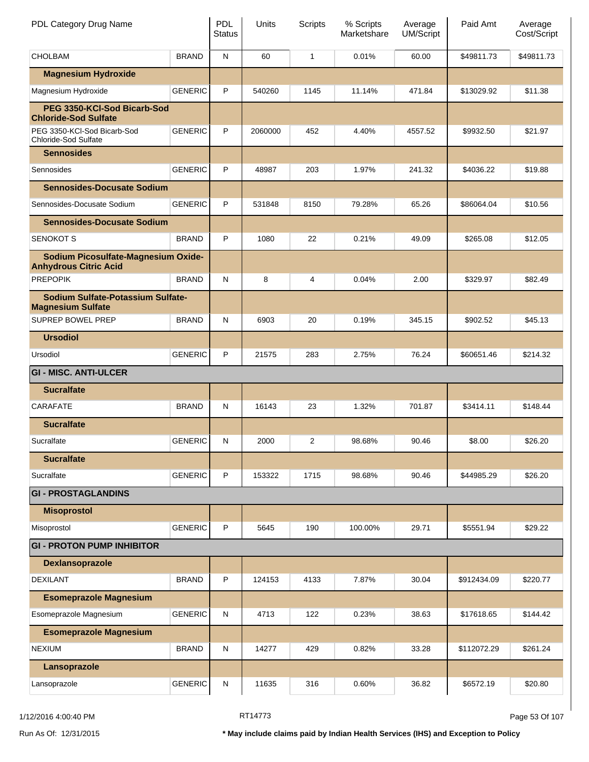| PDL Category Drug Name | | PDL Status | Units | Scripts | % Scripts Marketshare | Average UM/Script | Paid Amt | Average Cost/Script |
|---|---|---|---|---|---|---|---|---|
| CHOLBAM | BRAND | N | 60 | 1 | 0.01% | 60.00 | $49811.73 | $49811.73 |
| **Magnesium Hydroxide** | | | | | | | | |
| Magnesium Hydroxide | GENERIC | P | 540260 | 1145 | 11.14% | 471.84 | $13029.92 | $11.38 |
| **PEG 3350-KCl-Sod Bicarb-Sod Chloride-Sod Sulfate** | | | | | | | | |
| PEG 3350-KCl-Sod Bicarb-Sod Chloride-Sod Sulfate | GENERIC | P | 2060000 | 452 | 4.40% | 4557.52 | $9932.50 | $21.97 |
| **Sennosides** | | | | | | | | |
| Sennosides | GENERIC | P | 48987 | 203 | 1.97% | 241.32 | $4036.22 | $19.88 |
| **Sennosides-Docusate Sodium** | | | | | | | | |
| Sennosides-Docusate Sodium | GENERIC | P | 531848 | 8150 | 79.28% | 65.26 | $86064.04 | $10.56 |
| **Sennosides-Docusate Sodium** | | | | | | | | |
| SENOKOT S | BRAND | P | 1080 | 22 | 0.21% | 49.09 | $265.08 | $12.05 |
| **Sodium Picosulfate-Magnesium Oxide-Anhydrous Citric Acid** | | | | | | | | |
| PREPOPIK | BRAND | N | 8 | 4 | 0.04% | 2.00 | $329.97 | $82.49 |
| **Sodium Sulfate-Potassium Sulfate-Magnesium Sulfate** | | | | | | | | |
| SUPREP BOWEL PREP | BRAND | N | 6903 | 20 | 0.19% | 345.15 | $902.52 | $45.13 |
| **Ursodiol** | | | | | | | | |
| Ursodiol | GENERIC | P | 21575 | 283 | 2.75% | 76.24 | $60651.46 | $214.32 |
| **GI - MISC. ANTI-ULCER** | | | | | | | | |
| **Sucralfate** | | | | | | | | |
| CARAFATE | BRAND | N | 16143 | 23 | 1.32% | 701.87 | $3414.11 | $148.44 |
| **Sucralfate** | | | | | | | | |
| Sucralfate | GENERIC | N | 2000 | 2 | 98.68% | 90.46 | $8.00 | $26.20 |
| **Sucralfate** | | | | | | | | |
| Sucralfate | GENERIC | P | 153322 | 1715 | 98.68% | 90.46 | $44985.29 | $26.20 |
| **GI - PROSTAGLANDINS** | | | | | | | | |
| **Misoprostol** | | | | | | | | |
| Misoprostol | GENERIC | P | 5645 | 190 | 100.00% | 29.71 | $5551.94 | $29.22 |
| **GI - PROTON PUMP INHIBITOR** | | | | | | | | |
| **Dexlansoprazole** | | | | | | | | |
| DEXILANT | BRAND | P | 124153 | 4133 | 7.87% | 30.04 | $912434.09 | $220.77 |
| **Esomeprazole Magnesium** | | | | | | | | |
| Esomeprazole Magnesium | GENERIC | N | 4713 | 122 | 0.23% | 38.63 | $17618.65 | $144.42 |
| **Esomeprazole Magnesium** | | | | | | | | |
| NEXIUM | BRAND | N | 14277 | 429 | 0.82% | 33.28 | $112072.29 | $261.24 |
| **Lansoprazole** | | | | | | | | |
| Lansoprazole | GENERIC | N | 11635 | 316 | 0.60% | 36.82 | $6572.19 | $20.80 |

1/12/2016 4:00:40 PM

RT14773

Run As Of: 12/31/2015

**\* May include claims paid by Indian Health Services (IHS) and Exception to Policy**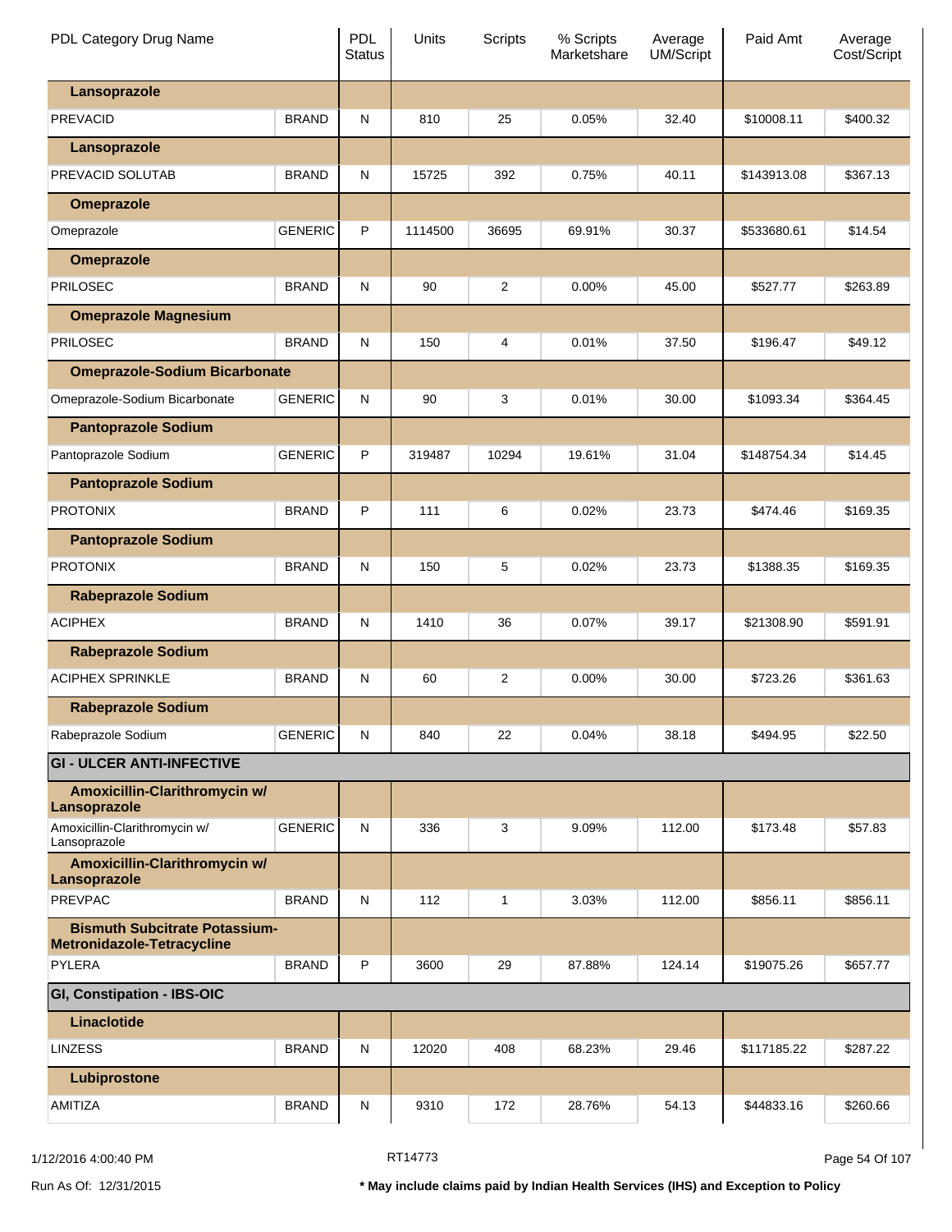| PDL Category Drug Name | | PDL Status | Units | Scripts | % Scripts Marketshare | Average UM/Script | Paid Amt | Average Cost/Script |
|---|---|---|---|---|---|---|---|---|
| **Lansoprazole** | | | | | | | | |
| PREVACID | BRAND | N | 810 | 25 | 0.05% | 32.40 | $10008.11 | $400.32 |
| **Lansoprazole** | | | | | | | | |
| PREVACID SOLUTAB | BRAND | N | 15725 | 392 | 0.75% | 40.11 | $143913.08 | $367.13 |
| **Omeprazole** | | | | | | | | |
| Omeprazole | GENERIC | P | 1114500 | 36695 | 69.91% | 30.37 | $533680.61 | $14.54 |
| **Omeprazole** | | | | | | | | |
| PRILOSEC | BRAND | N | 90 | 2 | 0.00% | 45.00 | $527.77 | $263.89 |
| **Omeprazole Magnesium** | | | | | | | | |
| PRILOSEC | BRAND | N | 150 | 4 | 0.01% | 37.50 | $196.47 | $49.12 |
| **Omeprazole-Sodium Bicarbonate** | | | | | | | | |
| Omeprazole-Sodium Bicarbonate | GENERIC | N | 90 | 3 | 0.01% | 30.00 | $1093.34 | $364.45 |
| **Pantoprazole Sodium** | | | | | | | | |
| Pantoprazole Sodium | GENERIC | P | 319487 | 10294 | 19.61% | 31.04 | $148754.34 | $14.45 |
| **Pantoprazole Sodium** | | | | | | | | |
| PROTONIX | BRAND | P | 111 | 6 | 0.02% | 23.73 | $474.46 | $169.35 |
| **Pantoprazole Sodium** | | | | | | | | |
| PROTONIX | BRAND | N | 150 | 5 | 0.02% | 23.73 | $1388.35 | $169.35 |
| **Rabeprazole Sodium** | | | | | | | | |
| ACIPHEX | BRAND | N | 1410 | 36 | 0.07% | 39.17 | $21308.90 | $591.91 |
| **Rabeprazole Sodium** | | | | | | | | |
| ACIPHEX SPRINKLE | BRAND | N | 60 | 2 | 0.00% | 30.00 | $723.26 | $361.63 |
| **Rabeprazole Sodium** | | | | | | | | |
| Rabeprazole Sodium | GENERIC | N | 840 | 22 | 0.04% | 38.18 | $494.95 | $22.50 |
| **GI - ULCER ANTI-INFECTIVE** | | | | | | | | |
| **Amoxicillin-Clarithromycin w/ Lansoprazole** | | | | | | | | |
| Amoxicillin-Clarithromycin w/ Lansoprazole | GENERIC | N | 336 | 3 | 9.09% | 112.00 | $173.48 | $57.83 |
| **Amoxicillin-Clarithromycin w/ Lansoprazole** | | | | | | | | |
| PREVPAC | BRAND | N | 112 | 1 | 3.03% | 112.00 | $856.11 | $856.11 |
| **Bismuth Subcitrate Potassium-Metronidazole-Tetracycline** | | | | | | | | |
| PYLERA | BRAND | P | 3600 | 29 | 87.88% | 124.14 | $19075.26 | $657.77 |
| **GI, Constipation - IBS-OIC** | | | | | | | | |
| **Linaclotide** | | | | | | | | |
| LINZESS | BRAND | N | 12020 | 408 | 68.23% | 29.46 | $117185.22 | $287.22 |
| **Lubiprostone** | | | | | | | | |
| AMITIZA | BRAND | N | 9310 | 172 | 28.76% | 54.13 | $44833.16 | $260.66 |

1/12/2016 4:00:40 PM RT14773

Run As Of: 12/31/2015

**\* May include claims paid by Indian Health Services (IHS) and Exception to Policy**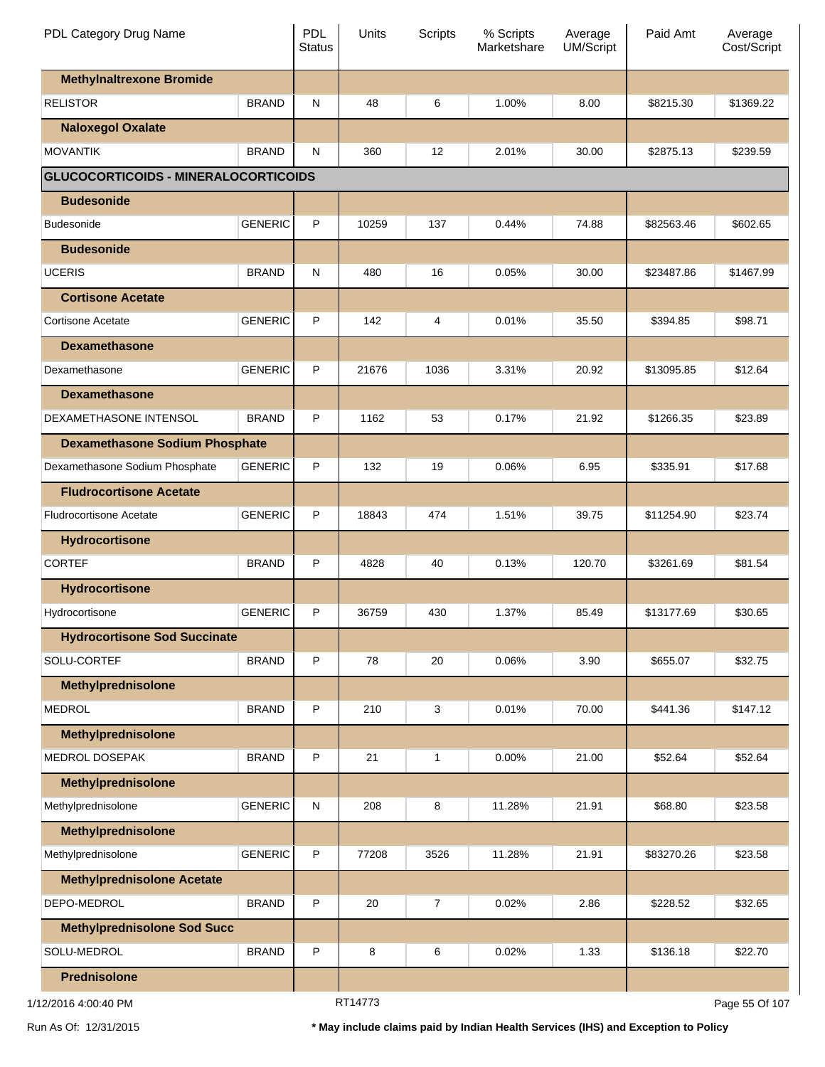| PDL Category Drug Name | | PDL Status | Units | Scripts | % Scripts Marketshare | Average UM/Script | Paid Amt | Average Cost/Script |
|---|---|---|---|---|---|---|---|---|
| **Methylnaltrexone Bromide** | | | | | | | | |
| RELISTOR | BRAND | N | 48 | 6 | 1.00% | 8.00 | $8215.30 | $1369.22 |
| **Naloxegol Oxalate** | | | | | | | | |
| MOVANTIK | BRAND | N | 360 | 12 | 2.01% | 30.00 | $2875.13 | $239.59 |
| **GLUCOCORTICOIDS - MINERALOCORTICOIDS** | | | | | | | | |
| **Budesonide** | | | | | | | | |
| Budesonide | GENERIC | P | 10259 | 137 | 0.44% | 74.88 | $82563.46 | $602.65 |
| **Budesonide** | | | | | | | | |
| UCERIS | BRAND | N | 480 | 16 | 0.05% | 30.00 | $23487.86 | $1467.99 |
| **Cortisone Acetate** | | | | | | | | |
| Cortisone Acetate | GENERIC | P | 142 | 4 | 0.01% | 35.50 | $394.85 | $98.71 |
| **Dexamethasone** | | | | | | | | |
| Dexamethasone | GENERIC | P | 21676 | 1036 | 3.31% | 20.92 | $13095.85 | $12.64 |
| **Dexamethasone** | | | | | | | | |
| DEXAMETHASONE INTENSOL | BRAND | P | 1162 | 53 | 0.17% | 21.92 | $1266.35 | $23.89 |
| **Dexamethasone Sodium Phosphate** | | | | | | | | |
| Dexamethasone Sodium Phosphate | GENERIC | P | 132 | 19 | 0.06% | 6.95 | $335.91 | $17.68 |
| **Fludrocortisone Acetate** | | | | | | | | |
| Fludrocortisone Acetate | GENERIC | P | 18843 | 474 | 1.51% | 39.75 | $11254.90 | $23.74 |
| **Hydrocortisone** | | | | | | | | |
| CORTEF | BRAND | P | 4828 | 40 | 0.13% | 120.70 | $3261.69 | $81.54 |
| **Hydrocortisone** | | | | | | | | |
| Hydrocortisone | GENERIC | P | 36759 | 430 | 1.37% | 85.49 | $13177.69 | $30.65 |
| **Hydrocortisone Sod Succinate** | | | | | | | | |
| SOLU-CORTEF | BRAND | P | 78 | 20 | 0.06% | 3.90 | $655.07 | $32.75 |
| **Methylprednisolone** | | | | | | | | |
| MEDROL | BRAND | P | 210 | 3 | 0.01% | 70.00 | $441.36 | $147.12 |
| **Methylprednisolone** | | | | | | | | |
| MEDROL DOSEPAK | BRAND | P | 21 | 1 | 0.00% | 21.00 | $52.64 | $52.64 |
| **Methylprednisolone** | | | | | | | | |
| Methylprednisolone | GENERIC | N | 208 | 8 | 11.28% | 21.91 | $68.80 | $23.58 |
| **Methylprednisolone** | | | | | | | | |
| Methylprednisolone | GENERIC | P | 77208 | 3526 | 11.28% | 21.91 | $83270.26 | $23.58 |
| **Methylprednisolone Acetate** | | | | | | | | |
| DEPO-MEDROL | BRAND | P | 20 | 7 | 0.02% | 2.86 | $228.52 | $32.65 |
| **Methylprednisolone Sod Succ** | | | | | | | | |
| SOLU-MEDROL | BRAND | P | 8 | 6 | 0.02% | 1.33 | $136.18 | $22.70 |
| **Prednisolone** | | | | | | | | |

1/12/2016 4:00:40 PM RT14773

Run As Of: 12/31/2015

* May include claims paid by Indian Health Services (IHS) and Exception to Policy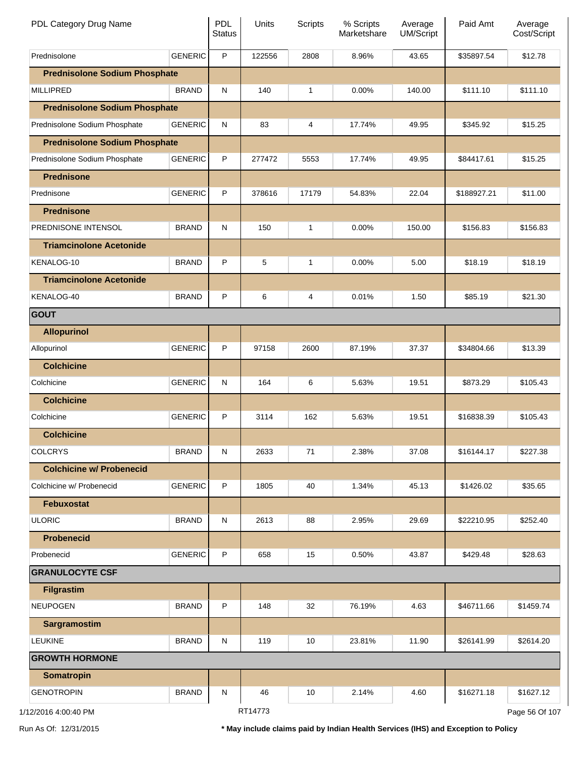| PDL Category Drug Name | | PDL Status | Units | Scripts | % Scripts Marketshare | Average UM/Script | Paid Amt | Average Cost/Script |
|---|---|---|---|---|---|---|---|---|
| Prednisolone | GENERIC | P | 122556 | 2808 | 8.96% | 43.65 | $35897.54 | $12.78 |
| **Prednisolone Sodium Phosphate** | | | | | | | | |
| MILLIPRED | BRAND | N | 140 | 1 | 0.00% | 140.00 | $111.10 | $111.10 |
| **Prednisolone Sodium Phosphate** | | | | | | | | |
| Prednisolone Sodium Phosphate | GENERIC | N | 83 | 4 | 17.74% | 49.95 | $345.92 | $15.25 |
| **Prednisolone Sodium Phosphate** | | | | | | | | |
| Prednisolone Sodium Phosphate | GENERIC | P | 277472 | 5553 | 17.74% | 49.95 | $84417.61 | $15.25 |
| **Prednisone** | | | | | | | | |
| Prednisone | GENERIC | P | 378616 | 17179 | 54.83% | 22.04 | $188927.21 | $11.00 |
| **Prednisone** | | | | | | | | |
| PREDNISONE INTENSOL | BRAND | N | 150 | 1 | 0.00% | 150.00 | $156.83 | $156.83 |
| **Triamcinolone Acetonide** | | | | | | | | |
| KENALOG-10 | BRAND | P | 5 | 1 | 0.00% | 5.00 | $18.19 | $18.19 |
| **Triamcinolone Acetonide** | | | | | | | | |
| KENALOG-40 | BRAND | P | 6 | 4 | 0.01% | 1.50 | $85.19 | $21.30 |
| **GOUT** | | | | | | | | |
| **Allopurinol** | | | | | | | | |
| Allopurinol | GENERIC | P | 97158 | 2600 | 87.19% | 37.37 | $34804.66 | $13.39 |
| **Colchicine** | | | | | | | | |
| Colchicine | GENERIC | N | 164 | 6 | 5.63% | 19.51 | $873.29 | $105.43 |
| **Colchicine** | | | | | | | | |
| Colchicine | GENERIC | P | 3114 | 162 | 5.63% | 19.51 | $16838.39 | $105.43 |
| **Colchicine** | | | | | | | | |
| COLCRYS | BRAND | N | 2633 | 71 | 2.38% | 37.08 | $16144.17 | $227.38 |
| **Colchicine w/ Probenecid** | | | | | | | | |
| Colchicine w/ Probenecid | GENERIC | P | 1805 | 40 | 1.34% | 45.13 | $1426.02 | $35.65 |
| **Febuxostat** | | | | | | | | |
| ULORIC | BRAND | N | 2613 | 88 | 2.95% | 29.69 | $22210.95 | $252.40 |
| **Probenecid** | | | | | | | | |
| Probenecid | GENERIC | P | 658 | 15 | 0.50% | 43.87 | $429.48 | $28.63 |
| **GRANULOCYTE CSF** | | | | | | | | |
| **Filgrastim** | | | | | | | | |
| NEUPOGEN | BRAND | P | 148 | 32 | 76.19% | 4.63 | $46711.66 | $1459.74 |
| **Sargramostim** | | | | | | | | |
| LEUKINE | BRAND | N | 119 | 10 | 23.81% | 11.90 | $26141.99 | $2614.20 |
| **GROWTH HORMONE** | | | | | | | | |
| **Somatropin** | | | | | | | | |
| GENOTROPIN | BRAND | N | 46 | 10 | 2.14% | 4.60 | $16271.18 | $1627.12 |

1/12/2016 4:00:40 PM RT14773

Run As Of: 12/31/2015

**\* May include claims paid by Indian Health Services (IHS) and Exception to Policy**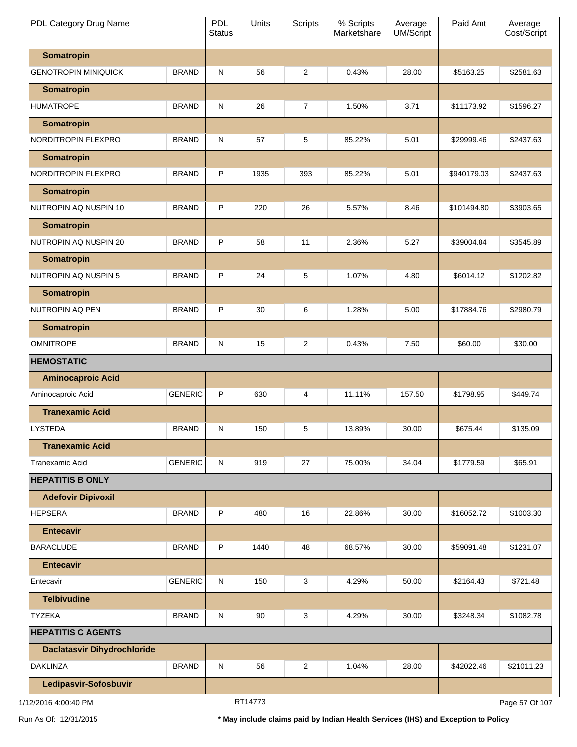| PDL Category Drug Name | | PDL Status | Units | Scripts | % Scripts Marketshare | Average UM/Script | Paid Amt | Average Cost/Script |
|---|---|---|---|---|---|---|---|---|
| **Somatropin** | | | | | | | | |
| GENOTROPIN MINIQUICK | BRAND | N | 56 | 2 | 0.43% | 28.00 | $5163.25 | $2581.63 |
| **Somatropin** | | | | | | | | |
| HUMATROPE | BRAND | N | 26 | 7 | 1.50% | 3.71 | $11173.92 | $1596.27 |
| **Somatropin** | | | | | | | | |
| NORDITROPIN FLEXPRO | BRAND | N | 57 | 5 | 85.22% | 5.01 | $29999.46 | $2437.63 |
| **Somatropin** | | | | | | | | |
| NORDITROPIN FLEXPRO | BRAND | P | 1935 | 393 | 85.22% | 5.01 | $940179.03 | $2437.63 |
| **Somatropin** | | | | | | | | |
| NUTROPIN AQ NUSPIN 10 | BRAND | P | 220 | 26 | 5.57% | 8.46 | $101494.80 | $3903.65 |
| **Somatropin** | | | | | | | | |
| NUTROPIN AQ NUSPIN 20 | BRAND | P | 58 | 11 | 2.36% | 5.27 | $39004.84 | $3545.89 |
| **Somatropin** | | | | | | | | |
| NUTROPIN AQ NUSPIN 5 | BRAND | P | 24 | 5 | 1.07% | 4.80 | $6014.12 | $1202.82 |
| **Somatropin** | | | | | | | | |
| NUTROPIN AQ PEN | BRAND | P | 30 | 6 | 1.28% | 5.00 | $17884.76 | $2980.79 |
| **Somatropin** | | | | | | | | |
| OMNITROPE | BRAND | N | 15 | 2 | 0.43% | 7.50 | $60.00 | $30.00 |
| **HEMOSTATIC** | | | | | | | | |
| **Aminocaproic Acid** | | | | | | | | |
| Aminocaproic Acid | GENERIC | P | 630 | 4 | 11.11% | 157.50 | $1798.95 | $449.74 |
| **Tranexamic Acid** | | | | | | | | |
| LYSTEDA | BRAND | N | 150 | 5 | 13.89% | 30.00 | $675.44 | $135.09 |
| **Tranexamic Acid** | | | | | | | | |
| Tranexamic Acid | GENERIC | N | 919 | 27 | 75.00% | 34.04 | $1779.59 | $65.91 |
| **HEPATITIS B ONLY** | | | | | | | | |
| **Adefovir Dipivoxil** | | | | | | | | |
| HEPSERA | BRAND | P | 480 | 16 | 22.86% | 30.00 | $16052.72 | $1003.30 |
| **Entecavir** | | | | | | | | |
| BARACLUDE | BRAND | P | 1440 | 48 | 68.57% | 30.00 | $59091.48 | $1231.07 |
| **Entecavir** | | | | | | | | |
| Entecavir | GENERIC | N | 150 | 3 | 4.29% | 50.00 | $2164.43 | $721.48 |
| **Telbivudine** | | | | | | | | |
| TYZEKA | BRAND | N | 90 | 3 | 4.29% | 30.00 | $3248.34 | $1082.78 |
| **HEPATITIS C AGENTS** | | | | | | | | |
| **Daclatasvir Dihydrochloride** | | | | | | | | |
| DAKLINZA | BRAND | N | 56 | 2 | 1.04% | 28.00 | $42022.46 | $21011.23 |
| **Ledipasvir-Sofosbuvir** | | | | | | | | |

1/12/2016 4:00:40 PM RT14773

Run As Of: 12/31/2015 * May include claims paid by Indian Health Services (IHS) and Exception to Policy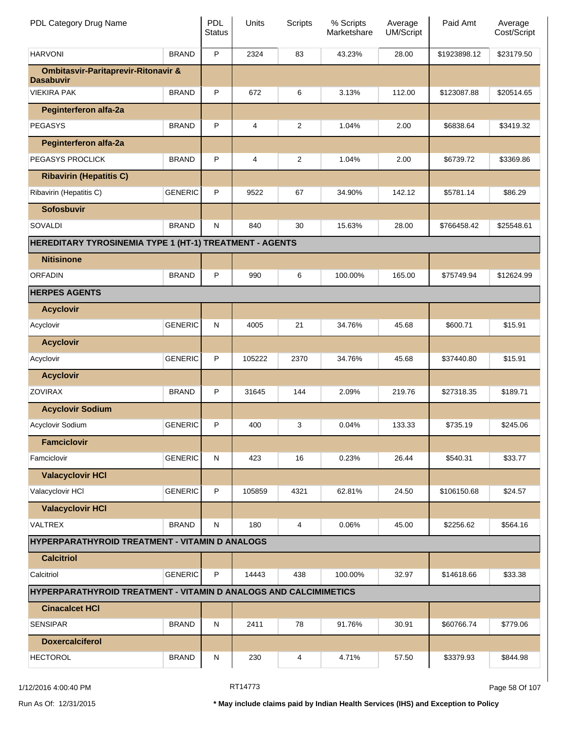| PDL Category Drug Name | | PDL Status | Units | Scripts | % Scripts Marketshare | Average UM/Script | Paid Amt | Average Cost/Script |
|---|---|---|---|---|---|---|---|---|
| HARVONI | BRAND | P | 2324 | 83 | 43.23% | 28.00 | $1923898.12 | $23179.50 |
| **Ombitasvir-Paritaprevir-Ritonavir & Dasabuvir** | | | | | | | | |
| VIEKIRA PAK | BRAND | P | 672 | 6 | 3.13% | 112.00 | $123087.88 | $20514.65 |
| **Peginterferon alfa-2a** | | | | | | | | |
| PEGASYS | BRAND | P | 4 | 2 | 1.04% | 2.00 | $6838.64 | $3419.32 |
| **Peginterferon alfa-2a** | | | | | | | | |
| PEGASYS PROCLICK | BRAND | P | 4 | 2 | 1.04% | 2.00 | $6739.72 | $3369.86 |
| **Ribavirin (Hepatitis C)** | | | | | | | | |
| Ribavirin (Hepatitis C) | GENERIC | P | 9522 | 67 | 34.90% | 142.12 | $5781.14 | $86.29 |
| **Sofosbuvir** | | | | | | | | |
| SOVALDI | BRAND | N | 840 | 30 | 15.63% | 28.00 | $766458.42 | $25548.61 |
| **HEREDITARY TYROSINEMIA TYPE 1 (HT-1) TREATMENT - AGENTS** | | | | | | | | |
| **Nitisinone** | | | | | | | | |
| ORFADIN | BRAND | P | 990 | 6 | 100.00% | 165.00 | $75749.94 | $12624.99 |
| **HERPES AGENTS** | | | | | | | | |
| **Acyclovir** | | | | | | | | |
| Acyclovir | GENERIC | N | 4005 | 21 | 34.76% | 45.68 | $600.71 | $15.91 |
| **Acyclovir** | | | | | | | | |
| Acyclovir | GENERIC | P | 105222 | 2370 | 34.76% | 45.68 | $37440.80 | $15.91 |
| **Acyclovir** | | | | | | | | |
| ZOVIRAX | BRAND | P | 31645 | 144 | 2.09% | 219.76 | $27318.35 | $189.71 |
| **Acyclovir Sodium** | | | | | | | | |
| Acyclovir Sodium | GENERIC | P | 400 | 3 | 0.04% | 133.33 | $735.19 | $245.06 |
| **Famciclovir** | | | | | | | | |
| Famciclovir | GENERIC | N | 423 | 16 | 0.23% | 26.44 | $540.31 | $33.77 |
| **Valacyclovir HCl** | | | | | | | | |
| Valacyclovir HCl | GENERIC | P | 105859 | 4321 | 62.81% | 24.50 | $106150.68 | $24.57 |
| **Valacyclovir HCl** | | | | | | | | |
| VALTREX | BRAND | N | 180 | 4 | 0.06% | 45.00 | $2256.62 | $564.16 |
| **HYPERPARATHYROID TREATMENT - VITAMIN D ANALOGS** | | | | | | | | |
| **Calcitriol** | | | | | | | | |
| Calcitriol | GENERIC | P | 14443 | 438 | 100.00% | 32.97 | $14618.66 | $33.38 |
| **HYPERPARATHYROID TREATMENT - VITAMIN D ANALOGS AND CALCIMIMETICS** | | | | | | | | |
| **Cinacalcet HCl** | | | | | | | | |
| SENSIPAR | BRAND | N | 2411 | 78 | 91.76% | 30.91 | $60766.74 | $779.06 |
| **Doxercalciferol** | | | | | | | | |
| HECTOROL | BRAND | N | 230 | 4 | 4.71% | 57.50 | $3379.93 | $844.98 |

1/12/2016 4:00:40 PM — RT14773

Run As Of: 12/31/2015 — * May include claims paid by Indian Health Services (IHS) and Exception to Policy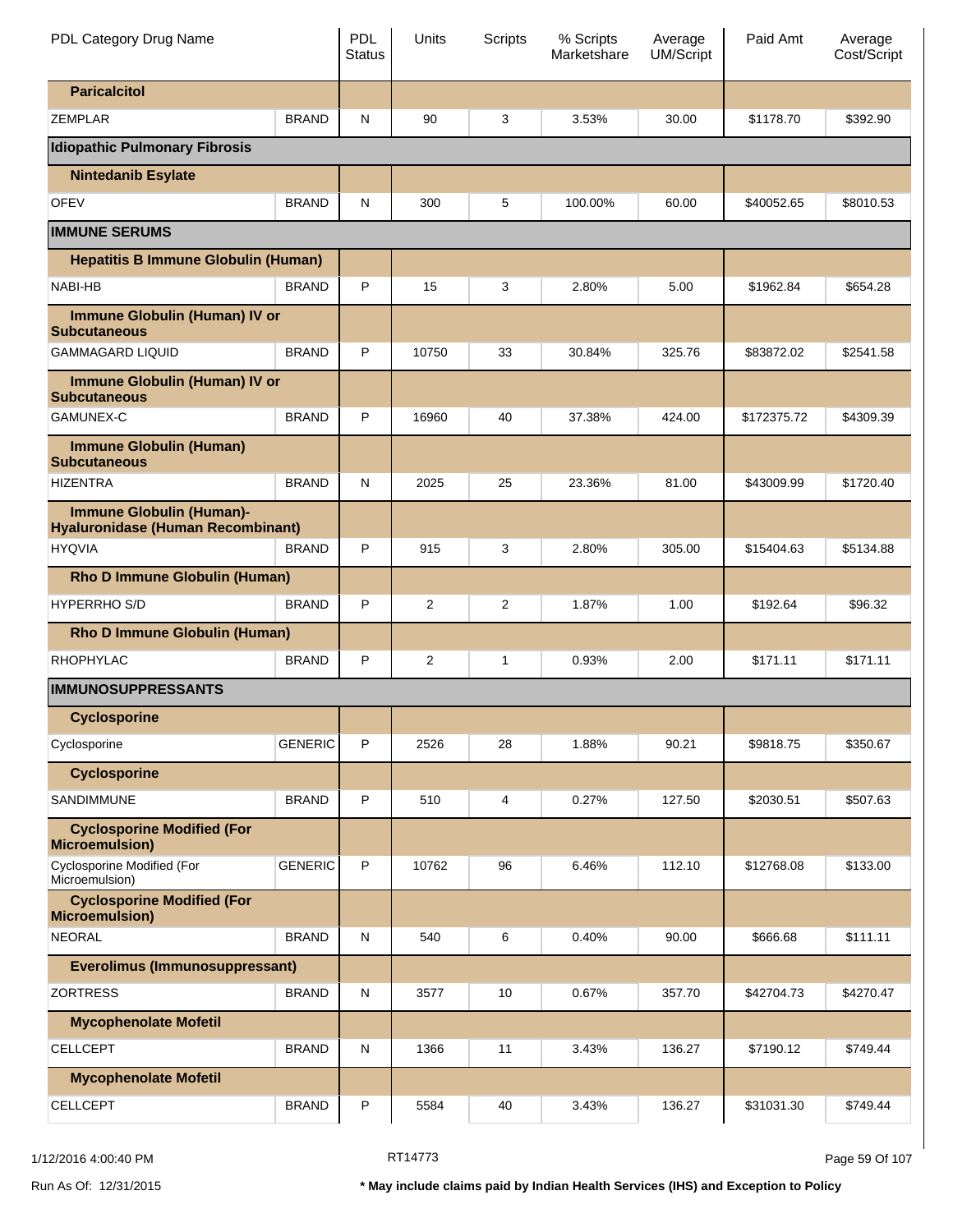| PDL Category Drug Name | | PDL Status | Units | Scripts | % Scripts Marketshare | Average UM/Script | Paid Amt | Average Cost/Script |
|---|---|---|---|---|---|---|---|---|
| **Paricalcitol** | | | | | | | | |
| ZEMPLAR | BRAND | N | 90 | 3 | 3.53% | 30.00 | $1178.70 | $392.90 |
| **Idiopathic Pulmonary Fibrosis** | | | | | | | | |
| **Nintedanib Esylate** | | | | | | | | |
| OFEV | BRAND | N | 300 | 5 | 100.00% | 60.00 | $40052.65 | $8010.53 |
| **IMMUNE SERUMS** | | | | | | | | |
| **Hepatitis B Immune Globulin (Human)** | | | | | | | | |
| NABI-HB | BRAND | P | 15 | 3 | 2.80% | 5.00 | $1962.84 | $654.28 |
| **Immune Globulin (Human) IV or Subcutaneous** | | | | | | | | |
| GAMMAGARD LIQUID | BRAND | P | 10750 | 33 | 30.84% | 325.76 | $83872.02 | $2541.58 |
| **Immune Globulin (Human) IV or Subcutaneous** | | | | | | | | |
| GAMUNEX-C | BRAND | P | 16960 | 40 | 37.38% | 424.00 | $172375.72 | $4309.39 |
| **Immune Globulin (Human) Subcutaneous** | | | | | | | | |
| HIZENTRA | BRAND | N | 2025 | 25 | 23.36% | 81.00 | $43009.99 | $1720.40 |
| **Immune Globulin (Human)-Hyaluronidase (Human Recombinant)** | | | | | | | | |
| HYQVIA | BRAND | P | 915 | 3 | 2.80% | 305.00 | $15404.63 | $5134.88 |
| **Rho D Immune Globulin (Human)** | | | | | | | | |
| HYPERRHO S/D | BRAND | P | 2 | 2 | 1.87% | 1.00 | $192.64 | $96.32 |
| **Rho D Immune Globulin (Human)** | | | | | | | | |
| RHOPHYLAC | BRAND | P | 2 | 1 | 0.93% | 2.00 | $171.11 | $171.11 |
| **IMMUNOSUPPRESSANTS** | | | | | | | | |
| **Cyclosporine** | | | | | | | | |
| Cyclosporine | GENERIC | P | 2526 | 28 | 1.88% | 90.21 | $9818.75 | $350.67 |
| **Cyclosporine** | | | | | | | | |
| SANDIMMUNE | BRAND | P | 510 | 4 | 0.27% | 127.50 | $2030.51 | $507.63 |
| **Cyclosporine Modified (For Microemulsion)** | | | | | | | | |
| Cyclosporine Modified (For Microemulsion) | GENERIC | P | 10762 | 96 | 6.46% | 112.10 | $12768.08 | $133.00 |
| **Cyclosporine Modified (For Microemulsion)** | | | | | | | | |
| NEORAL | BRAND | N | 540 | 6 | 0.40% | 90.00 | $666.68 | $111.11 |
| **Everolimus (Immunosuppressant)** | | | | | | | | |
| ZORTRESS | BRAND | N | 3577 | 10 | 0.67% | 357.70 | $42704.73 | $4270.47 |
| **Mycophenolate Mofetil** | | | | | | | | |
| CELLCEPT | BRAND | N | 1366 | 11 | 3.43% | 136.27 | $7190.12 | $749.44 |
| **Mycophenolate Mofetil** | | | | | | | | |
| CELLCEPT | BRAND | P | 5584 | 40 | 3.43% | 136.27 | $31031.30 | $749.44 |

1/12/2016 4:00:40 PM RT14773

Run As Of: 12/31/2015

**\* May include claims paid by Indian Health Services (IHS) and Exception to Policy**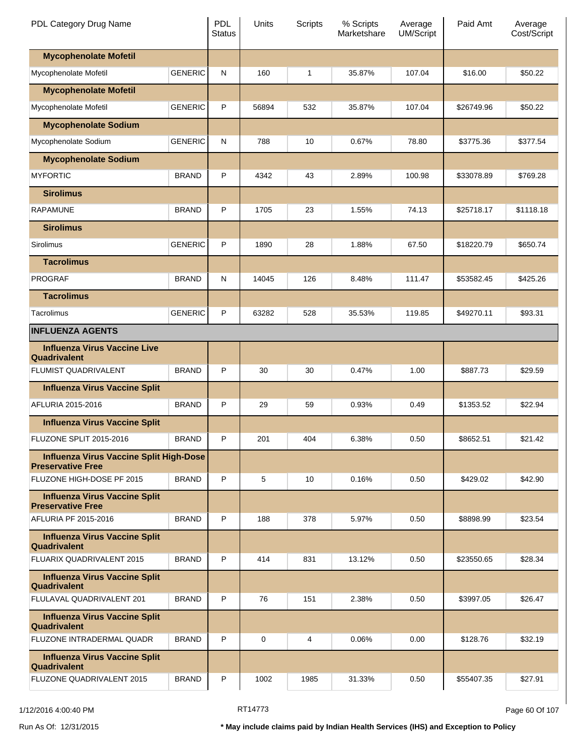| PDL Category Drug Name | | PDL Status | Units | Scripts | % Scripts Marketshare | Average UM/Script | Paid Amt | Average Cost/Script |
|---|---|---|---|---|---|---|---|---|
| **Mycophenolate Mofetil** | | | | | | | | |
| Mycophenolate Mofetil | GENERIC | N | 160 | 1 | 35.87% | 107.04 | $16.00 | $50.22 |
| **Mycophenolate Mofetil** | | | | | | | | |
| Mycophenolate Mofetil | GENERIC | P | 56894 | 532 | 35.87% | 107.04 | $26749.96 | $50.22 |
| **Mycophenolate Sodium** | | | | | | | | |
| Mycophenolate Sodium | GENERIC | N | 788 | 10 | 0.67% | 78.80 | $3775.36 | $377.54 |
| **Mycophenolate Sodium** | | | | | | | | |
| MYFORTIC | BRAND | P | 4342 | 43 | 2.89% | 100.98 | $33078.89 | $769.28 |
| **Sirolimus** | | | | | | | | |
| RAPAMUNE | BRAND | P | 1705 | 23 | 1.55% | 74.13 | $25718.17 | $1118.18 |
| **Sirolimus** | | | | | | | | |
| Sirolimus | GENERIC | P | 1890 | 28 | 1.88% | 67.50 | $18220.79 | $650.74 |
| **Tacrolimus** | | | | | | | | |
| PROGRAF | BRAND | N | 14045 | 126 | 8.48% | 111.47 | $53582.45 | $425.26 |
| **Tacrolimus** | | | | | | | | |
| Tacrolimus | GENERIC | P | 63282 | 528 | 35.53% | 119.85 | $49270.11 | $93.31 |
| **INFLUENZA AGENTS** | | | | | | | | |
| **Influenza Virus Vaccine Live Quadrivalent** | | | | | | | | |
| FLUMIST QUADRIVALENT | BRAND | P | 30 | 30 | 0.47% | 1.00 | $887.73 | $29.59 |
| **Influenza Virus Vaccine Split** | | | | | | | | |
| AFLURIA 2015-2016 | BRAND | P | 29 | 59 | 0.93% | 0.49 | $1353.52 | $22.94 |
| **Influenza Virus Vaccine Split** | | | | | | | | |
| FLUZONE SPLIT 2015-2016 | BRAND | P | 201 | 404 | 6.38% | 0.50 | $8652.51 | $21.42 |
| **Influenza Virus Vaccine Split High-Dose Preservative Free** | | | | | | | | |
| FLUZONE HIGH-DOSE PF 2015 | BRAND | P | 5 | 10 | 0.16% | 0.50 | $429.02 | $42.90 |
| **Influenza Virus Vaccine Split Preservative Free** | | | | | | | | |
| AFLURIA PF 2015-2016 | BRAND | P | 188 | 378 | 5.97% | 0.50 | $8898.99 | $23.54 |
| **Influenza Virus Vaccine Split Quadrivalent** | | | | | | | | |
| FLUARIX QUADRIVALENT 2015 | BRAND | P | 414 | 831 | 13.12% | 0.50 | $23550.65 | $28.34 |
| **Influenza Virus Vaccine Split Quadrivalent** | | | | | | | | |
| FLULAVAL QUADRIVALENT 201 | BRAND | P | 76 | 151 | 2.38% | 0.50 | $3997.05 | $26.47 |
| **Influenza Virus Vaccine Split Quadrivalent** | | | | | | | | |
| FLUZONE INTRADERMAL QUADR | BRAND | P | 0 | 4 | 0.06% | 0.00 | $128.76 | $32.19 |
| **Influenza Virus Vaccine Split Quadrivalent** | | | | | | | | |
| FLUZONE QUADRIVALENT 2015 | BRAND | P | 1002 | 1985 | 31.33% | 0.50 | $55407.35 | $27.91 |

1/12/2016 4:00:40 PM RT14773

Run As Of: 12/31/2015

**\* May include claims paid by Indian Health Services (IHS) and Exception to Policy**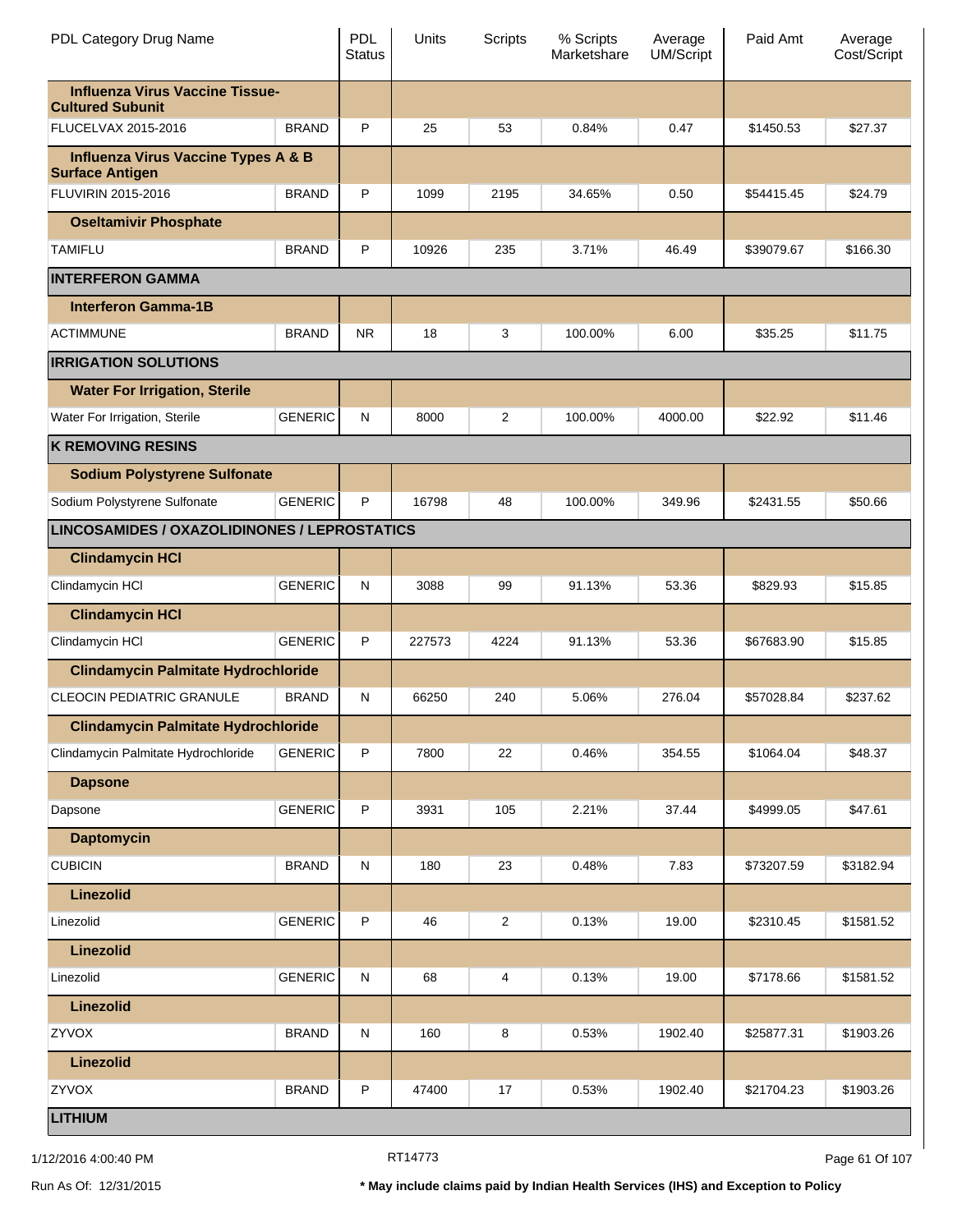| PDL Category Drug Name | | PDL Status | Units | Scripts | % Scripts Marketshare | Average UM/Script | Paid Amt | Average Cost/Script |
|---|---|---|---|---|---|---|---|---|
| **Influenza Virus Vaccine Tissue-Cultured Subunit** | | | | | | | | |
| FLUCELVAX 2015-2016 | BRAND | P | 25 | 53 | 0.84% | 0.47 | $1450.53 | $27.37 |
| **Influenza Virus Vaccine Types A & B Surface Antigen** | | | | | | | | |
| FLUVIRIN 2015-2016 | BRAND | P | 1099 | 2195 | 34.65% | 0.50 | $54415.45 | $24.79 |
| **Oseltamivir Phosphate** | | | | | | | | |
| TAMIFLU | BRAND | P | 10926 | 235 | 3.71% | 46.49 | $39079.67 | $166.30 |
| **INTERFERON GAMMA** | | | | | | | | |
| **Interferon Gamma-1B** | | | | | | | | |
| ACTIMMUNE | BRAND | NR | 18 | 3 | 100.00% | 6.00 | $35.25 | $11.75 |
| **IRRIGATION SOLUTIONS** | | | | | | | | |
| **Water For Irrigation, Sterile** | | | | | | | | |
| Water For Irrigation, Sterile | GENERIC | N | 8000 | 2 | 100.00% | 4000.00 | $22.92 | $11.46 |
| **K REMOVING RESINS** | | | | | | | | |
| **Sodium Polystyrene Sulfonate** | | | | | | | | |
| Sodium Polystyrene Sulfonate | GENERIC | P | 16798 | 48 | 100.00% | 349.96 | $2431.55 | $50.66 |
| **LINCOSAMIDES / OXAZOLIDINONES / LEPROSTATICS** | | | | | | | | |
| **Clindamycin HCl** | | | | | | | | |
| Clindamycin HCl | GENERIC | N | 3088 | 99 | 91.13% | 53.36 | $829.93 | $15.85 |
| **Clindamycin HCl** | | | | | | | | |
| Clindamycin HCl | GENERIC | P | 227573 | 4224 | 91.13% | 53.36 | $67683.90 | $15.85 |
| **Clindamycin Palmitate Hydrochloride** | | | | | | | | |
| CLEOCIN PEDIATRIC GRANULE | BRAND | N | 66250 | 240 | 5.06% | 276.04 | $57028.84 | $237.62 |
| **Clindamycin Palmitate Hydrochloride** | | | | | | | | |
| Clindamycin Palmitate Hydrochloride | GENERIC | P | 7800 | 22 | 0.46% | 354.55 | $1064.04 | $48.37 |
| **Dapsone** | | | | | | | | |
| Dapsone | GENERIC | P | 3931 | 105 | 2.21% | 37.44 | $4999.05 | $47.61 |
| **Daptomycin** | | | | | | | | |
| CUBICIN | BRAND | N | 180 | 23 | 0.48% | 7.83 | $73207.59 | $3182.94 |
| **Linezolid** | | | | | | | | |
| Linezolid | GENERIC | P | 46 | 2 | 0.13% | 19.00 | $2310.45 | $1581.52 |
| **Linezolid** | | | | | | | | |
| Linezolid | GENERIC | N | 68 | 4 | 0.13% | 19.00 | $7178.66 | $1581.52 |
| **Linezolid** | | | | | | | | |
| ZYVOX | BRAND | N | 160 | 8 | 0.53% | 1902.40 | $25877.31 | $1903.26 |
| **Linezolid** | | | | | | | | |
| ZYVOX | BRAND | P | 47400 | 17 | 0.53% | 1902.40 | $21704.23 | $1903.26 |
| **LITHIUM** | | | | | | | | |

1/12/2016 4:00:40 PM RT14773

Run As Of: 12/31/2015

**\* May include claims paid by Indian Health Services (IHS) and Exception to Policy**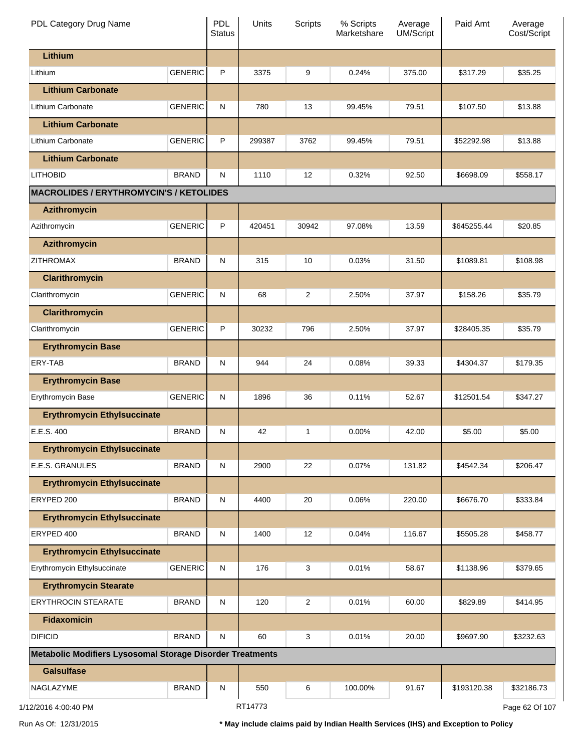| PDL Category Drug Name | | PDL Status | Units | Scripts | % Scripts Marketshare | Average UM/Script | Paid Amt | Average Cost/Script |
|---|---|---|---|---|---|---|---|---|
| **Lithium** | | | | | | | | |
| Lithium | GENERIC | P | 3375 | 9 | 0.24% | 375.00 | $317.29 | $35.25 |
| **Lithium Carbonate** | | | | | | | | |
| Lithium Carbonate | GENERIC | N | 780 | 13 | 99.45% | 79.51 | $107.50 | $13.88 |
| **Lithium Carbonate** | | | | | | | | |
| Lithium Carbonate | GENERIC | P | 299387 | 3762 | 99.45% | 79.51 | $52292.98 | $13.88 |
| **Lithium Carbonate** | | | | | | | | |
| LITHOBID | BRAND | N | 1110 | 12 | 0.32% | 92.50 | $6698.09 | $558.17 |
| **MACROLIDES / ERYTHROMYCIN'S / KETOLIDES** | | | | | | | | |
| **Azithromycin** | | | | | | | | |
| Azithromycin | GENERIC | P | 420451 | 30942 | 97.08% | 13.59 | $645255.44 | $20.85 |
| **Azithromycin** | | | | | | | | |
| ZITHROMAX | BRAND | N | 315 | 10 | 0.03% | 31.50 | $1089.81 | $108.98 |
| **Clarithromycin** | | | | | | | | |
| Clarithromycin | GENERIC | N | 68 | 2 | 2.50% | 37.97 | $158.26 | $35.79 |
| **Clarithromycin** | | | | | | | | |
| Clarithromycin | GENERIC | P | 30232 | 796 | 2.50% | 37.97 | $28405.35 | $35.79 |
| **Erythromycin Base** | | | | | | | | |
| ERY-TAB | BRAND | N | 944 | 24 | 0.08% | 39.33 | $4304.37 | $179.35 |
| **Erythromycin Base** | | | | | | | | |
| Erythromycin Base | GENERIC | N | 1896 | 36 | 0.11% | 52.67 | $12501.54 | $347.27 |
| **Erythromycin Ethylsuccinate** | | | | | | | | |
| E.E.S. 400 | BRAND | N | 42 | 1 | 0.00% | 42.00 | $5.00 | $5.00 |
| **Erythromycin Ethylsuccinate** | | | | | | | | |
| E.E.S. GRANULES | BRAND | N | 2900 | 22 | 0.07% | 131.82 | $4542.34 | $206.47 |
| **Erythromycin Ethylsuccinate** | | | | | | | | |
| ERYPED 200 | BRAND | N | 4400 | 20 | 0.06% | 220.00 | $6676.70 | $333.84 |
| **Erythromycin Ethylsuccinate** | | | | | | | | |
| ERYPED 400 | BRAND | N | 1400 | 12 | 0.04% | 116.67 | $5505.28 | $458.77 |
| **Erythromycin Ethylsuccinate** | | | | | | | | |
| Erythromycin Ethylsuccinate | GENERIC | N | 176 | 3 | 0.01% | 58.67 | $1138.96 | $379.65 |
| **Erythromycin Stearate** | | | | | | | | |
| ERYTHROCIN STEARATE | BRAND | N | 120 | 2 | 0.01% | 60.00 | $829.89 | $414.95 |
| **Fidaxomicin** | | | | | | | | |
| DIFICID | BRAND | N | 60 | 3 | 0.01% | 20.00 | $9697.90 | $3232.63 |
| **Metabolic Modifiers Lysosomal Storage Disorder Treatments** | | | | | | | | |
| **Galsulfase** | | | | | | | | |
| NAGLAZYME | BRAND | N | 550 | 6 | 100.00% | 91.67 | $193120.38 | $32186.73 |

1/12/2016 4:00:40 PM RT14773

Run As Of: 12/31/2015 * May include claims paid by Indian Health Services (IHS) and Exception to Policy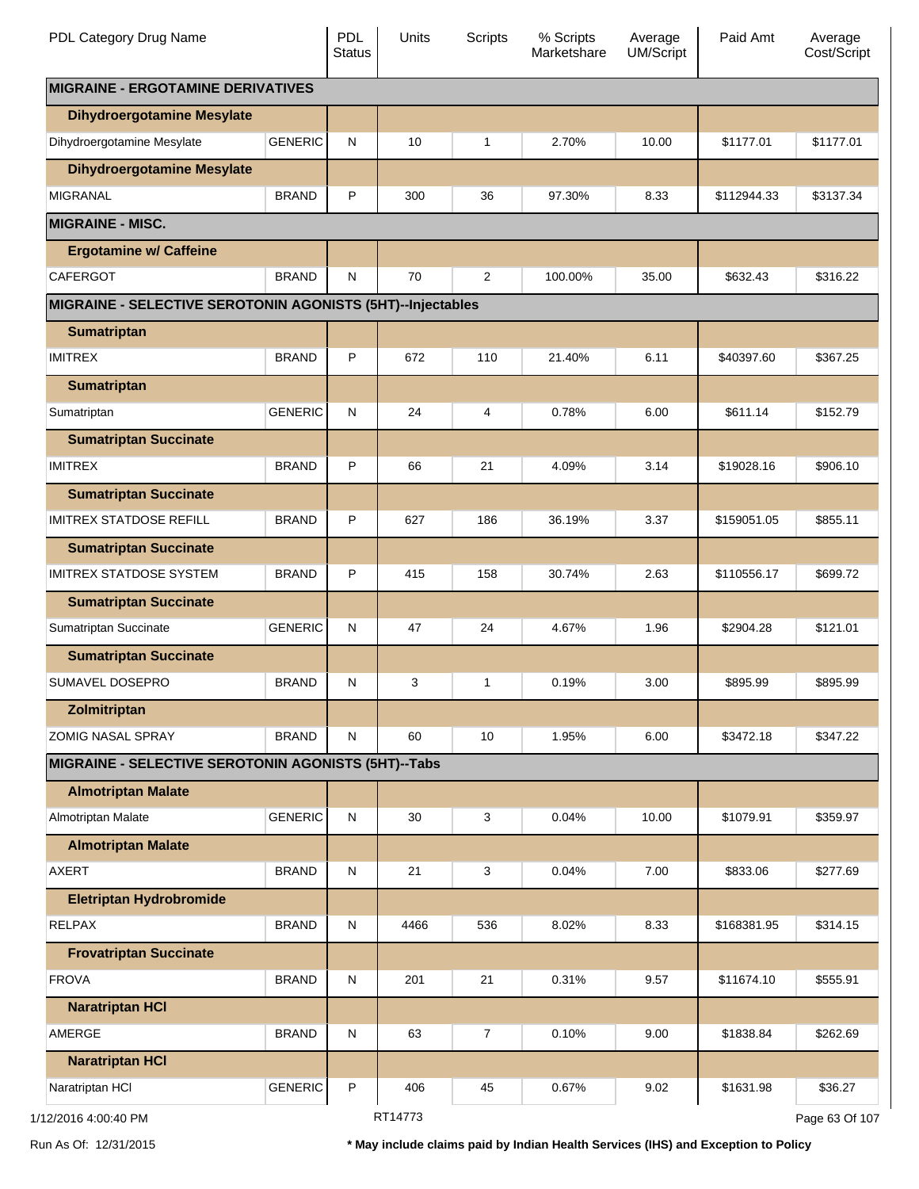| PDL Category Drug Name | | PDL Status | Units | Scripts | % Scripts Marketshare | Average UM/Script | Paid Amt | Average Cost/Script |
|---|---|---|---|---|---|---|---|---|
| **MIGRAINE - ERGOTAMINE DERIVATIVES** | | | | | | | | |
| **Dihydroergotamine Mesylate** | | | | | | | | |
| Dihydroergotamine Mesylate | GENERIC | N | 10 | 1 | 2.70% | 10.00 | $1177.01 | $1177.01 |
| **Dihydroergotamine Mesylate** | | | | | | | | |
| MIGRANAL | BRAND | P | 300 | 36 | 97.30% | 8.33 | $112944.33 | $3137.34 |
| **MIGRAINE - MISC.** | | | | | | | | |
| **Ergotamine w/ Caffeine** | | | | | | | | |
| CAFERGOT | BRAND | N | 70 | 2 | 100.00% | 35.00 | $632.43 | $316.22 |
| **MIGRAINE - SELECTIVE SEROTONIN AGONISTS (5HT)--Injectables** | | | | | | | | |
| **Sumatriptan** | | | | | | | | |
| IMITREX | BRAND | P | 672 | 110 | 21.40% | 6.11 | $40397.60 | $367.25 |
| **Sumatriptan** | | | | | | | | |
| Sumatriptan | GENERIC | N | 24 | 4 | 0.78% | 6.00 | $611.14 | $152.79 |
| **Sumatriptan Succinate** | | | | | | | | |
| IMITREX | BRAND | P | 66 | 21 | 4.09% | 3.14 | $19028.16 | $906.10 |
| **Sumatriptan Succinate** | | | | | | | | |
| IMITREX STATDOSE REFILL | BRAND | P | 627 | 186 | 36.19% | 3.37 | $159051.05 | $855.11 |
| **Sumatriptan Succinate** | | | | | | | | |
| IMITREX STATDOSE SYSTEM | BRAND | P | 415 | 158 | 30.74% | 2.63 | $110556.17 | $699.72 |
| **Sumatriptan Succinate** | | | | | | | | |
| Sumatriptan Succinate | GENERIC | N | 47 | 24 | 4.67% | 1.96 | $2904.28 | $121.01 |
| **Sumatriptan Succinate** | | | | | | | | |
| SUMAVEL DOSEPRO | BRAND | N | 3 | 1 | 0.19% | 3.00 | $895.99 | $895.99 |
| **Zolmitriptan** | | | | | | | | |
| ZOMIG NASAL SPRAY | BRAND | N | 60 | 10 | 1.95% | 6.00 | $3472.18 | $347.22 |
| **MIGRAINE - SELECTIVE SEROTONIN AGONISTS (5HT)--Tabs** | | | | | | | | |
| **Almotriptan Malate** | | | | | | | | |
| Almotriptan Malate | GENERIC | N | 30 | 3 | 0.04% | 10.00 | $1079.91 | $359.97 |
| **Almotriptan Malate** | | | | | | | | |
| AXERT | BRAND | N | 21 | 3 | 0.04% | 7.00 | $833.06 | $277.69 |
| **Eletriptan Hydrobromide** | | | | | | | | |
| RELPAX | BRAND | N | 4466 | 536 | 8.02% | 8.33 | $168381.95 | $314.15 |
| **Frovatriptan Succinate** | | | | | | | | |
| FROVA | BRAND | N | 201 | 21 | 0.31% | 9.57 | $11674.10 | $555.91 |
| **Naratriptan HCl** | | | | | | | | |
| AMERGE | BRAND | N | 63 | 7 | 0.10% | 9.00 | $1838.84 | $262.69 |
| **Naratriptan HCl** | | | | | | | | |
| Naratriptan HCl | GENERIC | P | 406 | 45 | 0.67% | 9.02 | $1631.98 | $36.27 |

1/12/2016 4:00:40 PM RT14773

Run As Of: 12/31/2015

**\* May include claims paid by Indian Health Services (IHS) and Exception to Policy**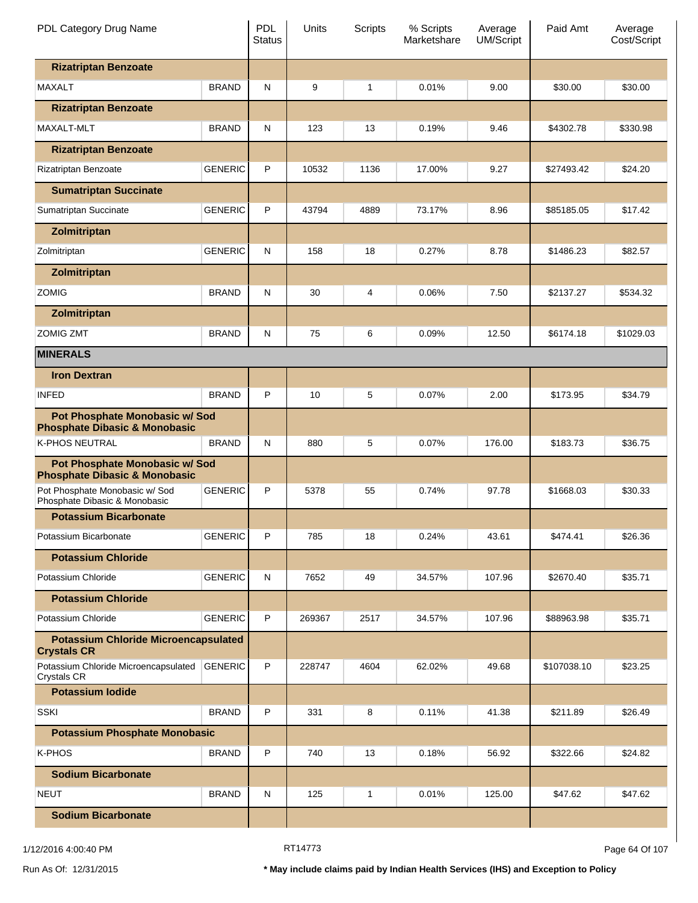| PDL Category Drug Name | | PDL Status | Units | Scripts | % Scripts Marketshare | Average UM/Script | Paid Amt | Average Cost/Script |
|---|---|---|---|---|---|---|---|---|
| **Rizatriptan Benzoate** | | | | | | | | |
| MAXALT | BRAND | N | 9 | 1 | 0.01% | 9.00 | $30.00 | $30.00 |
| **Rizatriptan Benzoate** | | | | | | | | |
| MAXALT-MLT | BRAND | N | 123 | 13 | 0.19% | 9.46 | $4302.78 | $330.98 |
| **Rizatriptan Benzoate** | | | | | | | | |
| Rizatriptan Benzoate | GENERIC | P | 10532 | 1136 | 17.00% | 9.27 | $27493.42 | $24.20 |
| **Sumatriptan Succinate** | | | | | | | | |
| Sumatriptan Succinate | GENERIC | P | 43794 | 4889 | 73.17% | 8.96 | $85185.05 | $17.42 |
| **Zolmitriptan** | | | | | | | | |
| Zolmitriptan | GENERIC | N | 158 | 18 | 0.27% | 8.78 | $1486.23 | $82.57 |
| **Zolmitriptan** | | | | | | | | |
| ZOMIG | BRAND | N | 30 | 4 | 0.06% | 7.50 | $2137.27 | $534.32 |
| **Zolmitriptan** | | | | | | | | |
| ZOMIG ZMT | BRAND | N | 75 | 6 | 0.09% | 12.50 | $6174.18 | $1029.03 |
| **MINERALS** | | | | | | | | |
| **Iron Dextran** | | | | | | | | |
| INFED | BRAND | P | 10 | 5 | 0.07% | 2.00 | $173.95 | $34.79 |
| **Pot Phosphate Monobasic w/ Sod Phosphate Dibasic & Monobasic** | | | | | | | | |
| K-PHOS NEUTRAL | BRAND | N | 880 | 5 | 0.07% | 176.00 | $183.73 | $36.75 |
| **Pot Phosphate Monobasic w/ Sod Phosphate Dibasic & Monobasic** | | | | | | | | |
| Pot Phosphate Monobasic w/ Sod Phosphate Dibasic & Monobasic | GENERIC | P | 5378 | 55 | 0.74% | 97.78 | $1668.03 | $30.33 |
| **Potassium Bicarbonate** | | | | | | | | |
| Potassium Bicarbonate | GENERIC | P | 785 | 18 | 0.24% | 43.61 | $474.41 | $26.36 |
| **Potassium Chloride** | | | | | | | | |
| Potassium Chloride | GENERIC | N | 7652 | 49 | 34.57% | 107.96 | $2670.40 | $35.71 |
| **Potassium Chloride** | | | | | | | | |
| Potassium Chloride | GENERIC | P | 269367 | 2517 | 34.57% | 107.96 | $88963.98 | $35.71 |
| **Potassium Chloride Microencapsulated Crystals CR** | | | | | | | | |
| Potassium Chloride Microencapsulated Crystals CR | GENERIC | P | 228747 | 4604 | 62.02% | 49.68 | $107038.10 | $23.25 |
| **Potassium Iodide** | | | | | | | | |
| SSKI | BRAND | P | 331 | 8 | 0.11% | 41.38 | $211.89 | $26.49 |
| **Potassium Phosphate Monobasic** | | | | | | | | |
| K-PHOS | BRAND | P | 740 | 13 | 0.18% | 56.92 | $322.66 | $24.82 |
| **Sodium Bicarbonate** | | | | | | | | |
| NEUT | BRAND | N | 125 | 1 | 0.01% | 125.00 | $47.62 | $47.62 |
| **Sodium Bicarbonate** | | | | | | | | |

1/12/2016 4:00:40 PM RT14773

Run As Of: 12/31/2015

**\* May include claims paid by Indian Health Services (IHS) and Exception to Policy**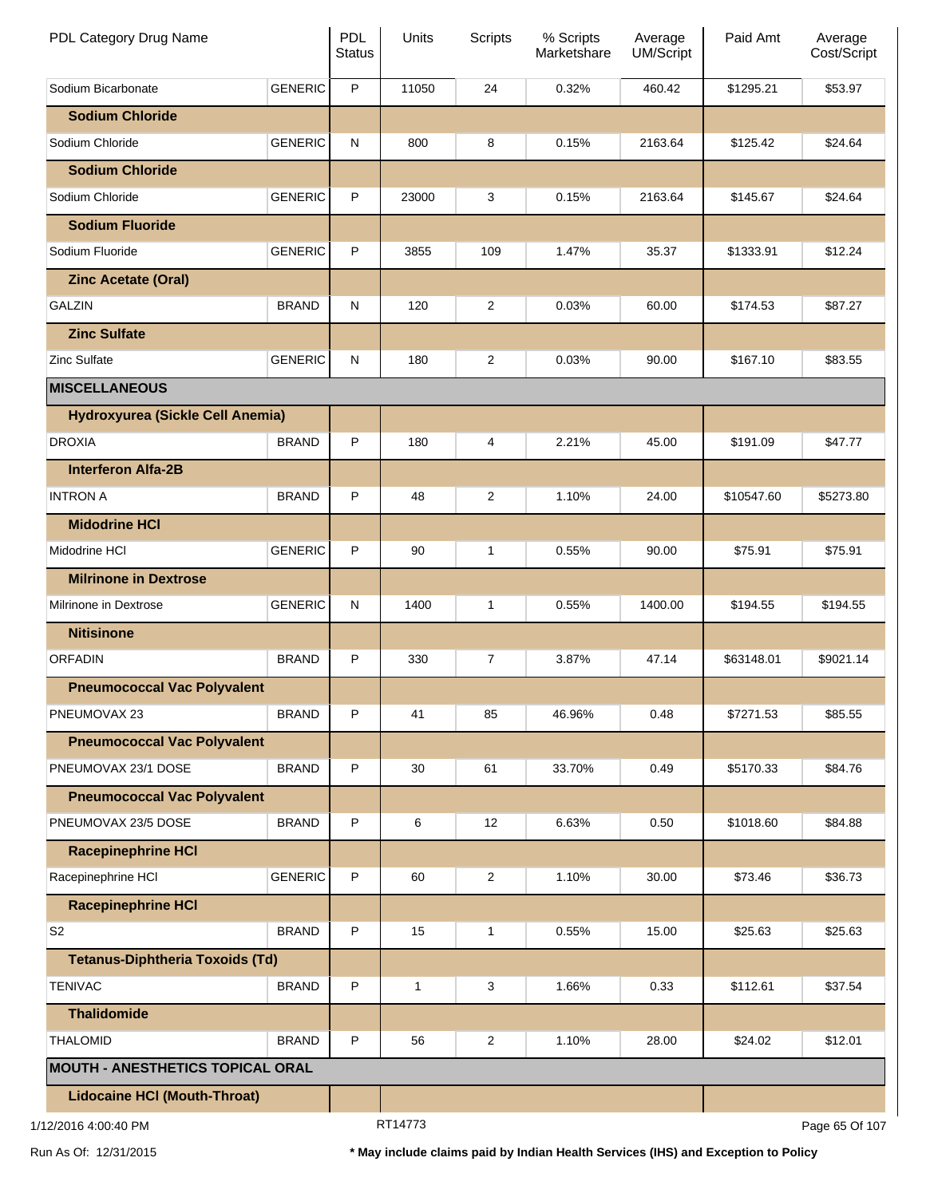| PDL Category Drug Name | | PDL Status | Units | Scripts | % Scripts Marketshare | Average UM/Script | Paid Amt | Average Cost/Script |
|---|---|---|---|---|---|---|---|---|
| Sodium Bicarbonate | GENERIC | P | 11050 | 24 | 0.32% | 460.42 | $1295.21 | $53.97 |
| **Sodium Chloride** | | | | | | | | |
| Sodium Chloride | GENERIC | N | 800 | 8 | 0.15% | 2163.64 | $125.42 | $24.64 |
| **Sodium Chloride** | | | | | | | | |
| Sodium Chloride | GENERIC | P | 23000 | 3 | 0.15% | 2163.64 | $145.67 | $24.64 |
| **Sodium Fluoride** | | | | | | | | |
| Sodium Fluoride | GENERIC | P | 3855 | 109 | 1.47% | 35.37 | $1333.91 | $12.24 |
| **Zinc Acetate (Oral)** | | | | | | | | |
| GALZIN | BRAND | N | 120 | 2 | 0.03% | 60.00 | $174.53 | $87.27 |
| **Zinc Sulfate** | | | | | | | | |
| Zinc Sulfate | GENERIC | N | 180 | 2 | 0.03% | 90.00 | $167.10 | $83.55 |
| **MISCELLANEOUS** | | | | | | | | |
| **Hydroxyurea (Sickle Cell Anemia)** | | | | | | | | |
| DROXIA | BRAND | P | 180 | 4 | 2.21% | 45.00 | $191.09 | $47.77 |
| **Interferon Alfa-2B** | | | | | | | | |
| INTRON A | BRAND | P | 48 | 2 | 1.10% | 24.00 | $10547.60 | $5273.80 |
| **Midodrine HCl** | | | | | | | | |
| Midodrine HCl | GENERIC | P | 90 | 1 | 0.55% | 90.00 | $75.91 | $75.91 |
| **Milrinone in Dextrose** | | | | | | | | |
| Milrinone in Dextrose | GENERIC | N | 1400 | 1 | 0.55% | 1400.00 | $194.55 | $194.55 |
| **Nitisinone** | | | | | | | | |
| ORFADIN | BRAND | P | 330 | 7 | 3.87% | 47.14 | $63148.01 | $9021.14 |
| **Pneumococcal Vac Polyvalent** | | | | | | | | |
| PNEUMOVAX 23 | BRAND | P | 41 | 85 | 46.96% | 0.48 | $7271.53 | $85.55 |
| **Pneumococcal Vac Polyvalent** | | | | | | | | |
| PNEUMOVAX 23/1 DOSE | BRAND | P | 30 | 61 | 33.70% | 0.49 | $5170.33 | $84.76 |
| **Pneumococcal Vac Polyvalent** | | | | | | | | |
| PNEUMOVAX 23/5 DOSE | BRAND | P | 6 | 12 | 6.63% | 0.50 | $1018.60 | $84.88 |
| **Racepinephrine HCl** | | | | | | | | |
| Racepinephrine HCl | GENERIC | P | 60 | 2 | 1.10% | 30.00 | $73.46 | $36.73 |
| **Racepinephrine HCl** | | | | | | | | |
| S2 | BRAND | P | 15 | 1 | 0.55% | 15.00 | $25.63 | $25.63 |
| **Tetanus-Diphtheria Toxoids (Td)** | | | | | | | | |
| TENIVAC | BRAND | P | 1 | 3 | 1.66% | 0.33 | $112.61 | $37.54 |
| **Thalidomide** | | | | | | | | |
| THALOMID | BRAND | P | 56 | 2 | 1.10% | 28.00 | $24.02 | $12.01 |
| **MOUTH - ANESTHETICS TOPICAL ORAL** | | | | | | | | |
| **Lidocaine HCl (Mouth-Throat)** | | | | | | | | |

1/12/2016 4:00:40 PM RT14773

Run As Of: 12/31/2015

**\* May include claims paid by Indian Health Services (IHS) and Exception to Policy**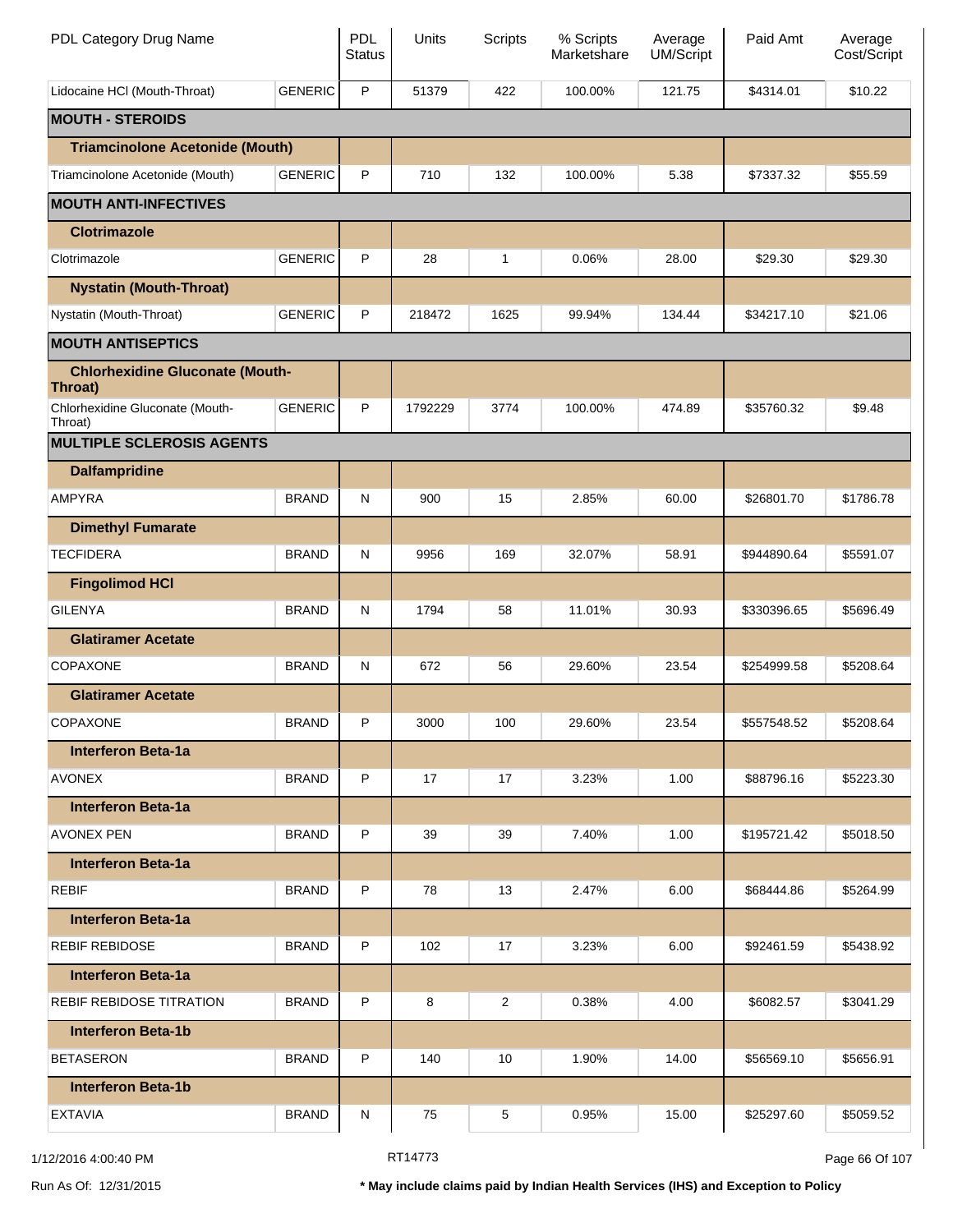| PDL Category Drug Name | | PDL Status | Units | Scripts | % Scripts Marketshare | Average UM/Script | Paid Amt | Average Cost/Script |
|---|---|---|---|---|---|---|---|---|
| Lidocaine HCl (Mouth-Throat) | GENERIC | P | 51379 | 422 | 100.00% | 121.75 | $4314.01 | $10.22 |
| **MOUTH - STEROIDS** | | | | | | | | |
| **Triamcinolone Acetonide (Mouth)** | | | | | | | | |
| Triamcinolone Acetonide (Mouth) | GENERIC | P | 710 | 132 | 100.00% | 5.38 | $7337.32 | $55.59 |
| **MOUTH ANTI-INFECTIVES** | | | | | | | | |
| **Clotrimazole** | | | | | | | | |
| Clotrimazole | GENERIC | P | 28 | 1 | 0.06% | 28.00 | $29.30 | $29.30 |
| **Nystatin (Mouth-Throat)** | | | | | | | | |
| Nystatin (Mouth-Throat) | GENERIC | P | 218472 | 1625 | 99.94% | 134.44 | $34217.10 | $21.06 |
| **MOUTH ANTISEPTICS** | | | | | | | | |
| **Chlorhexidine Gluconate (Mouth-Throat)** | | | | | | | | |
| Chlorhexidine Gluconate (Mouth-Throat) | GENERIC | P | 1792229 | 3774 | 100.00% | 474.89 | $35760.32 | $9.48 |
| **MULTIPLE SCLEROSIS AGENTS** | | | | | | | | |
| **Dalfampridine** | | | | | | | | |
| AMPYRA | BRAND | N | 900 | 15 | 2.85% | 60.00 | $26801.70 | $1786.78 |
| **Dimethyl Fumarate** | | | | | | | | |
| TECFIDERA | BRAND | N | 9956 | 169 | 32.07% | 58.91 | $944890.64 | $5591.07 |
| **Fingolimod HCl** | | | | | | | | |
| GILENYA | BRAND | N | 1794 | 58 | 11.01% | 30.93 | $330396.65 | $5696.49 |
| **Glatiramer Acetate** | | | | | | | | |
| COPAXONE | BRAND | N | 672 | 56 | 29.60% | 23.54 | $254999.58 | $5208.64 |
| **Glatiramer Acetate** | | | | | | | | |
| COPAXONE | BRAND | P | 3000 | 100 | 29.60% | 23.54 | $557548.52 | $5208.64 |
| **Interferon Beta-1a** | | | | | | | | |
| AVONEX | BRAND | P | 17 | 17 | 3.23% | 1.00 | $88796.16 | $5223.30 |
| **Interferon Beta-1a** | | | | | | | | |
| AVONEX PEN | BRAND | P | 39 | 39 | 7.40% | 1.00 | $195721.42 | $5018.50 |
| **Interferon Beta-1a** | | | | | | | | |
| REBIF | BRAND | P | 78 | 13 | 2.47% | 6.00 | $68444.86 | $5264.99 |
| **Interferon Beta-1a** | | | | | | | | |
| REBIF REBIDOSE | BRAND | P | 102 | 17 | 3.23% | 6.00 | $92461.59 | $5438.92 |
| **Interferon Beta-1a** | | | | | | | | |
| REBIF REBIDOSE TITRATION | BRAND | P | 8 | 2 | 0.38% | 4.00 | $6082.57 | $3041.29 |
| **Interferon Beta-1b** | | | | | | | | |
| BETASERON | BRAND | P | 140 | 10 | 1.90% | 14.00 | $56569.10 | $5656.91 |
| **Interferon Beta-1b** | | | | | | | | |
| EXTAVIA | BRAND | N | 75 | 5 | 0.95% | 15.00 | $25297.60 | $5059.52 |

1/12/2016 4:00:40 PM RT14773

Run As Of: 12/31/2015

**\* May include claims paid by Indian Health Services (IHS) and Exception to Policy**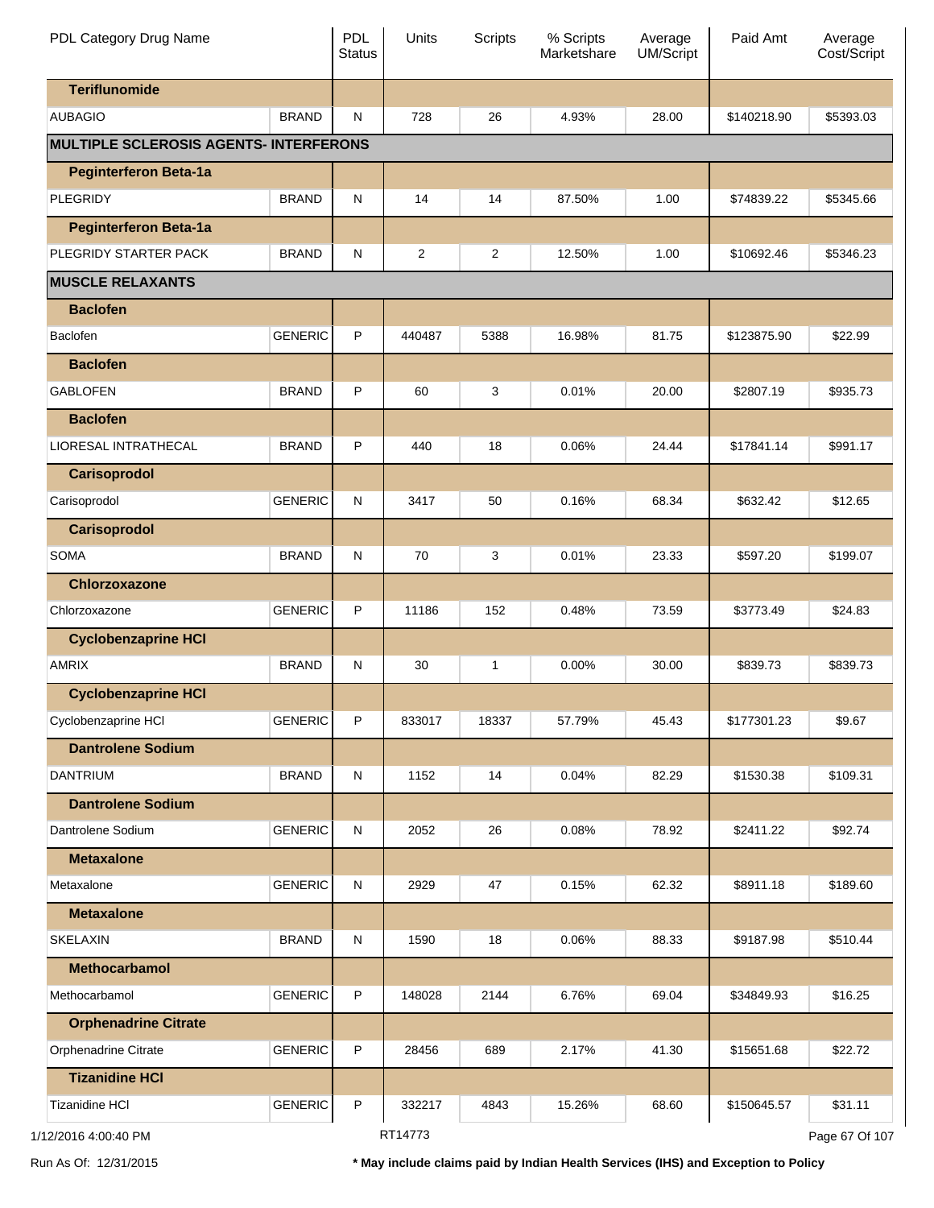| PDL Category Drug Name | | PDL Status | Units | Scripts | % Scripts Marketshare | Average UM/Script | Paid Amt | Average Cost/Script |
|---|---|---|---|---|---|---|---|---|
| **Teriflunomide** | | | | | | | | |
| AUBAGIO | BRAND | N | 728 | 26 | 4.93% | 28.00 | $140218.90 | $5393.03 |
| **MULTIPLE SCLEROSIS AGENTS- INTERFERONS** | | | | | | | | |
| **Peginterferon Beta-1a** | | | | | | | | |
| PLEGRIDY | BRAND | N | 14 | 14 | 87.50% | 1.00 | $74839.22 | $5345.66 |
| **Peginterferon Beta-1a** | | | | | | | | |
| PLEGRIDY STARTER PACK | BRAND | N | 2 | 2 | 12.50% | 1.00 | $10692.46 | $5346.23 |
| **MUSCLE RELAXANTS** | | | | | | | | |
| **Baclofen** | | | | | | | | |
| Baclofen | GENERIC | P | 440487 | 5388 | 16.98% | 81.75 | $123875.90 | $22.99 |
| **Baclofen** | | | | | | | | |
| GABLOFEN | BRAND | P | 60 | 3 | 0.01% | 20.00 | $2807.19 | $935.73 |
| **Baclofen** | | | | | | | | |
| LIORESAL INTRATHECAL | BRAND | P | 440 | 18 | 0.06% | 24.44 | $17841.14 | $991.17 |
| **Carisoprodol** | | | | | | | | |
| Carisoprodol | GENERIC | N | 3417 | 50 | 0.16% | 68.34 | $632.42 | $12.65 |
| **Carisoprodol** | | | | | | | | |
| SOMA | BRAND | N | 70 | 3 | 0.01% | 23.33 | $597.20 | $199.07 |
| **Chlorzoxazone** | | | | | | | | |
| Chlorzoxazone | GENERIC | P | 11186 | 152 | 0.48% | 73.59 | $3773.49 | $24.83 |
| **Cyclobenzaprine HCl** | | | | | | | | |
| AMRIX | BRAND | N | 30 | 1 | 0.00% | 30.00 | $839.73 | $839.73 |
| **Cyclobenzaprine HCl** | | | | | | | | |
| Cyclobenzaprine HCl | GENERIC | P | 833017 | 18337 | 57.79% | 45.43 | $177301.23 | $9.67 |
| **Dantrolene Sodium** | | | | | | | | |
| DANTRIUM | BRAND | N | 1152 | 14 | 0.04% | 82.29 | $1530.38 | $109.31 |
| **Dantrolene Sodium** | | | | | | | | |
| Dantrolene Sodium | GENERIC | N | 2052 | 26 | 0.08% | 78.92 | $2411.22 | $92.74 |
| **Metaxalone** | | | | | | | | |
| Metaxalone | GENERIC | N | 2929 | 47 | 0.15% | 62.32 | $8911.18 | $189.60 |
| **Metaxalone** | | | | | | | | |
| SKELAXIN | BRAND | N | 1590 | 18 | 0.06% | 88.33 | $9187.98 | $510.44 |
| **Methocarbamol** | | | | | | | | |
| Methocarbamol | GENERIC | P | 148028 | 2144 | 6.76% | 69.04 | $34849.93 | $16.25 |
| **Orphenadrine Citrate** | | | | | | | | |
| Orphenadrine Citrate | GENERIC | P | 28456 | 689 | 2.17% | 41.30 | $15651.68 | $22.72 |
| **Tizanidine HCl** | | | | | | | | |
| Tizanidine HCl | GENERIC | P | 332217 | 4843 | 15.26% | 68.60 | $150645.57 | $31.11 |

1/12/2016 4:00:40 PM RT14773

Run As Of: 12/31/2015

**\* May include claims paid by Indian Health Services (IHS) and Exception to Policy**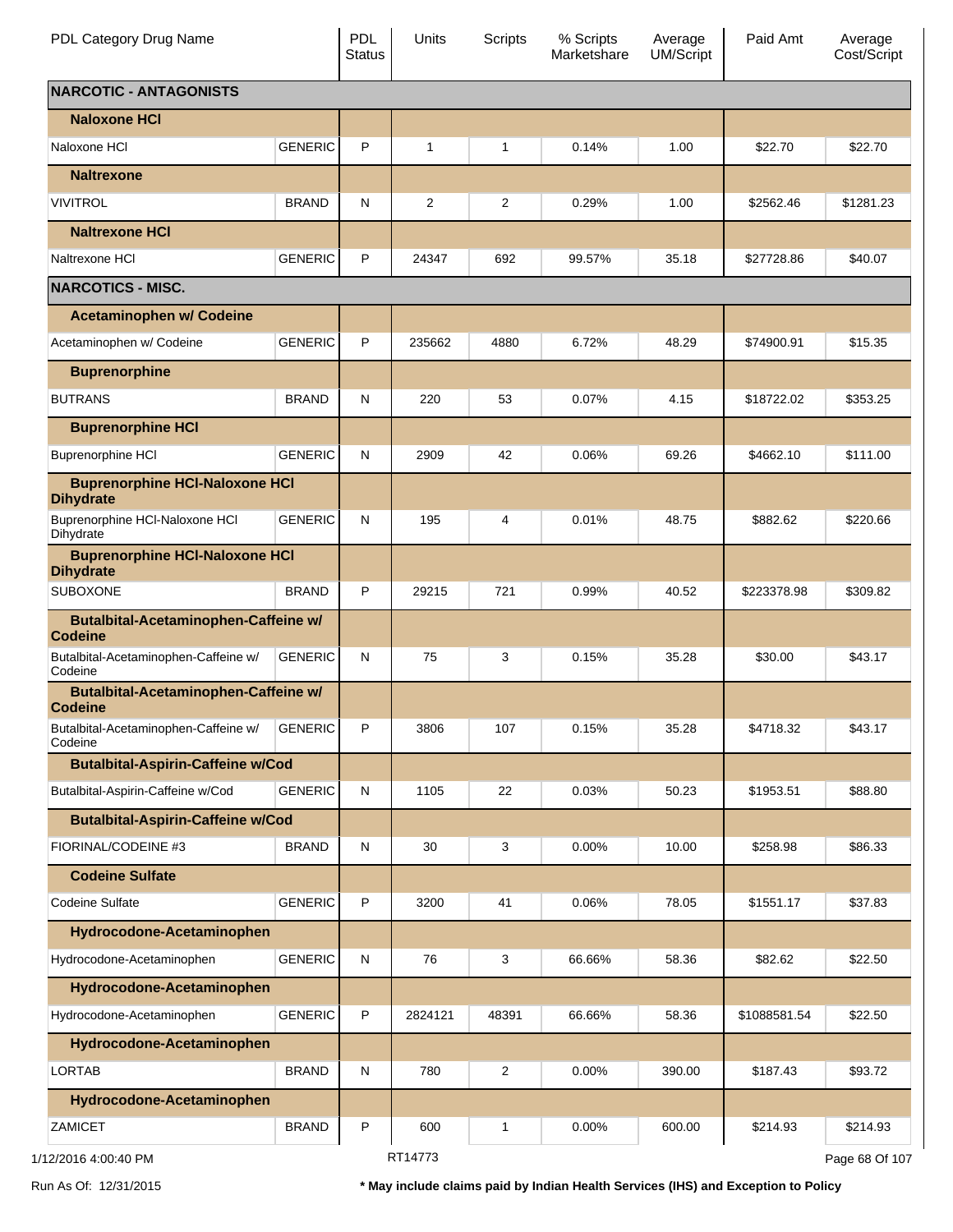| PDL Category Drug Name | | PDL Status | Units | Scripts | % Scripts Marketshare | Average UM/Script | Paid Amt | Average Cost/Script |
|---|---|---|---|---|---|---|---|---|
| **NARCOTIC - ANTAGONISTS** | | | | | | | | |
| **Naloxone HCl** | | | | | | | | |
| Naloxone HCl | GENERIC | P | 1 | 1 | 0.14% | 1.00 | $22.70 | $22.70 |
| **Naltrexone** | | | | | | | | |
| VIVITROL | BRAND | N | 2 | 2 | 0.29% | 1.00 | $2562.46 | $1281.23 |
| **Naltrexone HCl** | | | | | | | | |
| Naltrexone HCl | GENERIC | P | 24347 | 692 | 99.57% | 35.18 | $27728.86 | $40.07 |
| **NARCOTICS - MISC.** | | | | | | | | |
| **Acetaminophen w/ Codeine** | | | | | | | | |
| Acetaminophen w/ Codeine | GENERIC | P | 235662 | 4880 | 6.72% | 48.29 | $74900.91 | $15.35 |
| **Buprenorphine** | | | | | | | | |
| BUTRANS | BRAND | N | 220 | 53 | 0.07% | 4.15 | $18722.02 | $353.25 |
| **Buprenorphine HCl** | | | | | | | | |
| Buprenorphine HCl | GENERIC | N | 2909 | 42 | 0.06% | 69.26 | $4662.10 | $111.00 |
| **Buprenorphine HCl-Naloxone HCl Dihydrate** | | | | | | | | |
| Buprenorphine HCl-Naloxone HCl Dihydrate | GENERIC | N | 195 | 4 | 0.01% | 48.75 | $882.62 | $220.66 |
| **Buprenorphine HCl-Naloxone HCl Dihydrate** | | | | | | | | |
| SUBOXONE | BRAND | P | 29215 | 721 | 0.99% | 40.52 | $223378.98 | $309.82 |
| **Butalbital-Acetaminophen-Caffeine w/ Codeine** | | | | | | | | |
| Butalbital-Acetaminophen-Caffeine w/ Codeine | GENERIC | N | 75 | 3 | 0.15% | 35.28 | $30.00 | $43.17 |
| **Butalbital-Acetaminophen-Caffeine w/ Codeine** | | | | | | | | |
| Butalbital-Acetaminophen-Caffeine w/ Codeine | GENERIC | P | 3806 | 107 | 0.15% | 35.28 | $4718.32 | $43.17 |
| **Butalbital-Aspirin-Caffeine w/Cod** | | | | | | | | |
| Butalbital-Aspirin-Caffeine w/Cod | GENERIC | N | 1105 | 22 | 0.03% | 50.23 | $1953.51 | $88.80 |
| **Butalbital-Aspirin-Caffeine w/Cod** | | | | | | | | |
| FIORINAL/CODEINE #3 | BRAND | N | 30 | 3 | 0.00% | 10.00 | $258.98 | $86.33 |
| **Codeine Sulfate** | | | | | | | | |
| Codeine Sulfate | GENERIC | P | 3200 | 41 | 0.06% | 78.05 | $1551.17 | $37.83 |
| **Hydrocodone-Acetaminophen** | | | | | | | | |
| Hydrocodone-Acetaminophen | GENERIC | N | 76 | 3 | 66.66% | 58.36 | $82.62 | $22.50 |
| **Hydrocodone-Acetaminophen** | | | | | | | | |
| Hydrocodone-Acetaminophen | GENERIC | P | 2824121 | 48391 | 66.66% | 58.36 | $1088581.54 | $22.50 |
| **Hydrocodone-Acetaminophen** | | | | | | | | |
| LORTAB | BRAND | N | 780 | 2 | 0.00% | 390.00 | $187.43 | $93.72 |
| **Hydrocodone-Acetaminophen** | | | | | | | | |
| ZAMICET | BRAND | P | 600 | 1 | 0.00% | 600.00 | $214.93 | $214.93 |

1/12/2016 4:00:40 PM RT14773

Run As Of: 12/31/2015 **\* May include claims paid by Indian Health Services (IHS) and Exception to Policy**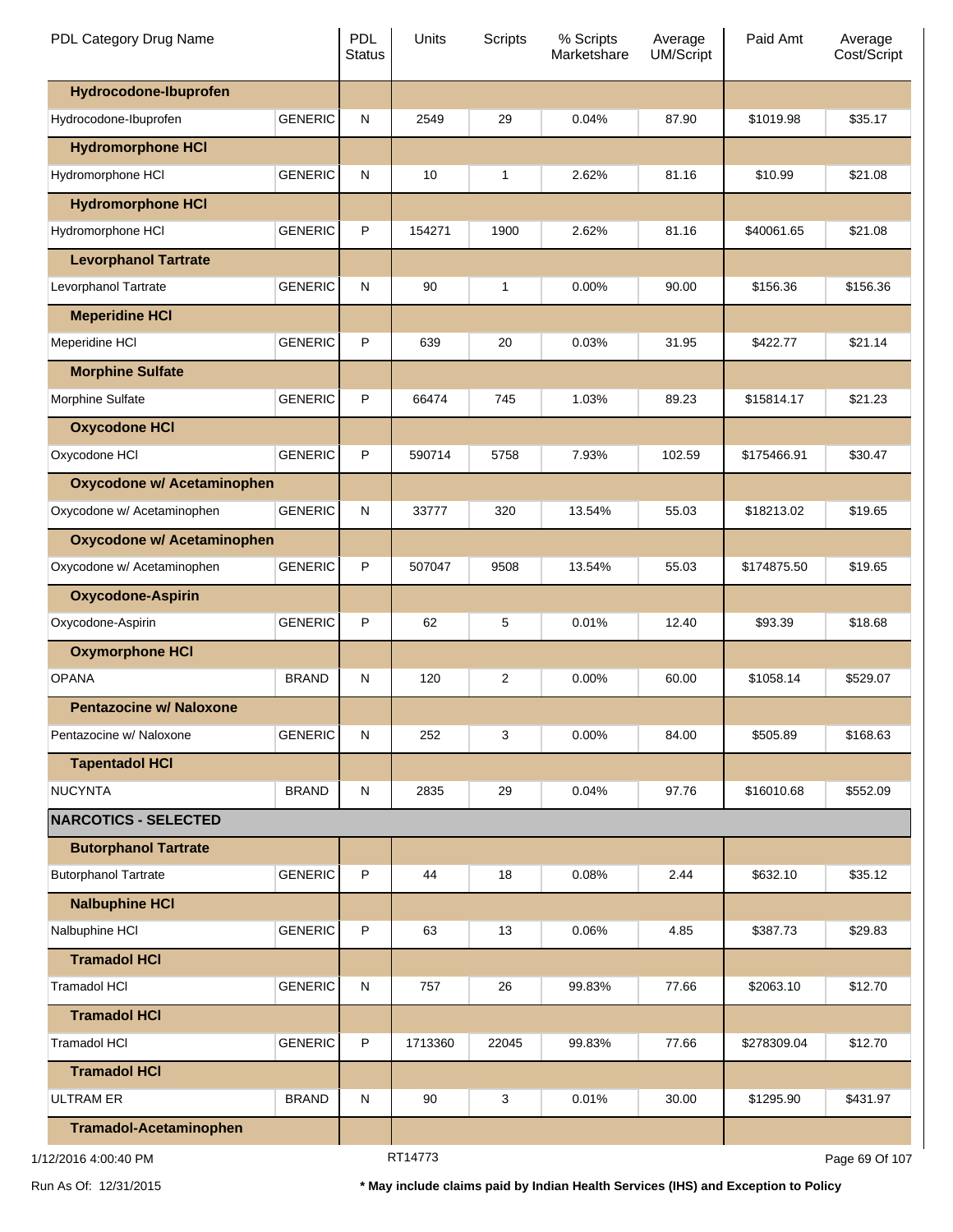| PDL Category Drug Name | | PDL Status | Units | Scripts | % Scripts Marketshare | Average UM/Script | Paid Amt | Average Cost/Script |
|---|---|---|---|---|---|---|---|---|
| **Hydrocodone-Ibuprofen** | | | | | | | | |
| Hydrocodone-Ibuprofen | GENERIC | N | 2549 | 29 | 0.04% | 87.90 | $1019.98 | $35.17 |
| **Hydromorphone HCl** | | | | | | | | |
| Hydromorphone HCl | GENERIC | N | 10 | 1 | 2.62% | 81.16 | $10.99 | $21.08 |
| **Hydromorphone HCl** | | | | | | | | |
| Hydromorphone HCl | GENERIC | P | 154271 | 1900 | 2.62% | 81.16 | $40061.65 | $21.08 |
| **Levorphanol Tartrate** | | | | | | | | |
| Levorphanol Tartrate | GENERIC | N | 90 | 1 | 0.00% | 90.00 | $156.36 | $156.36 |
| **Meperidine HCl** | | | | | | | | |
| Meperidine HCl | GENERIC | P | 639 | 20 | 0.03% | 31.95 | $422.77 | $21.14 |
| **Morphine Sulfate** | | | | | | | | |
| Morphine Sulfate | GENERIC | P | 66474 | 745 | 1.03% | 89.23 | $15814.17 | $21.23 |
| **Oxycodone HCl** | | | | | | | | |
| Oxycodone HCl | GENERIC | P | 590714 | 5758 | 7.93% | 102.59 | $175466.91 | $30.47 |
| **Oxycodone w/ Acetaminophen** | | | | | | | | |
| Oxycodone w/ Acetaminophen | GENERIC | N | 33777 | 320 | 13.54% | 55.03 | $18213.02 | $19.65 |
| **Oxycodone w/ Acetaminophen** | | | | | | | | |
| Oxycodone w/ Acetaminophen | GENERIC | P | 507047 | 9508 | 13.54% | 55.03 | $174875.50 | $19.65 |
| **Oxycodone-Aspirin** | | | | | | | | |
| Oxycodone-Aspirin | GENERIC | P | 62 | 5 | 0.01% | 12.40 | $93.39 | $18.68 |
| **Oxymorphone HCl** | | | | | | | | |
| OPANA | BRAND | N | 120 | 2 | 0.00% | 60.00 | $1058.14 | $529.07 |
| **Pentazocine w/ Naloxone** | | | | | | | | |
| Pentazocine w/ Naloxone | GENERIC | N | 252 | 3 | 0.00% | 84.00 | $505.89 | $168.63 |
| **Tapentadol HCl** | | | | | | | | |
| NUCYNTA | BRAND | N | 2835 | 29 | 0.04% | 97.76 | $16010.68 | $552.09 |
| **NARCOTICS - SELECTED** | | | | | | | | |
| **Butorphanol Tartrate** | | | | | | | | |
| Butorphanol Tartrate | GENERIC | P | 44 | 18 | 0.08% | 2.44 | $632.10 | $35.12 |
| **Nalbuphine HCl** | | | | | | | | |
| Nalbuphine HCl | GENERIC | P | 63 | 13 | 0.06% | 4.85 | $387.73 | $29.83 |
| **Tramadol HCl** | | | | | | | | |
| Tramadol HCl | GENERIC | N | 757 | 26 | 99.83% | 77.66 | $2063.10 | $12.70 |
| **Tramadol HCl** | | | | | | | | |
| Tramadol HCl | GENERIC | P | 1713360 | 22045 | 99.83% | 77.66 | $278309.04 | $12.70 |
| **Tramadol HCl** | | | | | | | | |
| ULTRAM ER | BRAND | N | 90 | 3 | 0.01% | 30.00 | $1295.90 | $431.97 |
| **Tramadol-Acetaminophen** | | | | | | | | |

1/12/2016 4:00:40 PM RT14773

Run As Of: 12/31/2015 **\* May include claims paid by Indian Health Services (IHS) and Exception to Policy**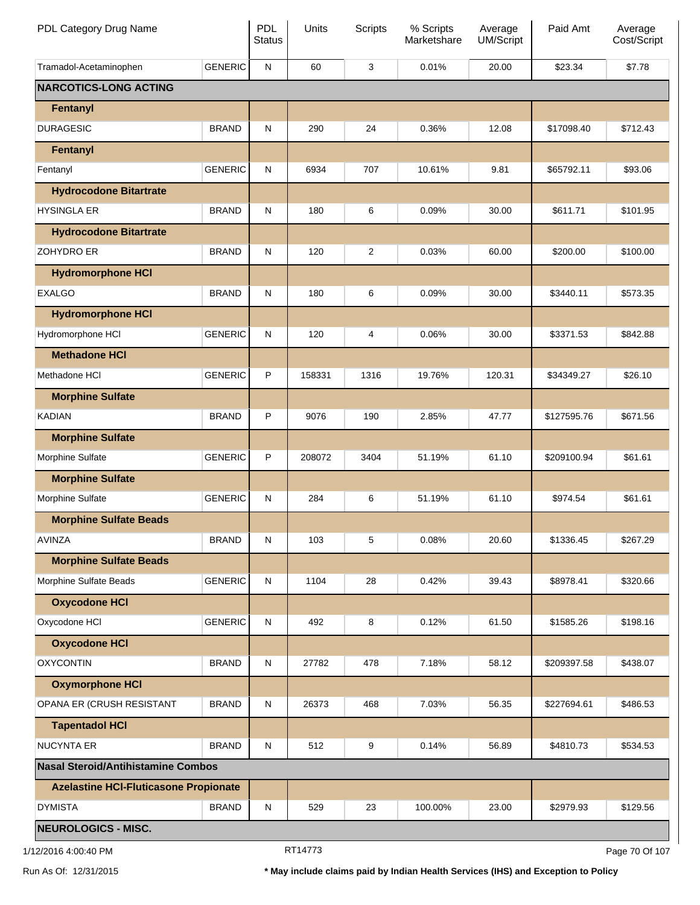| PDL Category Drug Name | | PDL Status | Units | Scripts | % Scripts Marketshare | Average UM/Script | Paid Amt | Average Cost/Script |
|---|---|---|---|---|---|---|---|---|
| Tramadol-Acetaminophen | GENERIC | N | 60 | 3 | 0.01% | 20.00 | $23.34 | $7.78 |
| **NARCOTICS-LONG ACTING** | | | | | | | | |
| **Fentanyl** | | | | | | | | |
| DURAGESIC | BRAND | N | 290 | 24 | 0.36% | 12.08 | $17098.40 | $712.43 |
| **Fentanyl** | | | | | | | | |
| Fentanyl | GENERIC | N | 6934 | 707 | 10.61% | 9.81 | $65792.11 | $93.06 |
| **Hydrocodone Bitartrate** | | | | | | | | |
| HYSINGLA ER | BRAND | N | 180 | 6 | 0.09% | 30.00 | $611.71 | $101.95 |
| **Hydrocodone Bitartrate** | | | | | | | | |
| ZOHYDRO ER | BRAND | N | 120 | 2 | 0.03% | 60.00 | $200.00 | $100.00 |
| **Hydromorphone HCl** | | | | | | | | |
| EXALGO | BRAND | N | 180 | 6 | 0.09% | 30.00 | $3440.11 | $573.35 |
| **Hydromorphone HCl** | | | | | | | | |
| Hydromorphone HCl | GENERIC | N | 120 | 4 | 0.06% | 30.00 | $3371.53 | $842.88 |
| **Methadone HCl** | | | | | | | | |
| Methadone HCl | GENERIC | P | 158331 | 1316 | 19.76% | 120.31 | $34349.27 | $26.10 |
| **Morphine Sulfate** | | | | | | | | |
| KADIAN | BRAND | P | 9076 | 190 | 2.85% | 47.77 | $127595.76 | $671.56 |
| **Morphine Sulfate** | | | | | | | | |
| Morphine Sulfate | GENERIC | P | 208072 | 3404 | 51.19% | 61.10 | $209100.94 | $61.61 |
| **Morphine Sulfate** | | | | | | | | |
| Morphine Sulfate | GENERIC | N | 284 | 6 | 51.19% | 61.10 | $974.54 | $61.61 |
| **Morphine Sulfate Beads** | | | | | | | | |
| AVINZA | BRAND | N | 103 | 5 | 0.08% | 20.60 | $1336.45 | $267.29 |
| **Morphine Sulfate Beads** | | | | | | | | |
| Morphine Sulfate Beads | GENERIC | N | 1104 | 28 | 0.42% | 39.43 | $8978.41 | $320.66 |
| **Oxycodone HCl** | | | | | | | | |
| Oxycodone HCl | GENERIC | N | 492 | 8 | 0.12% | 61.50 | $1585.26 | $198.16 |
| **Oxycodone HCl** | | | | | | | | |
| OXYCONTIN | BRAND | N | 27782 | 478 | 7.18% | 58.12 | $209397.58 | $438.07 |
| **Oxymorphone HCl** | | | | | | | | |
| OPANA ER (CRUSH RESISTANT | BRAND | N | 26373 | 468 | 7.03% | 56.35 | $227694.61 | $486.53 |
| **Tapentadol HCl** | | | | | | | | |
| NUCYNTA ER | BRAND | N | 512 | 9 | 0.14% | 56.89 | $4810.73 | $534.53 |
| **Nasal Steroid/Antihistamine Combos** | | | | | | | | |
| **Azelastine HCl-Fluticasone Propionate** | | | | | | | | |
| DYMISTA | BRAND | N | 529 | 23 | 100.00% | 23.00 | $2979.93 | $129.56 |
| **NEUROLOGICS - MISC.** | | | | | | | | |

1/12/2016 4:00:40 PM — RT14773

Run As Of: 12/31/2015 — **\* May include claims paid by Indian Health Services (IHS) and Exception to Policy**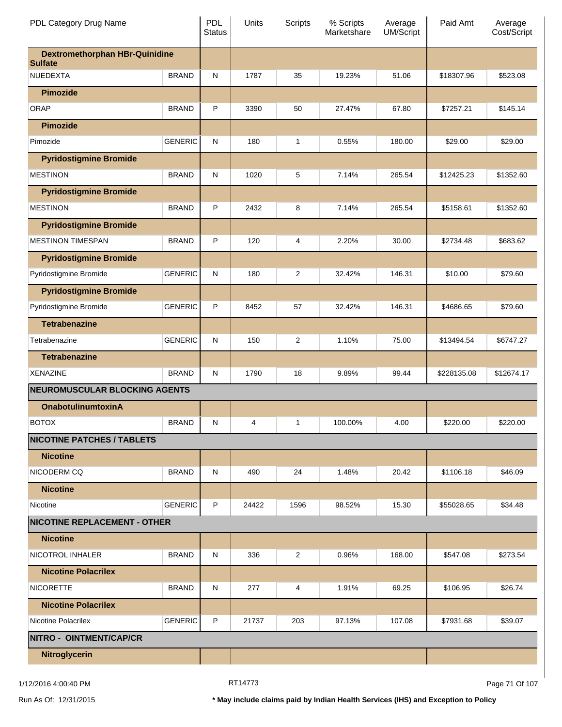| PDL Category Drug Name | | PDL Status | Units | Scripts | % Scripts Marketshare | Average UM/Script | Paid Amt | Average Cost/Script |
|---|---|---|---|---|---|---|---|---|
| **Dextromethorphan HBr-Quinidine Sulfate** | | | | | | | | |
| NUEDEXTA | BRAND | N | 1787 | 35 | 19.23% | 51.06 | $18307.96 | $523.08 |
| **Pimozide** | | | | | | | | |
| ORAP | BRAND | P | 3390 | 50 | 27.47% | 67.80 | $7257.21 | $145.14 |
| **Pimozide** | | | | | | | | |
| Pimozide | GENERIC | N | 180 | 1 | 0.55% | 180.00 | $29.00 | $29.00 |
| **Pyridostigmine Bromide** | | | | | | | | |
| MESTINON | BRAND | N | 1020 | 5 | 7.14% | 265.54 | $12425.23 | $1352.60 |
| **Pyridostigmine Bromide** | | | | | | | | |
| MESTINON | BRAND | P | 2432 | 8 | 7.14% | 265.54 | $5158.61 | $1352.60 |
| **Pyridostigmine Bromide** | | | | | | | | |
| MESTINON TIMESPAN | BRAND | P | 120 | 4 | 2.20% | 30.00 | $2734.48 | $683.62 |
| **Pyridostigmine Bromide** | | | | | | | | |
| Pyridostigmine Bromide | GENERIC | N | 180 | 2 | 32.42% | 146.31 | $10.00 | $79.60 |
| **Pyridostigmine Bromide** | | | | | | | | |
| Pyridostigmine Bromide | GENERIC | P | 8452 | 57 | 32.42% | 146.31 | $4686.65 | $79.60 |
| **Tetrabenazine** | | | | | | | | |
| Tetrabenazine | GENERIC | N | 150 | 2 | 1.10% | 75.00 | $13494.54 | $6747.27 |
| **Tetrabenazine** | | | | | | | | |
| XENAZINE | BRAND | N | 1790 | 18 | 9.89% | 99.44 | $228135.08 | $12674.17 |
| **NEUROMUSCULAR BLOCKING AGENTS** | | | | | | | | |
| **OnabotulinumtoxinA** | | | | | | | | |
| BOTOX | BRAND | N | 4 | 1 | 100.00% | 4.00 | $220.00 | $220.00 |
| **NICOTINE PATCHES / TABLETS** | | | | | | | | |
| **Nicotine** | | | | | | | | |
| NICODERM CQ | BRAND | N | 490 | 24 | 1.48% | 20.42 | $1106.18 | $46.09 |
| **Nicotine** | | | | | | | | |
| Nicotine | GENERIC | P | 24422 | 1596 | 98.52% | 15.30 | $55028.65 | $34.48 |
| **NICOTINE REPLACEMENT - OTHER** | | | | | | | | |
| **Nicotine** | | | | | | | | |
| NICOTROL INHALER | BRAND | N | 336 | 2 | 0.96% | 168.00 | $547.08 | $273.54 |
| **Nicotine Polacrilex** | | | | | | | | |
| NICORETTE | BRAND | N | 277 | 4 | 1.91% | 69.25 | $106.95 | $26.74 |
| **Nicotine Polacrilex** | | | | | | | | |
| Nicotine Polacrilex | GENERIC | P | 21737 | 203 | 97.13% | 107.08 | $7931.68 | $39.07 |
| **NITRO - OINTMENT/CAP/CR** | | | | | | | | |
| **Nitroglycerin** | | | | | | | | |

1/12/2016 4:00:40 PM RT14773

Run As Of: 12/31/2015

**\* May include claims paid by Indian Health Services (IHS) and Exception to Policy**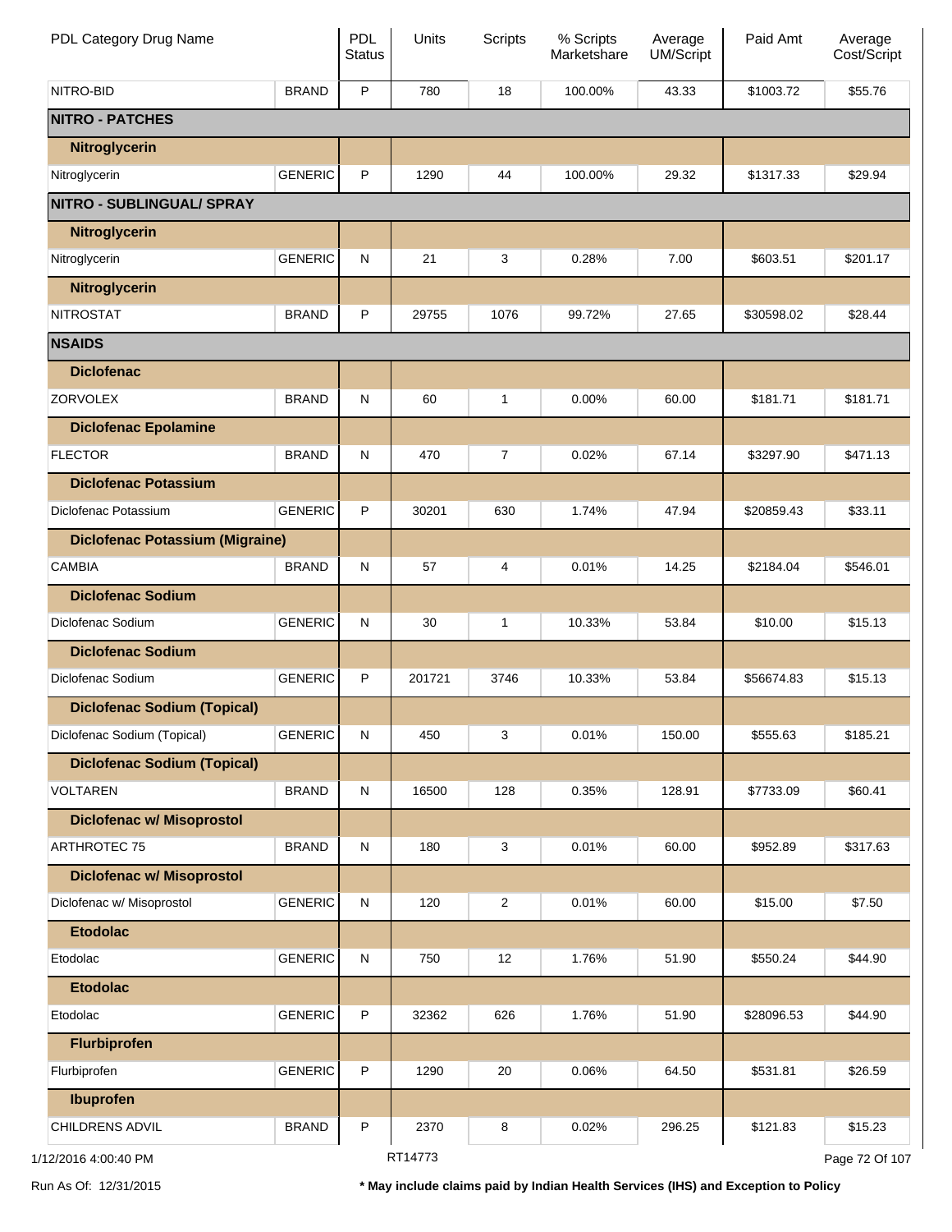| PDL Category Drug Name | | PDL Status | Units | Scripts | % Scripts Marketshare | Average UM/Script | Paid Amt | Average Cost/Script |
|---|---|---|---|---|---|---|---|---|
| NITRO-BID | BRAND | P | 780 | 18 | 100.00% | 43.33 | $1003.72 | $55.76 |
| **NITRO - PATCHES** | | | | | | | | |
| **Nitroglycerin** | | | | | | | | |
| Nitroglycerin | GENERIC | P | 1290 | 44 | 100.00% | 29.32 | $1317.33 | $29.94 |
| **NITRO - SUBLINGUAL/ SPRAY** | | | | | | | | |
| **Nitroglycerin** | | | | | | | | |
| Nitroglycerin | GENERIC | N | 21 | 3 | 0.28% | 7.00 | $603.51 | $201.17 |
| **Nitroglycerin** | | | | | | | | |
| NITROSTAT | BRAND | P | 29755 | 1076 | 99.72% | 27.65 | $30598.02 | $28.44 |
| **NSAIDS** | | | | | | | | |
| **Diclofenac** | | | | | | | | |
| ZORVOLEX | BRAND | N | 60 | 1 | 0.00% | 60.00 | $181.71 | $181.71 |
| **Diclofenac Epolamine** | | | | | | | | |
| FLECTOR | BRAND | N | 470 | 7 | 0.02% | 67.14 | $3297.90 | $471.13 |
| **Diclofenac Potassium** | | | | | | | | |
| Diclofenac Potassium | GENERIC | P | 30201 | 630 | 1.74% | 47.94 | $20859.43 | $33.11 |
| **Diclofenac Potassium (Migraine)** | | | | | | | | |
| CAMBIA | BRAND | N | 57 | 4 | 0.01% | 14.25 | $2184.04 | $546.01 |
| **Diclofenac Sodium** | | | | | | | | |
| Diclofenac Sodium | GENERIC | N | 30 | 1 | 10.33% | 53.84 | $10.00 | $15.13 |
| **Diclofenac Sodium** | | | | | | | | |
| Diclofenac Sodium | GENERIC | P | 201721 | 3746 | 10.33% | 53.84 | $56674.83 | $15.13 |
| **Diclofenac Sodium (Topical)** | | | | | | | | |
| Diclofenac Sodium (Topical) | GENERIC | N | 450 | 3 | 0.01% | 150.00 | $555.63 | $185.21 |
| **Diclofenac Sodium (Topical)** | | | | | | | | |
| VOLTAREN | BRAND | N | 16500 | 128 | 0.35% | 128.91 | $7733.09 | $60.41 |
| **Diclofenac w/ Misoprostol** | | | | | | | | |
| ARTHROTEC 75 | BRAND | N | 180 | 3 | 0.01% | 60.00 | $952.89 | $317.63 |
| **Diclofenac w/ Misoprostol** | | | | | | | | |
| Diclofenac w/ Misoprostol | GENERIC | N | 120 | 2 | 0.01% | 60.00 | $15.00 | $7.50 |
| **Etodolac** | | | | | | | | |
| Etodolac | GENERIC | N | 750 | 12 | 1.76% | 51.90 | $550.24 | $44.90 |
| **Etodolac** | | | | | | | | |
| Etodolac | GENERIC | P | 32362 | 626 | 1.76% | 51.90 | $28096.53 | $44.90 |
| **Flurbiprofen** | | | | | | | | |
| Flurbiprofen | GENERIC | P | 1290 | 20 | 0.06% | 64.50 | $531.81 | $26.59 |
| **Ibuprofen** | | | | | | | | |
| CHILDRENS ADVIL | BRAND | P | 2370 | 8 | 0.02% | 296.25 | $121.83 | $15.23 |

1/12/2016 4:00:40 PM RT14773

Run As Of: 12/31/2015 **\* May include claims paid by Indian Health Services (IHS) and Exception to Policy**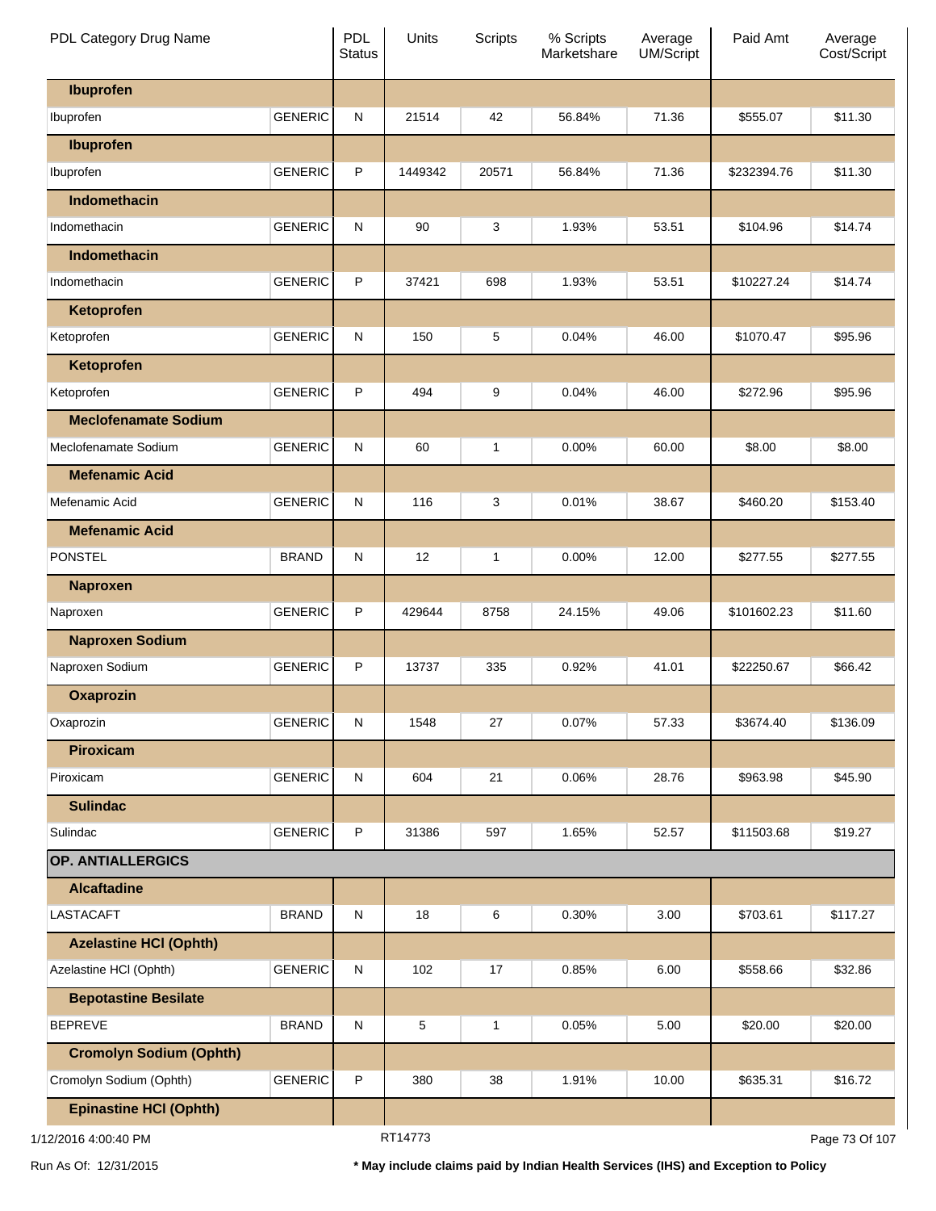| PDL Category Drug Name | | PDL Status | Units | Scripts | % Scripts Marketshare | Average UM/Script | Paid Amt | Average Cost/Script |
|---|---|---|---|---|---|---|---|---|
| **Ibuprofen** | | | | | | | | |
| Ibuprofen | GENERIC | N | 21514 | 42 | 56.84% | 71.36 | $555.07 | $11.30 |
| **Ibuprofen** | | | | | | | | |
| Ibuprofen | GENERIC | P | 1449342 | 20571 | 56.84% | 71.36 | $232394.76 | $11.30 |
| **Indomethacin** | | | | | | | | |
| Indomethacin | GENERIC | N | 90 | 3 | 1.93% | 53.51 | $104.96 | $14.74 |
| **Indomethacin** | | | | | | | | |
| Indomethacin | GENERIC | P | 37421 | 698 | 1.93% | 53.51 | $10227.24 | $14.74 |
| **Ketoprofen** | | | | | | | | |
| Ketoprofen | GENERIC | N | 150 | 5 | 0.04% | 46.00 | $1070.47 | $95.96 |
| **Ketoprofen** | | | | | | | | |
| Ketoprofen | GENERIC | P | 494 | 9 | 0.04% | 46.00 | $272.96 | $95.96 |
| **Meclofenamate Sodium** | | | | | | | | |
| Meclofenamate Sodium | GENERIC | N | 60 | 1 | 0.00% | 60.00 | $8.00 | $8.00 |
| **Mefenamic Acid** | | | | | | | | |
| Mefenamic Acid | GENERIC | N | 116 | 3 | 0.01% | 38.67 | $460.20 | $153.40 |
| **Mefenamic Acid** | | | | | | | | |
| PONSTEL | BRAND | N | 12 | 1 | 0.00% | 12.00 | $277.55 | $277.55 |
| **Naproxen** | | | | | | | | |
| Naproxen | GENERIC | P | 429644 | 8758 | 24.15% | 49.06 | $101602.23 | $11.60 |
| **Naproxen Sodium** | | | | | | | | |
| Naproxen Sodium | GENERIC | P | 13737 | 335 | 0.92% | 41.01 | $22250.67 | $66.42 |
| **Oxaprozin** | | | | | | | | |
| Oxaprozin | GENERIC | N | 1548 | 27 | 0.07% | 57.33 | $3674.40 | $136.09 |
| **Piroxicam** | | | | | | | | |
| Piroxicam | GENERIC | N | 604 | 21 | 0.06% | 28.76 | $963.98 | $45.90 |
| **Sulindac** | | | | | | | | |
| Sulindac | GENERIC | P | 31386 | 597 | 1.65% | 52.57 | $11503.68 | $19.27 |
| **OP. ANTIALLERGICS** | | | | | | | | |
| **Alcaftadine** | | | | | | | | |
| LASTACAFT | BRAND | N | 18 | 6 | 0.30% | 3.00 | $703.61 | $117.27 |
| **Azelastine HCl (Ophth)** | | | | | | | | |
| Azelastine HCl (Ophth) | GENERIC | N | 102 | 17 | 0.85% | 6.00 | $558.66 | $32.86 |
| **Bepotastine Besilate** | | | | | | | | |
| BEPREVE | BRAND | N | 5 | 1 | 0.05% | 5.00 | $20.00 | $20.00 |
| **Cromolyn Sodium (Ophth)** | | | | | | | | |
| Cromolyn Sodium (Ophth) | GENERIC | P | 380 | 38 | 1.91% | 10.00 | $635.31 | $16.72 |
| **Epinastine HCl (Ophth)** | | | | | | | | |

1/12/2016 4:00:40 PM RT14773

Run As Of: 12/31/2015

**\* May include claims paid by Indian Health Services (IHS) and Exception to Policy**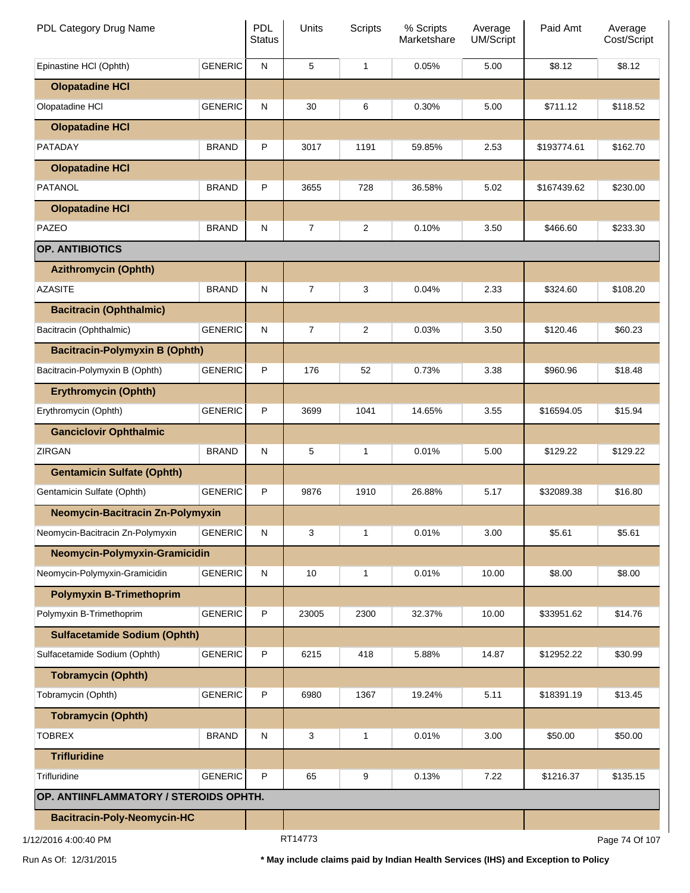| PDL Category Drug Name | | PDL Status | Units | Scripts | % Scripts Marketshare | Average UM/Script | Paid Amt | Average Cost/Script |
|---|---|---|---|---|---|---|---|---|
| Epinastine HCl (Ophth) | GENERIC | N | 5 | 1 | 0.05% | 5.00 | $8.12 | $8.12 |
| **Olopatadine HCl** | | | | | | | | |
| Olopatadine HCl | GENERIC | N | 30 | 6 | 0.30% | 5.00 | $711.12 | $118.52 |
| **Olopatadine HCl** | | | | | | | | |
| PATADAY | BRAND | P | 3017 | 1191 | 59.85% | 2.53 | $193774.61 | $162.70 |
| **Olopatadine HCl** | | | | | | | | |
| PATANOL | BRAND | P | 3655 | 728 | 36.58% | 5.02 | $167439.62 | $230.00 |
| **Olopatadine HCl** | | | | | | | | |
| PAZEO | BRAND | N | 7 | 2 | 0.10% | 3.50 | $466.60 | $233.30 |
| **OP. ANTIBIOTICS** | | | | | | | | |
| **Azithromycin (Ophth)** | | | | | | | | |
| AZASITE | BRAND | N | 7 | 3 | 0.04% | 2.33 | $324.60 | $108.20 |
| **Bacitracin (Ophthalmic)** | | | | | | | | |
| Bacitracin (Ophthalmic) | GENERIC | N | 7 | 2 | 0.03% | 3.50 | $120.46 | $60.23 |
| **Bacitracin-Polymyxin B (Ophth)** | | | | | | | | |
| Bacitracin-Polymyxin B (Ophth) | GENERIC | P | 176 | 52 | 0.73% | 3.38 | $960.96 | $18.48 |
| **Erythromycin (Ophth)** | | | | | | | | |
| Erythromycin (Ophth) | GENERIC | P | 3699 | 1041 | 14.65% | 3.55 | $16594.05 | $15.94 |
| **Ganciclovir Ophthalmic** | | | | | | | | |
| ZIRGAN | BRAND | N | 5 | 1 | 0.01% | 5.00 | $129.22 | $129.22 |
| **Gentamicin Sulfate (Ophth)** | | | | | | | | |
| Gentamicin Sulfate (Ophth) | GENERIC | P | 9876 | 1910 | 26.88% | 5.17 | $32089.38 | $16.80 |
| **Neomycin-Bacitracin Zn-Polymyxin** | | | | | | | | |
| Neomycin-Bacitracin Zn-Polymyxin | GENERIC | N | 3 | 1 | 0.01% | 3.00 | $5.61 | $5.61 |
| **Neomycin-Polymyxin-Gramicidin** | | | | | | | | |
| Neomycin-Polymyxin-Gramicidin | GENERIC | N | 10 | 1 | 0.01% | 10.00 | $8.00 | $8.00 |
| **Polymyxin B-Trimethoprim** | | | | | | | | |
| Polymyxin B-Trimethoprim | GENERIC | P | 23005 | 2300 | 32.37% | 10.00 | $33951.62 | $14.76 |
| **Sulfacetamide Sodium (Ophth)** | | | | | | | | |
| Sulfacetamide Sodium (Ophth) | GENERIC | P | 6215 | 418 | 5.88% | 14.87 | $12952.22 | $30.99 |
| **Tobramycin (Ophth)** | | | | | | | | |
| Tobramycin (Ophth) | GENERIC | P | 6980 | 1367 | 19.24% | 5.11 | $18391.19 | $13.45 |
| **Tobramycin (Ophth)** | | | | | | | | |
| TOBREX | BRAND | N | 3 | 1 | 0.01% | 3.00 | $50.00 | $50.00 |
| **Trifluridine** | | | | | | | | |
| Trifluridine | GENERIC | P | 65 | 9 | 0.13% | 7.22 | $1216.37 | $135.15 |
| **OP. ANTIINFLAMMATORY / STEROIDS OPHTH.** | | | | | | | | |
| **Bacitracin-Poly-Neomycin-HC** | | | | | | | | |

1/12/2016 4:00:40 PM RT14773

Run As Of: 12/31/2015 * May include claims paid by Indian Health Services (IHS) and Exception to Policy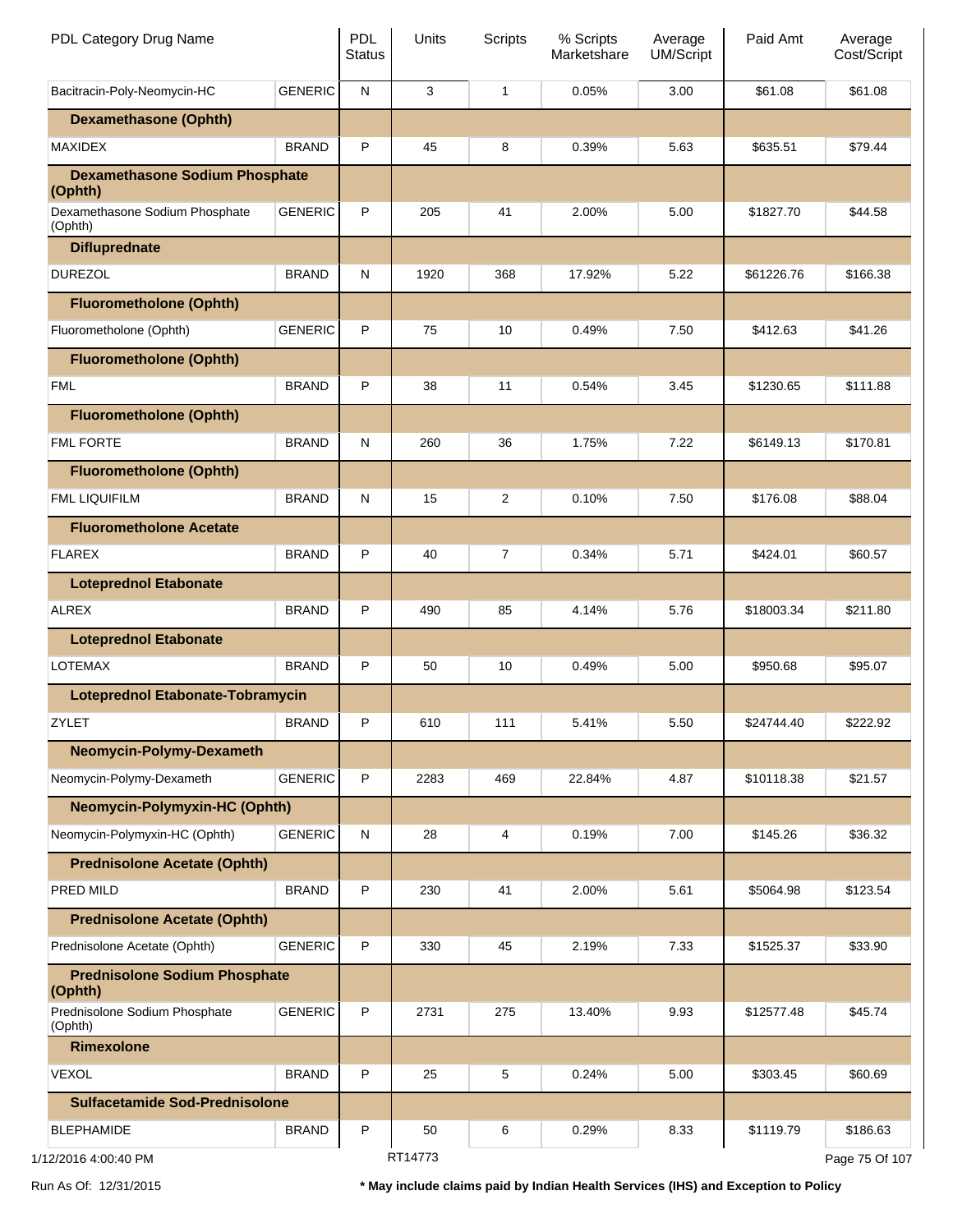| PDL Category Drug Name | | PDL Status | Units | Scripts | % Scripts Marketshare | Average UM/Script | Paid Amt | Average Cost/Script |
|---|---|---|---|---|---|---|---|---|
| Bacitracin-Poly-Neomycin-HC | GENERIC | N | 3 | 1 | 0.05% | 3.00 | $61.08 | $61.08 |
| **Dexamethasone (Ophth)** | | | | | | | | |
| MAXIDEX | BRAND | P | 45 | 8 | 0.39% | 5.63 | $635.51 | $79.44 |
| **Dexamethasone Sodium Phosphate (Ophth)** | | | | | | | | |
| Dexamethasone Sodium Phosphate (Ophth) | GENERIC | P | 205 | 41 | 2.00% | 5.00 | $1827.70 | $44.58 |
| **Difluprednate** | | | | | | | | |
| DUREZOL | BRAND | N | 1920 | 368 | 17.92% | 5.22 | $61226.76 | $166.38 |
| **Fluorometholone (Ophth)** | | | | | | | | |
| Fluorometholone (Ophth) | GENERIC | P | 75 | 10 | 0.49% | 7.50 | $412.63 | $41.26 |
| **Fluorometholone (Ophth)** | | | | | | | | |
| FML | BRAND | P | 38 | 11 | 0.54% | 3.45 | $1230.65 | $111.88 |
| **Fluorometholone (Ophth)** | | | | | | | | |
| FML FORTE | BRAND | N | 260 | 36 | 1.75% | 7.22 | $6149.13 | $170.81 |
| **Fluorometholone (Ophth)** | | | | | | | | |
| FML LIQUIFILM | BRAND | N | 15 | 2 | 0.10% | 7.50 | $176.08 | $88.04 |
| **Fluorometholone Acetate** | | | | | | | | |
| FLAREX | BRAND | P | 40 | 7 | 0.34% | 5.71 | $424.01 | $60.57 |
| **Loteprednol Etabonate** | | | | | | | | |
| ALREX | BRAND | P | 490 | 85 | 4.14% | 5.76 | $18003.34 | $211.80 |
| **Loteprednol Etabonate** | | | | | | | | |
| LOTEMAX | BRAND | P | 50 | 10 | 0.49% | 5.00 | $950.68 | $95.07 |
| **Loteprednol Etabonate-Tobramycin** | | | | | | | | |
| ZYLET | BRAND | P | 610 | 111 | 5.41% | 5.50 | $24744.40 | $222.92 |
| **Neomycin-Polymy-Dexameth** | | | | | | | | |
| Neomycin-Polymy-Dexameth | GENERIC | P | 2283 | 469 | 22.84% | 4.87 | $10118.38 | $21.57 |
| **Neomycin-Polymyxin-HC (Ophth)** | | | | | | | | |
| Neomycin-Polymyxin-HC (Ophth) | GENERIC | N | 28 | 4 | 0.19% | 7.00 | $145.26 | $36.32 |
| **Prednisolone Acetate (Ophth)** | | | | | | | | |
| PRED MILD | BRAND | P | 230 | 41 | 2.00% | 5.61 | $5064.98 | $123.54 |
| **Prednisolone Acetate (Ophth)** | | | | | | | | |
| Prednisolone Acetate (Ophth) | GENERIC | P | 330 | 45 | 2.19% | 7.33 | $1525.37 | $33.90 |
| **Prednisolone Sodium Phosphate (Ophth)** | | | | | | | | |
| Prednisolone Sodium Phosphate (Ophth) | GENERIC | P | 2731 | 275 | 13.40% | 9.93 | $12577.48 | $45.74 |
| **Rimexolone** | | | | | | | | |
| VEXOL | BRAND | P | 25 | 5 | 0.24% | 5.00 | $303.45 | $60.69 |
| **Sulfacetamide Sod-Prednisolone** | | | | | | | | |
| BLEPHAMIDE | BRAND | P | 50 | 6 | 0.29% | 8.33 | $1119.79 | $186.63 |

1/12/2016 4:00:40 PM RT14773

Run As Of: 12/31/2015

**\* May include claims paid by Indian Health Services (IHS) and Exception to Policy**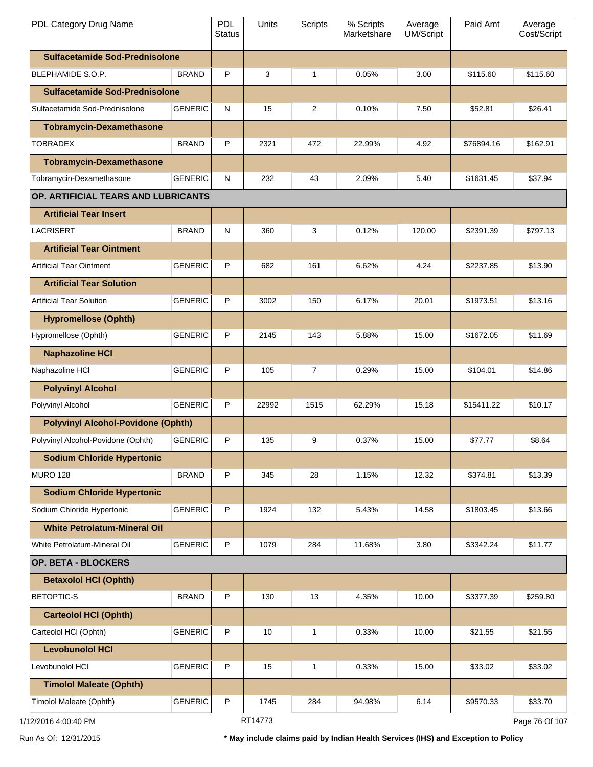| PDL Category Drug Name | | PDL Status | Units | Scripts | % Scripts Marketshare | Average UM/Script | Paid Amt | Average Cost/Script |
|---|---|---|---|---|---|---|---|---|
| **Sulfacetamide Sod-Prednisolone** | | | | | | | | |
| BLEPHAMIDE S.O.P. | BRAND | P | 3 | 1 | 0.05% | 3.00 | $115.60 | $115.60 |
| **Sulfacetamide Sod-Prednisolone** | | | | | | | | |
| Sulfacetamide Sod-Prednisolone | GENERIC | N | 15 | 2 | 0.10% | 7.50 | $52.81 | $26.41 |
| **Tobramycin-Dexamethasone** | | | | | | | | |
| TOBRADEX | BRAND | P | 2321 | 472 | 22.99% | 4.92 | $76894.16 | $162.91 |
| **Tobramycin-Dexamethasone** | | | | | | | | |
| Tobramycin-Dexamethasone | GENERIC | N | 232 | 43 | 2.09% | 5.40 | $1631.45 | $37.94 |
| **OP. ARTIFICIAL TEARS AND LUBRICANTS** | | | | | | | | |
| **Artificial Tear Insert** | | | | | | | | |
| LACRISERT | BRAND | N | 360 | 3 | 0.12% | 120.00 | $2391.39 | $797.13 |
| **Artificial Tear Ointment** | | | | | | | | |
| Artificial Tear Ointment | GENERIC | P | 682 | 161 | 6.62% | 4.24 | $2237.85 | $13.90 |
| **Artificial Tear Solution** | | | | | | | | |
| Artificial Tear Solution | GENERIC | P | 3002 | 150 | 6.17% | 20.01 | $1973.51 | $13.16 |
| **Hypromellose (Ophth)** | | | | | | | | |
| Hypromellose (Ophth) | GENERIC | P | 2145 | 143 | 5.88% | 15.00 | $1672.05 | $11.69 |
| **Naphazoline HCl** | | | | | | | | |
| Naphazoline HCl | GENERIC | P | 105 | 7 | 0.29% | 15.00 | $104.01 | $14.86 |
| **Polyvinyl Alcohol** | | | | | | | | |
| Polyvinyl Alcohol | GENERIC | P | 22992 | 1515 | 62.29% | 15.18 | $15411.22 | $10.17 |
| **Polyvinyl Alcohol-Povidone (Ophth)** | | | | | | | | |
| Polyvinyl Alcohol-Povidone (Ophth) | GENERIC | P | 135 | 9 | 0.37% | 15.00 | $77.77 | $8.64 |
| **Sodium Chloride Hypertonic** | | | | | | | | |
| MURO 128 | BRAND | P | 345 | 28 | 1.15% | 12.32 | $374.81 | $13.39 |
| **Sodium Chloride Hypertonic** | | | | | | | | |
| Sodium Chloride Hypertonic | GENERIC | P | 1924 | 132 | 5.43% | 14.58 | $1803.45 | $13.66 |
| **White Petrolatum-Mineral Oil** | | | | | | | | |
| White Petrolatum-Mineral Oil | GENERIC | P | 1079 | 284 | 11.68% | 3.80 | $3342.24 | $11.77 |
| **OP. BETA - BLOCKERS** | | | | | | | | |
| **Betaxolol HCl (Ophth)** | | | | | | | | |
| BETOPTIC-S | BRAND | P | 130 | 13 | 4.35% | 10.00 | $3377.39 | $259.80 |
| **Carteolol HCl (Ophth)** | | | | | | | | |
| Carteolol HCl (Ophth) | GENERIC | P | 10 | 1 | 0.33% | 10.00 | $21.55 | $21.55 |
| **Levobunolol HCl** | | | | | | | | |
| Levobunolol HCl | GENERIC | P | 15 | 1 | 0.33% | 15.00 | $33.02 | $33.02 |
| **Timolol Maleate (Ophth)** | | | | | | | | |
| Timolol Maleate (Ophth) | GENERIC | P | 1745 | 284 | 94.98% | 6.14 | $9570.33 | $33.70 |

1/12/2016 4:00:40 PM RT14773

Run As Of: 12/31/2015

**\* May include claims paid by Indian Health Services (IHS) and Exception to Policy**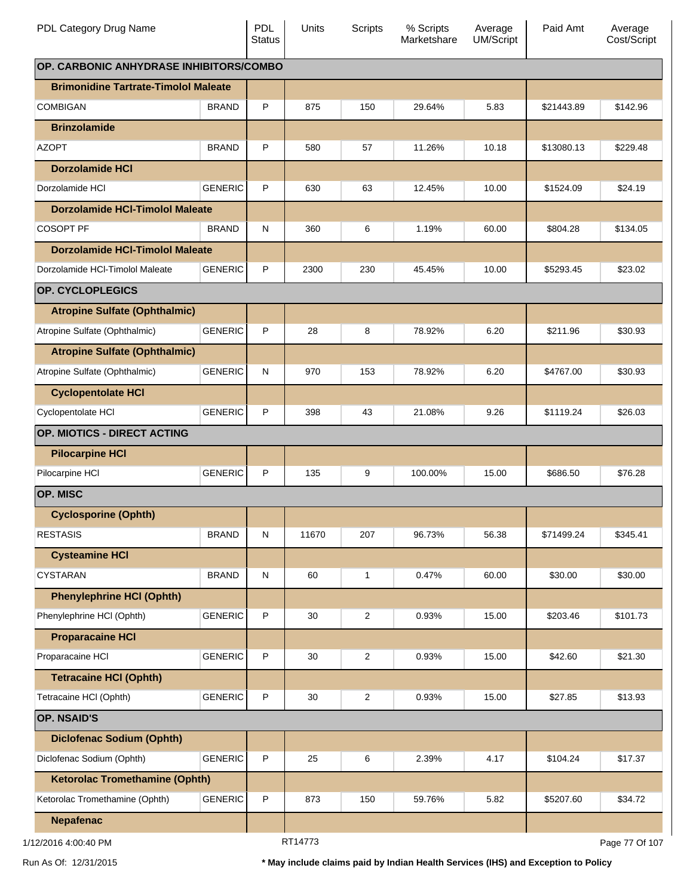| PDL Category Drug Name | | PDL Status | Units | Scripts | % Scripts Marketshare | Average UM/Script | Paid Amt | Average Cost/Script |
|---|---|---|---|---|---|---|---|---|
| **OP. CARBONIC ANHYDRASE INHIBITORS/COMBO** | | | | | | | | |
| **Brimonidine Tartrate-Timolol Maleate** | | | | | | | | |
| COMBIGAN | BRAND | P | 875 | 150 | 29.64% | 5.83 | $21443.89 | $142.96 |
| **Brinzolamide** | | | | | | | | |
| AZOPT | BRAND | P | 580 | 57 | 11.26% | 10.18 | $13080.13 | $229.48 |
| **Dorzolamide HCl** | | | | | | | | |
| Dorzolamide HCl | GENERIC | P | 630 | 63 | 12.45% | 10.00 | $1524.09 | $24.19 |
| **Dorzolamide HCl-Timolol Maleate** | | | | | | | | |
| COSOPT PF | BRAND | N | 360 | 6 | 1.19% | 60.00 | $804.28 | $134.05 |
| **Dorzolamide HCl-Timolol Maleate** | | | | | | | | |
| Dorzolamide HCl-Timolol Maleate | GENERIC | P | 2300 | 230 | 45.45% | 10.00 | $5293.45 | $23.02 |
| **OP. CYCLOPLEGICS** | | | | | | | | |
| **Atropine Sulfate (Ophthalmic)** | | | | | | | | |
| Atropine Sulfate (Ophthalmic) | GENERIC | P | 28 | 8 | 78.92% | 6.20 | $211.96 | $30.93 |
| **Atropine Sulfate (Ophthalmic)** | | | | | | | | |
| Atropine Sulfate (Ophthalmic) | GENERIC | N | 970 | 153 | 78.92% | 6.20 | $4767.00 | $30.93 |
| **Cyclopentolate HCl** | | | | | | | | |
| Cyclopentolate HCl | GENERIC | P | 398 | 43 | 21.08% | 9.26 | $1119.24 | $26.03 |
| **OP. MIOTICS - DIRECT ACTING** | | | | | | | | |
| **Pilocarpine HCl** | | | | | | | | |
| Pilocarpine HCl | GENERIC | P | 135 | 9 | 100.00% | 15.00 | $686.50 | $76.28 |
| **OP. MISC** | | | | | | | | |
| **Cyclosporine (Ophth)** | | | | | | | | |
| RESTASIS | BRAND | N | 11670 | 207 | 96.73% | 56.38 | $71499.24 | $345.41 |
| **Cysteamine HCl** | | | | | | | | |
| CYSTARAN | BRAND | N | 60 | 1 | 0.47% | 60.00 | $30.00 | $30.00 |
| **Phenylephrine HCl (Ophth)** | | | | | | | | |
| Phenylephrine HCl (Ophth) | GENERIC | P | 30 | 2 | 0.93% | 15.00 | $203.46 | $101.73 |
| **Proparacaine HCl** | | | | | | | | |
| Proparacaine HCl | GENERIC | P | 30 | 2 | 0.93% | 15.00 | $42.60 | $21.30 |
| **Tetracaine HCl (Ophth)** | | | | | | | | |
| Tetracaine HCl (Ophth) | GENERIC | P | 30 | 2 | 0.93% | 15.00 | $27.85 | $13.93 |
| **OP. NSAID'S** | | | | | | | | |
| **Diclofenac Sodium (Ophth)** | | | | | | | | |
| Diclofenac Sodium (Ophth) | GENERIC | P | 25 | 6 | 2.39% | 4.17 | $104.24 | $17.37 |
| **Ketorolac Tromethamine (Ophth)** | | | | | | | | |
| Ketorolac Tromethamine (Ophth) | GENERIC | P | 873 | 150 | 59.76% | 5.82 | $5207.60 | $34.72 |
| **Nepafenac** | | | | | | | | |

1/12/2016 4:00:40 PM RT14773

Run As Of: 12/31/2015 **\* May include claims paid by Indian Health Services (IHS) and Exception to Policy**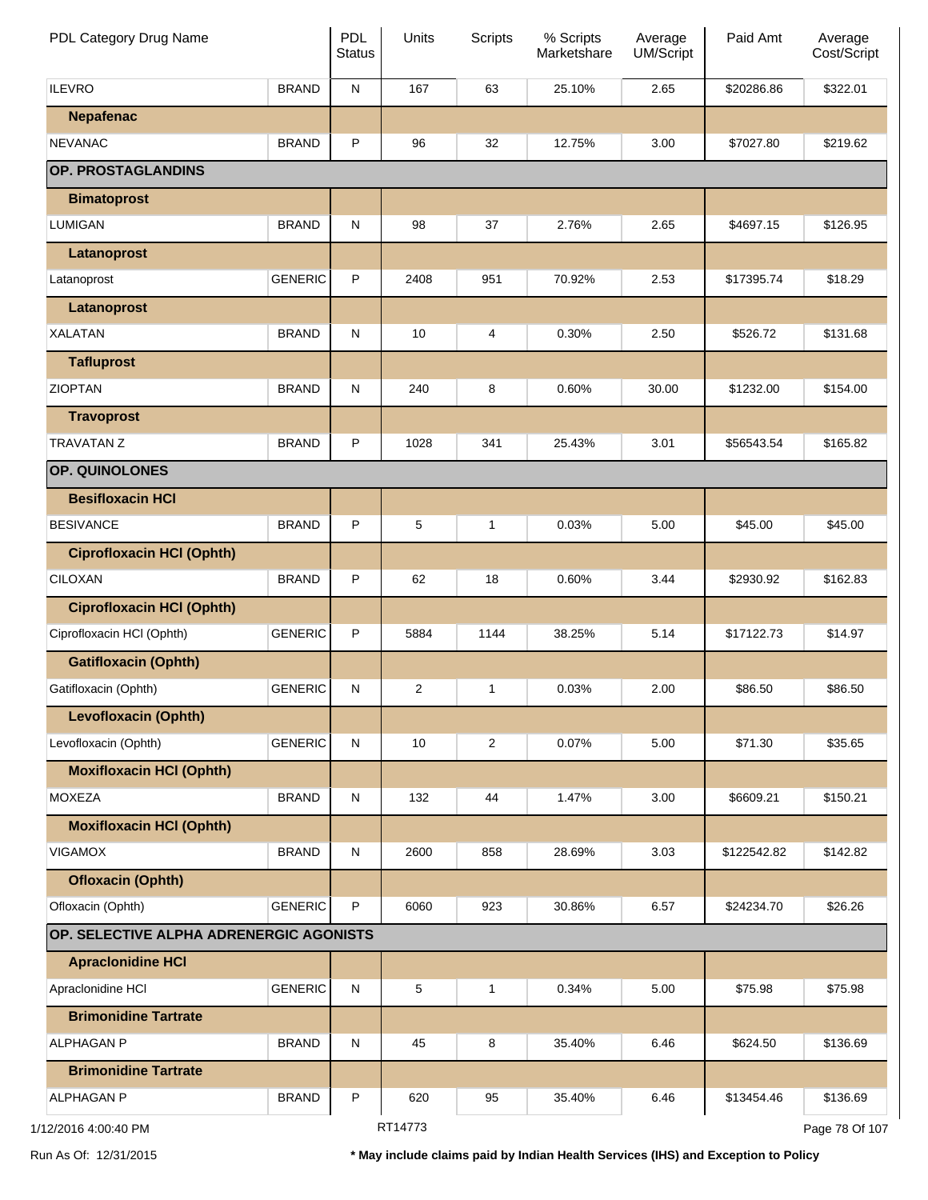| PDL Category Drug Name | | PDL Status | Units | Scripts | % Scripts Marketshare | Average UM/Script | Paid Amt | Average Cost/Script |
|---|---|---|---|---|---|---|---|---|
| ILEVRO | BRAND | N | 167 | 63 | 25.10% | 2.65 | $20286.86 | $322.01 |
| **Nepafenac** | | | | | | | | |
| NEVANAC | BRAND | P | 96 | 32 | 12.75% | 3.00 | $7027.80 | $219.62 |
| **OP. PROSTAGLANDINS** | | | | | | | | |
| **Bimatoprost** | | | | | | | | |
| LUMIGAN | BRAND | N | 98 | 37 | 2.76% | 2.65 | $4697.15 | $126.95 |
| **Latanoprost** | | | | | | | | |
| Latanoprost | GENERIC | P | 2408 | 951 | 70.92% | 2.53 | $17395.74 | $18.29 |
| **Latanoprost** | | | | | | | | |
| XALATAN | BRAND | N | 10 | 4 | 0.30% | 2.50 | $526.72 | $131.68 |
| **Tafluprost** | | | | | | | | |
| ZIOPTAN | BRAND | N | 240 | 8 | 0.60% | 30.00 | $1232.00 | $154.00 |
| **Travoprost** | | | | | | | | |
| TRAVATAN Z | BRAND | P | 1028 | 341 | 25.43% | 3.01 | $56543.54 | $165.82 |
| **OP. QUINOLONES** | | | | | | | | |
| **Besifloxacin HCl** | | | | | | | | |
| BESIVANCE | BRAND | P | 5 | 1 | 0.03% | 5.00 | $45.00 | $45.00 |
| **Ciprofloxacin HCl (Ophth)** | | | | | | | | |
| CILOXAN | BRAND | P | 62 | 18 | 0.60% | 3.44 | $2930.92 | $162.83 |
| **Ciprofloxacin HCl (Ophth)** | | | | | | | | |
| Ciprofloxacin HCl (Ophth) | GENERIC | P | 5884 | 1144 | 38.25% | 5.14 | $17122.73 | $14.97 |
| **Gatifloxacin (Ophth)** | | | | | | | | |
| Gatifloxacin (Ophth) | GENERIC | N | 2 | 1 | 0.03% | 2.00 | $86.50 | $86.50 |
| **Levofloxacin (Ophth)** | | | | | | | | |
| Levofloxacin (Ophth) | GENERIC | N | 10 | 2 | 0.07% | 5.00 | $71.30 | $35.65 |
| **Moxifloxacin HCl (Ophth)** | | | | | | | | |
| MOXEZA | BRAND | N | 132 | 44 | 1.47% | 3.00 | $6609.21 | $150.21 |
| **Moxifloxacin HCl (Ophth)** | | | | | | | | |
| VIGAMOX | BRAND | N | 2600 | 858 | 28.69% | 3.03 | $122542.82 | $142.82 |
| **Ofloxacin (Ophth)** | | | | | | | | |
| Ofloxacin (Ophth) | GENERIC | P | 6060 | 923 | 30.86% | 6.57 | $24234.70 | $26.26 |
| **OP. SELECTIVE ALPHA ADRENERGIC AGONISTS** | | | | | | | | |
| **Apraclonidine HCl** | | | | | | | | |
| Apraclonidine HCl | GENERIC | N | 5 | 1 | 0.34% | 5.00 | $75.98 | $75.98 |
| **Brimonidine Tartrate** | | | | | | | | |
| ALPHAGAN P | BRAND | N | 45 | 8 | 35.40% | 6.46 | $624.50 | $136.69 |
| **Brimonidine Tartrate** | | | | | | | | |
| ALPHAGAN P | BRAND | P | 620 | 95 | 35.40% | 6.46 | $13454.46 | $136.69 |

1/12/2016 4:00:40 PM RT14773

Run As Of: 12/31/2015

**\* May include claims paid by Indian Health Services (IHS) and Exception to Policy**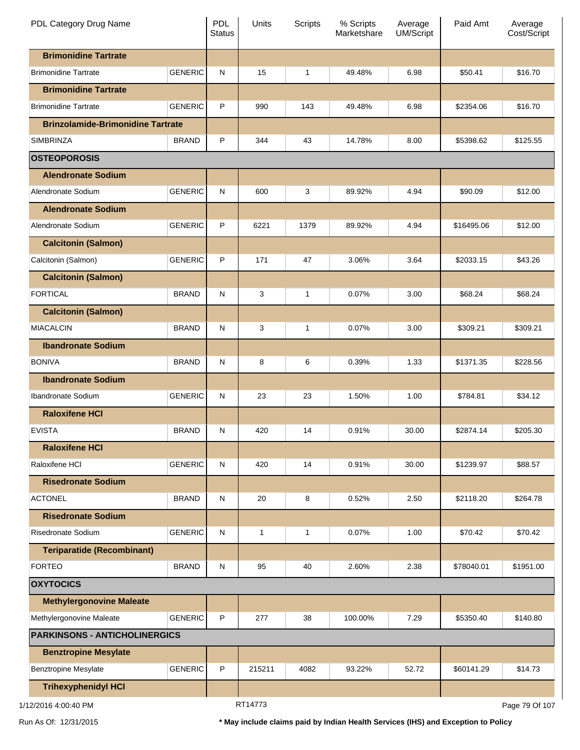| PDL Category Drug Name | | PDL Status | Units | Scripts | % Scripts Marketshare | Average UM/Script | Paid Amt | Average Cost/Script |
|---|---|---|---|---|---|---|---|---|
| **Brimonidine Tartrate** | | | | | | | | |
| Brimonidine Tartrate | GENERIC | N | 15 | 1 | 49.48% | 6.98 | $50.41 | $16.70 |
| **Brimonidine Tartrate** | | | | | | | | |
| Brimonidine Tartrate | GENERIC | P | 990 | 143 | 49.48% | 6.98 | $2354.06 | $16.70 |
| **Brinzolamide-Brimonidine Tartrate** | | | | | | | | |
| SIMBRINZA | BRAND | P | 344 | 43 | 14.78% | 8.00 | $5398.62 | $125.55 |
| **OSTEOPOROSIS** | | | | | | | | |
| **Alendronate Sodium** | | | | | | | | |
| Alendronate Sodium | GENERIC | N | 600 | 3 | 89.92% | 4.94 | $90.09 | $12.00 |
| **Alendronate Sodium** | | | | | | | | |
| Alendronate Sodium | GENERIC | P | 6221 | 1379 | 89.92% | 4.94 | $16495.06 | $12.00 |
| **Calcitonin (Salmon)** | | | | | | | | |
| Calcitonin (Salmon) | GENERIC | P | 171 | 47 | 3.06% | 3.64 | $2033.15 | $43.26 |
| **Calcitonin (Salmon)** | | | | | | | | |
| FORTICAL | BRAND | N | 3 | 1 | 0.07% | 3.00 | $68.24 | $68.24 |
| **Calcitonin (Salmon)** | | | | | | | | |
| MIACALCIN | BRAND | N | 3 | 1 | 0.07% | 3.00 | $309.21 | $309.21 |
| **Ibandronate Sodium** | | | | | | | | |
| BONIVA | BRAND | N | 8 | 6 | 0.39% | 1.33 | $1371.35 | $228.56 |
| **Ibandronate Sodium** | | | | | | | | |
| Ibandronate Sodium | GENERIC | N | 23 | 23 | 1.50% | 1.00 | $784.81 | $34.12 |
| **Raloxifene HCl** | | | | | | | | |
| EVISTA | BRAND | N | 420 | 14 | 0.91% | 30.00 | $2874.14 | $205.30 |
| **Raloxifene HCl** | | | | | | | | |
| Raloxifene HCl | GENERIC | N | 420 | 14 | 0.91% | 30.00 | $1239.97 | $88.57 |
| **Risedronate Sodium** | | | | | | | | |
| ACTONEL | BRAND | N | 20 | 8 | 0.52% | 2.50 | $2118.20 | $264.78 |
| **Risedronate Sodium** | | | | | | | | |
| Risedronate Sodium | GENERIC | N | 1 | 1 | 0.07% | 1.00 | $70.42 | $70.42 |
| **Teriparatide (Recombinant)** | | | | | | | | |
| FORTEO | BRAND | N | 95 | 40 | 2.60% | 2.38 | $78040.01 | $1951.00 |
| **OXYTOCICS** | | | | | | | | |
| **Methylergonovine Maleate** | | | | | | | | |
| Methylergonovine Maleate | GENERIC | P | 277 | 38 | 100.00% | 7.29 | $5350.40 | $140.80 |
| **PARKINSONS - ANTICHOLINERGICS** | | | | | | | | |
| **Benztropine Mesylate** | | | | | | | | |
| Benztropine Mesylate | GENERIC | P | 215211 | 4082 | 93.22% | 52.72 | $60141.29 | $14.73 |
| **Trihexyphenidyl HCl** | | | | | | | | |

1/12/2016 4:00:40 PM RT14773

Run As Of: 12/31/2015

**\* May include claims paid by Indian Health Services (IHS) and Exception to Policy**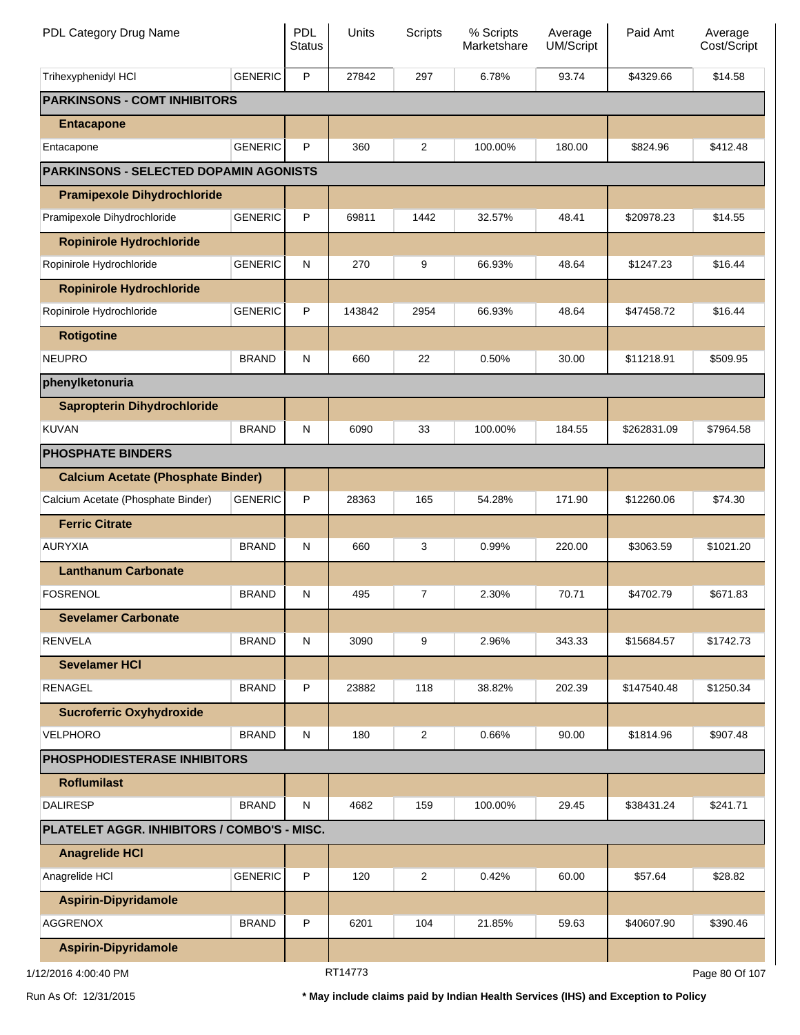| PDL Category Drug Name | | PDL Status | Units | Scripts | % Scripts Marketshare | Average UM/Script | Paid Amt | Average Cost/Script |
|---|---|---|---|---|---|---|---|---|
| Trihexyphenidyl HCl | GENERIC | P | 27842 | 297 | 6.78% | 93.74 | $4329.66 | $14.58 |
| **PARKINSONS - COMT INHIBITORS** | | | | | | | | |
| **Entacapone** | | | | | | | | |
| Entacapone | GENERIC | P | 360 | 2 | 100.00% | 180.00 | $824.96 | $412.48 |
| **PARKINSONS - SELECTED DOPAMIN AGONISTS** | | | | | | | | |
| **Pramipexole Dihydrochloride** | | | | | | | | |
| Pramipexole Dihydrochloride | GENERIC | P | 69811 | 1442 | 32.57% | 48.41 | $20978.23 | $14.55 |
| **Ropinirole Hydrochloride** | | | | | | | | |
| Ropinirole Hydrochloride | GENERIC | N | 270 | 9 | 66.93% | 48.64 | $1247.23 | $16.44 |
| **Ropinirole Hydrochloride** | | | | | | | | |
| Ropinirole Hydrochloride | GENERIC | P | 143842 | 2954 | 66.93% | 48.64 | $47458.72 | $16.44 |
| **Rotigotine** | | | | | | | | |
| NEUPRO | BRAND | N | 660 | 22 | 0.50% | 30.00 | $11218.91 | $509.95 |
| **phenylketonuria** | | | | | | | | |
| **Sapropterin Dihydrochloride** | | | | | | | | |
| KUVAN | BRAND | N | 6090 | 33 | 100.00% | 184.55 | $262831.09 | $7964.58 |
| **PHOSPHATE BINDERS** | | | | | | | | |
| **Calcium Acetate (Phosphate Binder)** | | | | | | | | |
| Calcium Acetate (Phosphate Binder) | GENERIC | P | 28363 | 165 | 54.28% | 171.90 | $12260.06 | $74.30 |
| **Ferric Citrate** | | | | | | | | |
| AURYXIA | BRAND | N | 660 | 3 | 0.99% | 220.00 | $3063.59 | $1021.20 |
| **Lanthanum Carbonate** | | | | | | | | |
| FOSRENOL | BRAND | N | 495 | 7 | 2.30% | 70.71 | $4702.79 | $671.83 |
| **Sevelamer Carbonate** | | | | | | | | |
| RENVELA | BRAND | N | 3090 | 9 | 2.96% | 343.33 | $15684.57 | $1742.73 |
| **Sevelamer HCl** | | | | | | | | |
| RENAGEL | BRAND | P | 23882 | 118 | 38.82% | 202.39 | $147540.48 | $1250.34 |
| **Sucroferric Oxyhydroxide** | | | | | | | | |
| VELPHORO | BRAND | N | 180 | 2 | 0.66% | 90.00 | $1814.96 | $907.48 |
| **PHOSPHODIESTERASE INHIBITORS** | | | | | | | | |
| **Roflumilast** | | | | | | | | |
| DALIRESP | BRAND | N | 4682 | 159 | 100.00% | 29.45 | $38431.24 | $241.71 |
| **PLATELET AGGR. INHIBITORS / COMBO'S - MISC.** | | | | | | | | |
| **Anagrelide HCl** | | | | | | | | |
| Anagrelide HCl | GENERIC | P | 120 | 2 | 0.42% | 60.00 | $57.64 | $28.82 |
| **Aspirin-Dipyridamole** | | | | | | | | |
| AGGRENOX | BRAND | P | 6201 | 104 | 21.85% | 59.63 | $40607.90 | $390.46 |
| **Aspirin-Dipyridamole** | | | | | | | | |

1/12/2016 4:00:40 PM    RT14773

Run As Of: 12/31/2015    **\* May include claims paid by Indian Health Services (IHS) and Exception to Policy**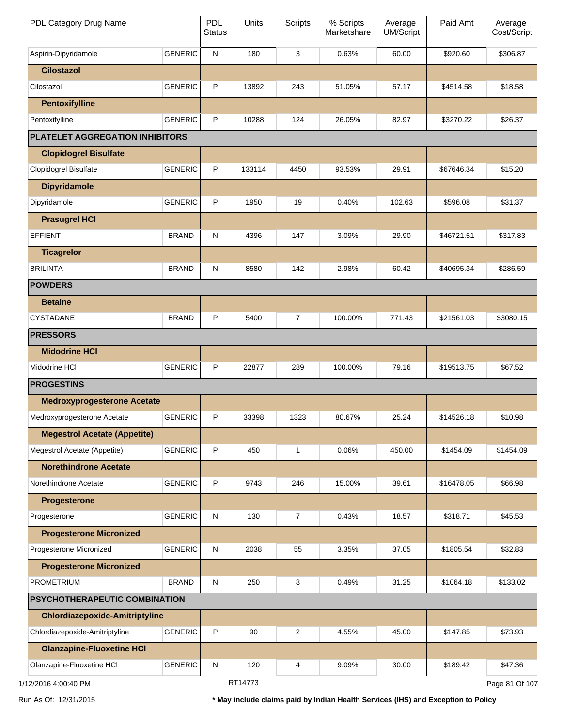| PDL Category Drug Name | | PDL Status | Units | Scripts | % Scripts Marketshare | Average UM/Script | Paid Amt | Average Cost/Script |
|---|---|---|---|---|---|---|---|---|
| Aspirin-Dipyridamole | GENERIC | N | 180 | 3 | 0.63% | 60.00 | $920.60 | $306.87 |
| **Cilostazol** | | | | | | | | |
| Cilostazol | GENERIC | P | 13892 | 243 | 51.05% | 57.17 | $4514.58 | $18.58 |
| **Pentoxifylline** | | | | | | | | |
| Pentoxifylline | GENERIC | P | 10288 | 124 | 26.05% | 82.97 | $3270.22 | $26.37 |
| **PLATELET AGGREGATION INHIBITORS** | | | | | | | | |
| **Clopidogrel Bisulfate** | | | | | | | | |
| Clopidogrel Bisulfate | GENERIC | P | 133114 | 4450 | 93.53% | 29.91 | $67646.34 | $15.20 |
| **Dipyridamole** | | | | | | | | |
| Dipyridamole | GENERIC | P | 1950 | 19 | 0.40% | 102.63 | $596.08 | $31.37 |
| **Prasugrel HCl** | | | | | | | | |
| EFFIENT | BRAND | N | 4396 | 147 | 3.09% | 29.90 | $46721.51 | $317.83 |
| **Ticagrelor** | | | | | | | | |
| BRILINTA | BRAND | N | 8580 | 142 | 2.98% | 60.42 | $40695.34 | $286.59 |
| **POWDERS** | | | | | | | | |
| **Betaine** | | | | | | | | |
| CYSTADANE | BRAND | P | 5400 | 7 | 100.00% | 771.43 | $21561.03 | $3080.15 |
| **PRESSORS** | | | | | | | | |
| **Midodrine HCl** | | | | | | | | |
| Midodrine HCl | GENERIC | P | 22877 | 289 | 100.00% | 79.16 | $19513.75 | $67.52 |
| **PROGESTINS** | | | | | | | | |
| **Medroxyprogesterone Acetate** | | | | | | | | |
| Medroxyprogesterone Acetate | GENERIC | P | 33398 | 1323 | 80.67% | 25.24 | $14526.18 | $10.98 |
| **Megestrol Acetate (Appetite)** | | | | | | | | |
| Megestrol Acetate (Appetite) | GENERIC | P | 450 | 1 | 0.06% | 450.00 | $1454.09 | $1454.09 |
| **Norethindrone Acetate** | | | | | | | | |
| Norethindrone Acetate | GENERIC | P | 9743 | 246 | 15.00% | 39.61 | $16478.05 | $66.98 |
| **Progesterone** | | | | | | | | |
| Progesterone | GENERIC | N | 130 | 7 | 0.43% | 18.57 | $318.71 | $45.53 |
| **Progesterone Micronized** | | | | | | | | |
| Progesterone Micronized | GENERIC | N | 2038 | 55 | 3.35% | 37.05 | $1805.54 | $32.83 |
| **Progesterone Micronized** | | | | | | | | |
| PROMETRIUM | BRAND | N | 250 | 8 | 0.49% | 31.25 | $1064.18 | $133.02 |
| **PSYCHOTHERAPEUTIC COMBINATION** | | | | | | | | |
| **Chlordiazepoxide-Amitriptyline** | | | | | | | | |
| Chlordiazepoxide-Amitriptyline | GENERIC | P | 90 | 2 | 4.55% | 45.00 | $147.85 | $73.93 |
| **Olanzapine-Fluoxetine HCl** | | | | | | | | |
| Olanzapine-Fluoxetine HCl | GENERIC | N | 120 | 4 | 9.09% | 30.00 | $189.42 | $47.36 |

1/12/2016 4:00:40 PM RT14773

Run As Of: 12/31/2015

**\* May include claims paid by Indian Health Services (IHS) and Exception to Policy**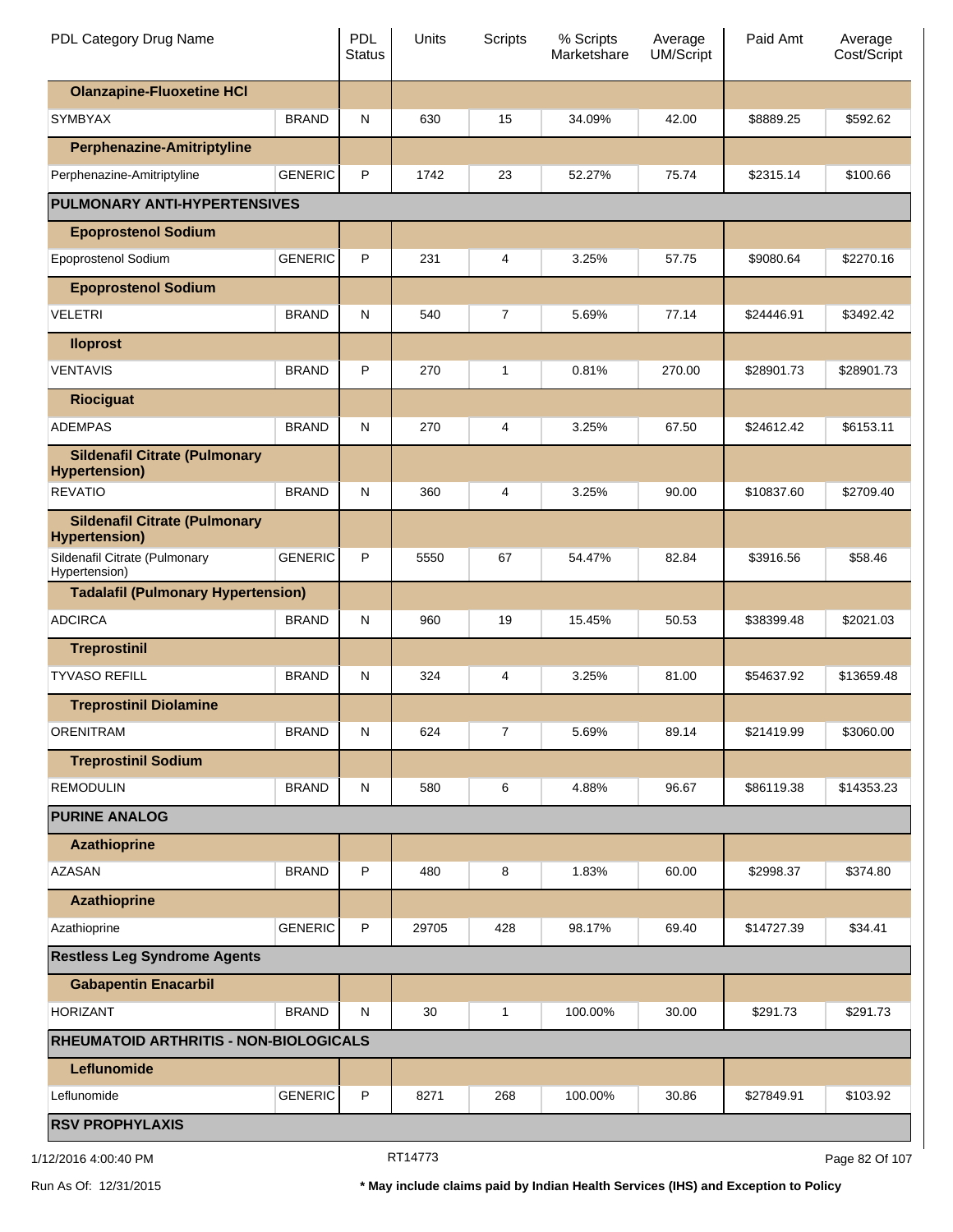| PDL Category Drug Name | | PDL Status | Units | Scripts | % Scripts Marketshare | Average UM/Script | Paid Amt | Average Cost/Script |
|---|---|---|---|---|---|---|---|---|
| **Olanzapine-Fluoxetine HCl** | | | | | | | | |
| SYMBYAX | BRAND | N | 630 | 15 | 34.09% | 42.00 | $8889.25 | $592.62 |
| **Perphenazine-Amitriptyline** | | | | | | | | |
| Perphenazine-Amitriptyline | GENERIC | P | 1742 | 23 | 52.27% | 75.74 | $2315.14 | $100.66 |
| **PULMONARY ANTI-HYPERTENSIVES** | | | | | | | | |
| **Epoprostenol Sodium** | | | | | | | | |
| Epoprostenol Sodium | GENERIC | P | 231 | 4 | 3.25% | 57.75 | $9080.64 | $2270.16 |
| **Epoprostenol Sodium** | | | | | | | | |
| VELETRI | BRAND | N | 540 | 7 | 5.69% | 77.14 | $24446.91 | $3492.42 |
| **Iloprost** | | | | | | | | |
| VENTAVIS | BRAND | P | 270 | 1 | 0.81% | 270.00 | $28901.73 | $28901.73 |
| **Riociguat** | | | | | | | | |
| ADEMPAS | BRAND | N | 270 | 4 | 3.25% | 67.50 | $24612.42 | $6153.11 |
| **Sildenafil Citrate (Pulmonary Hypertension)** | | | | | | | | |
| REVATIO | BRAND | N | 360 | 4 | 3.25% | 90.00 | $10837.60 | $2709.40 |
| **Sildenafil Citrate (Pulmonary Hypertension)** | | | | | | | | |
| Sildenafil Citrate (Pulmonary Hypertension) | GENERIC | P | 5550 | 67 | 54.47% | 82.84 | $3916.56 | $58.46 |
| **Tadalafil (Pulmonary Hypertension)** | | | | | | | | |
| ADCIRCA | BRAND | N | 960 | 19 | 15.45% | 50.53 | $38399.48 | $2021.03 |
| **Treprostinil** | | | | | | | | |
| TYVASO REFILL | BRAND | N | 324 | 4 | 3.25% | 81.00 | $54637.92 | $13659.48 |
| **Treprostinil Diolamine** | | | | | | | | |
| ORENITRAM | BRAND | N | 624 | 7 | 5.69% | 89.14 | $21419.99 | $3060.00 |
| **Treprostinil Sodium** | | | | | | | | |
| REMODULIN | BRAND | N | 580 | 6 | 4.88% | 96.67 | $86119.38 | $14353.23 |
| **PURINE ANALOG** | | | | | | | | |
| **Azathioprine** | | | | | | | | |
| AZASAN | BRAND | P | 480 | 8 | 1.83% | 60.00 | $2998.37 | $374.80 |
| **Azathioprine** | | | | | | | | |
| Azathioprine | GENERIC | P | 29705 | 428 | 98.17% | 69.40 | $14727.39 | $34.41 |
| **Restless Leg Syndrome Agents** | | | | | | | | |
| **Gabapentin Enacarbil** | | | | | | | | |
| HORIZANT | BRAND | N | 30 | 1 | 100.00% | 30.00 | $291.73 | $291.73 |
| **RHEUMATOID ARTHRITIS - NON-BIOLOGICALS** | | | | | | | | |
| **Leflunomide** | | | | | | | | |
| Leflunomide | GENERIC | P | 8271 | 268 | 100.00% | 30.86 | $27849.91 | $103.92 |
| **RSV PROPHYLAXIS** | | | | | | | | |

1/12/2016 4:00:40 PM RT14773

Run As Of: 12/31/2015 **\* May include claims paid by Indian Health Services (IHS) and Exception to Policy**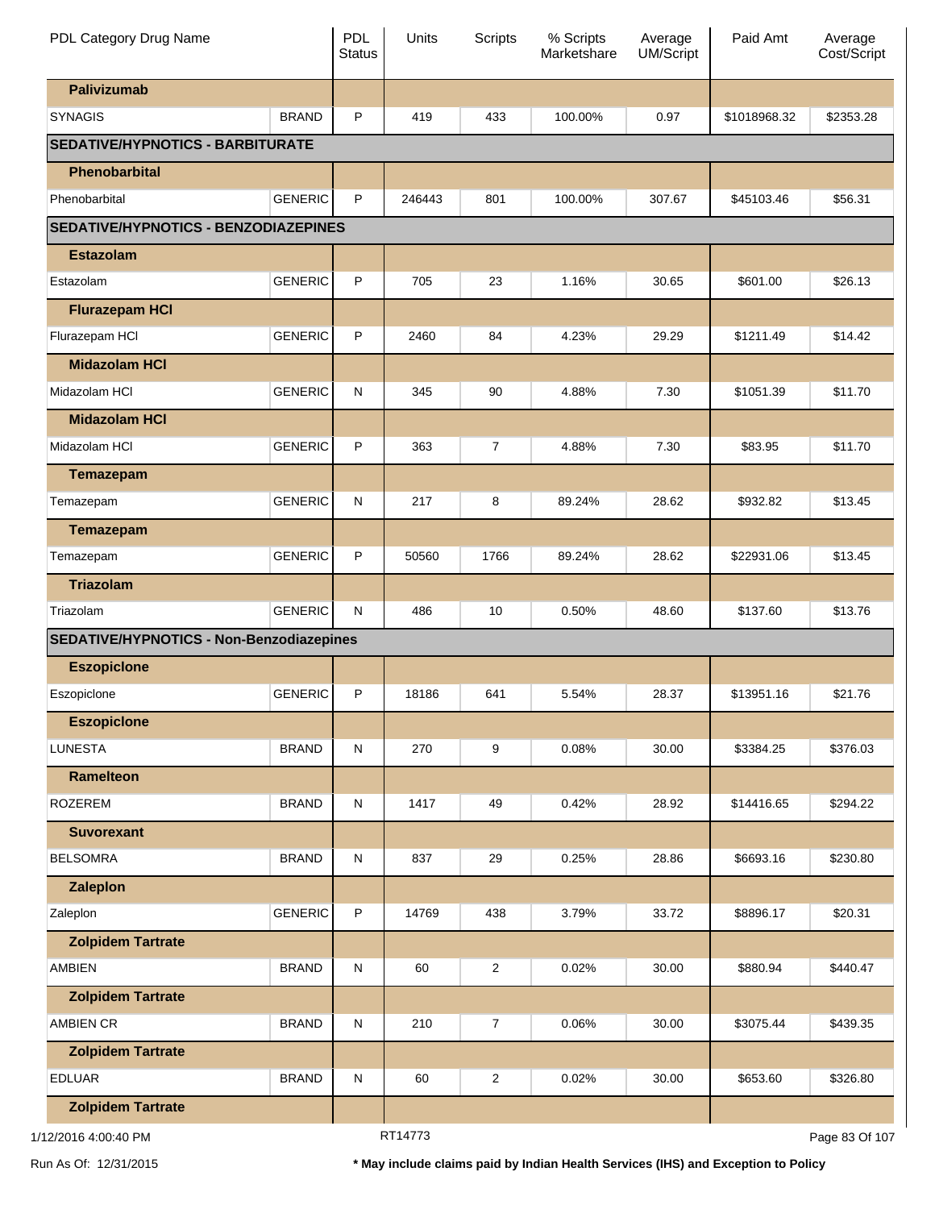| PDL Category Drug Name | | PDL Status | Units | Scripts | % Scripts Marketshare | Average UM/Script | Paid Amt | Average Cost/Script |
|---|---|---|---|---|---|---|---|---|
| **Palivizumab** | | | | | | | | |
| SYNAGIS | BRAND | P | 419 | 433 | 100.00% | 0.97 | $1018968.32 | $2353.28 |
| **SEDATIVE/HYPNOTICS - BARBITURATE** | | | | | | | | |
| **Phenobarbital** | | | | | | | | |
| Phenobarbital | GENERIC | P | 246443 | 801 | 100.00% | 307.67 | $45103.46 | $56.31 |
| **SEDATIVE/HYPNOTICS - BENZODIAZEPINES** | | | | | | | | |
| **Estazolam** | | | | | | | | |
| Estazolam | GENERIC | P | 705 | 23 | 1.16% | 30.65 | $601.00 | $26.13 |
| **Flurazepam HCl** | | | | | | | | |
| Flurazepam HCl | GENERIC | P | 2460 | 84 | 4.23% | 29.29 | $1211.49 | $14.42 |
| **Midazolam HCl** | | | | | | | | |
| Midazolam HCl | GENERIC | N | 345 | 90 | 4.88% | 7.30 | $1051.39 | $11.70 |
| **Midazolam HCl** | | | | | | | | |
| Midazolam HCl | GENERIC | P | 363 | 7 | 4.88% | 7.30 | $83.95 | $11.70 |
| **Temazepam** | | | | | | | | |
| Temazepam | GENERIC | N | 217 | 8 | 89.24% | 28.62 | $932.82 | $13.45 |
| **Temazepam** | | | | | | | | |
| Temazepam | GENERIC | P | 50560 | 1766 | 89.24% | 28.62 | $22931.06 | $13.45 |
| **Triazolam** | | | | | | | | |
| Triazolam | GENERIC | N | 486 | 10 | 0.50% | 48.60 | $137.60 | $13.76 |
| **SEDATIVE/HYPNOTICS - Non-Benzodiazepines** | | | | | | | | |
| **Eszopiclone** | | | | | | | | |
| Eszopiclone | GENERIC | P | 18186 | 641 | 5.54% | 28.37 | $13951.16 | $21.76 |
| **Eszopiclone** | | | | | | | | |
| LUNESTA | BRAND | N | 270 | 9 | 0.08% | 30.00 | $3384.25 | $376.03 |
| **Ramelteon** | | | | | | | | |
| ROZEREM | BRAND | N | 1417 | 49 | 0.42% | 28.92 | $14416.65 | $294.22 |
| **Suvorexant** | | | | | | | | |
| BELSOMRA | BRAND | N | 837 | 29 | 0.25% | 28.86 | $6693.16 | $230.80 |
| **Zaleplon** | | | | | | | | |
| Zaleplon | GENERIC | P | 14769 | 438 | 3.79% | 33.72 | $8896.17 | $20.31 |
| **Zolpidem Tartrate** | | | | | | | | |
| AMBIEN | BRAND | N | 60 | 2 | 0.02% | 30.00 | $880.94 | $440.47 |
| **Zolpidem Tartrate** | | | | | | | | |
| AMBIEN CR | BRAND | N | 210 | 7 | 0.06% | 30.00 | $3075.44 | $439.35 |
| **Zolpidem Tartrate** | | | | | | | | |
| EDLUAR | BRAND | N | 60 | 2 | 0.02% | 30.00 | $653.60 | $326.80 |
| **Zolpidem Tartrate** | | | | | | | | |

1/12/2016 4:00:40 PM — RT14773

Run As Of: 12/31/2015

**\* May include claims paid by Indian Health Services (IHS) and Exception to Policy**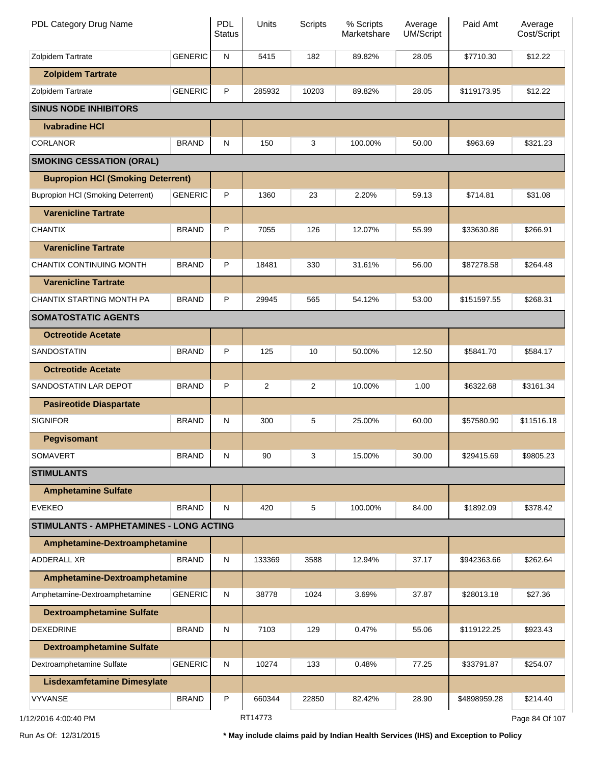| PDL Category Drug Name | | PDL Status | Units | Scripts | % Scripts Marketshare | Average UM/Script | Paid Amt | Average Cost/Script |
|---|---|---|---|---|---|---|---|---|
| Zolpidem Tartrate | GENERIC | N | 5415 | 182 | 89.82% | 28.05 | $7710.30 | $12.22 |
| **Zolpidem Tartrate** | | | | | | | | |
| Zolpidem Tartrate | GENERIC | P | 285932 | 10203 | 89.82% | 28.05 | $119173.95 | $12.22 |
| **SINUS NODE INHIBITORS** | | | | | | | | |
| **Ivabradine HCl** | | | | | | | | |
| CORLANOR | BRAND | N | 150 | 3 | 100.00% | 50.00 | $963.69 | $321.23 |
| **SMOKING CESSATION (ORAL)** | | | | | | | | |
| **Bupropion HCl (Smoking Deterrent)** | | | | | | | | |
| Bupropion HCl (Smoking Deterrent) | GENERIC | P | 1360 | 23 | 2.20% | 59.13 | $714.81 | $31.08 |
| **Varenicline Tartrate** | | | | | | | | |
| CHANTIX | BRAND | P | 7055 | 126 | 12.07% | 55.99 | $33630.86 | $266.91 |
| **Varenicline Tartrate** | | | | | | | | |
| CHANTIX CONTINUING MONTH | BRAND | P | 18481 | 330 | 31.61% | 56.00 | $87278.58 | $264.48 |
| **Varenicline Tartrate** | | | | | | | | |
| CHANTIX STARTING MONTH PA | BRAND | P | 29945 | 565 | 54.12% | 53.00 | $151597.55 | $268.31 |
| **SOMATOSTATIC AGENTS** | | | | | | | | |
| **Octreotide Acetate** | | | | | | | | |
| SANDOSTATIN | BRAND | P | 125 | 10 | 50.00% | 12.50 | $5841.70 | $584.17 |
| **Octreotide Acetate** | | | | | | | | |
| SANDOSTATIN LAR DEPOT | BRAND | P | 2 | 2 | 10.00% | 1.00 | $6322.68 | $3161.34 |
| **Pasireotide Diaspartate** | | | | | | | | |
| SIGNIFOR | BRAND | N | 300 | 5 | 25.00% | 60.00 | $57580.90 | $11516.18 |
| **Pegvisomant** | | | | | | | | |
| SOMAVERT | BRAND | N | 90 | 3 | 15.00% | 30.00 | $29415.69 | $9805.23 |
| **STIMULANTS** | | | | | | | | |
| **Amphetamine Sulfate** | | | | | | | | |
| EVEKEO | BRAND | N | 420 | 5 | 100.00% | 84.00 | $1892.09 | $378.42 |
| **STIMULANTS - AMPHETAMINES - LONG ACTING** | | | | | | | | |
| **Amphetamine-Dextroamphetamine** | | | | | | | | |
| ADDERALL XR | BRAND | N | 133369 | 3588 | 12.94% | 37.17 | $942363.66 | $262.64 |
| **Amphetamine-Dextroamphetamine** | | | | | | | | |
| Amphetamine-Dextroamphetamine | GENERIC | N | 38778 | 1024 | 3.69% | 37.87 | $28013.18 | $27.36 |
| **Dextroamphetamine Sulfate** | | | | | | | | |
| DEXEDRINE | BRAND | N | 7103 | 129 | 0.47% | 55.06 | $119122.25 | $923.43 |
| **Dextroamphetamine Sulfate** | | | | | | | | |
| Dextroamphetamine Sulfate | GENERIC | N | 10274 | 133 | 0.48% | 77.25 | $33791.87 | $254.07 |
| **Lisdexamfetamine Dimesylate** | | | | | | | | |
| VYVANSE | BRAND | P | 660344 | 22850 | 82.42% | 28.90 | $4898959.28 | $214.40 |

1/12/2016 4:00:40 PM — RT14773

Run As Of: 12/31/2015

**\* May include claims paid by Indian Health Services (IHS) and Exception to Policy**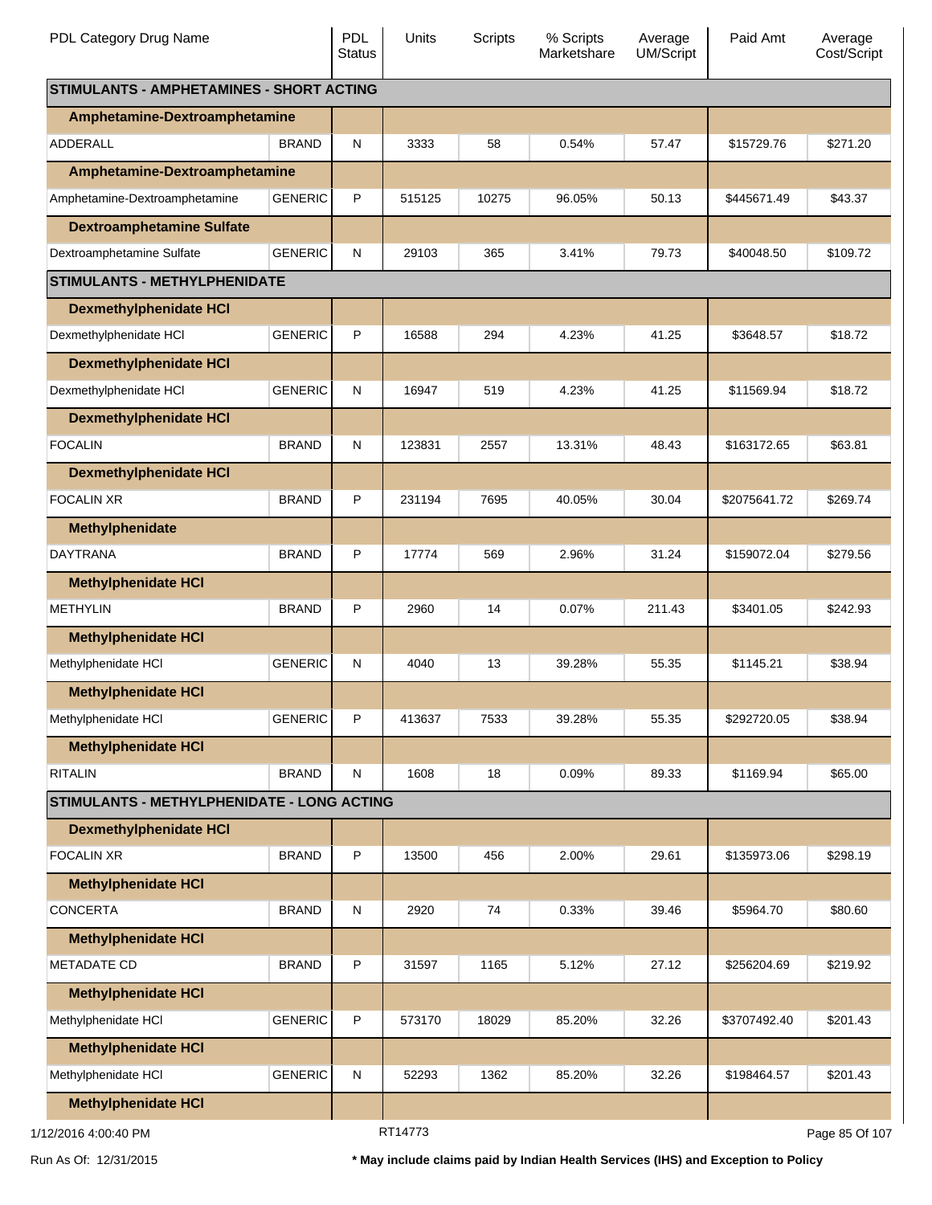| PDL Category Drug Name | | PDL Status | Units | Scripts | % Scripts Marketshare | Average UM/Script | Paid Amt | Average Cost/Script |
|---|---|---|---|---|---|---|---|---|
| **STIMULANTS - AMPHETAMINES - SHORT ACTING** | | | | | | | | |
| **Amphetamine-Dextroamphetamine** | | | | | | | | |
| ADDERALL | BRAND | N | 3333 | 58 | 0.54% | 57.47 | $15729.76 | $271.20 |
| **Amphetamine-Dextroamphetamine** | | | | | | | | |
| Amphetamine-Dextroamphetamine | GENERIC | P | 515125 | 10275 | 96.05% | 50.13 | $445671.49 | $43.37 |
| **Dextroamphetamine Sulfate** | | | | | | | | |
| Dextroamphetamine Sulfate | GENERIC | N | 29103 | 365 | 3.41% | 79.73 | $40048.50 | $109.72 |
| **STIMULANTS - METHYLPHENIDATE** | | | | | | | | |
| **Dexmethylphenidate HCl** | | | | | | | | |
| Dexmethylphenidate HCl | GENERIC | P | 16588 | 294 | 4.23% | 41.25 | $3648.57 | $18.72 |
| **Dexmethylphenidate HCl** | | | | | | | | |
| Dexmethylphenidate HCl | GENERIC | N | 16947 | 519 | 4.23% | 41.25 | $11569.94 | $18.72 |
| **Dexmethylphenidate HCl** | | | | | | | | |
| FOCALIN | BRAND | N | 123831 | 2557 | 13.31% | 48.43 | $163172.65 | $63.81 |
| **Dexmethylphenidate HCl** | | | | | | | | |
| FOCALIN XR | BRAND | P | 231194 | 7695 | 40.05% | 30.04 | $2075641.72 | $269.74 |
| **Methylphenidate** | | | | | | | | |
| DAYTRANA | BRAND | P | 17774 | 569 | 2.96% | 31.24 | $159072.04 | $279.56 |
| **Methylphenidate HCl** | | | | | | | | |
| METHYLIN | BRAND | P | 2960 | 14 | 0.07% | 211.43 | $3401.05 | $242.93 |
| **Methylphenidate HCl** | | | | | | | | |
| Methylphenidate HCl | GENERIC | N | 4040 | 13 | 39.28% | 55.35 | $1145.21 | $38.94 |
| **Methylphenidate HCl** | | | | | | | | |
| Methylphenidate HCl | GENERIC | P | 413637 | 7533 | 39.28% | 55.35 | $292720.05 | $38.94 |
| **Methylphenidate HCl** | | | | | | | | |
| RITALIN | BRAND | N | 1608 | 18 | 0.09% | 89.33 | $1169.94 | $65.00 |
| **STIMULANTS - METHYLPHENIDATE - LONG ACTING** | | | | | | | | |
| **Dexmethylphenidate HCl** | | | | | | | | |
| FOCALIN XR | BRAND | P | 13500 | 456 | 2.00% | 29.61 | $135973.06 | $298.19 |
| **Methylphenidate HCl** | | | | | | | | |
| CONCERTA | BRAND | N | 2920 | 74 | 0.33% | 39.46 | $5964.70 | $80.60 |
| **Methylphenidate HCl** | | | | | | | | |
| METADATE CD | BRAND | P | 31597 | 1165 | 5.12% | 27.12 | $256204.69 | $219.92 |
| **Methylphenidate HCl** | | | | | | | | |
| Methylphenidate HCl | GENERIC | P | 573170 | 18029 | 85.20% | 32.26 | $3707492.40 | $201.43 |
| **Methylphenidate HCl** | | | | | | | | |
| Methylphenidate HCl | GENERIC | N | 52293 | 1362 | 85.20% | 32.26 | $198464.57 | $201.43 |
| **Methylphenidate HCl** | | | | | | | | |

1/12/2016 4:00:40 PM RT14773

Run As Of: 12/31/2015 **\* May include claims paid by Indian Health Services (IHS) and Exception to Policy**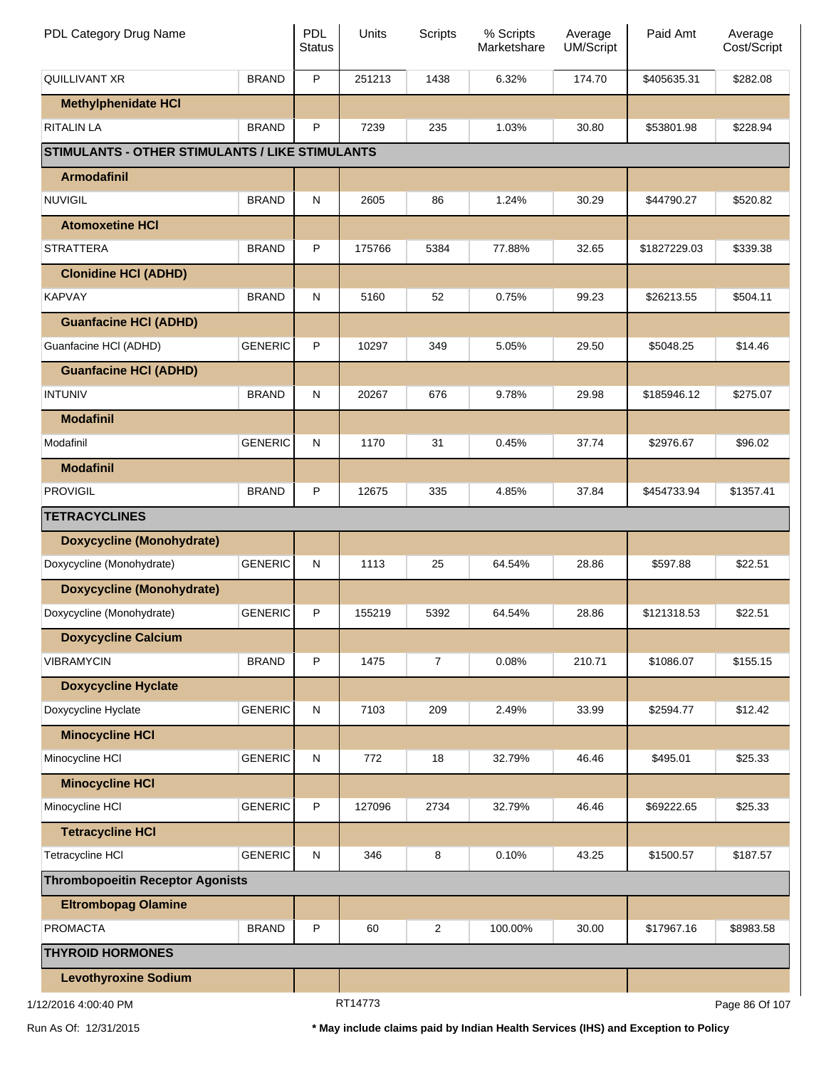| PDL Category Drug Name | | PDL Status | Units | Scripts | % Scripts Marketshare | Average UM/Script | Paid Amt | Average Cost/Script |
|---|---|---|---|---|---|---|---|---|
| QUILLIVANT XR | BRAND | P | 251213 | 1438 | 6.32% | 174.70 | $405635.31 | $282.08 |
| **Methylphenidate HCl** | | | | | | | | |
| RITALIN LA | BRAND | P | 7239 | 235 | 1.03% | 30.80 | $53801.98 | $228.94 |
| **STIMULANTS - OTHER STIMULANTS / LIKE STIMULANTS** | | | | | | | | |
| **Armodafinil** | | | | | | | | |
| NUVIGIL | BRAND | N | 2605 | 86 | 1.24% | 30.29 | $44790.27 | $520.82 |
| **Atomoxetine HCl** | | | | | | | | |
| STRATTERA | BRAND | P | 175766 | 5384 | 77.88% | 32.65 | $1827229.03 | $339.38 |
| **Clonidine HCl (ADHD)** | | | | | | | | |
| KAPVAY | BRAND | N | 5160 | 52 | 0.75% | 99.23 | $26213.55 | $504.11 |
| **Guanfacine HCl (ADHD)** | | | | | | | | |
| Guanfacine HCl (ADHD) | GENERIC | P | 10297 | 349 | 5.05% | 29.50 | $5048.25 | $14.46 |
| **Guanfacine HCl (ADHD)** | | | | | | | | |
| INTUNIV | BRAND | N | 20267 | 676 | 9.78% | 29.98 | $185946.12 | $275.07 |
| **Modafinil** | | | | | | | | |
| Modafinil | GENERIC | N | 1170 | 31 | 0.45% | 37.74 | $2976.67 | $96.02 |
| **Modafinil** | | | | | | | | |
| PROVIGIL | BRAND | P | 12675 | 335 | 4.85% | 37.84 | $454733.94 | $1357.41 |
| **TETRACYCLINES** | | | | | | | | |
| **Doxycycline (Monohydrate)** | | | | | | | | |
| Doxycycline (Monohydrate) | GENERIC | N | 1113 | 25 | 64.54% | 28.86 | $597.88 | $22.51 |
| **Doxycycline (Monohydrate)** | | | | | | | | |
| Doxycycline (Monohydrate) | GENERIC | P | 155219 | 5392 | 64.54% | 28.86 | $121318.53 | $22.51 |
| **Doxycycline Calcium** | | | | | | | | |
| VIBRAMYCIN | BRAND | P | 1475 | 7 | 0.08% | 210.71 | $1086.07 | $155.15 |
| **Doxycycline Hyclate** | | | | | | | | |
| Doxycycline Hyclate | GENERIC | N | 7103 | 209 | 2.49% | 33.99 | $2594.77 | $12.42 |
| **Minocycline HCl** | | | | | | | | |
| Minocycline HCl | GENERIC | N | 772 | 18 | 32.79% | 46.46 | $495.01 | $25.33 |
| **Minocycline HCl** | | | | | | | | |
| Minocycline HCl | GENERIC | P | 127096 | 2734 | 32.79% | 46.46 | $69222.65 | $25.33 |
| **Tetracycline HCl** | | | | | | | | |
| Tetracycline HCl | GENERIC | N | 346 | 8 | 0.10% | 43.25 | $1500.57 | $187.57 |
| **Thrombopoeitin Receptor Agonists** | | | | | | | | |
| **Eltrombopag Olamine** | | | | | | | | |
| PROMACTA | BRAND | P | 60 | 2 | 100.00% | 30.00 | $17967.16 | $8983.58 |
| **THYROID HORMONES** | | | | | | | | |
| **Levothyroxine Sodium** | | | | | | | | |

1/12/2016 4:00:40 PM — RT14773

Run As Of: 12/31/2015 — * May include claims paid by Indian Health Services (IHS) and Exception to Policy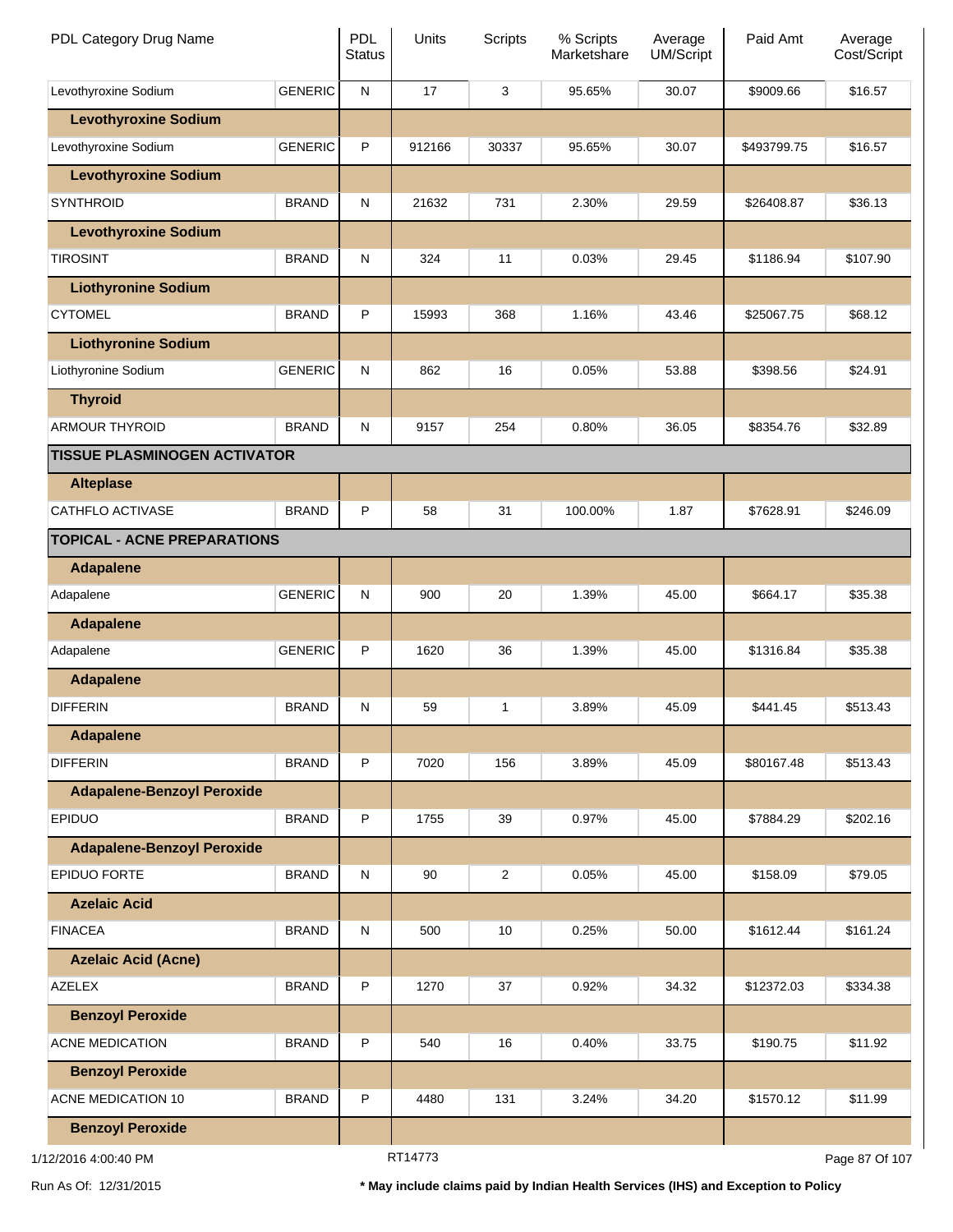| PDL Category Drug Name | | PDL Status | Units | Scripts | % Scripts Marketshare | Average UM/Script | Paid Amt | Average Cost/Script |
|---|---|---|---|---|---|---|---|---|
| Levothyroxine Sodium | GENERIC | N | 17 | 3 | 95.65% | 30.07 | $9009.66 | $16.57 |
| **Levothyroxine Sodium** | | | | | | | | |
| Levothyroxine Sodium | GENERIC | P | 912166 | 30337 | 95.65% | 30.07 | $493799.75 | $16.57 |
| **Levothyroxine Sodium** | | | | | | | | |
| SYNTHROID | BRAND | N | 21632 | 731 | 2.30% | 29.59 | $26408.87 | $36.13 |
| **Levothyroxine Sodium** | | | | | | | | |
| TIROSINT | BRAND | N | 324 | 11 | 0.03% | 29.45 | $1186.94 | $107.90 |
| **Liothyronine Sodium** | | | | | | | | |
| CYTOMEL | BRAND | P | 15993 | 368 | 1.16% | 43.46 | $25067.75 | $68.12 |
| **Liothyronine Sodium** | | | | | | | | |
| Liothyronine Sodium | GENERIC | N | 862 | 16 | 0.05% | 53.88 | $398.56 | $24.91 |
| **Thyroid** | | | | | | | | |
| ARMOUR THYROID | BRAND | N | 9157 | 254 | 0.80% | 36.05 | $8354.76 | $32.89 |
| **TISSUE PLASMINOGEN ACTIVATOR** | | | | | | | | |
| **Alteplase** | | | | | | | | |
| CATHFLO ACTIVASE | BRAND | P | 58 | 31 | 100.00% | 1.87 | $7628.91 | $246.09 |
| **TOPICAL - ACNE PREPARATIONS** | | | | | | | | |
| **Adapalene** | | | | | | | | |
| Adapalene | GENERIC | N | 900 | 20 | 1.39% | 45.00 | $664.17 | $35.38 |
| **Adapalene** | | | | | | | | |
| Adapalene | GENERIC | P | 1620 | 36 | 1.39% | 45.00 | $1316.84 | $35.38 |
| **Adapalene** | | | | | | | | |
| DIFFERIN | BRAND | N | 59 | 1 | 3.89% | 45.09 | $441.45 | $513.43 |
| **Adapalene** | | | | | | | | |
| DIFFERIN | BRAND | P | 7020 | 156 | 3.89% | 45.09 | $80167.48 | $513.43 |
| **Adapalene-Benzoyl Peroxide** | | | | | | | | |
| EPIDUO | BRAND | P | 1755 | 39 | 0.97% | 45.00 | $7884.29 | $202.16 |
| **Adapalene-Benzoyl Peroxide** | | | | | | | | |
| EPIDUO FORTE | BRAND | N | 90 | 2 | 0.05% | 45.00 | $158.09 | $79.05 |
| **Azelaic Acid** | | | | | | | | |
| FINACEA | BRAND | N | 500 | 10 | 0.25% | 50.00 | $1612.44 | $161.24 |
| **Azelaic Acid (Acne)** | | | | | | | | |
| AZELEX | BRAND | P | 1270 | 37 | 0.92% | 34.32 | $12372.03 | $334.38 |
| **Benzoyl Peroxide** | | | | | | | | |
| ACNE MEDICATION | BRAND | P | 540 | 16 | 0.40% | 33.75 | $190.75 | $11.92 |
| **Benzoyl Peroxide** | | | | | | | | |
| ACNE MEDICATION 10 | BRAND | P | 4480 | 131 | 3.24% | 34.20 | $1570.12 | $11.99 |
| **Benzoyl Peroxide** | | | | | | | | |

1/12/2016 4:00:40 PM RT14773

Run As Of: 12/31/2015 **\* May include claims paid by Indian Health Services (IHS) and Exception to Policy**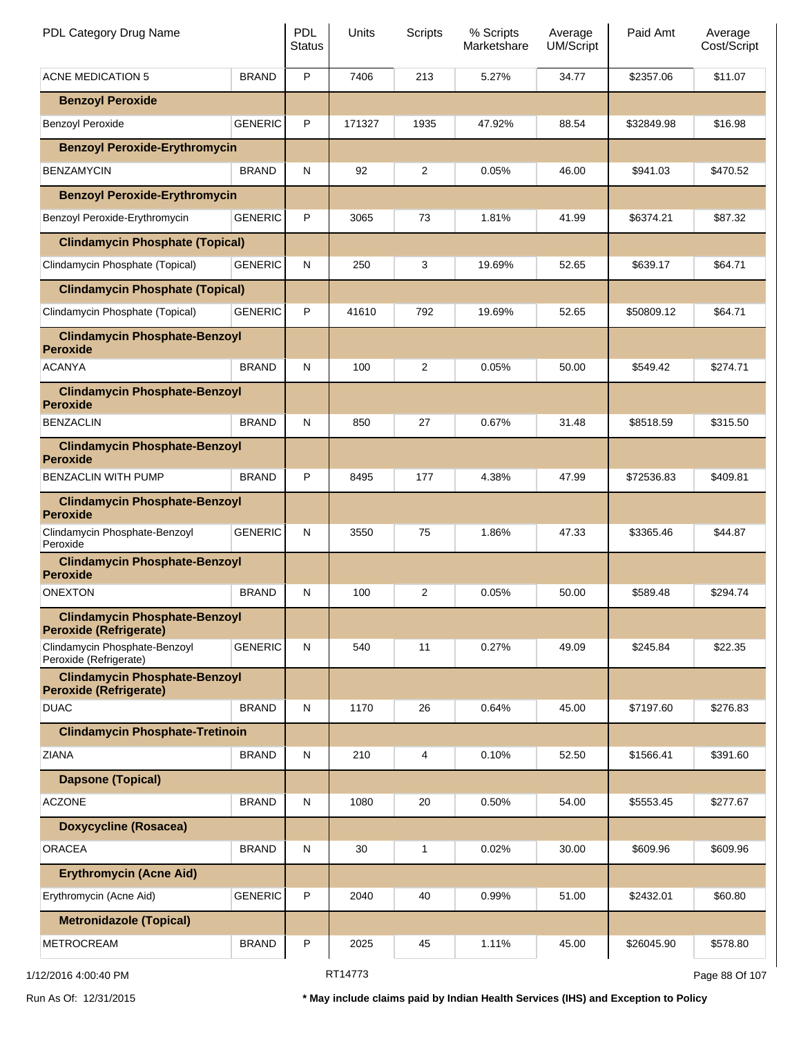| PDL Category Drug Name | | PDL Status | Units | Scripts | % Scripts Marketshare | Average UM/Script | Paid Amt | Average Cost/Script |
|---|---|---|---|---|---|---|---|---|
| ACNE MEDICATION 5 | BRAND | P | 7406 | 213 | 5.27% | 34.77 | $2357.06 | $11.07 |
| **Benzoyl Peroxide** | | | | | | | | |
| Benzoyl Peroxide | GENERIC | P | 171327 | 1935 | 47.92% | 88.54 | $32849.98 | $16.98 |
| **Benzoyl Peroxide-Erythromycin** | | | | | | | | |
| BENZAMYCIN | BRAND | N | 92 | 2 | 0.05% | 46.00 | $941.03 | $470.52 |
| **Benzoyl Peroxide-Erythromycin** | | | | | | | | |
| Benzoyl Peroxide-Erythromycin | GENERIC | P | 3065 | 73 | 1.81% | 41.99 | $6374.21 | $87.32 |
| **Clindamycin Phosphate (Topical)** | | | | | | | | |
| Clindamycin Phosphate (Topical) | GENERIC | N | 250 | 3 | 19.69% | 52.65 | $639.17 | $64.71 |
| **Clindamycin Phosphate (Topical)** | | | | | | | | |
| Clindamycin Phosphate (Topical) | GENERIC | P | 41610 | 792 | 19.69% | 52.65 | $50809.12 | $64.71 |
| **Clindamycin Phosphate-Benzoyl Peroxide** | | | | | | | | |
| ACANYA | BRAND | N | 100 | 2 | 0.05% | 50.00 | $549.42 | $274.71 |
| **Clindamycin Phosphate-Benzoyl Peroxide** | | | | | | | | |
| BENZACLIN | BRAND | N | 850 | 27 | 0.67% | 31.48 | $8518.59 | $315.50 |
| **Clindamycin Phosphate-Benzoyl Peroxide** | | | | | | | | |
| BENZACLIN WITH PUMP | BRAND | P | 8495 | 177 | 4.38% | 47.99 | $72536.83 | $409.81 |
| **Clindamycin Phosphate-Benzoyl Peroxide** | | | | | | | | |
| Clindamycin Phosphate-Benzoyl Peroxide | GENERIC | N | 3550 | 75 | 1.86% | 47.33 | $3365.46 | $44.87 |
| **Clindamycin Phosphate-Benzoyl Peroxide** | | | | | | | | |
| ONEXTON | BRAND | N | 100 | 2 | 0.05% | 50.00 | $589.48 | $294.74 |
| **Clindamycin Phosphate-Benzoyl Peroxide (Refrigerate)** | | | | | | | | |
| Clindamycin Phosphate-Benzoyl Peroxide (Refrigerate) | GENERIC | N | 540 | 11 | 0.27% | 49.09 | $245.84 | $22.35 |
| **Clindamycin Phosphate-Benzoyl Peroxide (Refrigerate)** | | | | | | | | |
| DUAC | BRAND | N | 1170 | 26 | 0.64% | 45.00 | $7197.60 | $276.83 |
| **Clindamycin Phosphate-Tretinoin** | | | | | | | | |
| ZIANA | BRAND | N | 210 | 4 | 0.10% | 52.50 | $1566.41 | $391.60 |
| **Dapsone (Topical)** | | | | | | | | |
| ACZONE | BRAND | N | 1080 | 20 | 0.50% | 54.00 | $5553.45 | $277.67 |
| **Doxycycline (Rosacea)** | | | | | | | | |
| ORACEA | BRAND | N | 30 | 1 | 0.02% | 30.00 | $609.96 | $609.96 |
| **Erythromycin (Acne Aid)** | | | | | | | | |
| Erythromycin (Acne Aid) | GENERIC | P | 2040 | 40 | 0.99% | 51.00 | $2432.01 | $60.80 |
| **Metronidazole (Topical)** | | | | | | | | |
| METROCREAM | BRAND | P | 2025 | 45 | 1.11% | 45.00 | $26045.90 | $578.80 |

1/12/2016 4:00:40 PM RT14773

Run As Of: 12/31/2015

**\* May include claims paid by Indian Health Services (IHS) and Exception to Policy**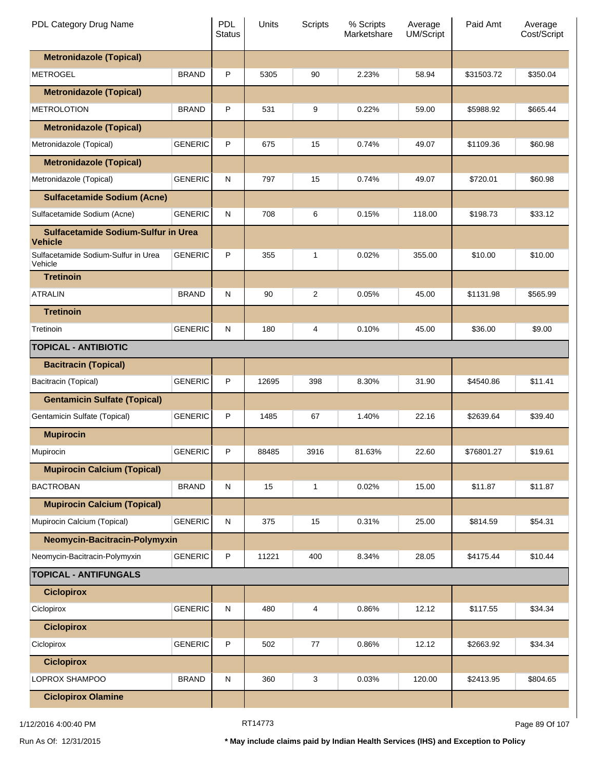| PDL Category Drug Name | | PDL Status | Units | Scripts | % Scripts Marketshare | Average UM/Script | Paid Amt | Average Cost/Script |
|---|---|---|---|---|---|---|---|---|
| **Metronidazole (Topical)** | | | | | | | | |
| METROGEL | BRAND | P | 5305 | 90 | 2.23% | 58.94 | $31503.72 | $350.04 |
| **Metronidazole (Topical)** | | | | | | | | |
| METROLOTION | BRAND | P | 531 | 9 | 0.22% | 59.00 | $5988.92 | $665.44 |
| **Metronidazole (Topical)** | | | | | | | | |
| Metronidazole (Topical) | GENERIC | P | 675 | 15 | 0.74% | 49.07 | $1109.36 | $60.98 |
| **Metronidazole (Topical)** | | | | | | | | |
| Metronidazole (Topical) | GENERIC | N | 797 | 15 | 0.74% | 49.07 | $720.01 | $60.98 |
| **Sulfacetamide Sodium (Acne)** | | | | | | | | |
| Sulfacetamide Sodium (Acne) | GENERIC | N | 708 | 6 | 0.15% | 118.00 | $198.73 | $33.12 |
| **Sulfacetamide Sodium-Sulfur in Urea Vehicle** | | | | | | | | |
| Sulfacetamide Sodium-Sulfur in Urea Vehicle | GENERIC | P | 355 | 1 | 0.02% | 355.00 | $10.00 | $10.00 |
| **Tretinoin** | | | | | | | | |
| ATRALIN | BRAND | N | 90 | 2 | 0.05% | 45.00 | $1131.98 | $565.99 |
| **Tretinoin** | | | | | | | | |
| Tretinoin | GENERIC | N | 180 | 4 | 0.10% | 45.00 | $36.00 | $9.00 |
| **TOPICAL - ANTIBIOTIC** | | | | | | | | |
| **Bacitracin (Topical)** | | | | | | | | |
| Bacitracin (Topical) | GENERIC | P | 12695 | 398 | 8.30% | 31.90 | $4540.86 | $11.41 |
| **Gentamicin Sulfate (Topical)** | | | | | | | | |
| Gentamicin Sulfate (Topical) | GENERIC | P | 1485 | 67 | 1.40% | 22.16 | $2639.64 | $39.40 |
| **Mupirocin** | | | | | | | | |
| Mupirocin | GENERIC | P | 88485 | 3916 | 81.63% | 22.60 | $76801.27 | $19.61 |
| **Mupirocin Calcium (Topical)** | | | | | | | | |
| BACTROBAN | BRAND | N | 15 | 1 | 0.02% | 15.00 | $11.87 | $11.87 |
| **Mupirocin Calcium (Topical)** | | | | | | | | |
| Mupirocin Calcium (Topical) | GENERIC | N | 375 | 15 | 0.31% | 25.00 | $814.59 | $54.31 |
| **Neomycin-Bacitracin-Polymyxin** | | | | | | | | |
| Neomycin-Bacitracin-Polymyxin | GENERIC | P | 11221 | 400 | 8.34% | 28.05 | $4175.44 | $10.44 |
| **TOPICAL - ANTIFUNGALS** | | | | | | | | |
| **Ciclopirox** | | | | | | | | |
| Ciclopirox | GENERIC | N | 480 | 4 | 0.86% | 12.12 | $117.55 | $34.34 |
| **Ciclopirox** | | | | | | | | |
| Ciclopirox | GENERIC | P | 502 | 77 | 0.86% | 12.12 | $2663.92 | $34.34 |
| **Ciclopirox** | | | | | | | | |
| LOPROX SHAMPOO | BRAND | N | 360 | 3 | 0.03% | 120.00 | $2413.95 | $804.65 |
| **Ciclopirox Olamine** | | | | | | | | |

1/12/2016 4:00:40 PM RT14773

Run As Of: 12/31/2015

**\* May include claims paid by Indian Health Services (IHS) and Exception to Policy**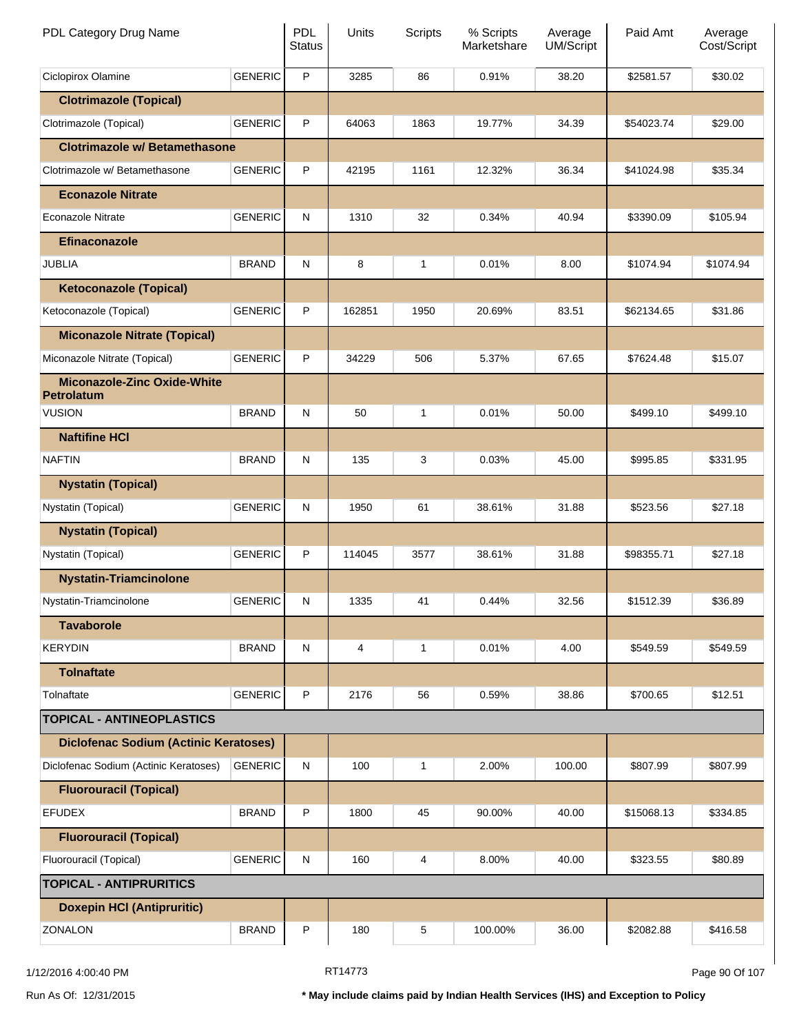| PDL Category Drug Name | | PDL Status | Units | Scripts | % Scripts Marketshare | Average UM/Script | Paid Amt | Average Cost/Script |
|---|---|---|---|---|---|---|---|---|
| Ciclopirox Olamine | GENERIC | P | 3285 | 86 | 0.91% | 38.20 | $2581.57 | $30.02 |
| **Clotrimazole (Topical)** | | | | | | | | |
| Clotrimazole (Topical) | GENERIC | P | 64063 | 1863 | 19.77% | 34.39 | $54023.74 | $29.00 |
| **Clotrimazole w/ Betamethasone** | | | | | | | | |
| Clotrimazole w/ Betamethasone | GENERIC | P | 42195 | 1161 | 12.32% | 36.34 | $41024.98 | $35.34 |
| **Econazole Nitrate** | | | | | | | | |
| Econazole Nitrate | GENERIC | N | 1310 | 32 | 0.34% | 40.94 | $3390.09 | $105.94 |
| **Efinaconazole** | | | | | | | | |
| JUBLIA | BRAND | N | 8 | 1 | 0.01% | 8.00 | $1074.94 | $1074.94 |
| **Ketoconazole (Topical)** | | | | | | | | |
| Ketoconazole (Topical) | GENERIC | P | 162851 | 1950 | 20.69% | 83.51 | $62134.65 | $31.86 |
| **Miconazole Nitrate (Topical)** | | | | | | | | |
| Miconazole Nitrate (Topical) | GENERIC | P | 34229 | 506 | 5.37% | 67.65 | $7624.48 | $15.07 |
| **Miconazole-Zinc Oxide-White Petrolatum** | | | | | | | | |
| VUSION | BRAND | N | 50 | 1 | 0.01% | 50.00 | $499.10 | $499.10 |
| **Naftifine HCl** | | | | | | | | |
| NAFTIN | BRAND | N | 135 | 3 | 0.03% | 45.00 | $995.85 | $331.95 |
| **Nystatin (Topical)** | | | | | | | | |
| Nystatin (Topical) | GENERIC | N | 1950 | 61 | 38.61% | 31.88 | $523.56 | $27.18 |
| **Nystatin (Topical)** | | | | | | | | |
| Nystatin (Topical) | GENERIC | P | 114045 | 3577 | 38.61% | 31.88 | $98355.71 | $27.18 |
| **Nystatin-Triamcinolone** | | | | | | | | |
| Nystatin-Triamcinolone | GENERIC | N | 1335 | 41 | 0.44% | 32.56 | $1512.39 | $36.89 |
| **Tavaborole** | | | | | | | | |
| KERYDIN | BRAND | N | 4 | 1 | 0.01% | 4.00 | $549.59 | $549.59 |
| **Tolnaftate** | | | | | | | | |
| Tolnaftate | GENERIC | P | 2176 | 56 | 0.59% | 38.86 | $700.65 | $12.51 |
| **TOPICAL - ANTINEOPLASTICS** | | | | | | | | |
| **Diclofenac Sodium (Actinic Keratoses)** | | | | | | | | |
| Diclofenac Sodium (Actinic Keratoses) | GENERIC | N | 100 | 1 | 2.00% | 100.00 | $807.99 | $807.99 |
| **Fluorouracil (Topical)** | | | | | | | | |
| EFUDEX | BRAND | P | 1800 | 45 | 90.00% | 40.00 | $15068.13 | $334.85 |
| **Fluorouracil (Topical)** | | | | | | | | |
| Fluorouracil (Topical) | GENERIC | N | 160 | 4 | 8.00% | 40.00 | $323.55 | $80.89 |
| **TOPICAL - ANTIPRURITICS** | | | | | | | | |
| **Doxepin HCl (Antipruritic)** | | | | | | | | |
| ZONALON | BRAND | P | 180 | 5 | 100.00% | 36.00 | $2082.88 | $416.58 |

1/12/2016 4:00:40 PM RT14773

Run As Of: 12/31/2015

**\* May include claims paid by Indian Health Services (IHS) and Exception to Policy**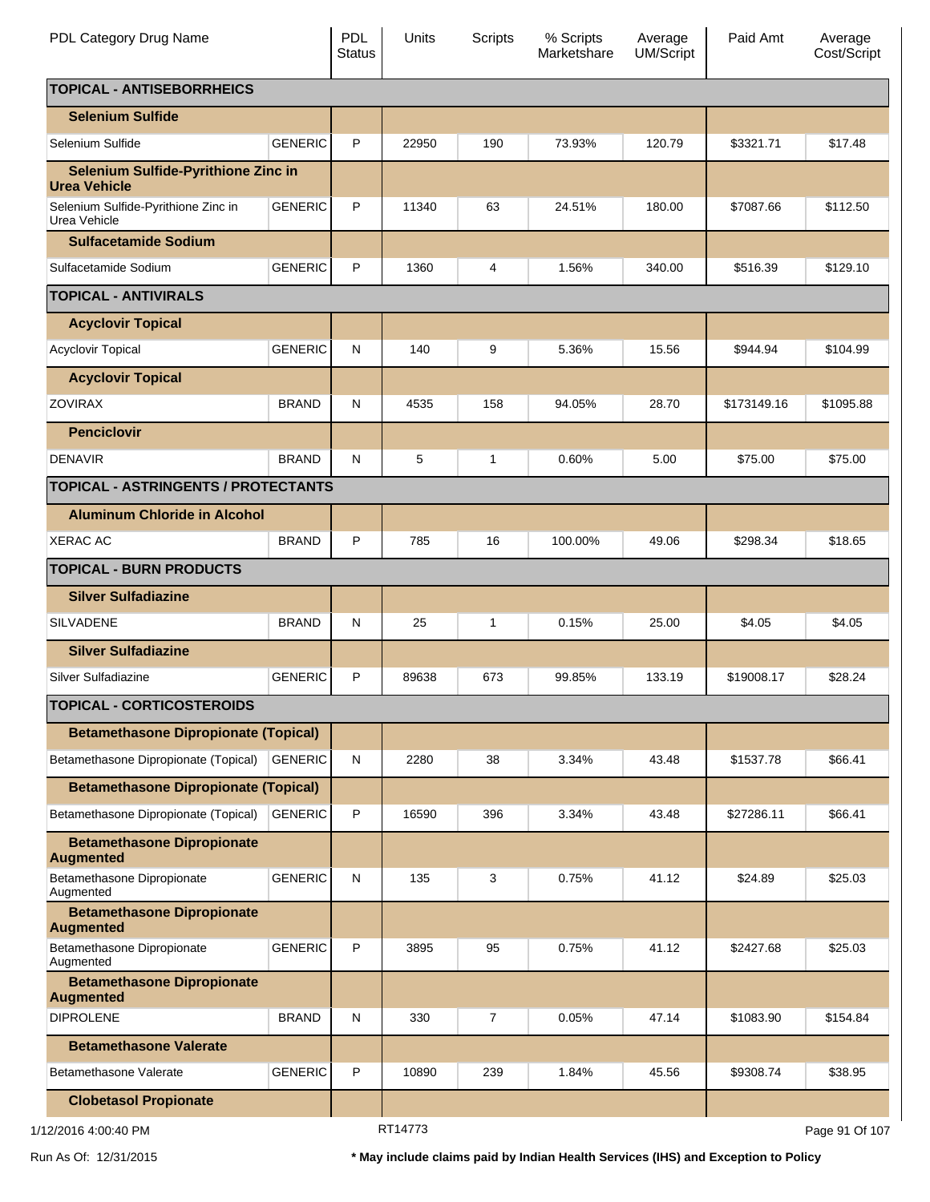| PDL Category Drug Name | | PDL Status | Units | Scripts | % Scripts Marketshare | Average UM/Script | Paid Amt | Average Cost/Script |
|---|---|---|---|---|---|---|---|---|
| **TOPICAL - ANTISEBORRHEICS** | | | | | | | | |
| **Selenium Sulfide** | | | | | | | | |
| Selenium Sulfide | GENERIC | P | 22950 | 190 | 73.93% | 120.79 | $3321.71 | $17.48 |
| **Selenium Sulfide-Pyrithione Zinc in Urea Vehicle** | | | | | | | | |
| Selenium Sulfide-Pyrithione Zinc in Urea Vehicle | GENERIC | P | 11340 | 63 | 24.51% | 180.00 | $7087.66 | $112.50 |
| **Sulfacetamide Sodium** | | | | | | | | |
| Sulfacetamide Sodium | GENERIC | P | 1360 | 4 | 1.56% | 340.00 | $516.39 | $129.10 |
| **TOPICAL - ANTIVIRALS** | | | | | | | | |
| **Acyclovir Topical** | | | | | | | | |
| Acyclovir Topical | GENERIC | N | 140 | 9 | 5.36% | 15.56 | $944.94 | $104.99 |
| **Acyclovir Topical** | | | | | | | | |
| ZOVIRAX | BRAND | N | 4535 | 158 | 94.05% | 28.70 | $173149.16 | $1095.88 |
| **Penciclovir** | | | | | | | | |
| DENAVIR | BRAND | N | 5 | 1 | 0.60% | 5.00 | $75.00 | $75.00 |
| **TOPICAL - ASTRINGENTS / PROTECTANTS** | | | | | | | | |
| **Aluminum Chloride in Alcohol** | | | | | | | | |
| XERAC AC | BRAND | P | 785 | 16 | 100.00% | 49.06 | $298.34 | $18.65 |
| **TOPICAL - BURN PRODUCTS** | | | | | | | | |
| **Silver Sulfadiazine** | | | | | | | | |
| SILVADENE | BRAND | N | 25 | 1 | 0.15% | 25.00 | $4.05 | $4.05 |
| **Silver Sulfadiazine** | | | | | | | | |
| Silver Sulfadiazine | GENERIC | P | 89638 | 673 | 99.85% | 133.19 | $19008.17 | $28.24 |
| **TOPICAL - CORTICOSTEROIDS** | | | | | | | | |
| **Betamethasone Dipropionate (Topical)** | | | | | | | | |
| Betamethasone Dipropionate (Topical) | GENERIC | N | 2280 | 38 | 3.34% | 43.48 | $1537.78 | $66.41 |
| **Betamethasone Dipropionate (Topical)** | | | | | | | | |
| Betamethasone Dipropionate (Topical) | GENERIC | P | 16590 | 396 | 3.34% | 43.48 | $27286.11 | $66.41 |
| **Betamethasone Dipropionate Augmented** | | | | | | | | |
| Betamethasone Dipropionate Augmented | GENERIC | N | 135 | 3 | 0.75% | 41.12 | $24.89 | $25.03 |
| **Betamethasone Dipropionate Augmented** | | | | | | | | |
| Betamethasone Dipropionate Augmented | GENERIC | P | 3895 | 95 | 0.75% | 41.12 | $2427.68 | $25.03 |
| **Betamethasone Dipropionate Augmented** | | | | | | | | |
| DIPROLENE | BRAND | N | 330 | 7 | 0.05% | 47.14 | $1083.90 | $154.84 |
| **Betamethasone Valerate** | | | | | | | | |
| Betamethasone Valerate | GENERIC | P | 10890 | 239 | 1.84% | 45.56 | $9308.74 | $38.95 |
| **Clobetasol Propionate** | | | | | | | | |

1/12/2016 4:00:40 PM RT14773

Run As Of: 12/31/2015

**\* May include claims paid by Indian Health Services (IHS) and Exception to Policy**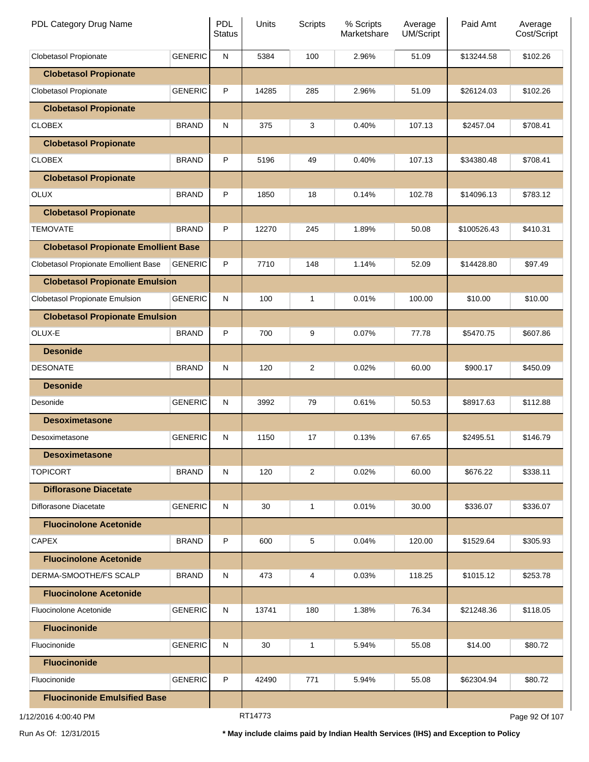| PDL Category Drug Name | | PDL Status | Units | Scripts | % Scripts Marketshare | Average UM/Script | Paid Amt | Average Cost/Script |
|---|---|---|---|---|---|---|---|---|
| Clobetasol Propionate | GENERIC | N | 5384 | 100 | 2.96% | 51.09 | $13244.58 | $102.26 |
| **Clobetasol Propionate** | | | | | | | | |
| Clobetasol Propionate | GENERIC | P | 14285 | 285 | 2.96% | 51.09 | $26124.03 | $102.26 |
| **Clobetasol Propionate** | | | | | | | | |
| CLOBEX | BRAND | N | 375 | 3 | 0.40% | 107.13 | $2457.04 | $708.41 |
| **Clobetasol Propionate** | | | | | | | | |
| CLOBEX | BRAND | P | 5196 | 49 | 0.40% | 107.13 | $34380.48 | $708.41 |
| **Clobetasol Propionate** | | | | | | | | |
| OLUX | BRAND | P | 1850 | 18 | 0.14% | 102.78 | $14096.13 | $783.12 |
| **Clobetasol Propionate** | | | | | | | | |
| TEMOVATE | BRAND | P | 12270 | 245 | 1.89% | 50.08 | $100526.43 | $410.31 |
| **Clobetasol Propionate Emollient Base** | | | | | | | | |
| Clobetasol Propionate Emollient Base | GENERIC | P | 7710 | 148 | 1.14% | 52.09 | $14428.80 | $97.49 |
| **Clobetasol Propionate Emulsion** | | | | | | | | |
| Clobetasol Propionate Emulsion | GENERIC | N | 100 | 1 | 0.01% | 100.00 | $10.00 | $10.00 |
| **Clobetasol Propionate Emulsion** | | | | | | | | |
| OLUX-E | BRAND | P | 700 | 9 | 0.07% | 77.78 | $5470.75 | $607.86 |
| **Desonide** | | | | | | | | |
| DESONATE | BRAND | N | 120 | 2 | 0.02% | 60.00 | $900.17 | $450.09 |
| **Desonide** | | | | | | | | |
| Desonide | GENERIC | N | 3992 | 79 | 0.61% | 50.53 | $8917.63 | $112.88 |
| **Desoximetasone** | | | | | | | | |
| Desoximetasone | GENERIC | N | 1150 | 17 | 0.13% | 67.65 | $2495.51 | $146.79 |
| **Desoximetasone** | | | | | | | | |
| TOPICORT | BRAND | N | 120 | 2 | 0.02% | 60.00 | $676.22 | $338.11 |
| **Diflorasone Diacetate** | | | | | | | | |
| Diflorasone Diacetate | GENERIC | N | 30 | 1 | 0.01% | 30.00 | $336.07 | $336.07 |
| **Fluocinolone Acetonide** | | | | | | | | |
| CAPEX | BRAND | P | 600 | 5 | 0.04% | 120.00 | $1529.64 | $305.93 |
| **Fluocinolone Acetonide** | | | | | | | | |
| DERMA-SMOOTHE/FS SCALP | BRAND | N | 473 | 4 | 0.03% | 118.25 | $1015.12 | $253.78 |
| **Fluocinolone Acetonide** | | | | | | | | |
| Fluocinolone Acetonide | GENERIC | N | 13741 | 180 | 1.38% | 76.34 | $21248.36 | $118.05 |
| **Fluocinonide** | | | | | | | | |
| Fluocinonide | GENERIC | N | 30 | 1 | 5.94% | 55.08 | $14.00 | $80.72 |
| **Fluocinonide** | | | | | | | | |
| Fluocinonide | GENERIC | P | 42490 | 771 | 5.94% | 55.08 | $62304.94 | $80.72 |
| **Fluocinonide Emulsified Base** | | | | | | | | |

1/12/2016 4:00:40 PM    RT14773

Run As Of: 12/31/2015    **\* May include claims paid by Indian Health Services (IHS) and Exception to Policy**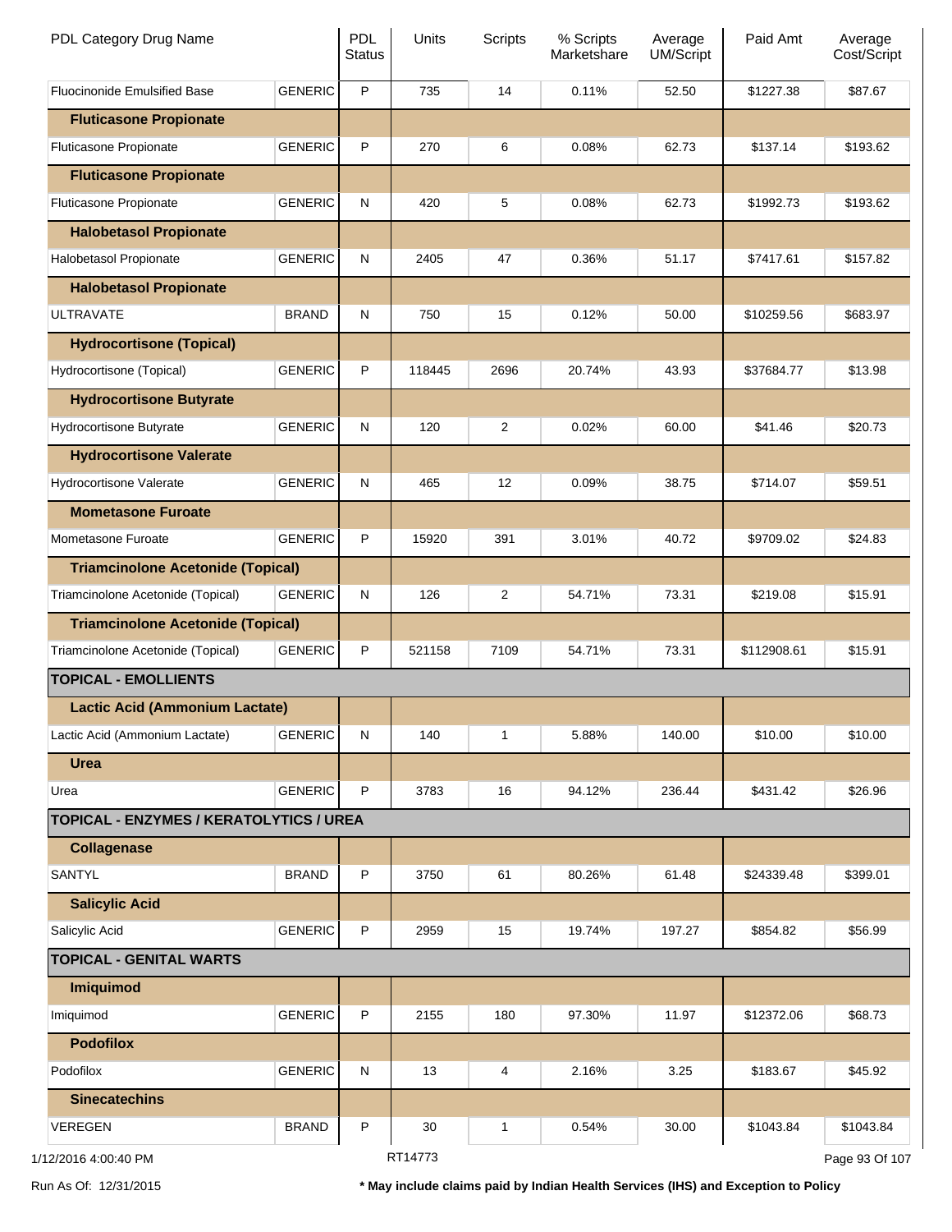| PDL Category Drug Name | | PDL Status | Units | Scripts | % Scripts Marketshare | Average UM/Script | Paid Amt | Average Cost/Script |
|---|---|---|---|---|---|---|---|---|
| Fluocinonide Emulsified Base | GENERIC | P | 735 | 14 | 0.11% | 52.50 | $1227.38 | $87.67 |
| **Fluticasone Propionate** | | | | | | | | |
| Fluticasone Propionate | GENERIC | P | 270 | 6 | 0.08% | 62.73 | $137.14 | $193.62 |
| **Fluticasone Propionate** | | | | | | | | |
| Fluticasone Propionate | GENERIC | N | 420 | 5 | 0.08% | 62.73 | $1992.73 | $193.62 |
| **Halobetasol Propionate** | | | | | | | | |
| Halobetasol Propionate | GENERIC | N | 2405 | 47 | 0.36% | 51.17 | $7417.61 | $157.82 |
| **Halobetasol Propionate** | | | | | | | | |
| ULTRAVATE | BRAND | N | 750 | 15 | 0.12% | 50.00 | $10259.56 | $683.97 |
| **Hydrocortisone (Topical)** | | | | | | | | |
| Hydrocortisone (Topical) | GENERIC | P | 118445 | 2696 | 20.74% | 43.93 | $37684.77 | $13.98 |
| **Hydrocortisone Butyrate** | | | | | | | | |
| Hydrocortisone Butyrate | GENERIC | N | 120 | 2 | 0.02% | 60.00 | $41.46 | $20.73 |
| **Hydrocortisone Valerate** | | | | | | | | |
| Hydrocortisone Valerate | GENERIC | N | 465 | 12 | 0.09% | 38.75 | $714.07 | $59.51 |
| **Mometasone Furoate** | | | | | | | | |
| Mometasone Furoate | GENERIC | P | 15920 | 391 | 3.01% | 40.72 | $9709.02 | $24.83 |
| **Triamcinolone Acetonide (Topical)** | | | | | | | | |
| Triamcinolone Acetonide (Topical) | GENERIC | N | 126 | 2 | 54.71% | 73.31 | $219.08 | $15.91 |
| **Triamcinolone Acetonide (Topical)** | | | | | | | | |
| Triamcinolone Acetonide (Topical) | GENERIC | P | 521158 | 7109 | 54.71% | 73.31 | $112908.61 | $15.91 |
| **TOPICAL - EMOLLIENTS** | | | | | | | | |
| **Lactic Acid (Ammonium Lactate)** | | | | | | | | |
| Lactic Acid (Ammonium Lactate) | GENERIC | N | 140 | 1 | 5.88% | 140.00 | $10.00 | $10.00 |
| **Urea** | | | | | | | | |
| Urea | GENERIC | P | 3783 | 16 | 94.12% | 236.44 | $431.42 | $26.96 |
| **TOPICAL - ENZYMES / KERATOLYTICS / UREA** | | | | | | | | |
| **Collagenase** | | | | | | | | |
| SANTYL | BRAND | P | 3750 | 61 | 80.26% | 61.48 | $24339.48 | $399.01 |
| **Salicylic Acid** | | | | | | | | |
| Salicylic Acid | GENERIC | P | 2959 | 15 | 19.74% | 197.27 | $854.82 | $56.99 |
| **TOPICAL - GENITAL WARTS** | | | | | | | | |
| **Imiquimod** | | | | | | | | |
| Imiquimod | GENERIC | P | 2155 | 180 | 97.30% | 11.97 | $12372.06 | $68.73 |
| **Podofilox** | | | | | | | | |
| Podofilox | GENERIC | N | 13 | 4 | 2.16% | 3.25 | $183.67 | $45.92 |
| **Sinecatechins** | | | | | | | | |
| VEREGEN | BRAND | P | 30 | 1 | 0.54% | 30.00 | $1043.84 | $1043.84 |

1/12/2016 4:00:40 PM RT14773

Run As Of: 12/31/2015

**\* May include claims paid by Indian Health Services (IHS) and Exception to Policy**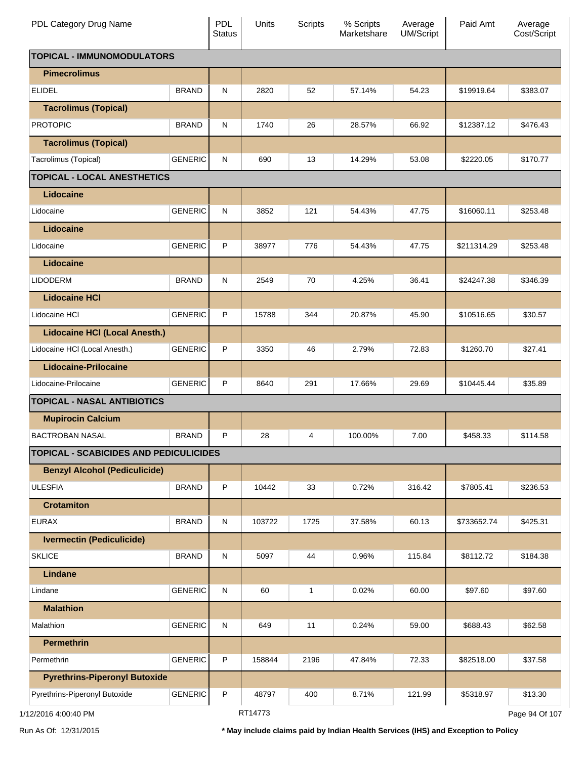| PDL Category Drug Name | | PDL Status | Units | Scripts | % Scripts Marketshare | Average UM/Script | Paid Amt | Average Cost/Script |
|---|---|---|---|---|---|---|---|---|
| **TOPICAL - IMMUNOMODULATORS** | | | | | | | | |
| **Pimecrolimus** | | | | | | | | |
| ELIDEL | BRAND | N | 2820 | 52 | 57.14% | 54.23 | $19919.64 | $383.07 |
| **Tacrolimus (Topical)** | | | | | | | | |
| PROTOPIC | BRAND | N | 1740 | 26 | 28.57% | 66.92 | $12387.12 | $476.43 |
| **Tacrolimus (Topical)** | | | | | | | | |
| Tacrolimus (Topical) | GENERIC | N | 690 | 13 | 14.29% | 53.08 | $2220.05 | $170.77 |
| **TOPICAL - LOCAL ANESTHETICS** | | | | | | | | |
| **Lidocaine** | | | | | | | | |
| Lidocaine | GENERIC | N | 3852 | 121 | 54.43% | 47.75 | $16060.11 | $253.48 |
| **Lidocaine** | | | | | | | | |
| Lidocaine | GENERIC | P | 38977 | 776 | 54.43% | 47.75 | $211314.29 | $253.48 |
| **Lidocaine** | | | | | | | | |
| LIDODERM | BRAND | N | 2549 | 70 | 4.25% | 36.41 | $24247.38 | $346.39 |
| **Lidocaine HCl** | | | | | | | | |
| Lidocaine HCl | GENERIC | P | 15788 | 344 | 20.87% | 45.90 | $10516.65 | $30.57 |
| **Lidocaine HCl (Local Anesth.)** | | | | | | | | |
| Lidocaine HCl (Local Anesth.) | GENERIC | P | 3350 | 46 | 2.79% | 72.83 | $1260.70 | $27.41 |
| **Lidocaine-Prilocaine** | | | | | | | | |
| Lidocaine-Prilocaine | GENERIC | P | 8640 | 291 | 17.66% | 29.69 | $10445.44 | $35.89 |
| **TOPICAL - NASAL ANTIBIOTICS** | | | | | | | | |
| **Mupirocin Calcium** | | | | | | | | |
| BACTROBAN NASAL | BRAND | P | 28 | 4 | 100.00% | 7.00 | $458.33 | $114.58 |
| **TOPICAL - SCABICIDES AND PEDICULICIDES** | | | | | | | | |
| **Benzyl Alcohol (Pediculicide)** | | | | | | | | |
| ULESFIA | BRAND | P | 10442 | 33 | 0.72% | 316.42 | $7805.41 | $236.53 |
| **Crotamiton** | | | | | | | | |
| EURAX | BRAND | N | 103722 | 1725 | 37.58% | 60.13 | $733652.74 | $425.31 |
| **Ivermectin (Pediculicide)** | | | | | | | | |
| SKLICE | BRAND | N | 5097 | 44 | 0.96% | 115.84 | $8112.72 | $184.38 |
| **Lindane** | | | | | | | | |
| Lindane | GENERIC | N | 60 | 1 | 0.02% | 60.00 | $97.60 | $97.60 |
| **Malathion** | | | | | | | | |
| Malathion | GENERIC | N | 649 | 11 | 0.24% | 59.00 | $688.43 | $62.58 |
| **Permethrin** | | | | | | | | |
| Permethrin | GENERIC | P | 158844 | 2196 | 47.84% | 72.33 | $82518.00 | $37.58 |
| **Pyrethrins-Piperonyl Butoxide** | | | | | | | | |
| Pyrethrins-Piperonyl Butoxide | GENERIC | P | 48797 | 400 | 8.71% | 121.99 | $5318.97 | $13.30 |

1/12/2016 4:00:40 PM RT14773

Run As Of: 12/31/2015

**\* May include claims paid by Indian Health Services (IHS) and Exception to Policy**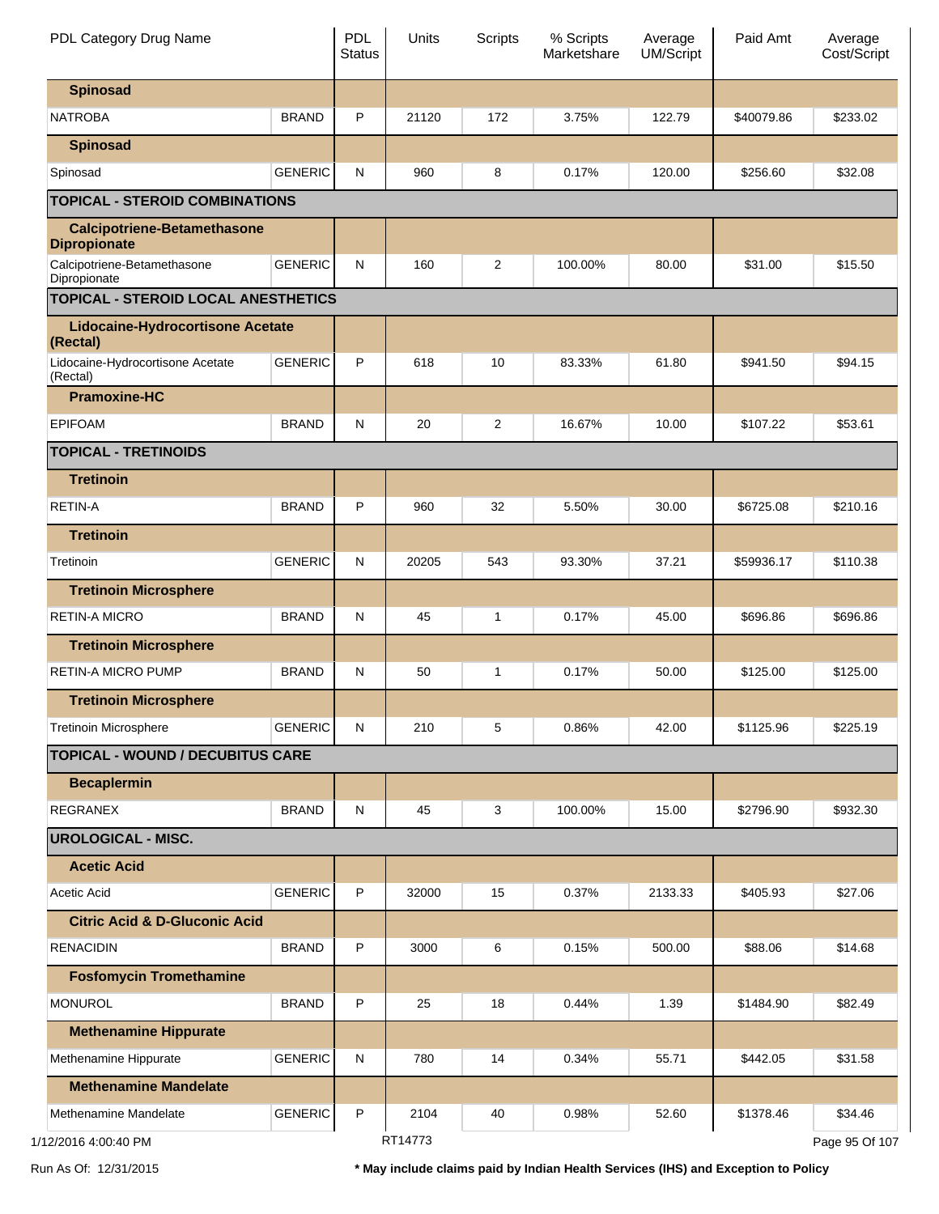| PDL Category Drug Name | | PDL Status | Units | Scripts | % Scripts Marketshare | Average UM/Script | Paid Amt | Average Cost/Script |
|---|---|---|---|---|---|---|---|---|
| **Spinosad** | | | | | | | | |
| NATROBA | BRAND | P | 21120 | 172 | 3.75% | 122.79 | $40079.86 | $233.02 |
| **Spinosad** | | | | | | | | |
| Spinosad | GENERIC | N | 960 | 8 | 0.17% | 120.00 | $256.60 | $32.08 |
| **TOPICAL - STEROID COMBINATIONS** | | | | | | | | |
| **Calcipotriene-Betamethasone Dipropionate** | | | | | | | | |
| Calcipotriene-Betamethasone Dipropionate | GENERIC | N | 160 | 2 | 100.00% | 80.00 | $31.00 | $15.50 |
| **TOPICAL - STEROID LOCAL ANESTHETICS** | | | | | | | | |
| **Lidocaine-Hydrocortisone Acetate (Rectal)** | | | | | | | | |
| Lidocaine-Hydrocortisone Acetate (Rectal) | GENERIC | P | 618 | 10 | 83.33% | 61.80 | $941.50 | $94.15 |
| **Pramoxine-HC** | | | | | | | | |
| EPIFOAM | BRAND | N | 20 | 2 | 16.67% | 10.00 | $107.22 | $53.61 |
| **TOPICAL - TRETINOIDS** | | | | | | | | |
| **Tretinoin** | | | | | | | | |
| RETIN-A | BRAND | P | 960 | 32 | 5.50% | 30.00 | $6725.08 | $210.16 |
| **Tretinoin** | | | | | | | | |
| Tretinoin | GENERIC | N | 20205 | 543 | 93.30% | 37.21 | $59936.17 | $110.38 |
| **Tretinoin Microsphere** | | | | | | | | |
| RETIN-A MICRO | BRAND | N | 45 | 1 | 0.17% | 45.00 | $696.86 | $696.86 |
| **Tretinoin Microsphere** | | | | | | | | |
| RETIN-A MICRO PUMP | BRAND | N | 50 | 1 | 0.17% | 50.00 | $125.00 | $125.00 |
| **Tretinoin Microsphere** | | | | | | | | |
| Tretinoin Microsphere | GENERIC | N | 210 | 5 | 0.86% | 42.00 | $1125.96 | $225.19 |
| **TOPICAL - WOUND / DECUBITUS CARE** | | | | | | | | |
| **Becaplermin** | | | | | | | | |
| REGRANEX | BRAND | N | 45 | 3 | 100.00% | 15.00 | $2796.90 | $932.30 |
| **UROLOGICAL - MISC.** | | | | | | | | |
| **Acetic Acid** | | | | | | | | |
| Acetic Acid | GENERIC | P | 32000 | 15 | 0.37% | 2133.33 | $405.93 | $27.06 |
| **Citric Acid & D-Gluconic Acid** | | | | | | | | |
| RENACIDIN | BRAND | P | 3000 | 6 | 0.15% | 500.00 | $88.06 | $14.68 |
| **Fosfomycin Tromethamine** | | | | | | | | |
| MONUROL | BRAND | P | 25 | 18 | 0.44% | 1.39 | $1484.90 | $82.49 |
| **Methenamine Hippurate** | | | | | | | | |
| Methenamine Hippurate | GENERIC | N | 780 | 14 | 0.34% | 55.71 | $442.05 | $31.58 |
| **Methenamine Mandelate** | | | | | | | | |
| Methenamine Mandelate | GENERIC | P | 2104 | 40 | 0.98% | 52.60 | $1378.46 | $34.46 |

1/12/2016 4:00:40 PM RT14773

Run As Of: 12/31/2015

**\* May include claims paid by Indian Health Services (IHS) and Exception to Policy**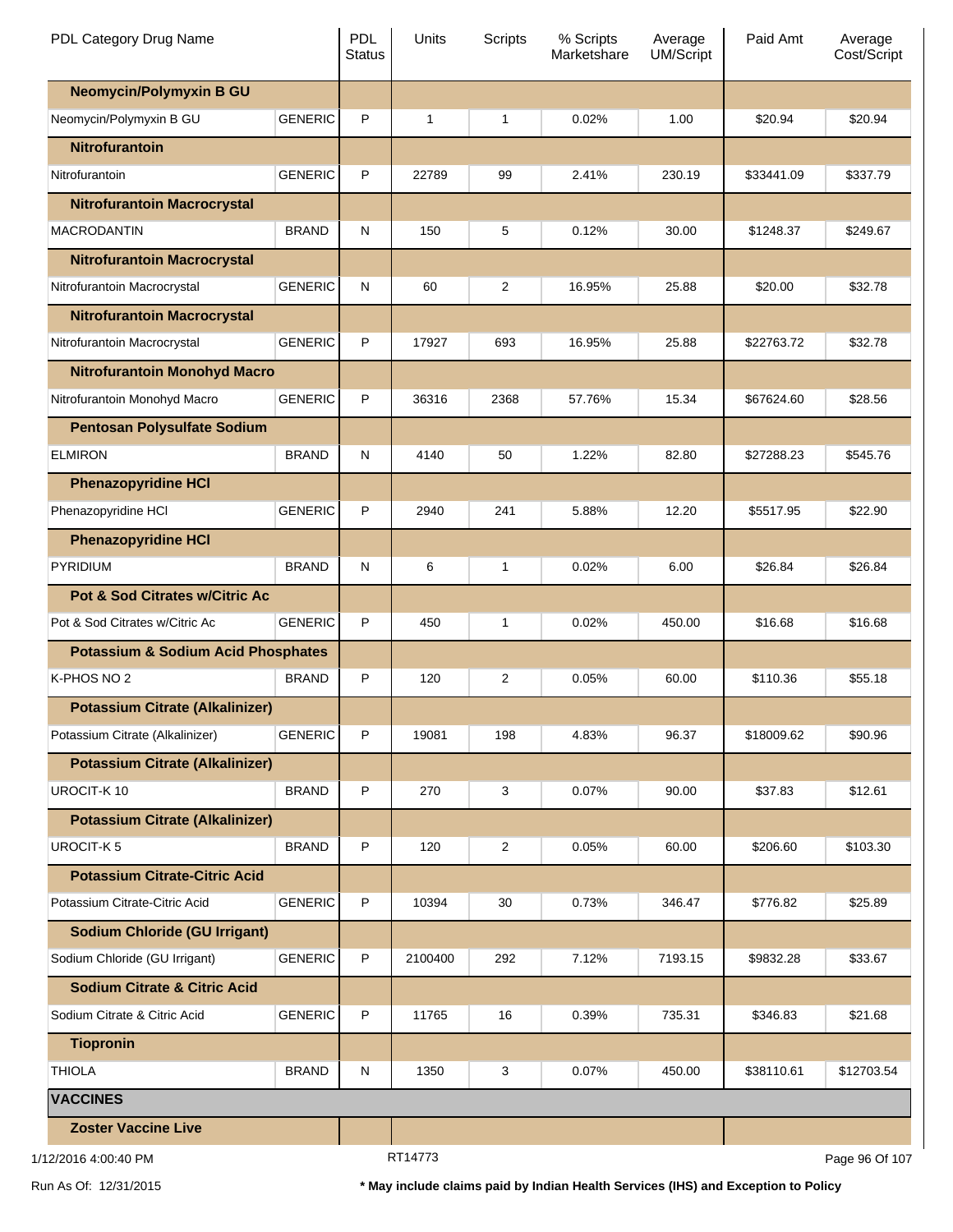| PDL Category Drug Name | | PDL Status | Units | Scripts | % Scripts Marketshare | Average UM/Script | Paid Amt | Average Cost/Script |
|---|---|---|---|---|---|---|---|---|
| **Neomycin/Polymyxin B GU** | | | | | | | | |
| Neomycin/Polymyxin B GU | GENERIC | P | 1 | 1 | 0.02% | 1.00 | $20.94 | $20.94 |
| **Nitrofurantoin** | | | | | | | | |
| Nitrofurantoin | GENERIC | P | 22789 | 99 | 2.41% | 230.19 | $33441.09 | $337.79 |
| **Nitrofurantoin Macrocrystal** | | | | | | | | |
| MACRODANTIN | BRAND | N | 150 | 5 | 0.12% | 30.00 | $1248.37 | $249.67 |
| **Nitrofurantoin Macrocrystal** | | | | | | | | |
| Nitrofurantoin Macrocrystal | GENERIC | N | 60 | 2 | 16.95% | 25.88 | $20.00 | $32.78 |
| **Nitrofurantoin Macrocrystal** | | | | | | | | |
| Nitrofurantoin Macrocrystal | GENERIC | P | 17927 | 693 | 16.95% | 25.88 | $22763.72 | $32.78 |
| **Nitrofurantoin Monohyd Macro** | | | | | | | | |
| Nitrofurantoin Monohyd Macro | GENERIC | P | 36316 | 2368 | 57.76% | 15.34 | $67624.60 | $28.56 |
| **Pentosan Polysulfate Sodium** | | | | | | | | |
| ELMIRON | BRAND | N | 4140 | 50 | 1.22% | 82.80 | $27288.23 | $545.76 |
| **Phenazopyridine HCl** | | | | | | | | |
| Phenazopyridine HCl | GENERIC | P | 2940 | 241 | 5.88% | 12.20 | $5517.95 | $22.90 |
| **Phenazopyridine HCl** | | | | | | | | |
| PYRIDIUM | BRAND | N | 6 | 1 | 0.02% | 6.00 | $26.84 | $26.84 |
| **Pot & Sod Citrates w/Citric Ac** | | | | | | | | |
| Pot & Sod Citrates w/Citric Ac | GENERIC | P | 450 | 1 | 0.02% | 450.00 | $16.68 | $16.68 |
| **Potassium & Sodium Acid Phosphates** | | | | | | | | |
| K-PHOS NO 2 | BRAND | P | 120 | 2 | 0.05% | 60.00 | $110.36 | $55.18 |
| **Potassium Citrate (Alkalinizer)** | | | | | | | | |
| Potassium Citrate (Alkalinizer) | GENERIC | P | 19081 | 198 | 4.83% | 96.37 | $18009.62 | $90.96 |
| **Potassium Citrate (Alkalinizer)** | | | | | | | | |
| UROCIT-K 10 | BRAND | P | 270 | 3 | 0.07% | 90.00 | $37.83 | $12.61 |
| **Potassium Citrate (Alkalinizer)** | | | | | | | | |
| UROCIT-K 5 | BRAND | P | 120 | 2 | 0.05% | 60.00 | $206.60 | $103.30 |
| **Potassium Citrate-Citric Acid** | | | | | | | | |
| Potassium Citrate-Citric Acid | GENERIC | P | 10394 | 30 | 0.73% | 346.47 | $776.82 | $25.89 |
| **Sodium Chloride (GU Irrigant)** | | | | | | | | |
| Sodium Chloride (GU Irrigant) | GENERIC | P | 2100400 | 292 | 7.12% | 7193.15 | $9832.28 | $33.67 |
| **Sodium Citrate & Citric Acid** | | | | | | | | |
| Sodium Citrate & Citric Acid | GENERIC | P | 11765 | 16 | 0.39% | 735.31 | $346.83 | $21.68 |
| **Tiopronin** | | | | | | | | |
| THIOLA | BRAND | N | 1350 | 3 | 0.07% | 450.00 | $38110.61 | $12703.54 |
| **VACCINES** | | | | | | | | |
| **Zoster Vaccine Live** | | | | | | | | |

1/12/2016 4:00:40 PM RT14773

Run As Of: 12/31/2015

**\* May include claims paid by Indian Health Services (IHS) and Exception to Policy**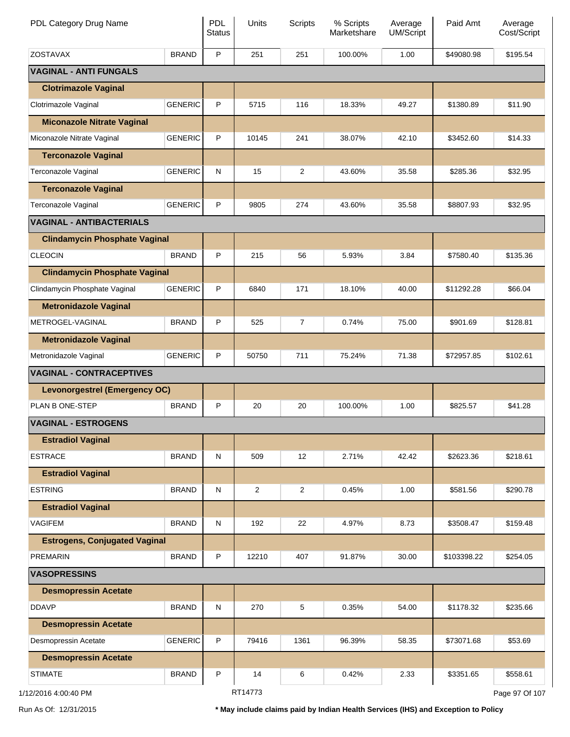| PDL Category Drug Name | | PDL Status | Units | Scripts | % Scripts Marketshare | Average UM/Script | Paid Amt | Average Cost/Script |
|---|---|---|---|---|---|---|---|---|
| ZOSTAVAX | BRAND | P | 251 | 251 | 100.00% | 1.00 | $49080.98 | $195.54 |
| **VAGINAL - ANTI FUNGALS** | | | | | | | | |
| **Clotrimazole Vaginal** | | | | | | | | |
| Clotrimazole Vaginal | GENERIC | P | 5715 | 116 | 18.33% | 49.27 | $1380.89 | $11.90 |
| **Miconazole Nitrate Vaginal** | | | | | | | | |
| Miconazole Nitrate Vaginal | GENERIC | P | 10145 | 241 | 38.07% | 42.10 | $3452.60 | $14.33 |
| **Terconazole Vaginal** | | | | | | | | |
| Terconazole Vaginal | GENERIC | N | 15 | 2 | 43.60% | 35.58 | $285.36 | $32.95 |
| **Terconazole Vaginal** | | | | | | | | |
| Terconazole Vaginal | GENERIC | P | 9805 | 274 | 43.60% | 35.58 | $8807.93 | $32.95 |
| **VAGINAL - ANTIBACTERIALS** | | | | | | | | |
| **Clindamycin Phosphate Vaginal** | | | | | | | | |
| CLEOCIN | BRAND | P | 215 | 56 | 5.93% | 3.84 | $7580.40 | $135.36 |
| **Clindamycin Phosphate Vaginal** | | | | | | | | |
| Clindamycin Phosphate Vaginal | GENERIC | P | 6840 | 171 | 18.10% | 40.00 | $11292.28 | $66.04 |
| **Metronidazole Vaginal** | | | | | | | | |
| METROGEL-VAGINAL | BRAND | P | 525 | 7 | 0.74% | 75.00 | $901.69 | $128.81 |
| **Metronidazole Vaginal** | | | | | | | | |
| Metronidazole Vaginal | GENERIC | P | 50750 | 711 | 75.24% | 71.38 | $72957.85 | $102.61 |
| **VAGINAL - CONTRACEPTIVES** | | | | | | | | |
| **Levonorgestrel (Emergency OC)** | | | | | | | | |
| PLAN B ONE-STEP | BRAND | P | 20 | 20 | 100.00% | 1.00 | $825.57 | $41.28 |
| **VAGINAL - ESTROGENS** | | | | | | | | |
| **Estradiol Vaginal** | | | | | | | | |
| ESTRACE | BRAND | N | 509 | 12 | 2.71% | 42.42 | $2623.36 | $218.61 |
| **Estradiol Vaginal** | | | | | | | | |
| ESTRING | BRAND | N | 2 | 2 | 0.45% | 1.00 | $581.56 | $290.78 |
| **Estradiol Vaginal** | | | | | | | | |
| VAGIFEM | BRAND | N | 192 | 22 | 4.97% | 8.73 | $3508.47 | $159.48 |
| **Estrogens, Conjugated Vaginal** | | | | | | | | |
| PREMARIN | BRAND | P | 12210 | 407 | 91.87% | 30.00 | $103398.22 | $254.05 |
| **VASOPRESSINS** | | | | | | | | |
| **Desmopressin Acetate** | | | | | | | | |
| DDAVP | BRAND | N | 270 | 5 | 0.35% | 54.00 | $1178.32 | $235.66 |
| **Desmopressin Acetate** | | | | | | | | |
| Desmopressin Acetate | GENERIC | P | 79416 | 1361 | 96.39% | 58.35 | $73071.68 | $53.69 |
| **Desmopressin Acetate** | | | | | | | | |
| STIMATE | BRAND | P | 14 | 6 | 0.42% | 2.33 | $3351.65 | $558.61 |

1/12/2016 4:00:40 PM RT14773

Run As Of: 12/31/2015

**\* May include claims paid by Indian Health Services (IHS) and Exception to Policy**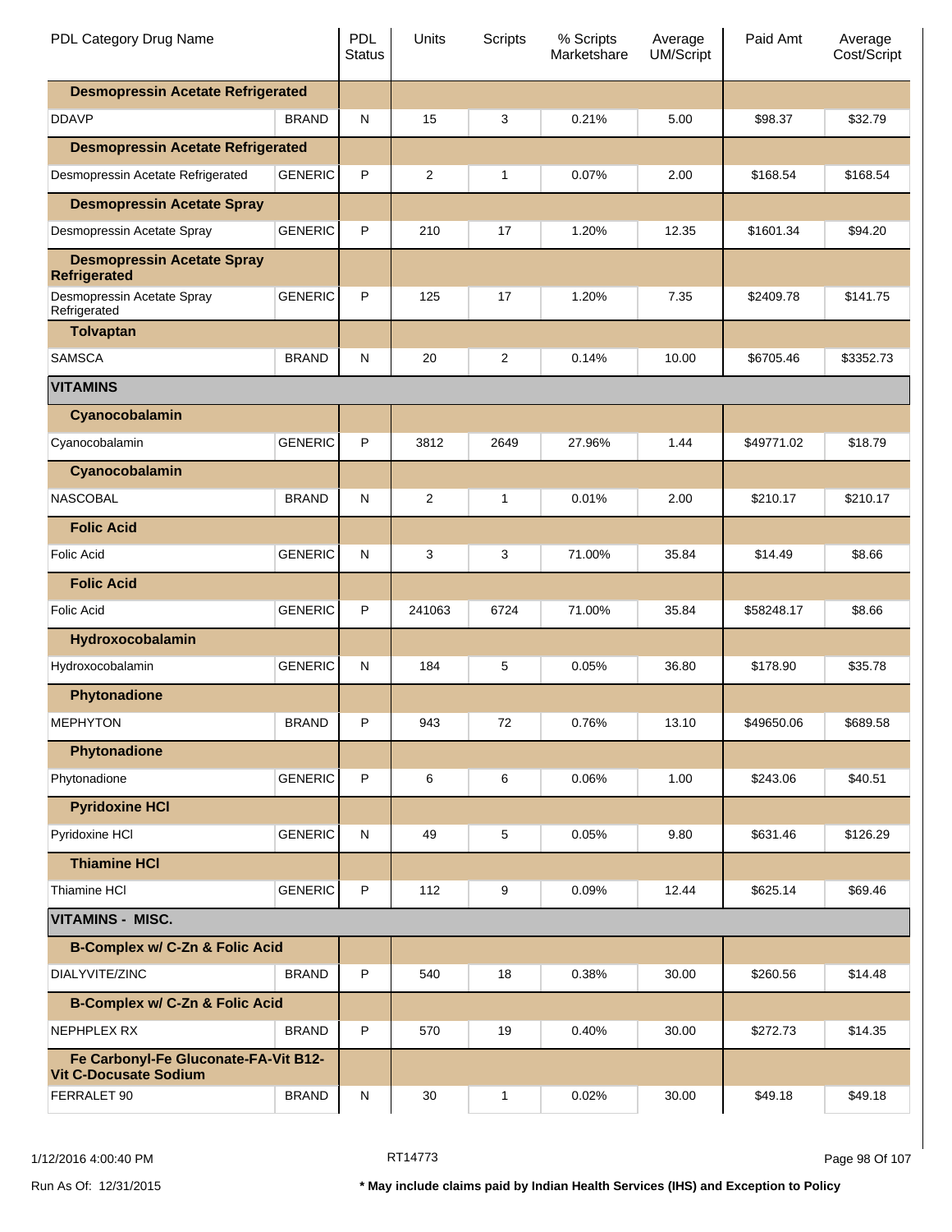| PDL Category Drug Name | | PDL Status | Units | Scripts | % Scripts Marketshare | Average UM/Script | Paid Amt | Average Cost/Script |
|---|---|---|---|---|---|---|---|---|
| **Desmopressin Acetate Refrigerated** | | | | | | | | |
| DDAVP | BRAND | N | 15 | 3 | 0.21% | 5.00 | $98.37 | $32.79 |
| **Desmopressin Acetate Refrigerated** | | | | | | | | |
| Desmopressin Acetate Refrigerated | GENERIC | P | 2 | 1 | 0.07% | 2.00 | $168.54 | $168.54 |
| **Desmopressin Acetate Spray** | | | | | | | | |
| Desmopressin Acetate Spray | GENERIC | P | 210 | 17 | 1.20% | 12.35 | $1601.34 | $94.20 |
| **Desmopressin Acetate Spray Refrigerated** | | | | | | | | |
| Desmopressin Acetate Spray Refrigerated | GENERIC | P | 125 | 17 | 1.20% | 7.35 | $2409.78 | $141.75 |
| **Tolvaptan** | | | | | | | | |
| SAMSCA | BRAND | N | 20 | 2 | 0.14% | 10.00 | $6705.46 | $3352.73 |
| **VITAMINS** | | | | | | | | |
| **Cyanocobalamin** | | | | | | | | |
| Cyanocobalamin | GENERIC | P | 3812 | 2649 | 27.96% | 1.44 | $49771.02 | $18.79 |
| **Cyanocobalamin** | | | | | | | | |
| NASCOBAL | BRAND | N | 2 | 1 | 0.01% | 2.00 | $210.17 | $210.17 |
| **Folic Acid** | | | | | | | | |
| Folic Acid | GENERIC | N | 3 | 3 | 71.00% | 35.84 | $14.49 | $8.66 |
| **Folic Acid** | | | | | | | | |
| Folic Acid | GENERIC | P | 241063 | 6724 | 71.00% | 35.84 | $58248.17 | $8.66 |
| **Hydroxocobalamin** | | | | | | | | |
| Hydroxocobalamin | GENERIC | N | 184 | 5 | 0.05% | 36.80 | $178.90 | $35.78 |
| **Phytonadione** | | | | | | | | |
| MEPHYTON | BRAND | P | 943 | 72 | 0.76% | 13.10 | $49650.06 | $689.58 |
| **Phytonadione** | | | | | | | | |
| Phytonadione | GENERIC | P | 6 | 6 | 0.06% | 1.00 | $243.06 | $40.51 |
| **Pyridoxine HCl** | | | | | | | | |
| Pyridoxine HCl | GENERIC | N | 49 | 5 | 0.05% | 9.80 | $631.46 | $126.29 |
| **Thiamine HCl** | | | | | | | | |
| Thiamine HCl | GENERIC | P | 112 | 9 | 0.09% | 12.44 | $625.14 | $69.46 |
| **VITAMINS - MISC.** | | | | | | | | |
| **B-Complex w/ C-Zn & Folic Acid** | | | | | | | | |
| DIALYVITE/ZINC | BRAND | P | 540 | 18 | 0.38% | 30.00 | $260.56 | $14.48 |
| **B-Complex w/ C-Zn & Folic Acid** | | | | | | | | |
| NEPHPLEX RX | BRAND | P | 570 | 19 | 0.40% | 30.00 | $272.73 | $14.35 |
| **Fe Carbonyl-Fe Gluconate-FA-Vit B12-Vit C-Docusate Sodium** | | | | | | | | |
| FERRALET 90 | BRAND | N | 30 | 1 | 0.02% | 30.00 | $49.18 | $49.18 |

1/12/2016 4:00:40 PM RT14773

Run As Of: 12/31/2015

**\* May include claims paid by Indian Health Services (IHS) and Exception to Policy**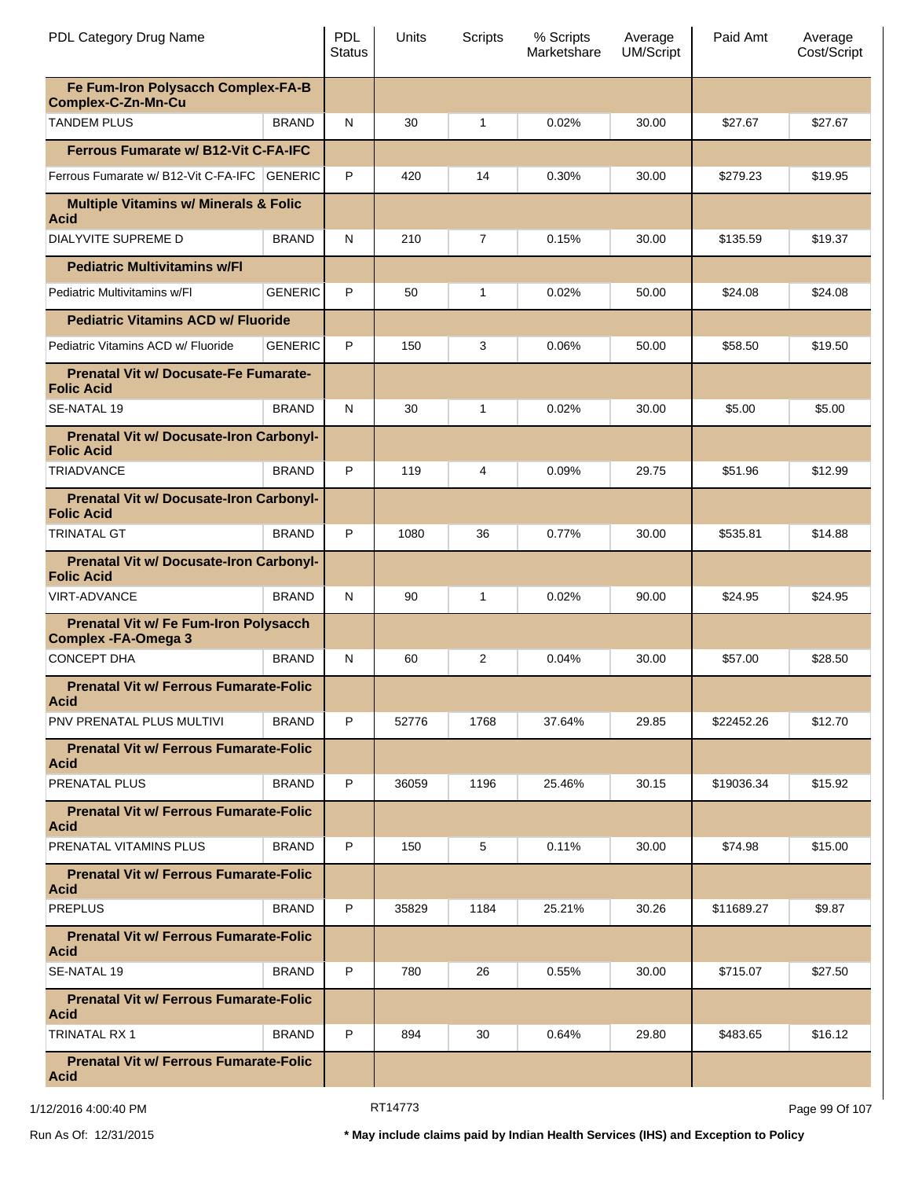| PDL Category Drug Name | | PDL Status | Units | Scripts | % Scripts Marketshare | Average UM/Script | Paid Amt | Average Cost/Script |
|---|---|---|---|---|---|---|---|---|
| **Fe Fum-Iron Polysacch Complex-FA-B Complex-C-Zn-Mn-Cu** | | | | | | | | |
| TANDEM PLUS | BRAND | N | 30 | 1 | 0.02% | 30.00 | $27.67 | $27.67 |
| **Ferrous Fumarate w/ B12-Vit C-FA-IFC** | | | | | | | | |
| Ferrous Fumarate w/ B12-Vit C-FA-IFC | GENERIC | P | 420 | 14 | 0.30% | 30.00 | $279.23 | $19.95 |
| **Multiple Vitamins w/ Minerals & Folic Acid** | | | | | | | | |
| DIALYVITE SUPREME D | BRAND | N | 210 | 7 | 0.15% | 30.00 | $135.59 | $19.37 |
| **Pediatric Multivitamins w/Fl** | | | | | | | | |
| Pediatric Multivitamins w/Fl | GENERIC | P | 50 | 1 | 0.02% | 50.00 | $24.08 | $24.08 |
| **Pediatric Vitamins ACD w/ Fluoride** | | | | | | | | |
| Pediatric Vitamins ACD w/ Fluoride | GENERIC | P | 150 | 3 | 0.06% | 50.00 | $58.50 | $19.50 |
| **Prenatal Vit w/ Docusate-Fe Fumarate-Folic Acid** | | | | | | | | |
| SE-NATAL 19 | BRAND | N | 30 | 1 | 0.02% | 30.00 | $5.00 | $5.00 |
| **Prenatal Vit w/ Docusate-Iron Carbonyl-Folic Acid** | | | | | | | | |
| TRIADVANCE | BRAND | P | 119 | 4 | 0.09% | 29.75 | $51.96 | $12.99 |
| **Prenatal Vit w/ Docusate-Iron Carbonyl-Folic Acid** | | | | | | | | |
| TRINATAL GT | BRAND | P | 1080 | 36 | 0.77% | 30.00 | $535.81 | $14.88 |
| **Prenatal Vit w/ Docusate-Iron Carbonyl-Folic Acid** | | | | | | | | |
| VIRT-ADVANCE | BRAND | N | 90 | 1 | 0.02% | 90.00 | $24.95 | $24.95 |
| **Prenatal Vit w/ Fe Fum-Iron Polysacch Complex -FA-Omega 3** | | | | | | | | |
| CONCEPT DHA | BRAND | N | 60 | 2 | 0.04% | 30.00 | $57.00 | $28.50 |
| **Prenatal Vit w/ Ferrous Fumarate-Folic Acid** | | | | | | | | |
| PNV PRENATAL PLUS MULTIVI | BRAND | P | 52776 | 1768 | 37.64% | 29.85 | $22452.26 | $12.70 |
| **Prenatal Vit w/ Ferrous Fumarate-Folic Acid** | | | | | | | | |
| PRENATAL PLUS | BRAND | P | 36059 | 1196 | 25.46% | 30.15 | $19036.34 | $15.92 |
| **Prenatal Vit w/ Ferrous Fumarate-Folic Acid** | | | | | | | | |
| PRENATAL VITAMINS PLUS | BRAND | P | 150 | 5 | 0.11% | 30.00 | $74.98 | $15.00 |
| **Prenatal Vit w/ Ferrous Fumarate-Folic Acid** | | | | | | | | |
| PREPLUS | BRAND | P | 35829 | 1184 | 25.21% | 30.26 | $11689.27 | $9.87 |
| **Prenatal Vit w/ Ferrous Fumarate-Folic Acid** | | | | | | | | |
| SE-NATAL 19 | BRAND | P | 780 | 26 | 0.55% | 30.00 | $715.07 | $27.50 |
| **Prenatal Vit w/ Ferrous Fumarate-Folic Acid** | | | | | | | | |
| TRINATAL RX 1 | BRAND | P | 894 | 30 | 0.64% | 29.80 | $483.65 | $16.12 |
| **Prenatal Vit w/ Ferrous Fumarate-Folic Acid** | | | | | | | | |

1/12/2016 4:00:40 PM — RT14773

Run As Of: 12/31/2015 — **\* May include claims paid by Indian Health Services (IHS) and Exception to Policy**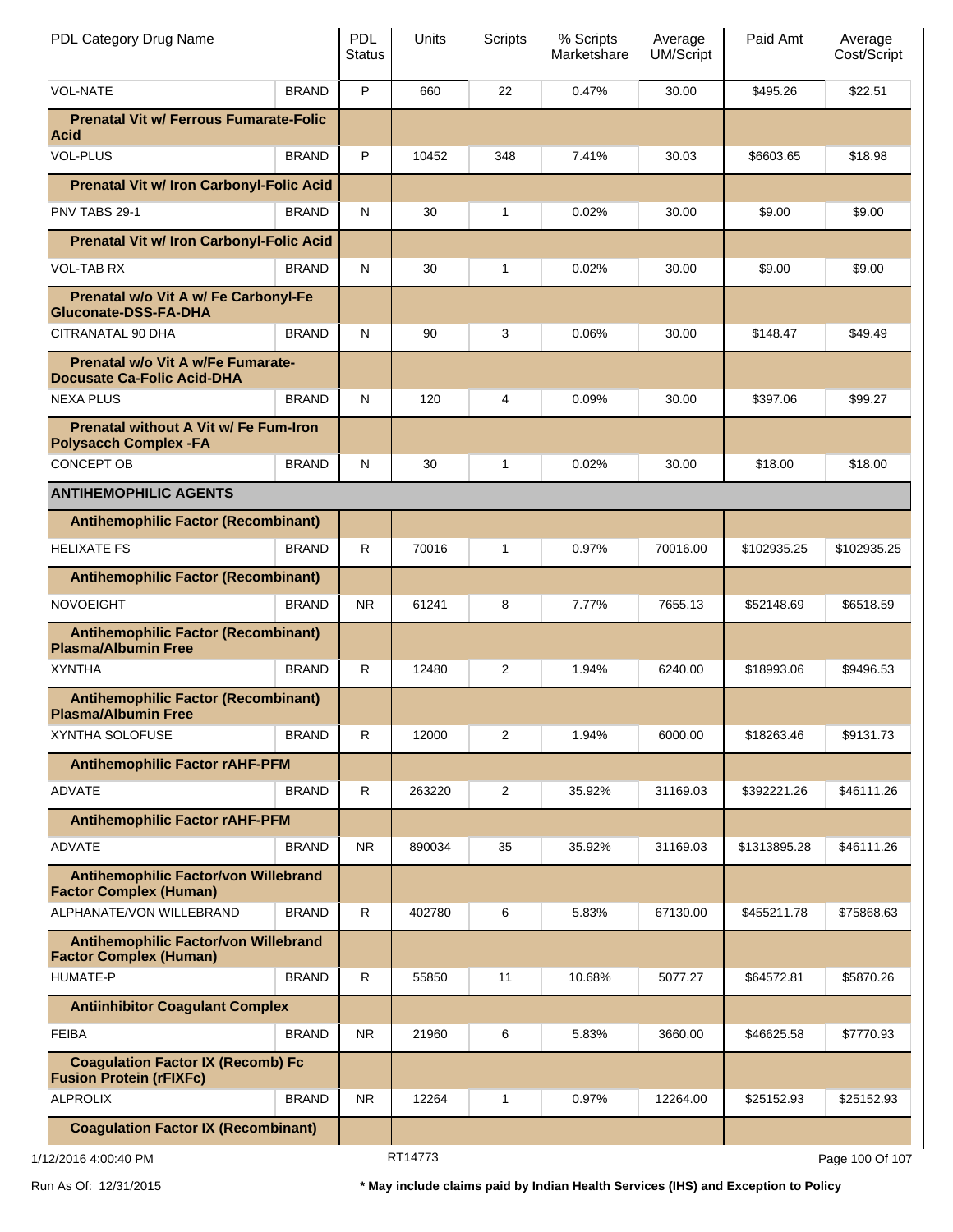| PDL Category Drug Name | | PDL Status | Units | Scripts | % Scripts Marketshare | Average UM/Script | Paid Amt | Average Cost/Script |
|---|---|---|---|---|---|---|---|---|
| VOL-NATE | BRAND | P | 660 | 22 | 0.47% | 30.00 | $495.26 | $22.51 |
| **Prenatal Vit w/ Ferrous Fumarate-Folic Acid** | | | | | | | | |
| VOL-PLUS | BRAND | P | 10452 | 348 | 7.41% | 30.03 | $6603.65 | $18.98 |
| **Prenatal Vit w/ Iron Carbonyl-Folic Acid** | | | | | | | | |
| PNV TABS 29-1 | BRAND | N | 30 | 1 | 0.02% | 30.00 | $9.00 | $9.00 |
| **Prenatal Vit w/ Iron Carbonyl-Folic Acid** | | | | | | | | |
| VOL-TAB RX | BRAND | N | 30 | 1 | 0.02% | 30.00 | $9.00 | $9.00 |
| **Prenatal w/o Vit A w/ Fe Carbonyl-Fe Gluconate-DSS-FA-DHA** | | | | | | | | |
| CITRANATAL 90 DHA | BRAND | N | 90 | 3 | 0.06% | 30.00 | $148.47 | $49.49 |
| **Prenatal w/o Vit A w/Fe Fumarate-Docusate Ca-Folic Acid-DHA** | | | | | | | | |
| NEXA PLUS | BRAND | N | 120 | 4 | 0.09% | 30.00 | $397.06 | $99.27 |
| **Prenatal without A Vit w/ Fe Fum-Iron Polysacch Complex -FA** | | | | | | | | |
| CONCEPT OB | BRAND | N | 30 | 1 | 0.02% | 30.00 | $18.00 | $18.00 |
| **ANTIHEMOPHILIC AGENTS** | | | | | | | | |
| **Antihemophilic Factor (Recombinant)** | | | | | | | | |
| HELIXATE FS | BRAND | R | 70016 | 1 | 0.97% | 70016.00 | $102935.25 | $102935.25 |
| **Antihemophilic Factor (Recombinant)** | | | | | | | | |
| NOVOEIGHT | BRAND | NR | 61241 | 8 | 7.77% | 7655.13 | $52148.69 | $6518.59 |
| **Antihemophilic Factor (Recombinant) Plasma/Albumin Free** | | | | | | | | |
| XYNTHA | BRAND | R | 12480 | 2 | 1.94% | 6240.00 | $18993.06 | $9496.53 |
| **Antihemophilic Factor (Recombinant) Plasma/Albumin Free** | | | | | | | | |
| XYNTHA SOLOFUSE | BRAND | R | 12000 | 2 | 1.94% | 6000.00 | $18263.46 | $9131.73 |
| **Antihemophilic Factor rAHF-PFM** | | | | | | | | |
| ADVATE | BRAND | R | 263220 | 2 | 35.92% | 31169.03 | $392221.26 | $46111.26 |
| **Antihemophilic Factor rAHF-PFM** | | | | | | | | |
| ADVATE | BRAND | NR | 890034 | 35 | 35.92% | 31169.03 | $1313895.28 | $46111.26 |
| **Antihemophilic Factor/von Willebrand Factor Complex (Human)** | | | | | | | | |
| ALPHANATE/VON WILLEBRAND | BRAND | R | 402780 | 6 | 5.83% | 67130.00 | $455211.78 | $75868.63 |
| **Antihemophilic Factor/von Willebrand Factor Complex (Human)** | | | | | | | | |
| HUMATE-P | BRAND | R | 55850 | 11 | 10.68% | 5077.27 | $64572.81 | $5870.26 |
| **Antiinhibitor Coagulant Complex** | | | | | | | | |
| FEIBA | BRAND | NR | 21960 | 6 | 5.83% | 3660.00 | $46625.58 | $7770.93 |
| **Coagulation Factor IX (Recomb) Fc Fusion Protein (rFIXFc)** | | | | | | | | |
| ALPROLIX | BRAND | NR | 12264 | 1 | 0.97% | 12264.00 | $25152.93 | $25152.93 |
| **Coagulation Factor IX (Recombinant)** | | | | | | | | |

1/12/2016 4:00:40 PM RT14773

Run As Of: 12/31/2015 * May include claims paid by Indian Health Services (IHS) and Exception to Policy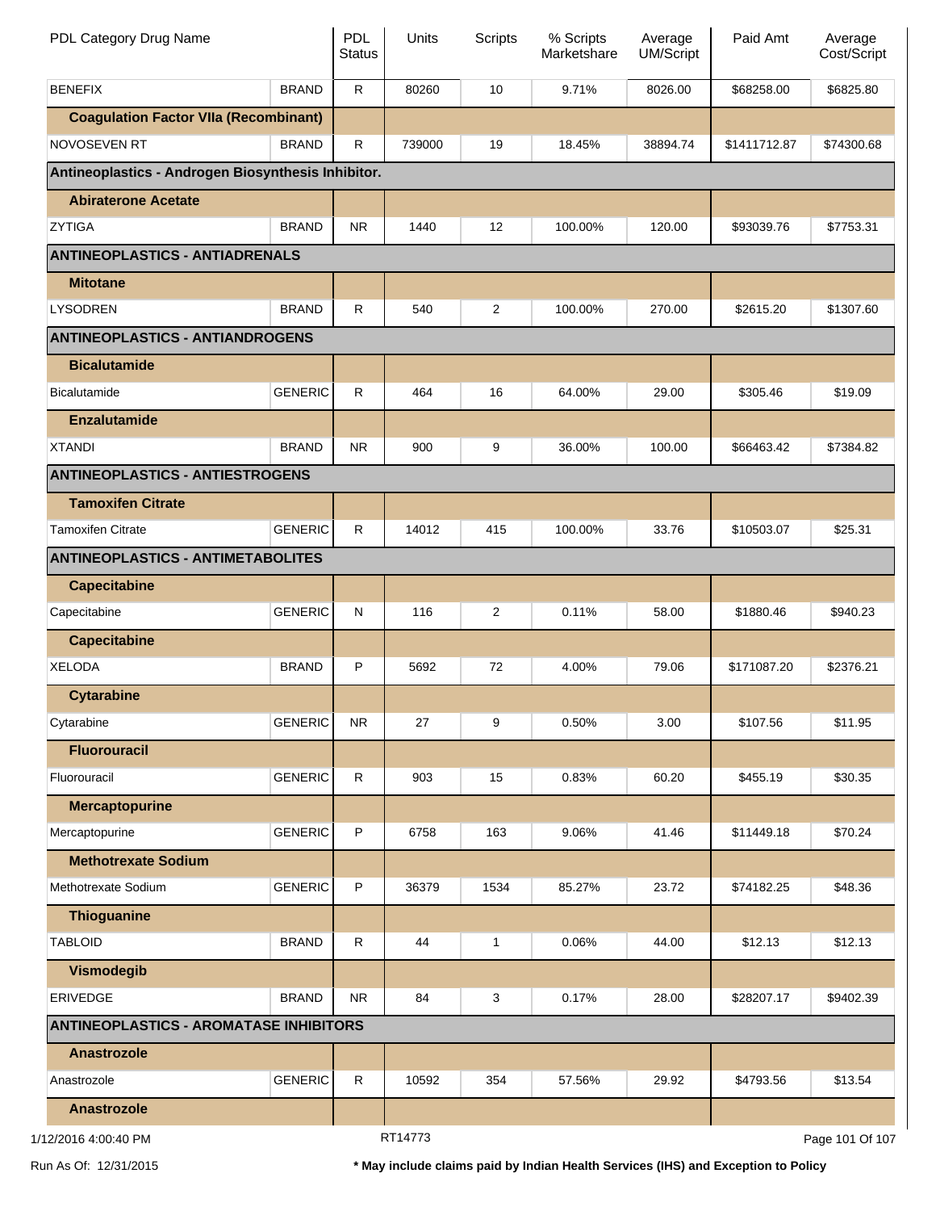| PDL Category Drug Name | | PDL Status | Units | Scripts | % Scripts Marketshare | Average UM/Script | Paid Amt | Average Cost/Script |
|---|---|---|---|---|---|---|---|---|
| BENEFIX | BRAND | R | 80260 | 10 | 9.71% | 8026.00 | $68258.00 | $6825.80 |
| **Coagulation Factor VIIa (Recombinant)** | | | | | | | | |
| NOVOSEVEN RT | BRAND | R | 739000 | 19 | 18.45% | 38894.74 | $1411712.87 | $74300.68 |
| **Antineoplastics - Androgen Biosynthesis Inhibitor.** | | | | | | | | |
| **Abiraterone Acetate** | | | | | | | | |
| ZYTIGA | BRAND | NR | 1440 | 12 | 100.00% | 120.00 | $93039.76 | $7753.31 |
| **ANTINEOPLASTICS - ANTIADRENALS** | | | | | | | | |
| **Mitotane** | | | | | | | | |
| LYSODREN | BRAND | R | 540 | 2 | 100.00% | 270.00 | $2615.20 | $1307.60 |
| **ANTINEOPLASTICS - ANTIANDROGENS** | | | | | | | | |
| **Bicalutamide** | | | | | | | | |
| Bicalutamide | GENERIC | R | 464 | 16 | 64.00% | 29.00 | $305.46 | $19.09 |
| **Enzalutamide** | | | | | | | | |
| XTANDI | BRAND | NR | 900 | 9 | 36.00% | 100.00 | $66463.42 | $7384.82 |
| **ANTINEOPLASTICS - ANTIESTROGENS** | | | | | | | | |
| **Tamoxifen Citrate** | | | | | | | | |
| Tamoxifen Citrate | GENERIC | R | 14012 | 415 | 100.00% | 33.76 | $10503.07 | $25.31 |
| **ANTINEOPLASTICS - ANTIMETABOLITES** | | | | | | | | |
| **Capecitabine** | | | | | | | | |
| Capecitabine | GENERIC | N | 116 | 2 | 0.11% | 58.00 | $1880.46 | $940.23 |
| **Capecitabine** | | | | | | | | |
| XELODA | BRAND | P | 5692 | 72 | 4.00% | 79.06 | $171087.20 | $2376.21 |
| **Cytarabine** | | | | | | | | |
| Cytarabine | GENERIC | NR | 27 | 9 | 0.50% | 3.00 | $107.56 | $11.95 |
| **Fluorouracil** | | | | | | | | |
| Fluorouracil | GENERIC | R | 903 | 15 | 0.83% | 60.20 | $455.19 | $30.35 |
| **Mercaptopurine** | | | | | | | | |
| Mercaptopurine | GENERIC | P | 6758 | 163 | 9.06% | 41.46 | $11449.18 | $70.24 |
| **Methotrexate Sodium** | | | | | | | | |
| Methotrexate Sodium | GENERIC | P | 36379 | 1534 | 85.27% | 23.72 | $74182.25 | $48.36 |
| **Thioguanine** | | | | | | | | |
| TABLOID | BRAND | R | 44 | 1 | 0.06% | 44.00 | $12.13 | $12.13 |
| **Vismodegib** | | | | | | | | |
| ERIVEDGE | BRAND | NR | 84 | 3 | 0.17% | 28.00 | $28207.17 | $9402.39 |
| **ANTINEOPLASTICS - AROMATASE INHIBITORS** | | | | | | | | |
| **Anastrozole** | | | | | | | | |
| Anastrozole | GENERIC | R | 10592 | 354 | 57.56% | 29.92 | $4793.56 | $13.54 |
| **Anastrozole** | | | | | | | | |

1/12/2016 4:00:40 PM　　RT14773

Run As Of: 12/31/2015　　* May include claims paid by Indian Health Services (IHS) and Exception to Policy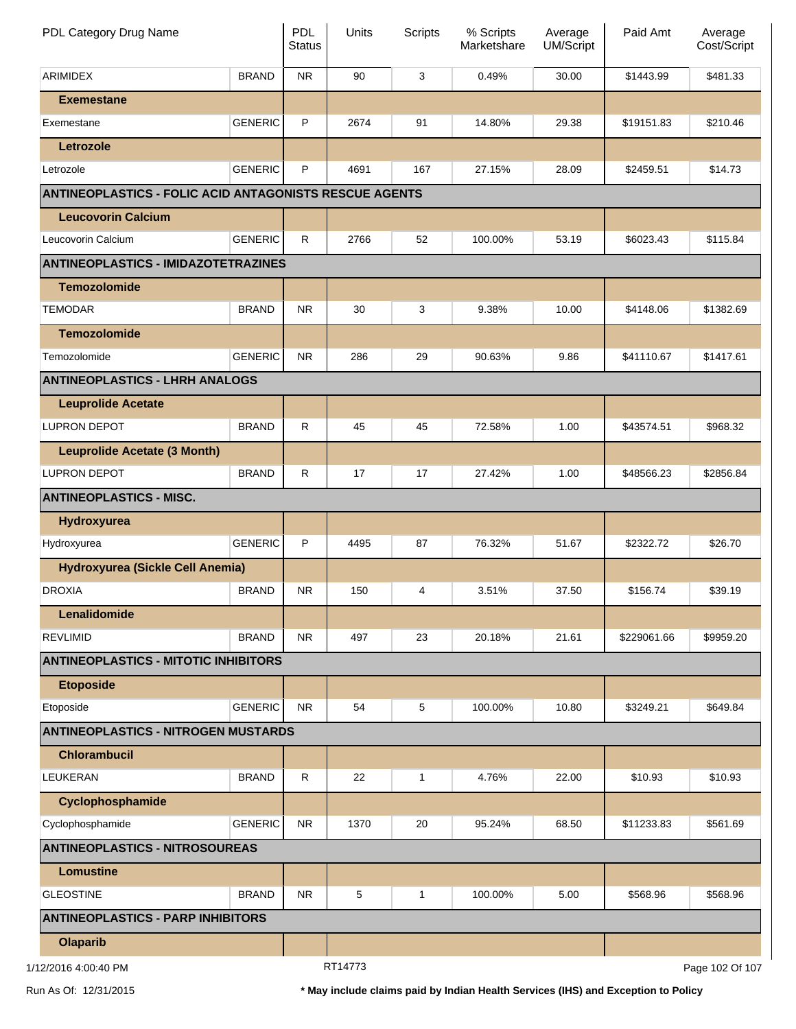| PDL Category Drug Name | | PDL Status | Units | Scripts | % Scripts Marketshare | Average UM/Script | Paid Amt | Average Cost/Script |
|---|---|---|---|---|---|---|---|---|
| ARIMIDEX | BRAND | NR | 90 | 3 | 0.49% | 30.00 | $1443.99 | $481.33 |
| **Exemestane** | | | | | | | | |
| Exemestane | GENERIC | P | 2674 | 91 | 14.80% | 29.38 | $19151.83 | $210.46 |
| **Letrozole** | | | | | | | | |
| Letrozole | GENERIC | P | 4691 | 167 | 27.15% | 28.09 | $2459.51 | $14.73 |
| **ANTINEOPLASTICS - FOLIC ACID ANTAGONISTS RESCUE AGENTS** | | | | | | | | |
| **Leucovorin Calcium** | | | | | | | | |
| Leucovorin Calcium | GENERIC | R | 2766 | 52 | 100.00% | 53.19 | $6023.43 | $115.84 |
| **ANTINEOPLASTICS - IMIDAZOTETRAZINES** | | | | | | | | |
| **Temozolomide** | | | | | | | | |
| TEMODAR | BRAND | NR | 30 | 3 | 9.38% | 10.00 | $4148.06 | $1382.69 |
| **Temozolomide** | | | | | | | | |
| Temozolomide | GENERIC | NR | 286 | 29 | 90.63% | 9.86 | $41110.67 | $1417.61 |
| **ANTINEOPLASTICS - LHRH ANALOGS** | | | | | | | | |
| **Leuprolide Acetate** | | | | | | | | |
| LUPRON DEPOT | BRAND | R | 45 | 45 | 72.58% | 1.00 | $43574.51 | $968.32 |
| **Leuprolide Acetate (3 Month)** | | | | | | | | |
| LUPRON DEPOT | BRAND | R | 17 | 17 | 27.42% | 1.00 | $48566.23 | $2856.84 |
| **ANTINEOPLASTICS - MISC.** | | | | | | | | |
| **Hydroxyurea** | | | | | | | | |
| Hydroxyurea | GENERIC | P | 4495 | 87 | 76.32% | 51.67 | $2322.72 | $26.70 |
| **Hydroxyurea (Sickle Cell Anemia)** | | | | | | | | |
| DROXIA | BRAND | NR | 150 | 4 | 3.51% | 37.50 | $156.74 | $39.19 |
| **Lenalidomide** | | | | | | | | |
| REVLIMID | BRAND | NR | 497 | 23 | 20.18% | 21.61 | $229061.66 | $9959.20 |
| **ANTINEOPLASTICS - MITOTIC INHIBITORS** | | | | | | | | |
| **Etoposide** | | | | | | | | |
| Etoposide | GENERIC | NR | 54 | 5 | 100.00% | 10.80 | $3249.21 | $649.84 |
| **ANTINEOPLASTICS - NITROGEN MUSTARDS** | | | | | | | | |
| **Chlorambucil** | | | | | | | | |
| LEUKERAN | BRAND | R | 22 | 1 | 4.76% | 22.00 | $10.93 | $10.93 |
| **Cyclophosphamide** | | | | | | | | |
| Cyclophosphamide | GENERIC | NR | 1370 | 20 | 95.24% | 68.50 | $11233.83 | $561.69 |
| **ANTINEOPLASTICS - NITROSOUREAS** | | | | | | | | |
| **Lomustine** | | | | | | | | |
| GLEOSTINE | BRAND | NR | 5 | 1 | 100.00% | 5.00 | $568.96 | $568.96 |
| **ANTINEOPLASTICS - PARP INHIBITORS** | | | | | | | | |
| **Olaparib** | | | | | | | | |

1/12/2016 4:00:40 PM RT14773

Run As Of: 12/31/2015

**\* May include claims paid by Indian Health Services (IHS) and Exception to Policy**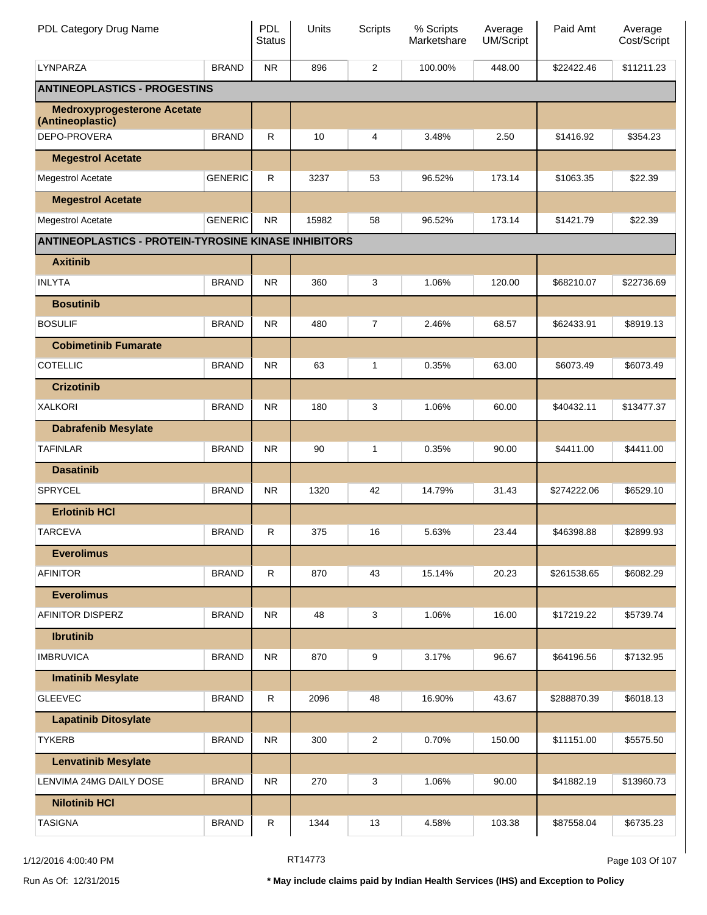| PDL Category Drug Name | | PDL Status | Units | Scripts | % Scripts Marketshare | Average UM/Script | Paid Amt | Average Cost/Script |
|---|---|---|---|---|---|---|---|---|
| LYNPARZA | BRAND | NR | 896 | 2 | 100.00% | 448.00 | $22422.46 | $11211.23 |
| **ANTINEOPLASTICS - PROGESTINS** | | | | | | | | |
| **Medroxyprogesterone Acetate (Antineoplastic)** | | | | | | | | |
| DEPO-PROVERA | BRAND | R | 10 | 4 | 3.48% | 2.50 | $1416.92 | $354.23 |
| **Megestrol Acetate** | | | | | | | | |
| Megestrol Acetate | GENERIC | R | 3237 | 53 | 96.52% | 173.14 | $1063.35 | $22.39 |
| **Megestrol Acetate** | | | | | | | | |
| Megestrol Acetate | GENERIC | NR | 15982 | 58 | 96.52% | 173.14 | $1421.79 | $22.39 |
| **ANTINEOPLASTICS - PROTEIN-TYROSINE KINASE INHIBITORS** | | | | | | | | |
| **Axitinib** | | | | | | | | |
| INLYTA | BRAND | NR | 360 | 3 | 1.06% | 120.00 | $68210.07 | $22736.69 |
| **Bosutinib** | | | | | | | | |
| BOSULIF | BRAND | NR | 480 | 7 | 2.46% | 68.57 | $62433.91 | $8919.13 |
| **Cobimetinib Fumarate** | | | | | | | | |
| COTELLIC | BRAND | NR | 63 | 1 | 0.35% | 63.00 | $6073.49 | $6073.49 |
| **Crizotinib** | | | | | | | | |
| XALKORI | BRAND | NR | 180 | 3 | 1.06% | 60.00 | $40432.11 | $13477.37 |
| **Dabrafenib Mesylate** | | | | | | | | |
| TAFINLAR | BRAND | NR | 90 | 1 | 0.35% | 90.00 | $4411.00 | $4411.00 |
| **Dasatinib** | | | | | | | | |
| SPRYCEL | BRAND | NR | 1320 | 42 | 14.79% | 31.43 | $274222.06 | $6529.10 |
| **Erlotinib HCl** | | | | | | | | |
| TARCEVA | BRAND | R | 375 | 16 | 5.63% | 23.44 | $46398.88 | $2899.93 |
| **Everolimus** | | | | | | | | |
| AFINITOR | BRAND | R | 870 | 43 | 15.14% | 20.23 | $261538.65 | $6082.29 |
| **Everolimus** | | | | | | | | |
| AFINITOR DISPERZ | BRAND | NR | 48 | 3 | 1.06% | 16.00 | $17219.22 | $5739.74 |
| **Ibrutinib** | | | | | | | | |
| IMBRUVICA | BRAND | NR | 870 | 9 | 3.17% | 96.67 | $64196.56 | $7132.95 |
| **Imatinib Mesylate** | | | | | | | | |
| GLEEVEC | BRAND | R | 2096 | 48 | 16.90% | 43.67 | $288870.39 | $6018.13 |
| **Lapatinib Ditosylate** | | | | | | | | |
| TYKERB | BRAND | NR | 300 | 2 | 0.70% | 150.00 | $11151.00 | $5575.50 |
| **Lenvatinib Mesylate** | | | | | | | | |
| LENVIMA 24MG DAILY DOSE | BRAND | NR | 270 | 3 | 1.06% | 90.00 | $41882.19 | $13960.73 |
| **Nilotinib HCl** | | | | | | | | |
| TASIGNA | BRAND | R | 1344 | 13 | 4.58% | 103.38 | $87558.04 | $6735.23 |

1/12/2016 4:00:40 PM RT14773

Run As Of: 12/31/2015 **\* May include claims paid by Indian Health Services (IHS) and Exception to Policy**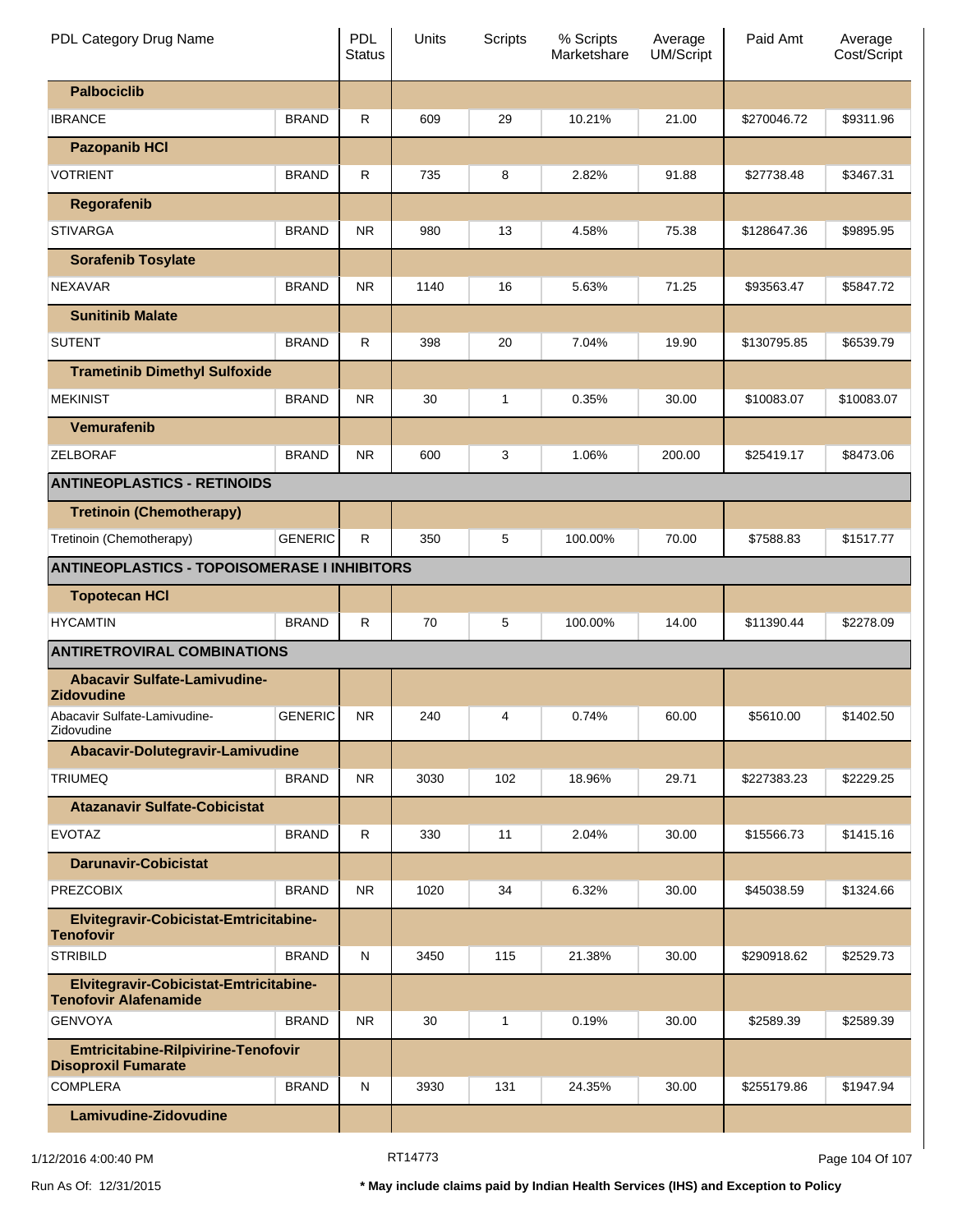| PDL Category Drug Name | | PDL Status | Units | Scripts | % Scripts Marketshare | Average UM/Script | Paid Amt | Average Cost/Script |
|---|---|---|---|---|---|---|---|---|
| **Palbociclib** | | | | | | | | |
| IBRANCE | BRAND | R | 609 | 29 | 10.21% | 21.00 | $270046.72 | $9311.96 |
| **Pazopanib HCl** | | | | | | | | |
| VOTRIENT | BRAND | R | 735 | 8 | 2.82% | 91.88 | $27738.48 | $3467.31 |
| **Regorafenib** | | | | | | | | |
| STIVARGA | BRAND | NR | 980 | 13 | 4.58% | 75.38 | $128647.36 | $9895.95 |
| **Sorafenib Tosylate** | | | | | | | | |
| NEXAVAR | BRAND | NR | 1140 | 16 | 5.63% | 71.25 | $93563.47 | $5847.72 |
| **Sunitinib Malate** | | | | | | | | |
| SUTENT | BRAND | R | 398 | 20 | 7.04% | 19.90 | $130795.85 | $6539.79 |
| **Trametinib Dimethyl Sulfoxide** | | | | | | | | |
| MEKINIST | BRAND | NR | 30 | 1 | 0.35% | 30.00 | $10083.07 | $10083.07 |
| **Vemurafenib** | | | | | | | | |
| ZELBORAF | BRAND | NR | 600 | 3 | 1.06% | 200.00 | $25419.17 | $8473.06 |
| **ANTINEOPLASTICS - RETINOIDS** | | | | | | | | |
| **Tretinoin (Chemotherapy)** | | | | | | | | |
| Tretinoin (Chemotherapy) | GENERIC | R | 350 | 5 | 100.00% | 70.00 | $7588.83 | $1517.77 |
| **ANTINEOPLASTICS - TOPOISOMERASE I INHIBITORS** | | | | | | | | |
| **Topotecan HCl** | | | | | | | | |
| HYCAMTIN | BRAND | R | 70 | 5 | 100.00% | 14.00 | $11390.44 | $2278.09 |
| **ANTIRETROVIRAL COMBINATIONS** | | | | | | | | |
| **Abacavir Sulfate-Lamivudine-Zidovudine** | | | | | | | | |
| Abacavir Sulfate-Lamivudine-Zidovudine | GENERIC | NR | 240 | 4 | 0.74% | 60.00 | $5610.00 | $1402.50 |
| **Abacavir-Dolutegravir-Lamivudine** | | | | | | | | |
| TRIUMEQ | BRAND | NR | 3030 | 102 | 18.96% | 29.71 | $227383.23 | $2229.25 |
| **Atazanavir Sulfate-Cobicistat** | | | | | | | | |
| EVOTAZ | BRAND | R | 330 | 11 | 2.04% | 30.00 | $15566.73 | $1415.16 |
| **Darunavir-Cobicistat** | | | | | | | | |
| PREZCOBIX | BRAND | NR | 1020 | 34 | 6.32% | 30.00 | $45038.59 | $1324.66 |
| **Elvitegravir-Cobicistat-Emtricitabine-Tenofovir** | | | | | | | | |
| STRIBILD | BRAND | N | 3450 | 115 | 21.38% | 30.00 | $290918.62 | $2529.73 |
| **Elvitegravir-Cobicistat-Emtricitabine-Tenofovir Alafenamide** | | | | | | | | |
| GENVOYA | BRAND | NR | 30 | 1 | 0.19% | 30.00 | $2589.39 | $2589.39 |
| **Emtricitabine-Rilpivirine-Tenofovir Disoproxil Fumarate** | | | | | | | | |
| COMPLERA | BRAND | N | 3930 | 131 | 24.35% | 30.00 | $255179.86 | $1947.94 |
| **Lamivudine-Zidovudine** | | | | | | | | |

1/12/2016 4:00:40 PM RT14773

Run As Of: 12/31/2015 **\* May include claims paid by Indian Health Services (IHS) and Exception to Policy**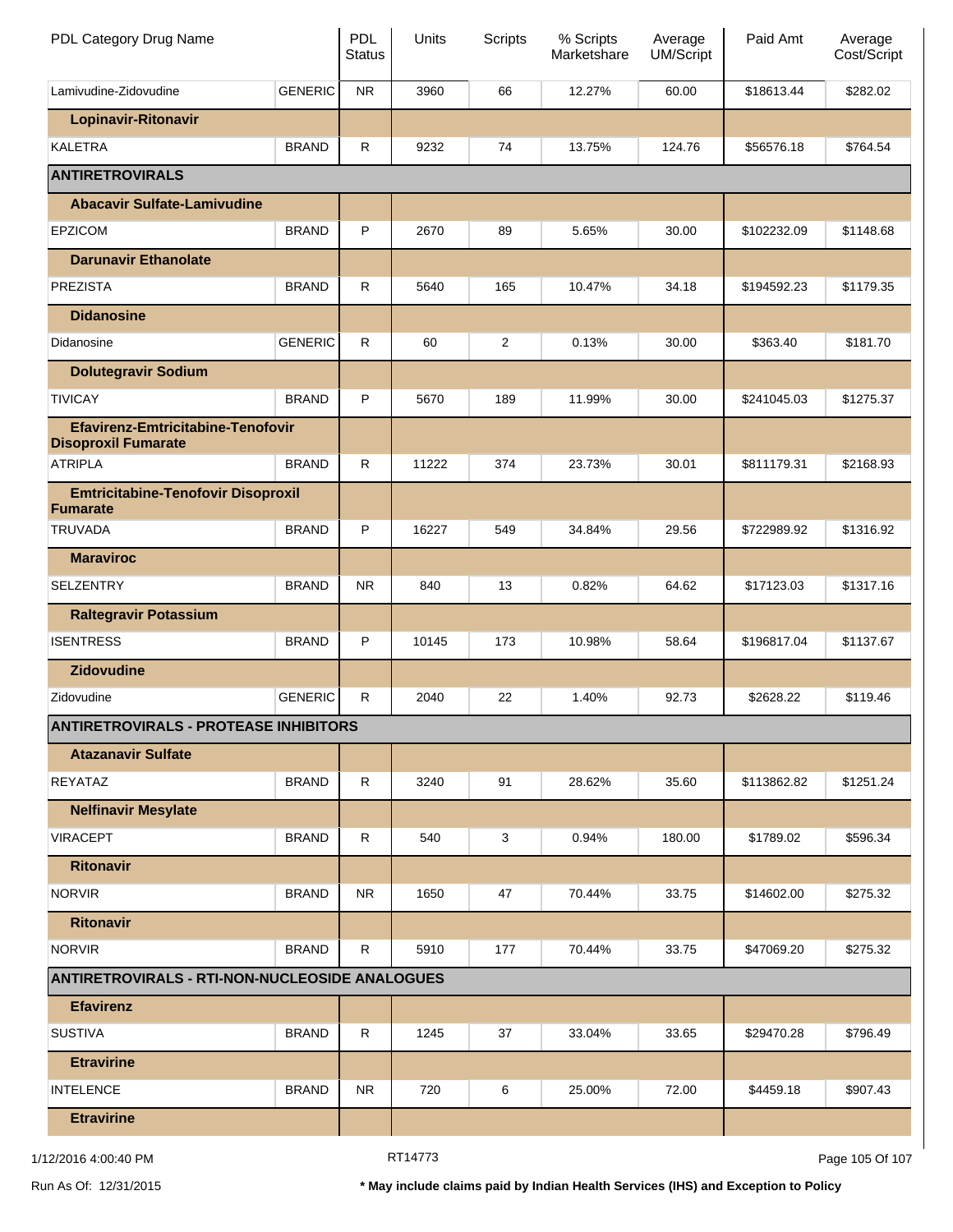| PDL Category Drug Name | | PDL Status | Units | Scripts | % Scripts Marketshare | Average UM/Script | Paid Amt | Average Cost/Script |
|---|---|---|---|---|---|---|---|---|
| Lamivudine-Zidovudine | GENERIC | NR | 3960 | 66 | 12.27% | 60.00 | $18613.44 | $282.02 |
| **Lopinavir-Ritonavir** | | | | | | | | |
| KALETRA | BRAND | R | 9232 | 74 | 13.75% | 124.76 | $56576.18 | $764.54 |
| **ANTIRETROVIRALS** | | | | | | | | |
| **Abacavir Sulfate-Lamivudine** | | | | | | | | |
| EPZICOM | BRAND | P | 2670 | 89 | 5.65% | 30.00 | $102232.09 | $1148.68 |
| **Darunavir Ethanolate** | | | | | | | | |
| PREZISTA | BRAND | R | 5640 | 165 | 10.47% | 34.18 | $194592.23 | $1179.35 |
| **Didanosine** | | | | | | | | |
| Didanosine | GENERIC | R | 60 | 2 | 0.13% | 30.00 | $363.40 | $181.70 |
| **Dolutegravir Sodium** | | | | | | | | |
| TIVICAY | BRAND | P | 5670 | 189 | 11.99% | 30.00 | $241045.03 | $1275.37 |
| **Efavirenz-Emtricitabine-Tenofovir Disoproxil Fumarate** | | | | | | | | |
| ATRIPLA | BRAND | R | 11222 | 374 | 23.73% | 30.01 | $811179.31 | $2168.93 |
| **Emtricitabine-Tenofovir Disoproxil Fumarate** | | | | | | | | |
| TRUVADA | BRAND | P | 16227 | 549 | 34.84% | 29.56 | $722989.92 | $1316.92 |
| **Maraviroc** | | | | | | | | |
| SELZENTRY | BRAND | NR | 840 | 13 | 0.82% | 64.62 | $17123.03 | $1317.16 |
| **Raltegravir Potassium** | | | | | | | | |
| ISENTRESS | BRAND | P | 10145 | 173 | 10.98% | 58.64 | $196817.04 | $1137.67 |
| **Zidovudine** | | | | | | | | |
| Zidovudine | GENERIC | R | 2040 | 22 | 1.40% | 92.73 | $2628.22 | $119.46 |
| **ANTIRETROVIRALS - PROTEASE INHIBITORS** | | | | | | | | |
| **Atazanavir Sulfate** | | | | | | | | |
| REYATAZ | BRAND | R | 3240 | 91 | 28.62% | 35.60 | $113862.82 | $1251.24 |
| **Nelfinavir Mesylate** | | | | | | | | |
| VIRACEPT | BRAND | R | 540 | 3 | 0.94% | 180.00 | $1789.02 | $596.34 |
| **Ritonavir** | | | | | | | | |
| NORVIR | BRAND | NR | 1650 | 47 | 70.44% | 33.75 | $14602.00 | $275.32 |
| **Ritonavir** | | | | | | | | |
| NORVIR | BRAND | R | 5910 | 177 | 70.44% | 33.75 | $47069.20 | $275.32 |
| **ANTIRETROVIRALS - RTI-NON-NUCLEOSIDE ANALOGUES** | | | | | | | | |
| **Efavirenz** | | | | | | | | |
| SUSTIVA | BRAND | R | 1245 | 37 | 33.04% | 33.65 | $29470.28 | $796.49 |
| **Etravirine** | | | | | | | | |
| INTELENCE | BRAND | NR | 720 | 6 | 25.00% | 72.00 | $4459.18 | $907.43 |
| **Etravirine** | | | | | | | | |

1/12/2016 4:00:40 PM RT14773

Run As Of: 12/31/2015 **\* May include claims paid by Indian Health Services (IHS) and Exception to Policy**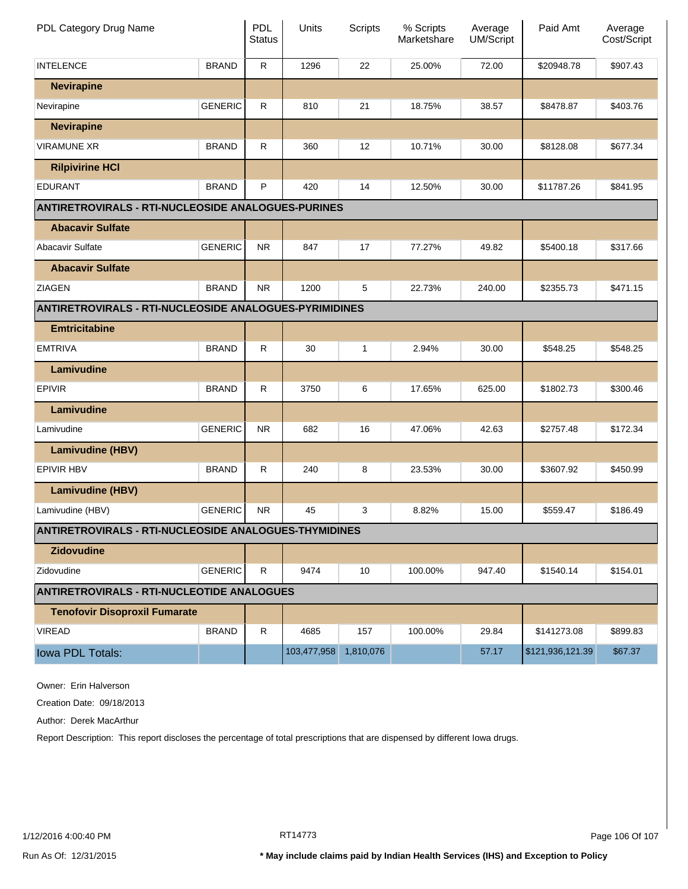| PDL Category Drug Name | | PDL Status | Units | Scripts | % Scripts Marketshare | Average UM/Script | Paid Amt | Average Cost/Script |
|---|---|---|---|---|---|---|---|---|
| INTELENCE | BRAND | R | 1296 | 22 | 25.00% | 72.00 | $20948.78 | $907.43 |
| **Nevirapine** | | | | | | | | |
| Nevirapine | GENERIC | R | 810 | 21 | 18.75% | 38.57 | $8478.87 | $403.76 |
| **Nevirapine** | | | | | | | | |
| VIRAMUNE XR | BRAND | R | 360 | 12 | 10.71% | 30.00 | $8128.08 | $677.34 |
| **Rilpivirine HCl** | | | | | | | | |
| EDURANT | BRAND | P | 420 | 14 | 12.50% | 30.00 | $11787.26 | $841.95 |
| **ANTIRETROVIRALS - RTI-NUCLEOSIDE ANALOGUES-PURINES** | | | | | | | | |
| **Abacavir Sulfate** | | | | | | | | |
| Abacavir Sulfate | GENERIC | NR | 847 | 17 | 77.27% | 49.82 | $5400.18 | $317.66 |
| **Abacavir Sulfate** | | | | | | | | |
| ZIAGEN | BRAND | NR | 1200 | 5 | 22.73% | 240.00 | $2355.73 | $471.15 |
| **ANTIRETROVIRALS - RTI-NUCLEOSIDE ANALOGUES-PYRIMIDINES** | | | | | | | | |
| **Emtricitabine** | | | | | | | | |
| EMTRIVA | BRAND | R | 30 | 1 | 2.94% | 30.00 | $548.25 | $548.25 |
| **Lamivudine** | | | | | | | | |
| EPIVIR | BRAND | R | 3750 | 6 | 17.65% | 625.00 | $1802.73 | $300.46 |
| **Lamivudine** | | | | | | | | |
| Lamivudine | GENERIC | NR | 682 | 16 | 47.06% | 42.63 | $2757.48 | $172.34 |
| **Lamivudine (HBV)** | | | | | | | | |
| EPIVIR HBV | BRAND | R | 240 | 8 | 23.53% | 30.00 | $3607.92 | $450.99 |
| **Lamivudine (HBV)** | | | | | | | | |
| Lamivudine (HBV) | GENERIC | NR | 45 | 3 | 8.82% | 15.00 | $559.47 | $186.49 |
| **ANTIRETROVIRALS - RTI-NUCLEOSIDE ANALOGUES-THYMIDINES** | | | | | | | | |
| **Zidovudine** | | | | | | | | |
| Zidovudine | GENERIC | R | 9474 | 10 | 100.00% | 947.40 | $1540.14 | $154.01 |
| **ANTIRETROVIRALS - RTI-NUCLEOTIDE ANALOGUES** | | | | | | | | |
| **Tenofovir Disoproxil Fumarate** | | | | | | | | |
| VIREAD | BRAND | R | 4685 | 157 | 100.00% | 29.84 | $141273.08 | $899.83 |
| Iowa PDL Totals: | | | 103,477,958 | 1,810,076 | | 57.17 | $121,936,121.39 | $67.37 |

Owner: Erin Halverson

Creation Date: 09/18/2013

Author: Derek MacArthur

Report Description: This report discloses the percentage of total prescriptions that are dispensed by different Iowa drugs.

1/12/2016 4:00:40 PM

RT14773

Run As Of: 12/31/2015

**\* May include claims paid by Indian Health Services (IHS) and Exception to Policy**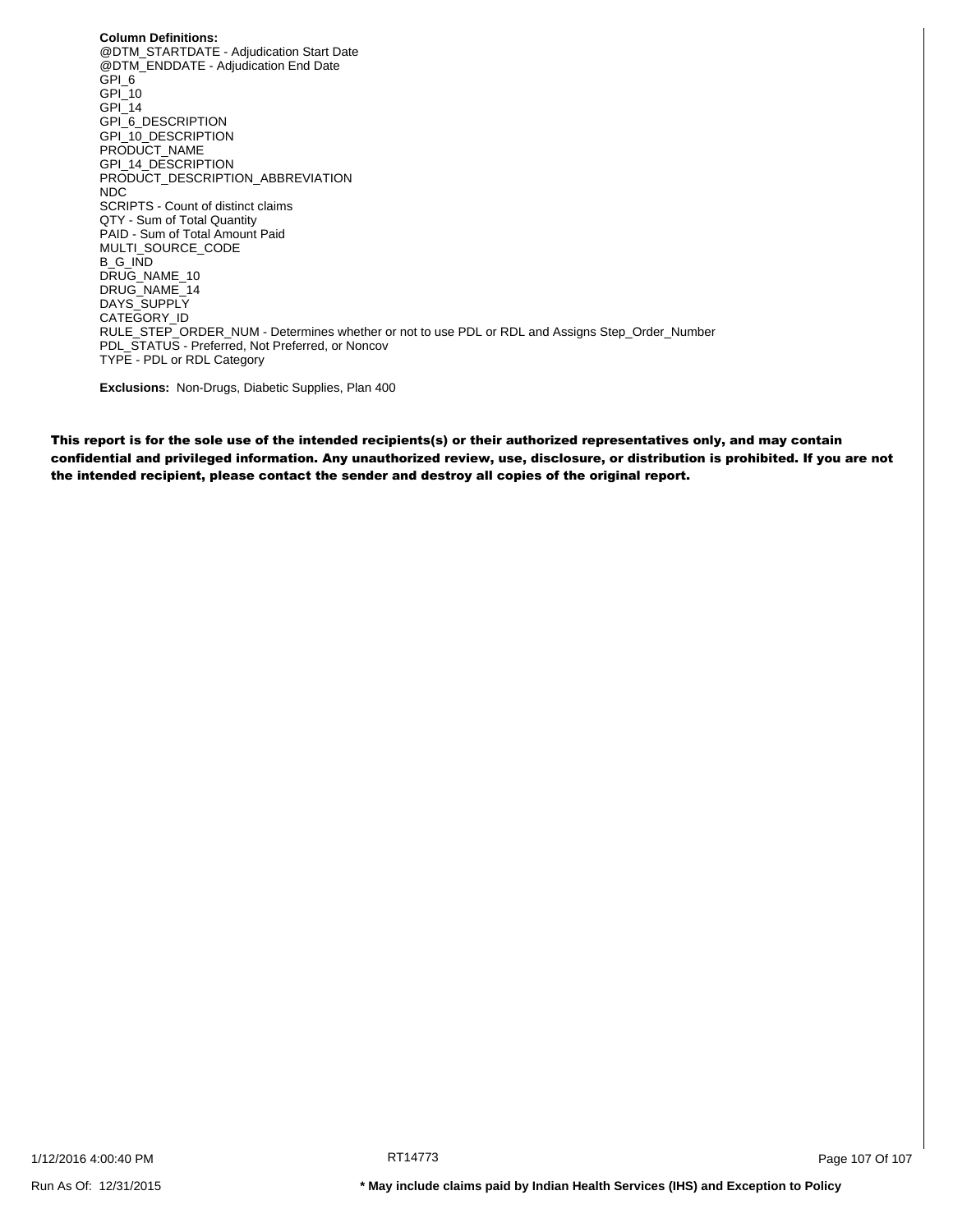**Column Definitions:**
@DTM_STARTDATE - Adjudication Start Date
@DTM_ENDDATE - Adjudication End Date
GPI_6
GPI_10
GPI_14
GPI_6_DESCRIPTION
GPI_10_DESCRIPTION
PRODUCT_NAME
GPI_14_DESCRIPTION
PRODUCT_DESCRIPTION_ABBREVIATION
NDC
SCRIPTS - Count of distinct claims
QTY - Sum of Total Quantity
PAID - Sum of Total Amount Paid
MULTI_SOURCE_CODE
B_G_IND
DRUG_NAME_10
DRUG_NAME_14
DAYS_SUPPLY
CATEGORY_ID
RULE_STEP_ORDER_NUM - Determines whether or not to use PDL or RDL and Assigns Step_Order_Number
PDL_STATUS - Preferred, Not Preferred, or Noncov
TYPE - PDL or RDL Category

**Exclusions:** Non-Drugs, Diabetic Supplies, Plan 400

**This report is for the sole use of the intended recipients(s) or their authorized representatives only, and may contain confidential and privileged information. Any unauthorized review, use, disclosure, or distribution is prohibited. If you are not the intended recipient, please contact the sender and destroy all copies of the original report.**

1/12/2016 4:00:40 PM

RT14773

Run As Of: 12/31/2015

**\* May include claims paid by Indian Health Services (IHS) and Exception to Policy**